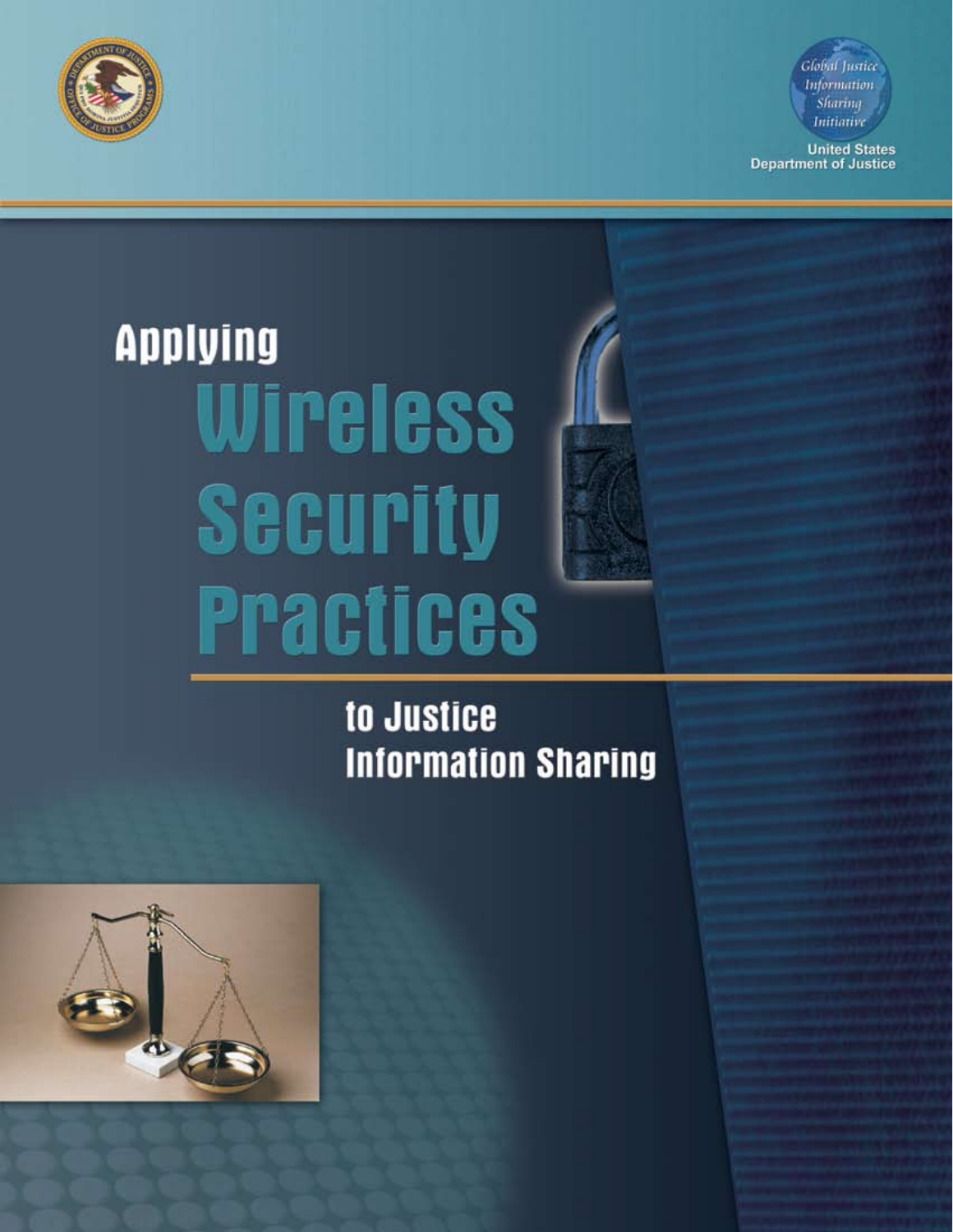Global Justice Information Sharing Initiative

United States Department of Justice

# Applying Wireless Security Practices

## to Justice Information Sharing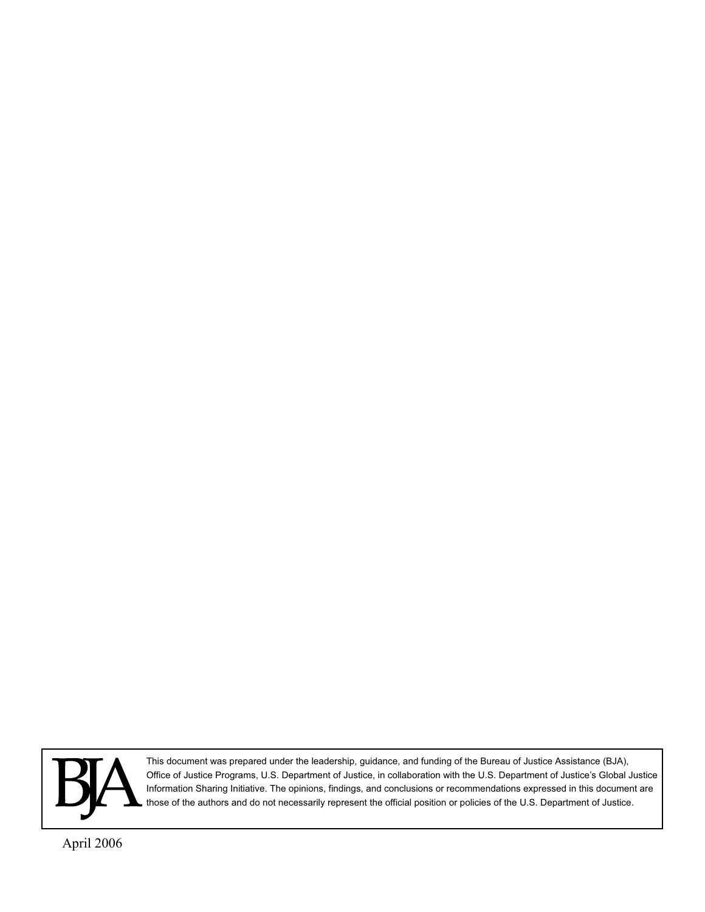BJA

This document was prepared under the leadership, guidance, and funding of the Bureau of Justice Assistance (BJA), Office of Justice Programs, U.S. Department of Justice, in collaboration with the U.S. Department of Justice's Global Justice Information Sharing Initiative. The opinions, findings, and conclusions or recommendations expressed in this document are those of the authors and do not necessarily represent the official position or policies of the U.S. Department of Justice.

April 2006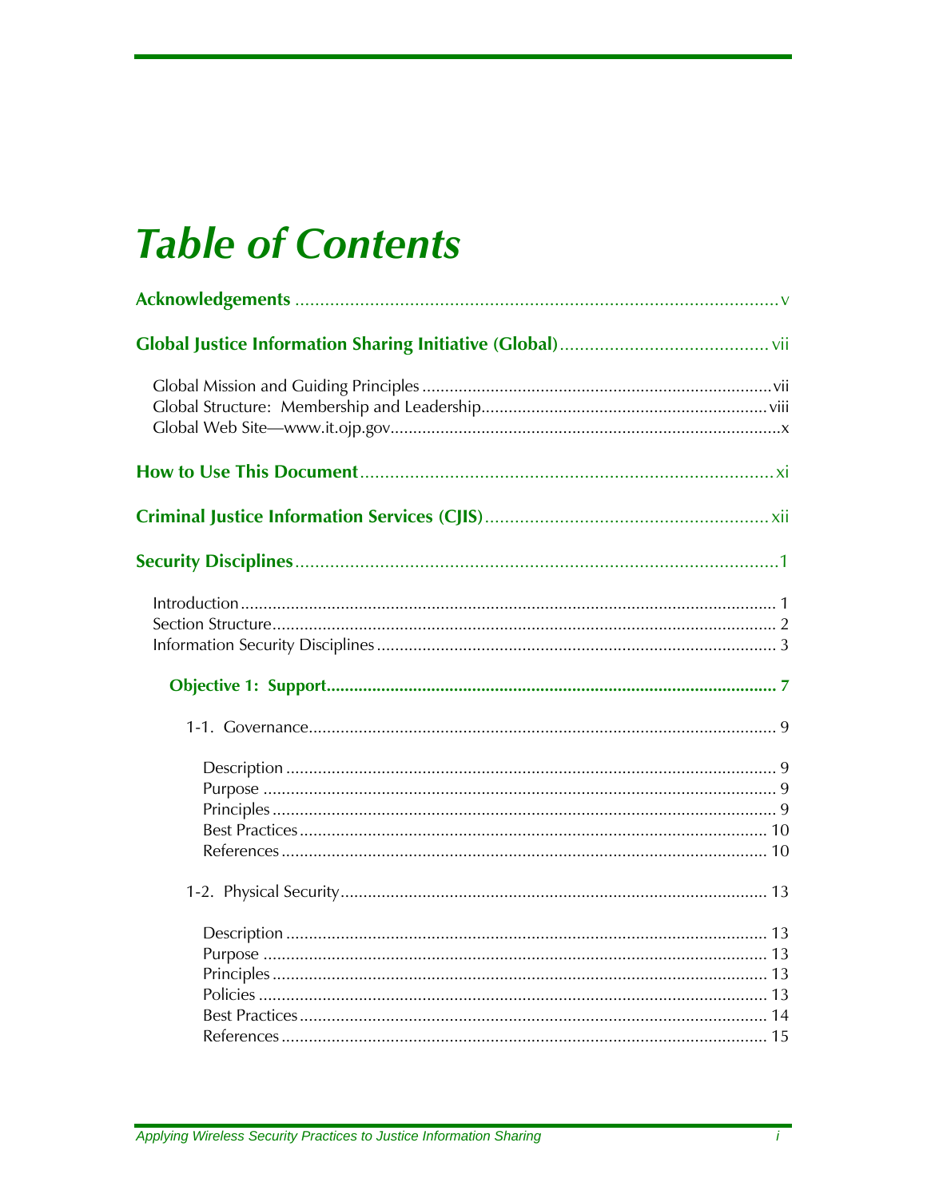# Table of Contents

**Acknowledgements** .................................................................................................. v

**Global Justice Information Sharing Initiative (Global)** .......................................... vii

Global Mission and Guiding Principles ........................................................................... vii
Global Structure: Membership and Leadership............................................................. viii
Global Web Site—www.it.ojp.gov..................................................................................... x

**How to Use This Document** ..................................................................................... xi

**Criminal Justice Information Services (CJIS)** .......................................................... xii

**Security Disciplines** ................................................................................................... 1

Introduction .................................................................................................................... 1
Section Structure............................................................................................................. 2
Information Security Disciplines ..................................................................................... 3

**Objective 1: Support**................................................................................................. 7

1-1. Governance.............................................................................................................. 9

Description ..................................................................................................................... 9
Purpose .......................................................................................................................... 9
Principles ........................................................................................................................ 9
Best Practices ................................................................................................................ 10
References .................................................................................................................... 10

1-2. Physical Security .................................................................................................... 13

Description ................................................................................................................... 13
Purpose ........................................................................................................................ 13
Principles ...................................................................................................................... 13
Policies ......................................................................................................................... 13
Best Practices ................................................................................................................ 14
References .................................................................................................................... 15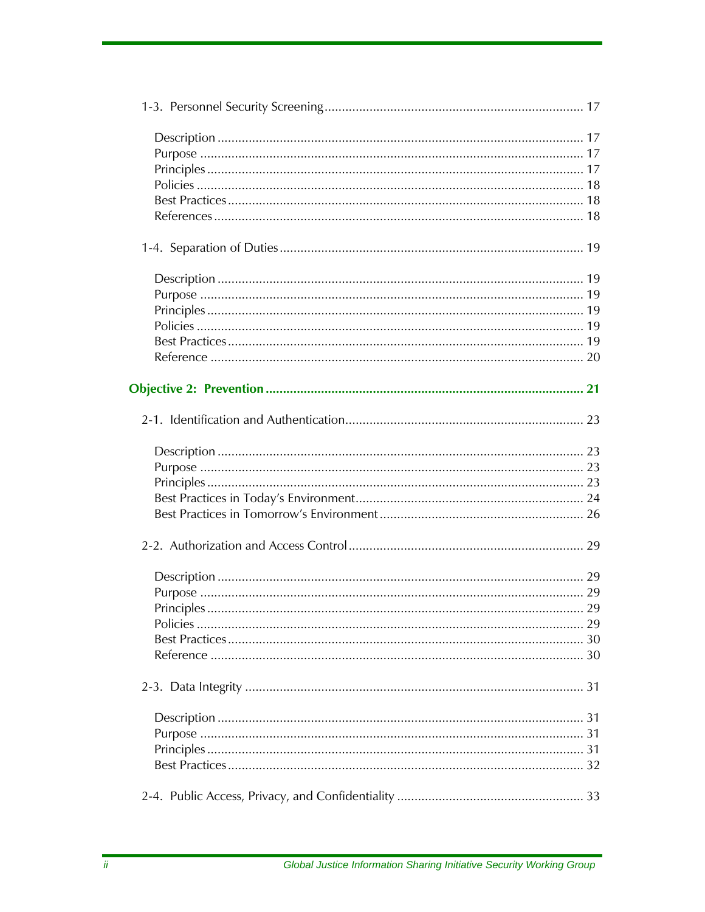1-3. Personnel Security Screening .......................................................................... 17

Description ......................................................................................................... 17
Purpose .............................................................................................................. 17
Principles ............................................................................................................ 17
Policies ............................................................................................................... 18
Best Practices ...................................................................................................... 18
References .......................................................................................................... 18

1-4. Separation of Duties ....................................................................................... 19

Description ......................................................................................................... 19
Purpose .............................................................................................................. 19
Principles ............................................................................................................ 19
Policies ............................................................................................................... 19
Best Practices ...................................................................................................... 19
Reference ........................................................................................................... 20

**Objective 2: Prevention ........................................................................................... 21**

2-1. Identification and Authentication .................................................................... 23

Description ......................................................................................................... 23
Purpose .............................................................................................................. 23
Principles ............................................................................................................ 23
Best Practices in Today's Environment ................................................................. 24
Best Practices in Tomorrow's Environment ........................................................... 26

2-2. Authorization and Access Control ................................................................... 29

Description ......................................................................................................... 29
Purpose .............................................................................................................. 29
Principles ............................................................................................................ 29
Policies ............................................................................................................... 29
Best Practices ...................................................................................................... 30
Reference ........................................................................................................... 30

2-3. Data Integrity ................................................................................................. 31

Description ......................................................................................................... 31
Purpose .............................................................................................................. 31
Principles ............................................................................................................ 31
Best Practices ...................................................................................................... 32

2-4. Public Access, Privacy, and Confidentiality ...................................................... 33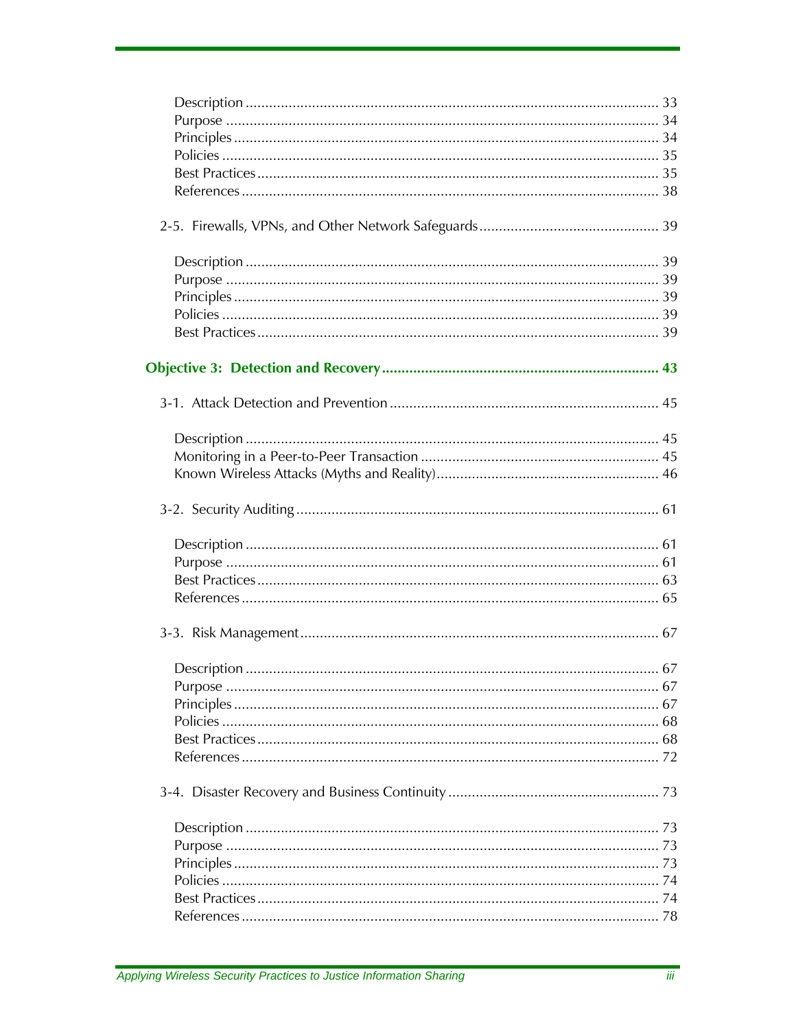Description ........................................................................................................ 33
Purpose ............................................................................................................. 34
Principles ........................................................................................................... 34
Policies .............................................................................................................. 35
Best Practices ..................................................................................................... 35
References ......................................................................................................... 38

2-5. Firewalls, VPNs, and Other Network Safeguards ............................................. 39

Description ........................................................................................................ 39
Purpose ............................................................................................................. 39
Principles ........................................................................................................... 39
Policies .............................................................................................................. 39
Best Practices ..................................................................................................... 39

**Objective 3: Detection and Recovery ...................................................................... 43**

3-1. Attack Detection and Prevention .................................................................... 45

Description ........................................................................................................ 45
Monitoring in a Peer-to-Peer Transaction ............................................................ 45
Known Wireless Attacks (Myths and Reality)........................................................ 46

3-2. Security Auditing ........................................................................................... 61

Description ........................................................................................................ 61
Purpose ............................................................................................................. 61
Best Practices ..................................................................................................... 63
References ......................................................................................................... 65

3-3. Risk Management .......................................................................................... 67

Description ........................................................................................................ 67
Purpose ............................................................................................................. 67
Principles ........................................................................................................... 67
Policies .............................................................................................................. 68
Best Practices ..................................................................................................... 68
References ......................................................................................................... 72

3-4. Disaster Recovery and Business Continuity ..................................................... 73

Description ........................................................................................................ 73
Purpose ............................................................................................................. 73
Principles ........................................................................................................... 73
Policies .............................................................................................................. 74
Best Practices ..................................................................................................... 74
References ......................................................................................................... 78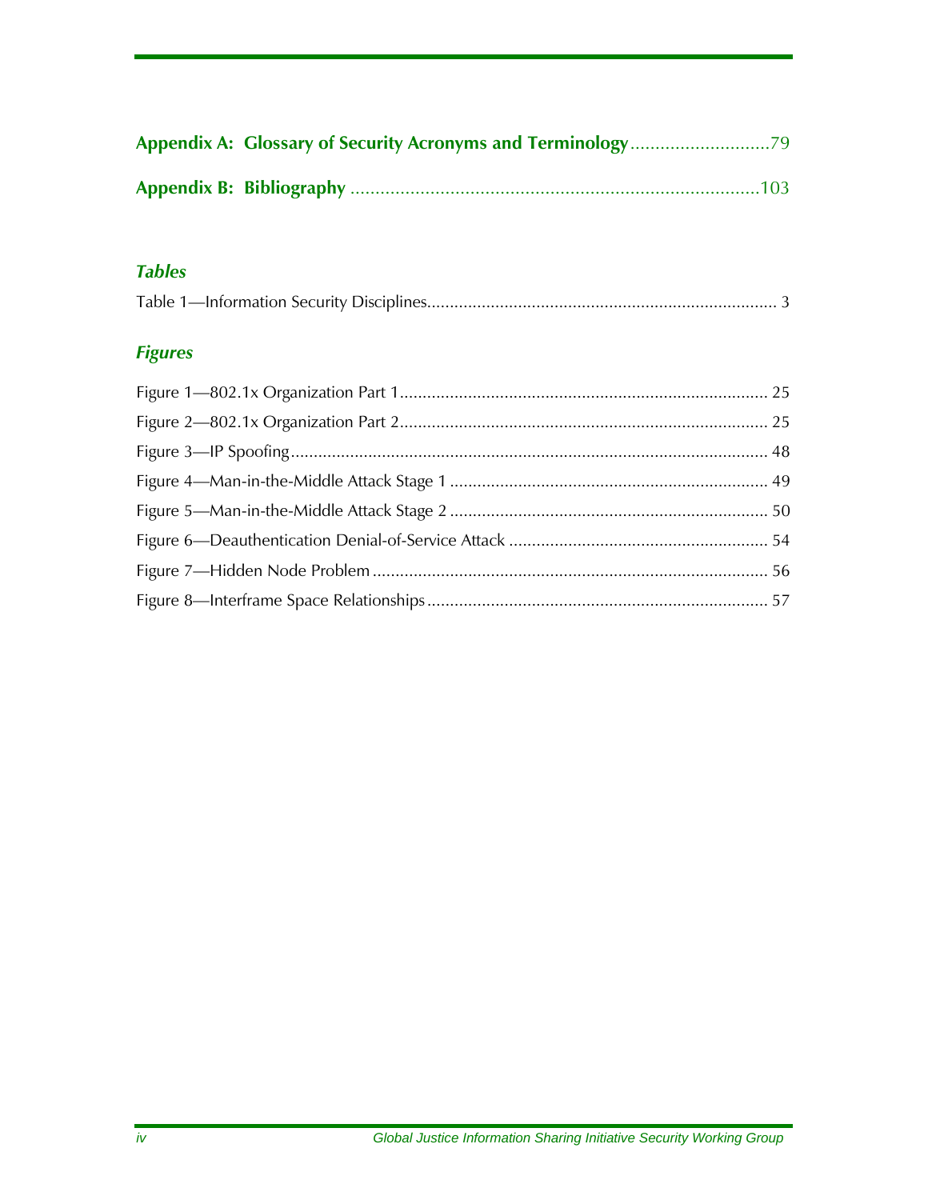**Appendix A: Glossary of Security Acronyms and Terminology** ............................79

**Appendix B: Bibliography** ..................................................................................103

### *Tables*

Table 1—Information Security Disciplines............................................................................. 3

### *Figures*

Figure 1—802.1x Organization Part 1................................................................................. 25

Figure 2—802.1x Organization Part 2................................................................................. 25

Figure 3—IP Spoofing......................................................................................................... 48

Figure 4—Man-in-the-Middle Attack Stage 1 ...................................................................... 49

Figure 5—Man-in-the-Middle Attack Stage 2 ...................................................................... 50

Figure 6—Deauthentication Denial-of-Service Attack ......................................................... 54

Figure 7—Hidden Node Problem ....................................................................................... 56

Figure 8—Interframe Space Relationships........................................................................... 57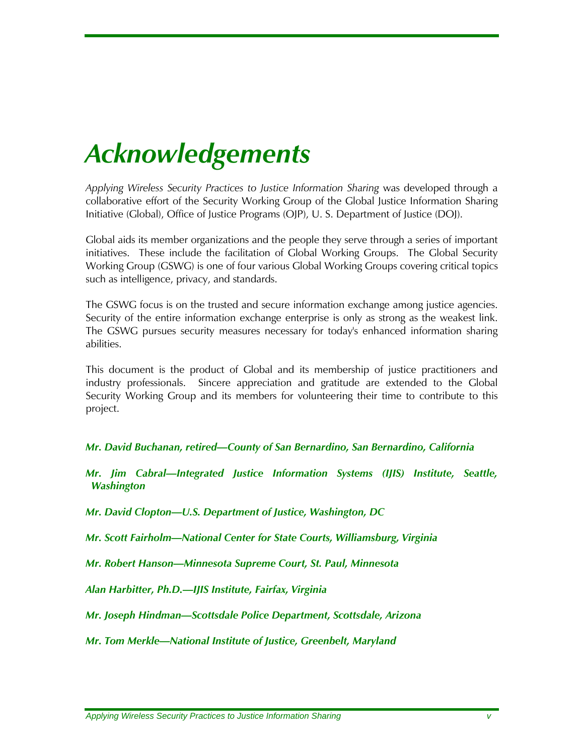# Acknowledgements

*Applying Wireless Security Practices to Justice Information Sharing* was developed through a collaborative effort of the Security Working Group of the Global Justice Information Sharing Initiative (Global), Office of Justice Programs (OJP), U. S. Department of Justice (DOJ).

Global aids its member organizations and the people they serve through a series of important initiatives. These include the facilitation of Global Working Groups. The Global Security Working Group (GSWG) is one of four various Global Working Groups covering critical topics such as intelligence, privacy, and standards.

The GSWG focus is on the trusted and secure information exchange among justice agencies. Security of the entire information exchange enterprise is only as strong as the weakest link. The GSWG pursues security measures necessary for today's enhanced information sharing abilities.

This document is the product of Global and its membership of justice practitioners and industry professionals. Sincere appreciation and gratitude are extended to the Global Security Working Group and its members for volunteering their time to contribute to this project.

***Mr. David Buchanan, retired—County of San Bernardino, San Bernardino, California***

***Mr. Jim Cabral—Integrated Justice Information Systems (IJIS) Institute, Seattle, Washington***

***Mr. David Clopton—U.S. Department of Justice, Washington, DC***

***Mr. Scott Fairholm—National Center for State Courts, Williamsburg, Virginia***

***Mr. Robert Hanson—Minnesota Supreme Court, St. Paul, Minnesota***

***Alan Harbitter, Ph.D.—IJIS Institute, Fairfax, Virginia***

***Mr. Joseph Hindman—Scottsdale Police Department, Scottsdale, Arizona***

***Mr. Tom Merkle—National Institute of Justice, Greenbelt, Maryland***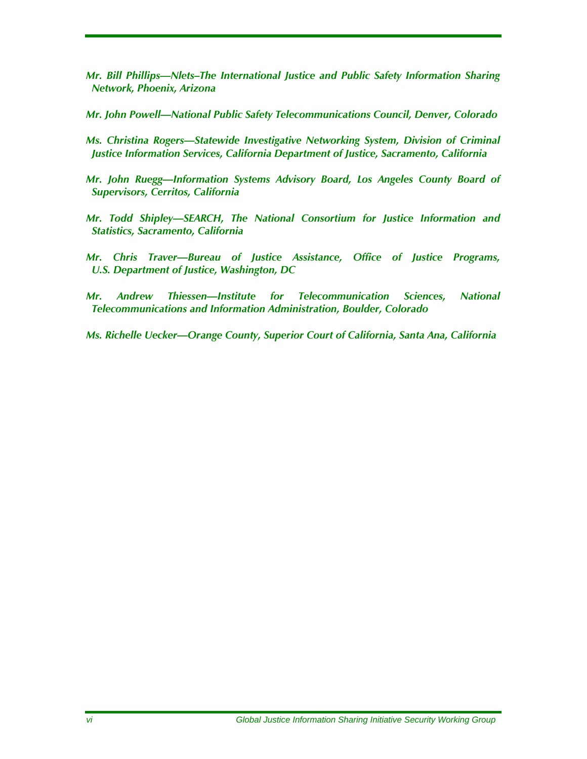*Mr. Bill Phillips—Nlets–The International Justice and Public Safety Information Sharing Network, Phoenix, Arizona*

*Mr. John Powell—National Public Safety Telecommunications Council, Denver, Colorado*

*Ms. Christina Rogers—Statewide Investigative Networking System, Division of Criminal Justice Information Services, California Department of Justice, Sacramento, California*

*Mr. John Ruegg—Information Systems Advisory Board, Los Angeles County Board of Supervisors, Cerritos, California*

*Mr. Todd Shipley—SEARCH, The National Consortium for Justice Information and Statistics, Sacramento, California*

*Mr. Chris Traver—Bureau of Justice Assistance, Office of Justice Programs, U.S. Department of Justice, Washington, DC*

*Mr. Andrew Thiessen—Institute for Telecommunication Sciences, National Telecommunications and Information Administration, Boulder, Colorado*

*Ms. Richelle Uecker—Orange County, Superior Court of California, Santa Ana, California*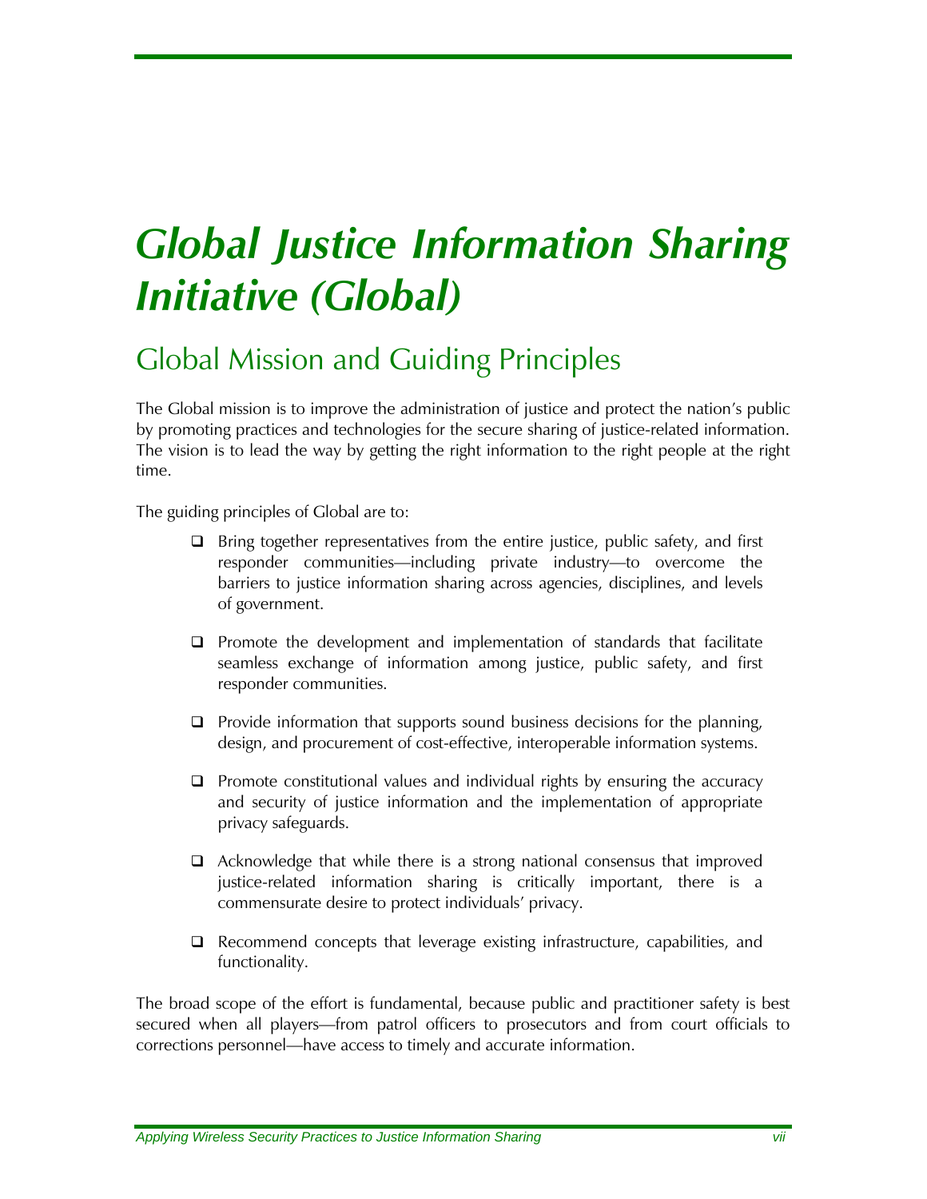# *Global Justice Information Sharing Initiative (Global)*

## Global Mission and Guiding Principles

The Global mission is to improve the administration of justice and protect the nation's public by promoting practices and technologies for the secure sharing of justice-related information. The vision is to lead the way by getting the right information to the right people at the right time.

The guiding principles of Global are to:

- Bring together representatives from the entire justice, public safety, and first responder communities—including private industry—to overcome the barriers to justice information sharing across agencies, disciplines, and levels of government.
- Promote the development and implementation of standards that facilitate seamless exchange of information among justice, public safety, and first responder communities.
- Provide information that supports sound business decisions for the planning, design, and procurement of cost-effective, interoperable information systems.
- Promote constitutional values and individual rights by ensuring the accuracy and security of justice information and the implementation of appropriate privacy safeguards.
- Acknowledge that while there is a strong national consensus that improved justice-related information sharing is critically important, there is a commensurate desire to protect individuals' privacy.
- Recommend concepts that leverage existing infrastructure, capabilities, and functionality.

The broad scope of the effort is fundamental, because public and practitioner safety is best secured when all players—from patrol officers to prosecutors and from court officials to corrections personnel—have access to timely and accurate information.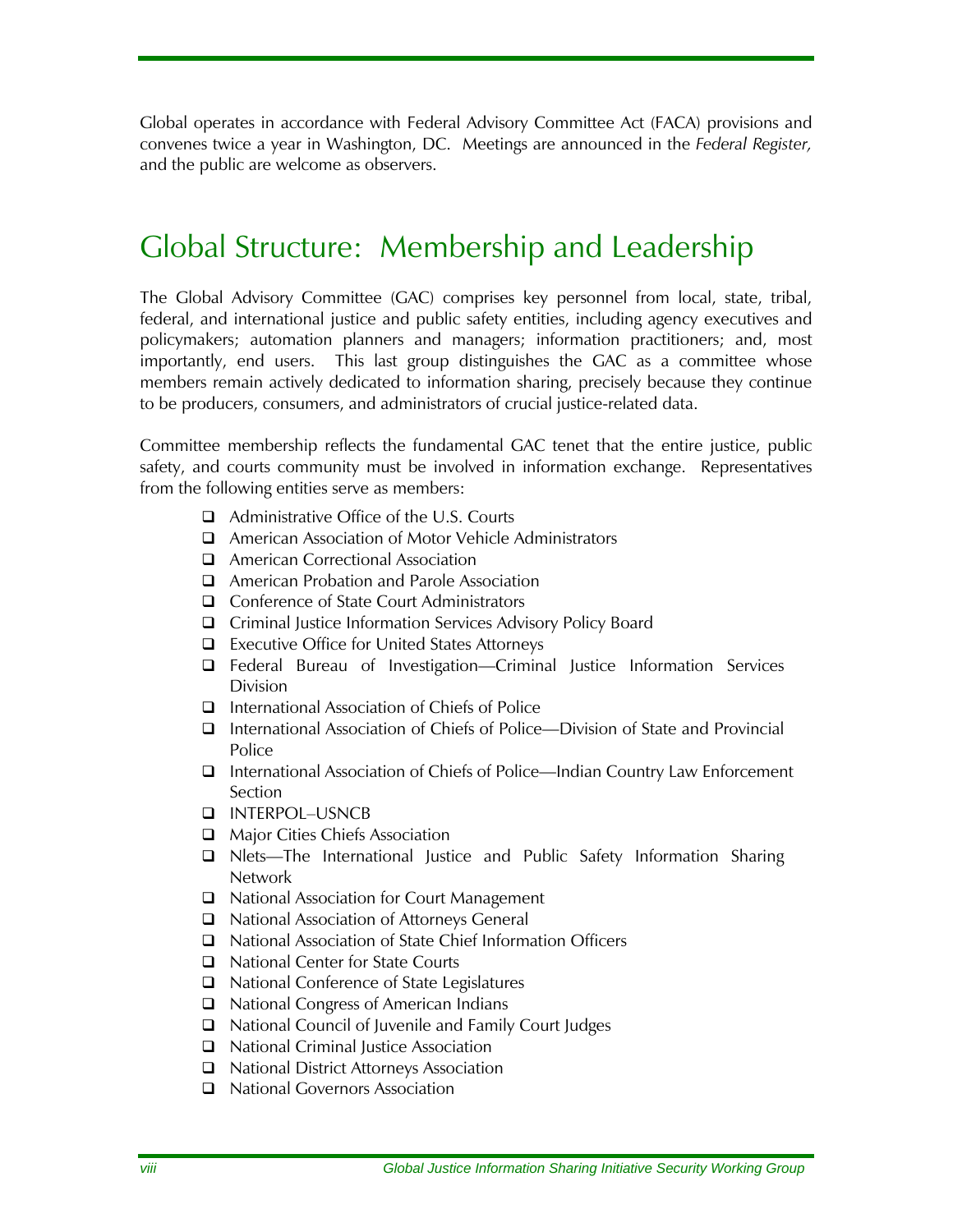Global operates in accordance with Federal Advisory Committee Act (FACA) provisions and convenes twice a year in Washington, DC. Meetings are announced in the *Federal Register,* and the public are welcome as observers.

## Global Structure: Membership and Leadership

The Global Advisory Committee (GAC) comprises key personnel from local, state, tribal, federal, and international justice and public safety entities, including agency executives and policymakers; automation planners and managers; information practitioners; and, most importantly, end users. This last group distinguishes the GAC as a committee whose members remain actively dedicated to information sharing, precisely because they continue to be producers, consumers, and administrators of crucial justice-related data.

Committee membership reflects the fundamental GAC tenet that the entire justice, public safety, and courts community must be involved in information exchange. Representatives from the following entities serve as members:

- Administrative Office of the U.S. Courts
- American Association of Motor Vehicle Administrators
- American Correctional Association
- American Probation and Parole Association
- Conference of State Court Administrators
- Criminal Justice Information Services Advisory Policy Board
- Executive Office for United States Attorneys
- Federal Bureau of Investigation—Criminal Justice Information Services Division
- International Association of Chiefs of Police
- International Association of Chiefs of Police—Division of State and Provincial Police
- International Association of Chiefs of Police—Indian Country Law Enforcement Section
- INTERPOL–USNCB
- Major Cities Chiefs Association
- Nlets—The International Justice and Public Safety Information Sharing Network
- National Association for Court Management
- National Association of Attorneys General
- National Association of State Chief Information Officers
- National Center for State Courts
- National Conference of State Legislatures
- National Congress of American Indians
- National Council of Juvenile and Family Court Judges
- National Criminal Justice Association
- National District Attorneys Association
- National Governors Association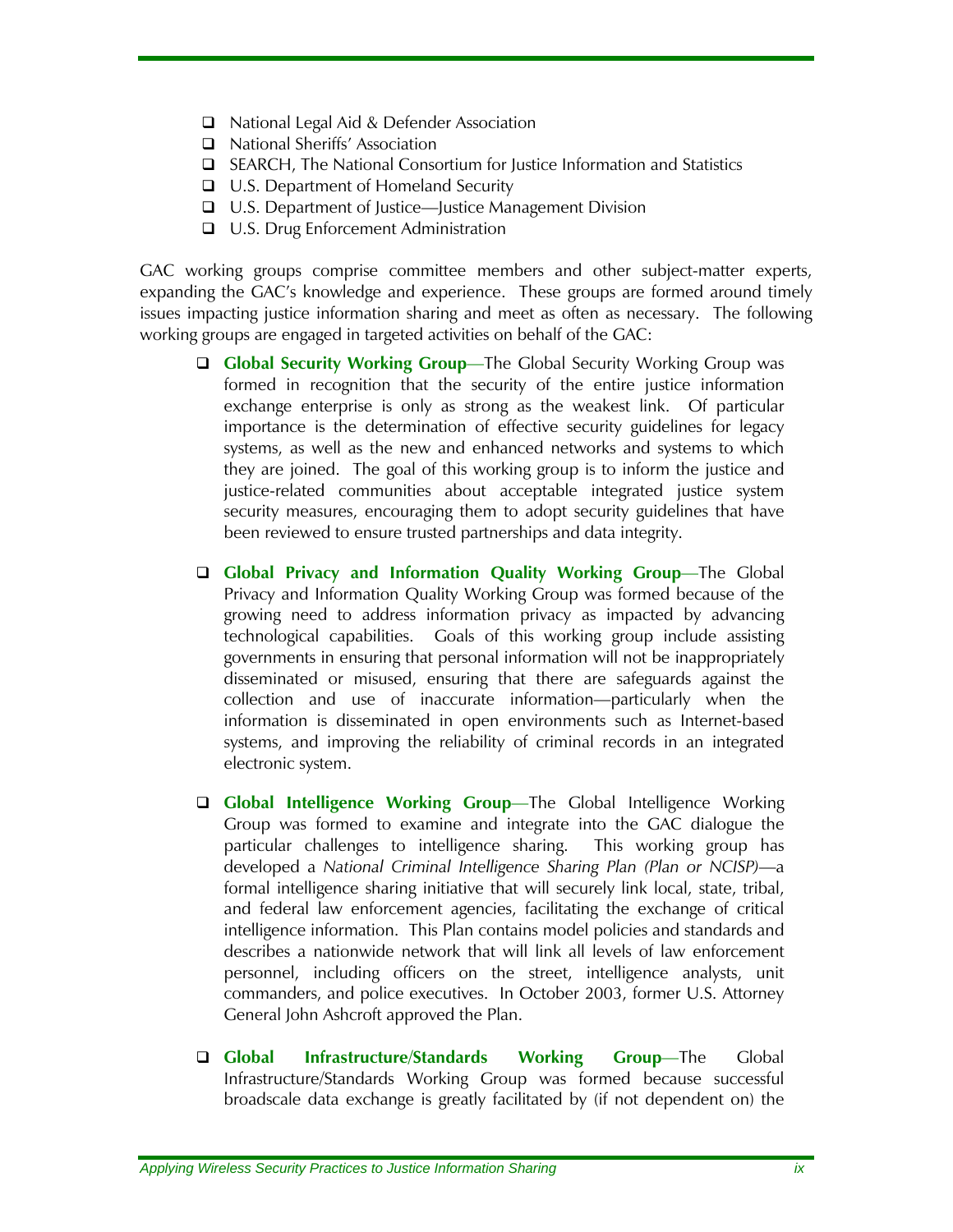- National Legal Aid & Defender Association
- National Sheriffs' Association
- SEARCH, The National Consortium for Justice Information and Statistics
- U.S. Department of Homeland Security
- U.S. Department of Justice—Justice Management Division
- U.S. Drug Enforcement Administration

GAC working groups comprise committee members and other subject-matter experts, expanding the GAC's knowledge and experience. These groups are formed around timely issues impacting justice information sharing and meet as often as necessary. The following working groups are engaged in targeted activities on behalf of the GAC:

- **Global Security Working Group**—The Global Security Working Group was formed in recognition that the security of the entire justice information exchange enterprise is only as strong as the weakest link. Of particular importance is the determination of effective security guidelines for legacy systems, as well as the new and enhanced networks and systems to which they are joined. The goal of this working group is to inform the justice and justice-related communities about acceptable integrated justice system security measures, encouraging them to adopt security guidelines that have been reviewed to ensure trusted partnerships and data integrity.

- **Global Privacy and Information Quality Working Group**—The Global Privacy and Information Quality Working Group was formed because of the growing need to address information privacy as impacted by advancing technological capabilities. Goals of this working group include assisting governments in ensuring that personal information will not be inappropriately disseminated or misused, ensuring that there are safeguards against the collection and use of inaccurate information—particularly when the information is disseminated in open environments such as Internet-based systems, and improving the reliability of criminal records in an integrated electronic system.

- **Global Intelligence Working Group**—The Global Intelligence Working Group was formed to examine and integrate into the GAC dialogue the particular challenges to intelligence sharing. This working group has developed a *National Criminal Intelligence Sharing Plan (Plan or NCISP)*—a formal intelligence sharing initiative that will securely link local, state, tribal, and federal law enforcement agencies, facilitating the exchange of critical intelligence information. This Plan contains model policies and standards and describes a nationwide network that will link all levels of law enforcement personnel, including officers on the street, intelligence analysts, unit commanders, and police executives. In October 2003, former U.S. Attorney General John Ashcroft approved the Plan.

- **Global Infrastructure/Standards Working Group**—The Global Infrastructure/Standards Working Group was formed because successful broadscale data exchange is greatly facilitated by (if not dependent on) the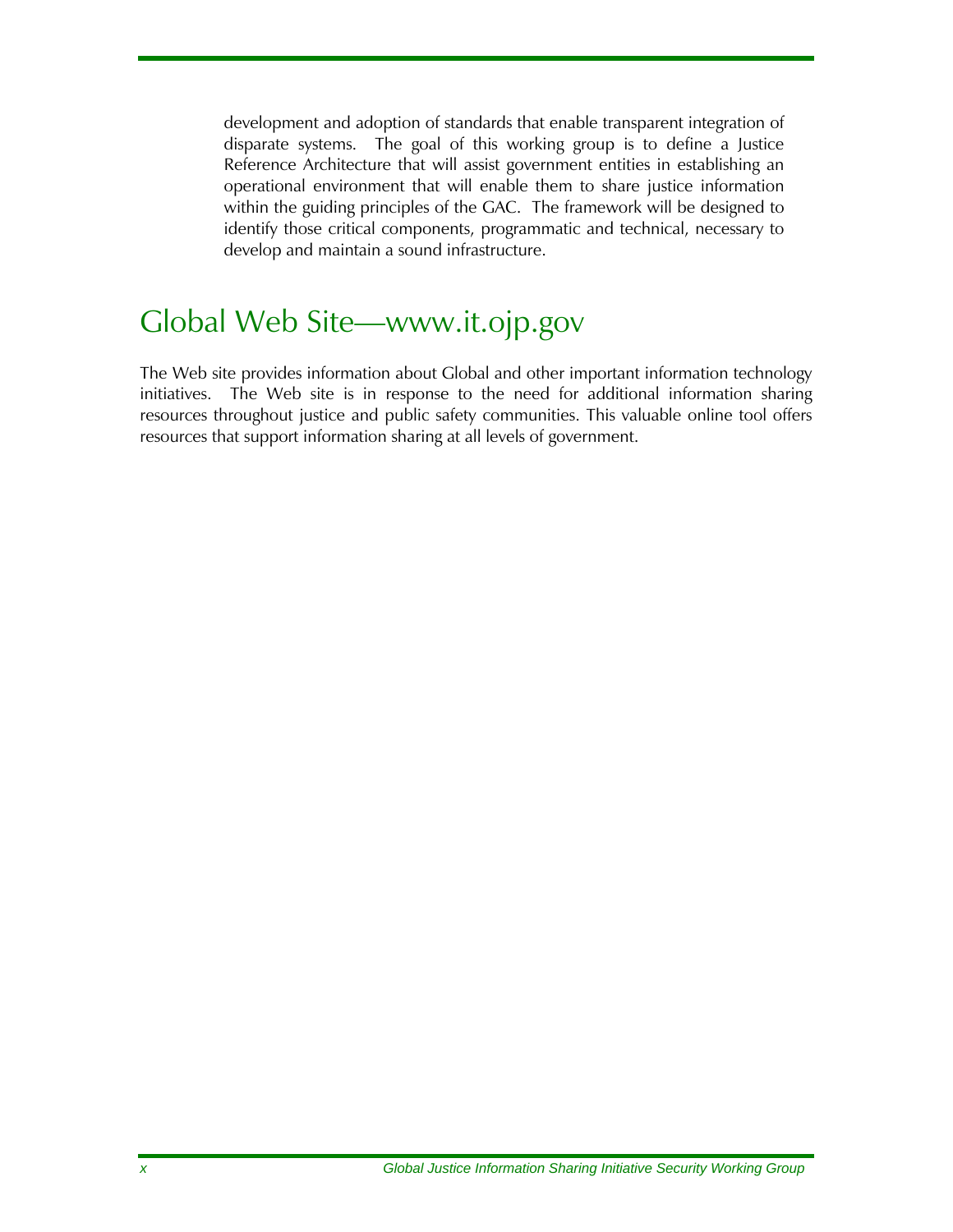development and adoption of standards that enable transparent integration of disparate systems. The goal of this working group is to define a Justice Reference Architecture that will assist government entities in establishing an operational environment that will enable them to share justice information within the guiding principles of the GAC. The framework will be designed to identify those critical components, programmatic and technical, necessary to develop and maintain a sound infrastructure.

# Global Web Site—www.it.ojp.gov

The Web site provides information about Global and other important information technology initiatives. The Web site is in response to the need for additional information sharing resources throughout justice and public safety communities. This valuable online tool offers resources that support information sharing at all levels of government.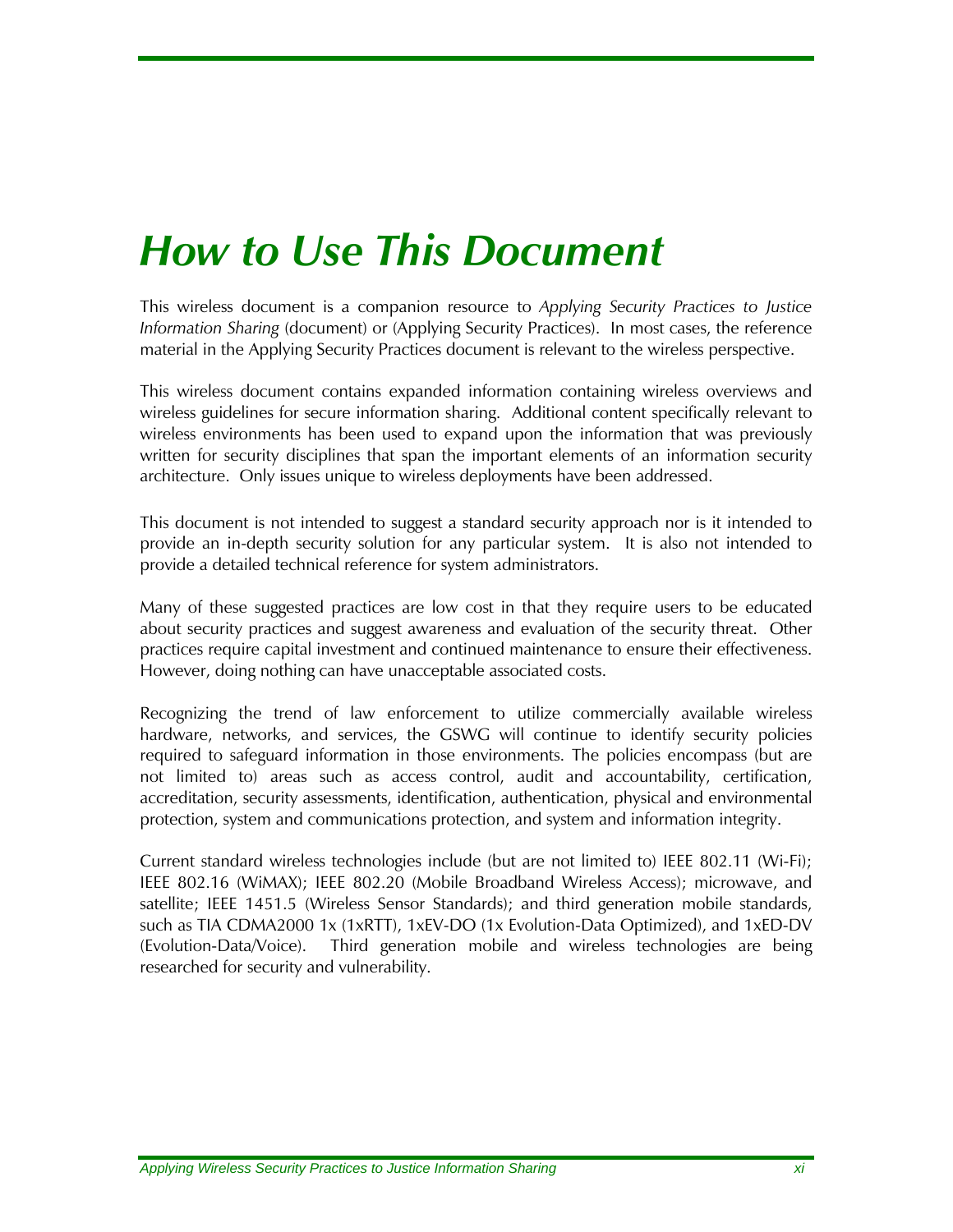# *How to Use This Document*

This wireless document is a companion resource to *Applying Security Practices to Justice Information Sharing* (document) or (Applying Security Practices). In most cases, the reference material in the Applying Security Practices document is relevant to the wireless perspective.

This wireless document contains expanded information containing wireless overviews and wireless guidelines for secure information sharing. Additional content specifically relevant to wireless environments has been used to expand upon the information that was previously written for security disciplines that span the important elements of an information security architecture. Only issues unique to wireless deployments have been addressed.

This document is not intended to suggest a standard security approach nor is it intended to provide an in-depth security solution for any particular system. It is also not intended to provide a detailed technical reference for system administrators.

Many of these suggested practices are low cost in that they require users to be educated about security practices and suggest awareness and evaluation of the security threat. Other practices require capital investment and continued maintenance to ensure their effectiveness. However, doing nothing can have unacceptable associated costs.

Recognizing the trend of law enforcement to utilize commercially available wireless hardware, networks, and services, the GSWG will continue to identify security policies required to safeguard information in those environments. The policies encompass (but are not limited to) areas such as access control, audit and accountability, certification, accreditation, security assessments, identification, authentication, physical and environmental protection, system and communications protection, and system and information integrity.

Current standard wireless technologies include (but are not limited to) IEEE 802.11 (Wi-Fi); IEEE 802.16 (WiMAX); IEEE 802.20 (Mobile Broadband Wireless Access); microwave, and satellite; IEEE 1451.5 (Wireless Sensor Standards); and third generation mobile standards, such as TIA CDMA2000 1x (1xRTT), 1xEV-DO (1x Evolution-Data Optimized), and 1xED-DV (Evolution-Data/Voice). Third generation mobile and wireless technologies are being researched for security and vulnerability.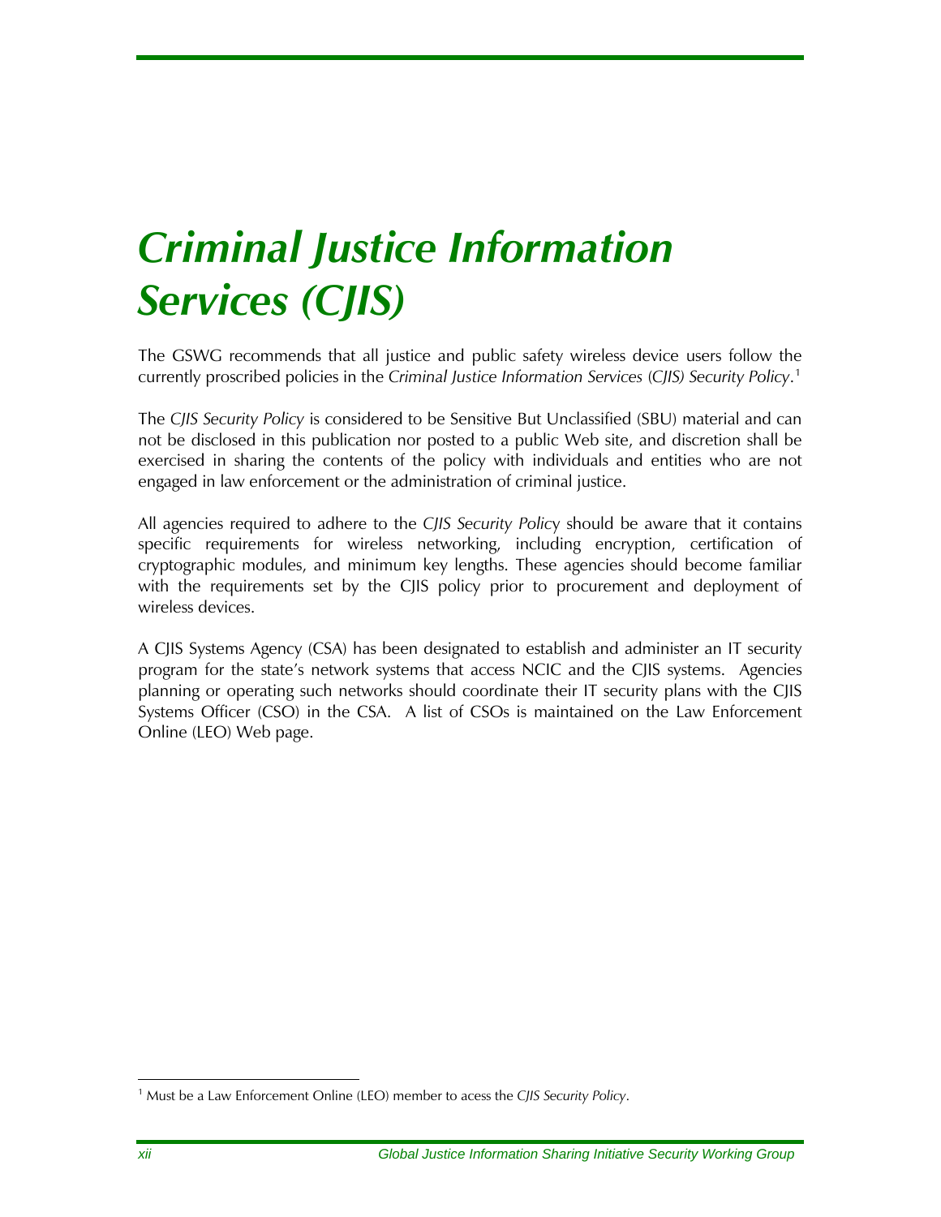# *Criminal Justice Information Services (CJIS)*

The GSWG recommends that all justice and public safety wireless device users follow the currently proscribed policies in the *Criminal Justice Information Services (CJIS) Security Policy*.[1]

The *CJIS Security Policy* is considered to be Sensitive But Unclassified (SBU) material and can not be disclosed in this publication nor posted to a public Web site, and discretion shall be exercised in sharing the contents of the policy with individuals and entities who are not engaged in law enforcement or the administration of criminal justice.

All agencies required to adhere to the *CJIS Security Policy* should be aware that it contains specific requirements for wireless networking, including encryption, certification of cryptographic modules, and minimum key lengths. These agencies should become familiar with the requirements set by the CJIS policy prior to procurement and deployment of wireless devices.

A CJIS Systems Agency (CSA) has been designated to establish and administer an IT security program for the state's network systems that access NCIC and the CJIS systems. Agencies planning or operating such networks should coordinate their IT security plans with the CJIS Systems Officer (CSO) in the CSA. A list of CSOs is maintained on the Law Enforcement Online (LEO) Web page.

[1] Must be a Law Enforcement Online (LEO) member to acess the *CJIS Security Policy*.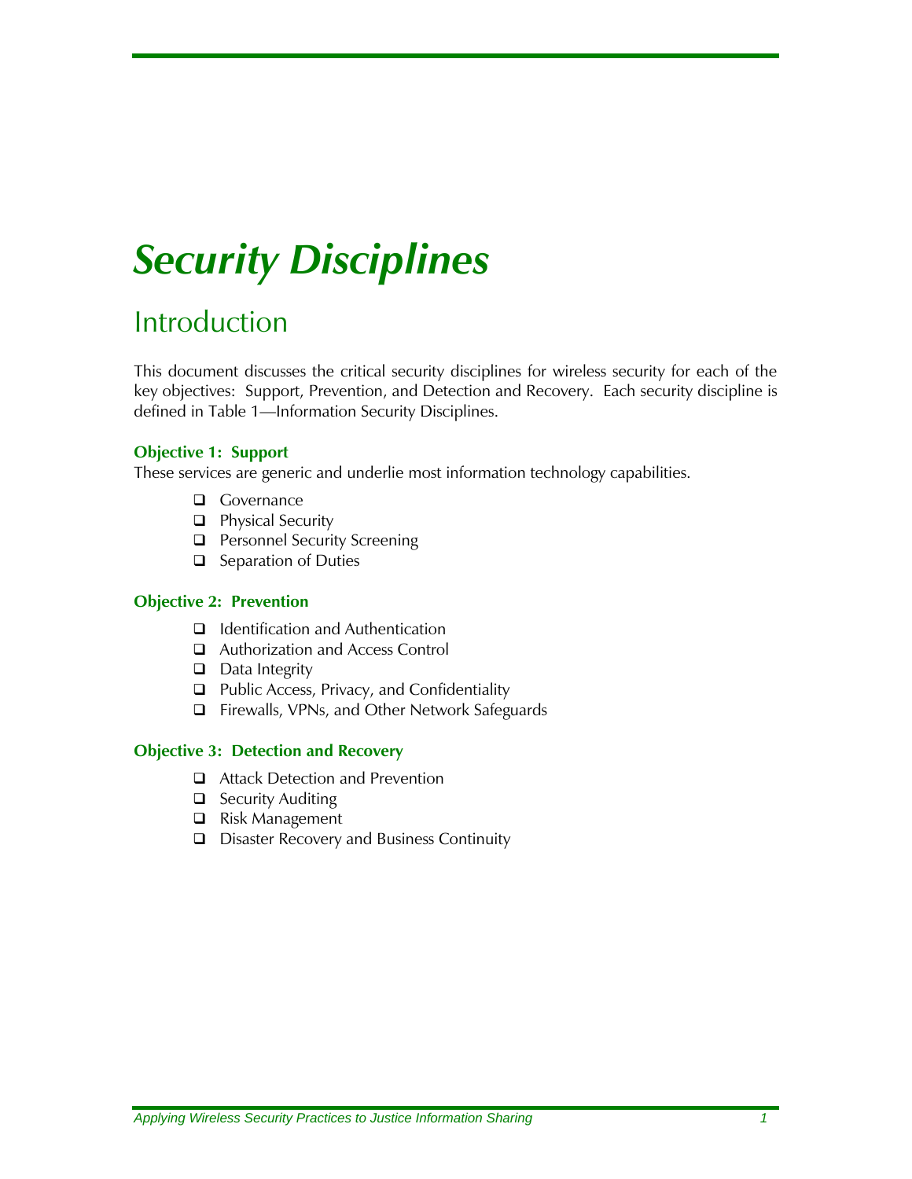# Security Disciplines

## Introduction

This document discusses the critical security disciplines for wireless security for each of the key objectives: Support, Prevention, and Detection and Recovery. Each security discipline is defined in Table 1—Information Security Disciplines.

**Objective 1: Support**

These services are generic and underlie most information technology capabilities.

- Governance
- Physical Security
- Personnel Security Screening
- Separation of Duties

**Objective 2: Prevention**

- Identification and Authentication
- Authorization and Access Control
- Data Integrity
- Public Access, Privacy, and Confidentiality
- Firewalls, VPNs, and Other Network Safeguards

**Objective 3: Detection and Recovery**

- Attack Detection and Prevention
- Security Auditing
- Risk Management
- Disaster Recovery and Business Continuity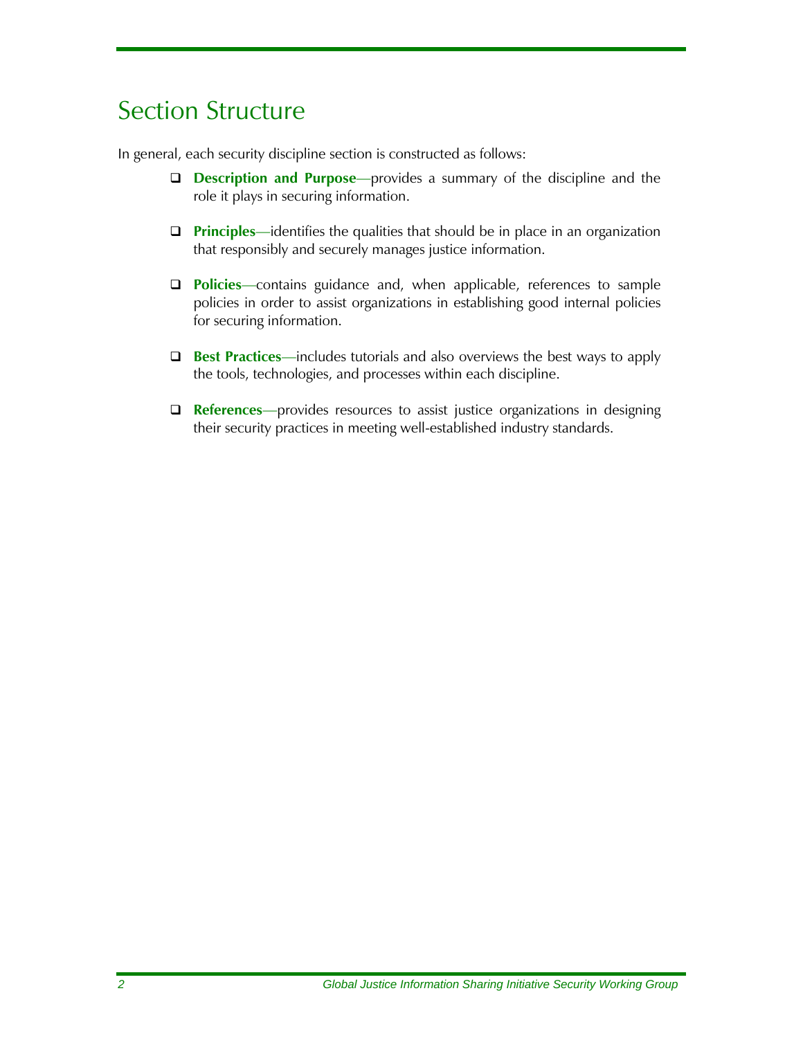# Section Structure

In general, each security discipline section is constructed as follows:

- **Description and Purpose**—provides a summary of the discipline and the role it plays in securing information.
- **Principles**—identifies the qualities that should be in place in an organization that responsibly and securely manages justice information.
- **Policies**—contains guidance and, when applicable, references to sample policies in order to assist organizations in establishing good internal policies for securing information.
- **Best Practices**—includes tutorials and also overviews the best ways to apply the tools, technologies, and processes within each discipline.
- **References**—provides resources to assist justice organizations in designing their security practices in meeting well-established industry standards.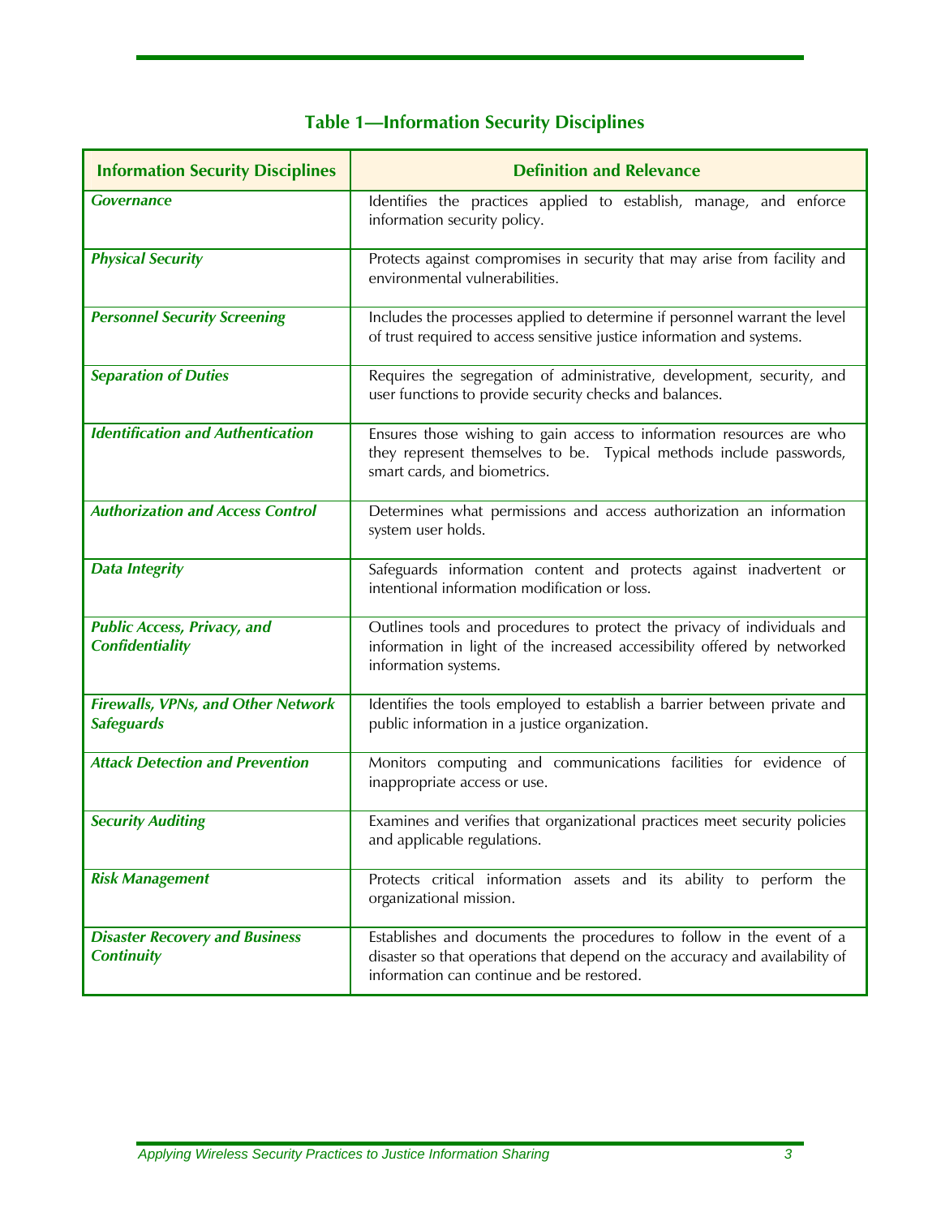**Table 1—Information Security Disciplines**

| Information Security Disciplines | Definition and Relevance |
|---|---|
| ***Governance*** | Identifies the practices applied to establish, manage, and enforce information security policy. |
| ***Physical Security*** | Protects against compromises in security that may arise from facility and environmental vulnerabilities. |
| ***Personnel Security Screening*** | Includes the processes applied to determine if personnel warrant the level of trust required to access sensitive justice information and systems. |
| ***Separation of Duties*** | Requires the segregation of administrative, development, security, and user functions to provide security checks and balances. |
| ***Identification and Authentication*** | Ensures those wishing to gain access to information resources are who they represent themselves to be. Typical methods include passwords, smart cards, and biometrics. |
| ***Authorization and Access Control*** | Determines what permissions and access authorization an information system user holds. |
| ***Data Integrity*** | Safeguards information content and protects against inadvertent or intentional information modification or loss. |
| ***Public Access, Privacy, and Confidentiality*** | Outlines tools and procedures to protect the privacy of individuals and information in light of the increased accessibility offered by networked information systems. |
| ***Firewalls, VPNs, and Other Network Safeguards*** | Identifies the tools employed to establish a barrier between private and public information in a justice organization. |
| ***Attack Detection and Prevention*** | Monitors computing and communications facilities for evidence of inappropriate access or use. |
| ***Security Auditing*** | Examines and verifies that organizational practices meet security policies and applicable regulations. |
| ***Risk Management*** | Protects critical information assets and its ability to perform the organizational mission. |
| ***Disaster Recovery and Business Continuity*** | Establishes and documents the procedures to follow in the event of a disaster so that operations that depend on the accuracy and availability of information can continue and be restored. |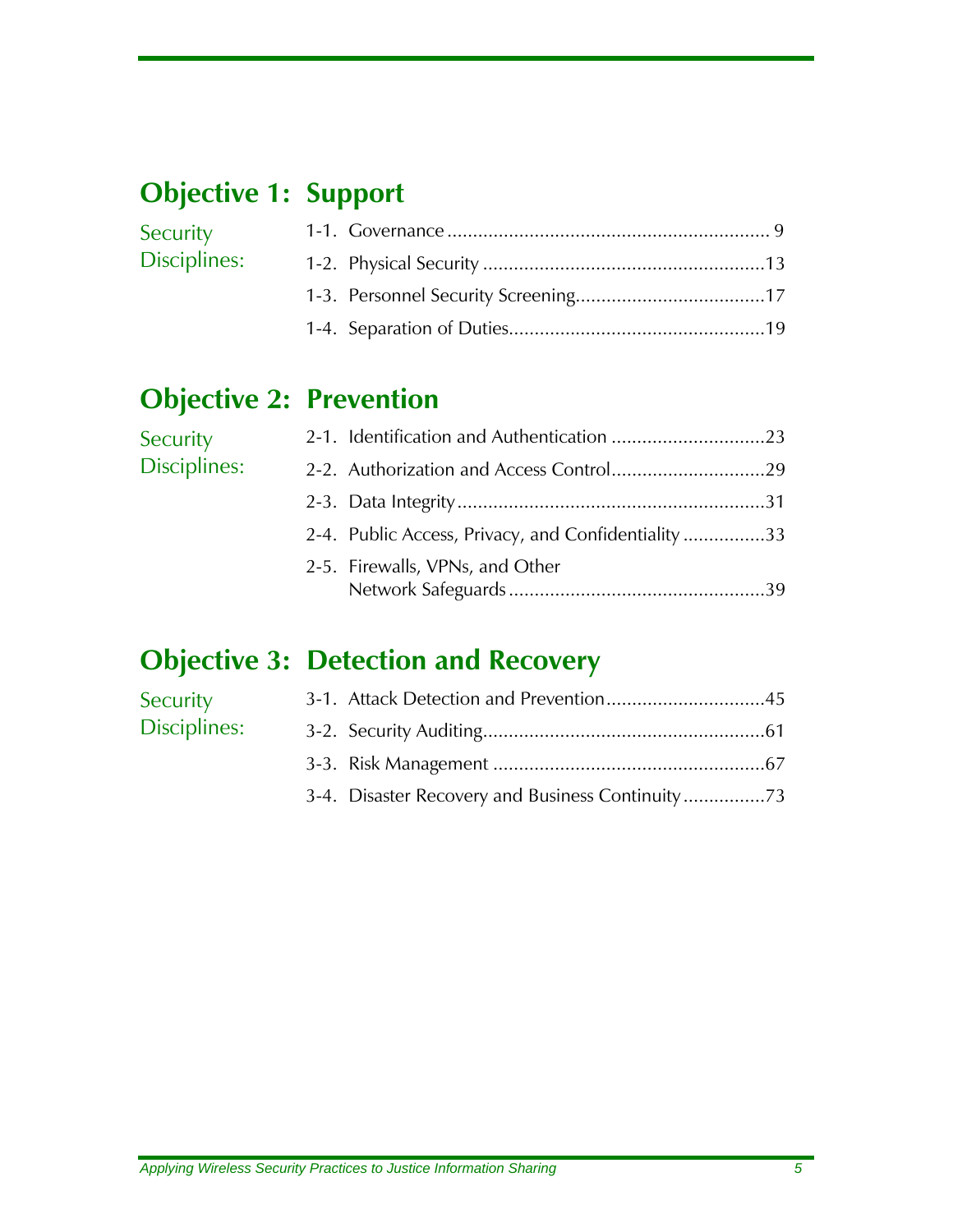## Objective 1: Support

Security Disciplines:

- 1-1. Governance ............................................................ 9
- 1-2. Physical Security ....................................................13
- 1-3. Personnel Security Screening...................................17
- 1-4. Separation of Duties................................................19

## Objective 2: Prevention

Security Disciplines:

- 2-1. Identification and Authentication ............................23
- 2-2. Authorization and Access Control.............................29
- 2-3. Data Integrity ...........................................................31
- 2-4. Public Access, Privacy, and Confidentiality ................33
- 2-5. Firewalls, VPNs, and Other Network Safeguards ................................................39

## Objective 3: Detection and Recovery

Security Disciplines:

- 3-1. Attack Detection and Prevention..............................45
- 3-2. Security Auditing......................................................61
- 3-3. Risk Management ....................................................67
- 3-4. Disaster Recovery and Business Continuity................73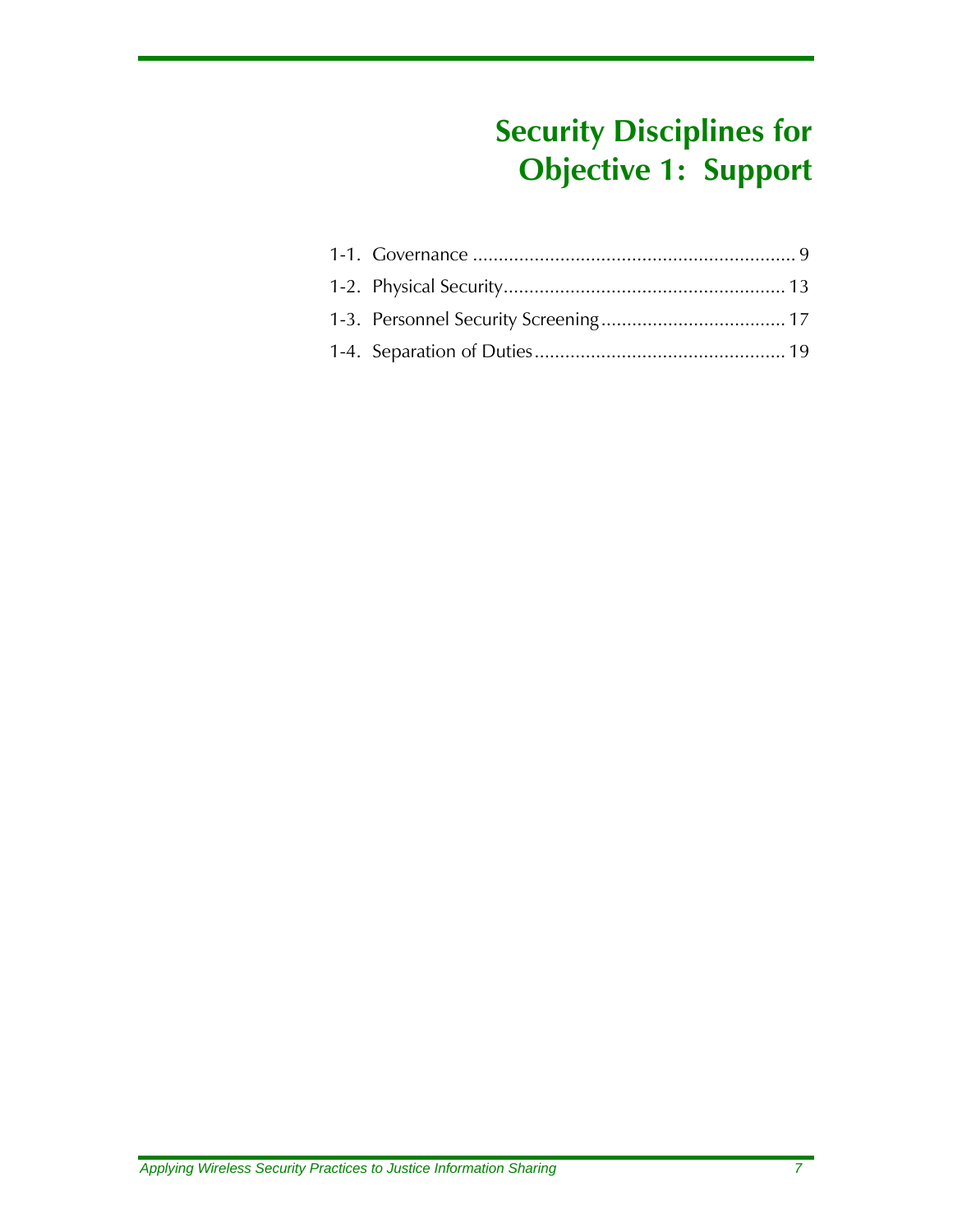# Security Disciplines for Objective 1: Support

1-1. Governance ............................................................... 9

1-2. Physical Security....................................................... 13

1-3. Personnel Security Screening.................................... 17

1-4. Separation of Duties................................................. 19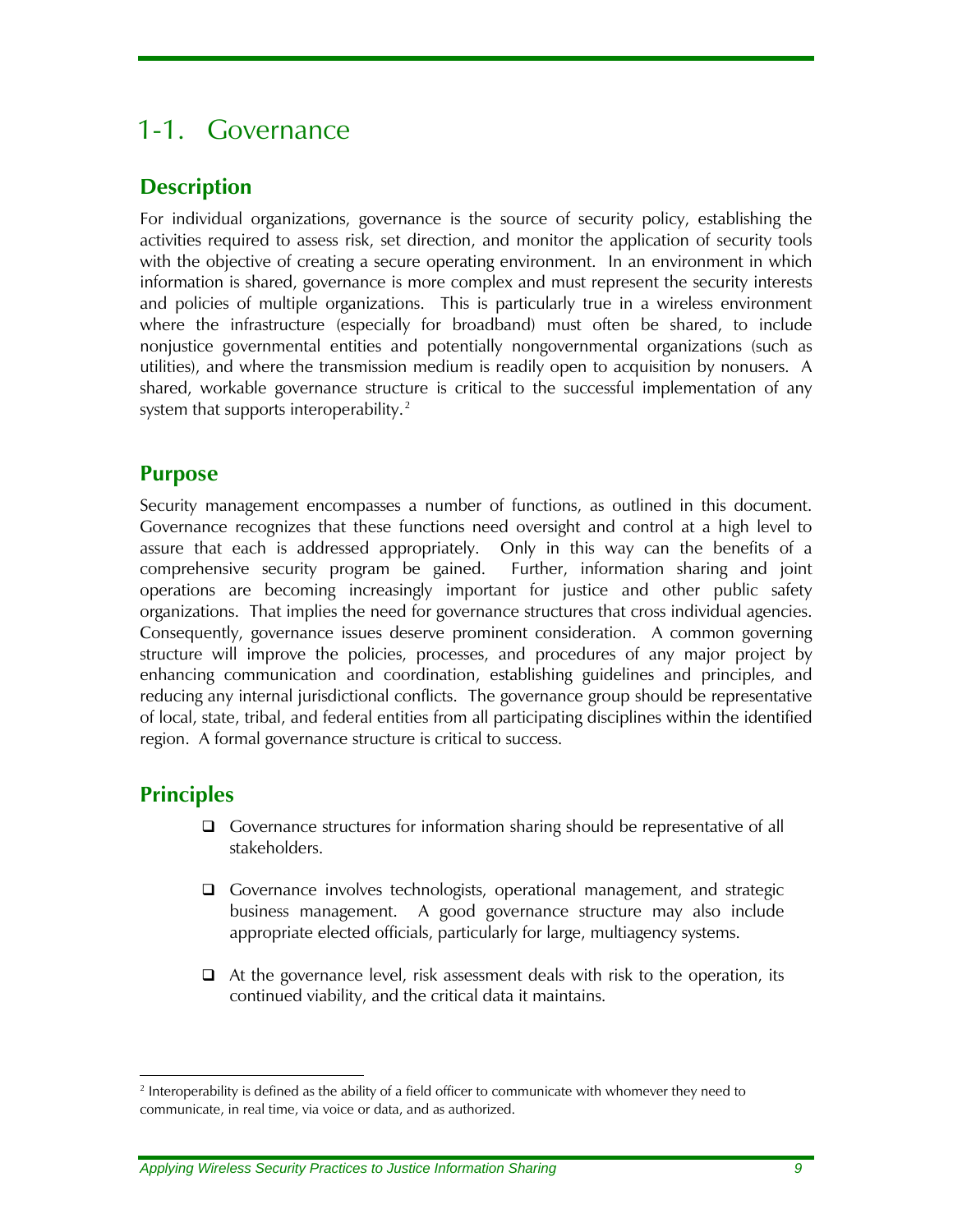# 1-1. Governance

## Description

For individual organizations, governance is the source of security policy, establishing the activities required to assess risk, set direction, and monitor the application of security tools with the objective of creating a secure operating environment. In an environment in which information is shared, governance is more complex and must represent the security interests and policies of multiple organizations. This is particularly true in a wireless environment where the infrastructure (especially for broadband) must often be shared, to include nonjustice governmental entities and potentially nongovernmental organizations (such as utilities), and where the transmission medium is readily open to acquisition by nonusers. A shared, workable governance structure is critical to the successful implementation of any system that supports interoperability.[2]

## Purpose

Security management encompasses a number of functions, as outlined in this document. Governance recognizes that these functions need oversight and control at a high level to assure that each is addressed appropriately. Only in this way can the benefits of a comprehensive security program be gained. Further, information sharing and joint operations are becoming increasingly important for justice and other public safety organizations. That implies the need for governance structures that cross individual agencies. Consequently, governance issues deserve prominent consideration. A common governing structure will improve the policies, processes, and procedures of any major project by enhancing communication and coordination, establishing guidelines and principles, and reducing any internal jurisdictional conflicts. The governance group should be representative of local, state, tribal, and federal entities from all participating disciplines within the identified region. A formal governance structure is critical to success.

## Principles

- Governance structures for information sharing should be representative of all stakeholders.
- Governance involves technologists, operational management, and strategic business management. A good governance structure may also include appropriate elected officials, particularly for large, multiagency systems.
- At the governance level, risk assessment deals with risk to the operation, its continued viability, and the critical data it maintains.

---

[2] Interoperability is defined as the ability of a field officer to communicate with whomever they need to communicate, in real time, via voice or data, and as authorized.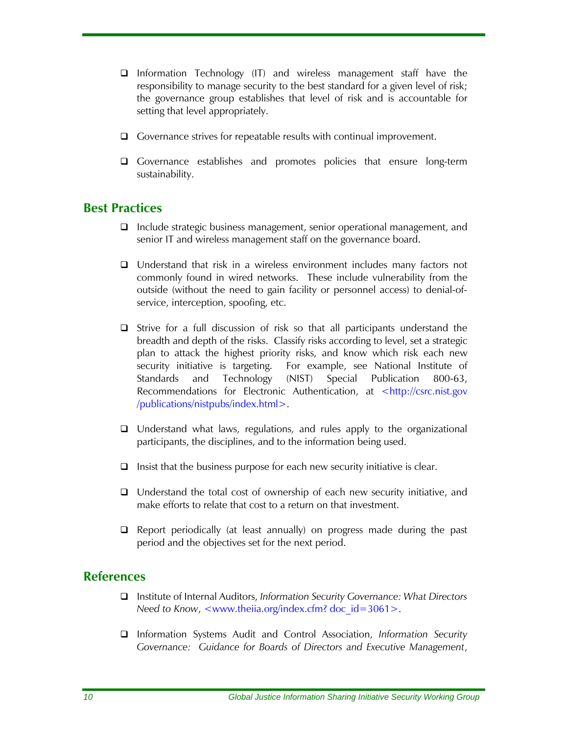- Information Technology (IT) and wireless management staff have the responsibility to manage security to the best standard for a given level of risk; the governance group establishes that level of risk and is accountable for setting that level appropriately.

- Governance strives for repeatable results with continual improvement.

- Governance establishes and promotes policies that ensure long-term sustainability.

## Best Practices

- Include strategic business management, senior operational management, and senior IT and wireless management staff on the governance board.

- Understand that risk in a wireless environment includes many factors not commonly found in wired networks. These include vulnerability from the outside (without the need to gain facility or personnel access) to denial-of-service, interception, spoofing, etc.

- Strive for a full discussion of risk so that all participants understand the breadth and depth of the risks. Classify risks according to level, set a strategic plan to attack the highest priority risks, and know which risk each new security initiative is targeting. For example, see National Institute of Standards and Technology (NIST) Special Publication 800-63, Recommendations for Electronic Authentication, at <http://csrc.nist.gov/publications/nistpubs/index.html>.

- Understand what laws, regulations, and rules apply to the organizational participants, the disciplines, and to the information being used.

- Insist that the business purpose for each new security initiative is clear.

- Understand the total cost of ownership of each new security initiative, and make efforts to relate that cost to a return on that investment.

- Report periodically (at least annually) on progress made during the past period and the objectives set for the next period.

## References

- Institute of Internal Auditors, *Information Security Governance: What Directors Need to Know*, <www.theiia.org/index.cfm? doc_id=3061>.

- Information Systems Audit and Control Association, *Information Security Governance: Guidance for Boards of Directors and Executive Management*,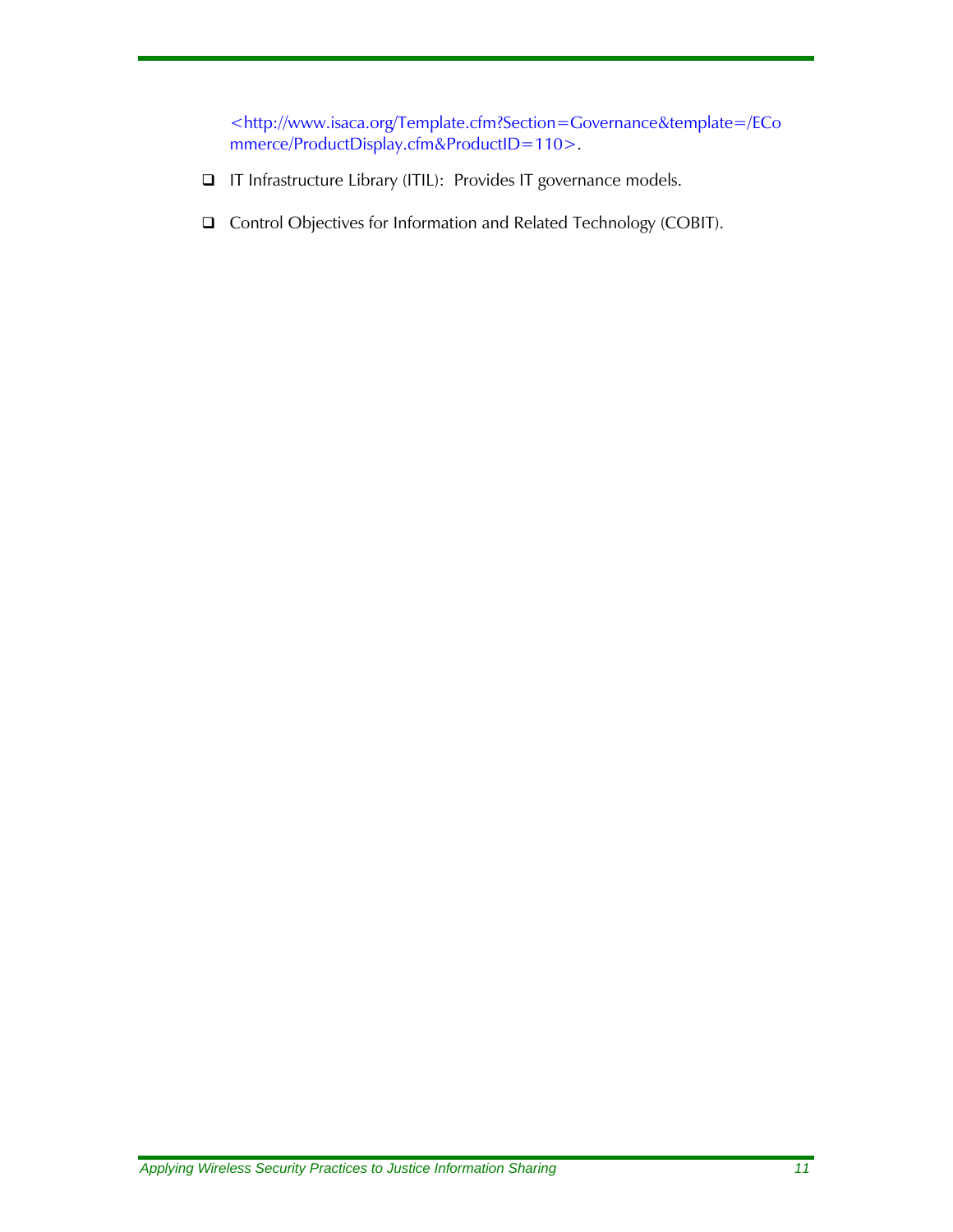<http://www.isaca.org/Template.cfm?Section=Governance&template=/ECommerce/ProductDisplay.cfm&ProductID=110>.

- IT Infrastructure Library (ITIL): Provides IT governance models.

- Control Objectives for Information and Related Technology (COBIT).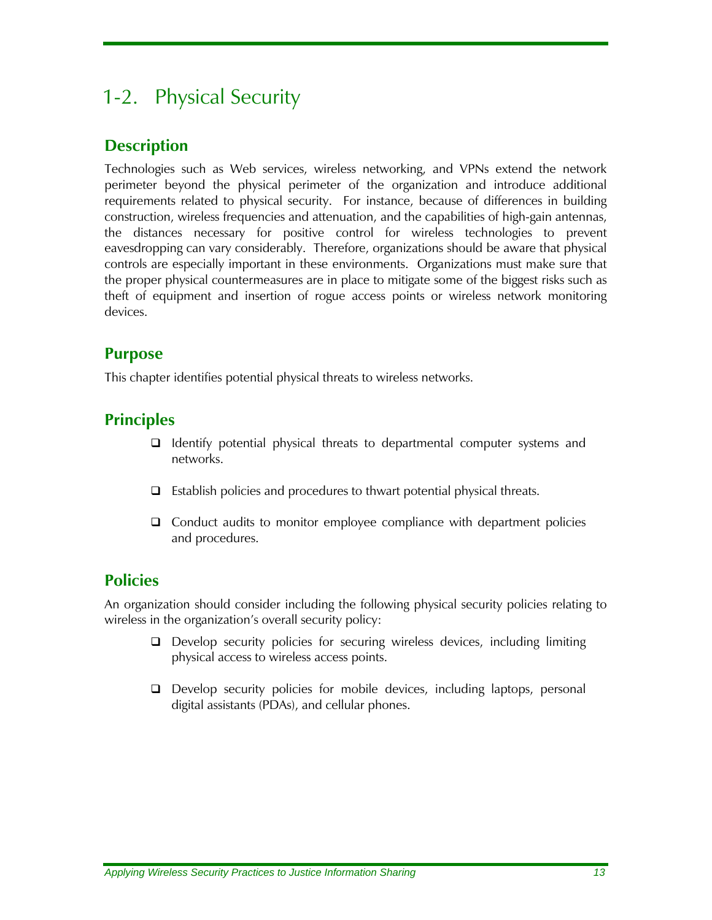# 1-2. Physical Security

## Description

Technologies such as Web services, wireless networking, and VPNs extend the network perimeter beyond the physical perimeter of the organization and introduce additional requirements related to physical security. For instance, because of differences in building construction, wireless frequencies and attenuation, and the capabilities of high-gain antennas, the distances necessary for positive control for wireless technologies to prevent eavesdropping can vary considerably. Therefore, organizations should be aware that physical controls are especially important in these environments. Organizations must make sure that the proper physical countermeasures are in place to mitigate some of the biggest risks such as theft of equipment and insertion of rogue access points or wireless network monitoring devices.

## Purpose

This chapter identifies potential physical threats to wireless networks.

## Principles

- Identify potential physical threats to departmental computer systems and networks.
- Establish policies and procedures to thwart potential physical threats.
- Conduct audits to monitor employee compliance with department policies and procedures.

## Policies

An organization should consider including the following physical security policies relating to wireless in the organization's overall security policy:

- Develop security policies for securing wireless devices, including limiting physical access to wireless access points.
- Develop security policies for mobile devices, including laptops, personal digital assistants (PDAs), and cellular phones.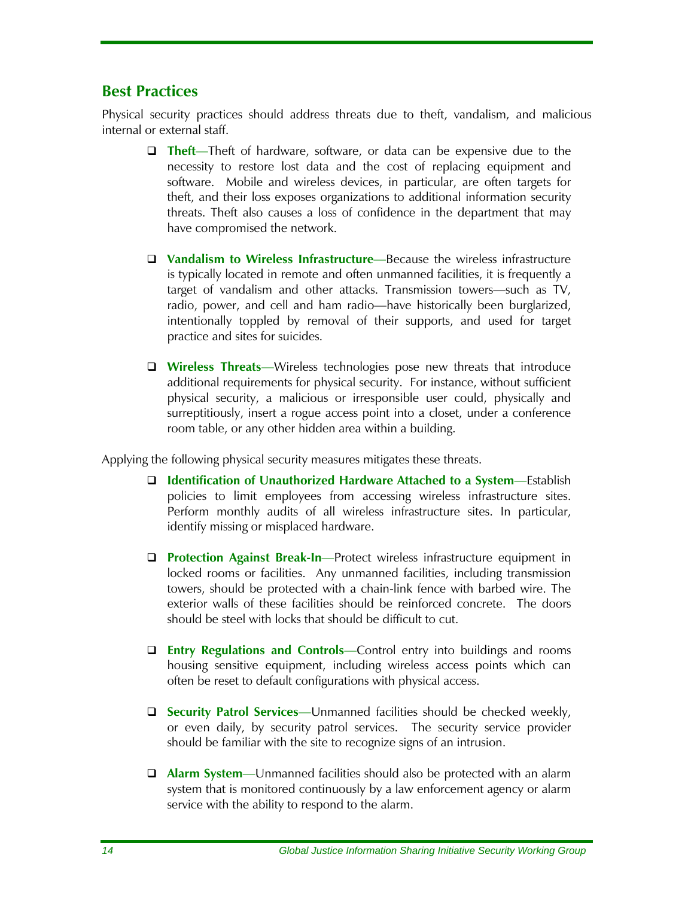## Best Practices

Physical security practices should address threats due to theft, vandalism, and malicious internal or external staff.

- **Theft**—Theft of hardware, software, or data can be expensive due to the necessity to restore lost data and the cost of replacing equipment and software. Mobile and wireless devices, in particular, are often targets for theft, and their loss exposes organizations to additional information security threats. Theft also causes a loss of confidence in the department that may have compromised the network.

- **Vandalism to Wireless Infrastructure**—Because the wireless infrastructure is typically located in remote and often unmanned facilities, it is frequently a target of vandalism and other attacks. Transmission towers—such as TV, radio, power, and cell and ham radio—have historically been burglarized, intentionally toppled by removal of their supports, and used for target practice and sites for suicides.

- **Wireless Threats**—Wireless technologies pose new threats that introduce additional requirements for physical security. For instance, without sufficient physical security, a malicious or irresponsible user could, physically and surreptitiously, insert a rogue access point into a closet, under a conference room table, or any other hidden area within a building.

Applying the following physical security measures mitigates these threats.

- **Identification of Unauthorized Hardware Attached to a System**—Establish policies to limit employees from accessing wireless infrastructure sites. Perform monthly audits of all wireless infrastructure sites. In particular, identify missing or misplaced hardware.

- **Protection Against Break-In**—Protect wireless infrastructure equipment in locked rooms or facilities. Any unmanned facilities, including transmission towers, should be protected with a chain-link fence with barbed wire. The exterior walls of these facilities should be reinforced concrete. The doors should be steel with locks that should be difficult to cut.

- **Entry Regulations and Controls**—Control entry into buildings and rooms housing sensitive equipment, including wireless access points which can often be reset to default configurations with physical access.

- **Security Patrol Services**—Unmanned facilities should be checked weekly, or even daily, by security patrol services. The security service provider should be familiar with the site to recognize signs of an intrusion.

- **Alarm System**—Unmanned facilities should also be protected with an alarm system that is monitored continuously by a law enforcement agency or alarm service with the ability to respond to the alarm.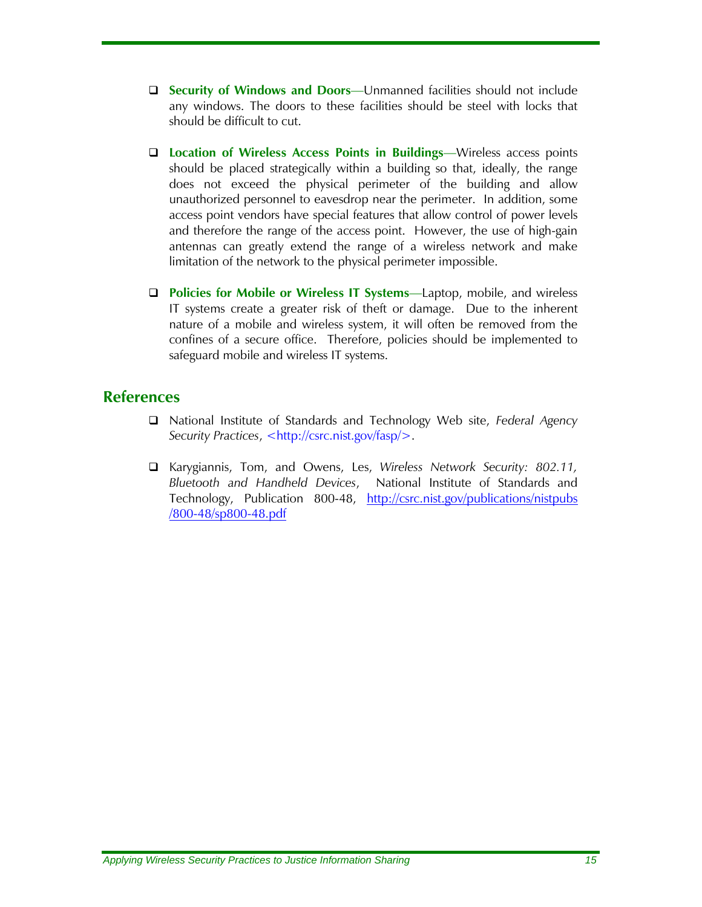- **Security of Windows and Doors**—Unmanned facilities should not include any windows. The doors to these facilities should be steel with locks that should be difficult to cut.

- **Location of Wireless Access Points in Buildings**—Wireless access points should be placed strategically within a building so that, ideally, the range does not exceed the physical perimeter of the building and allow unauthorized personnel to eavesdrop near the perimeter. In addition, some access point vendors have special features that allow control of power levels and therefore the range of the access point. However, the use of high-gain antennas can greatly extend the range of a wireless network and make limitation of the network to the physical perimeter impossible.

- **Policies for Mobile or Wireless IT Systems**—Laptop, mobile, and wireless IT systems create a greater risk of theft or damage. Due to the inherent nature of a mobile and wireless system, it will often be removed from the confines of a secure office. Therefore, policies should be implemented to safeguard mobile and wireless IT systems.

## References

- National Institute of Standards and Technology Web site, *Federal Agency Security Practices*, <http://csrc.nist.gov/fasp/>.

- Karygiannis, Tom, and Owens, Les, *Wireless Network Security: 802.11, Bluetooth and Handheld Devices*, National Institute of Standards and Technology, Publication 800-48, http://csrc.nist.gov/publications/nistpubs/800-48/sp800-48.pdf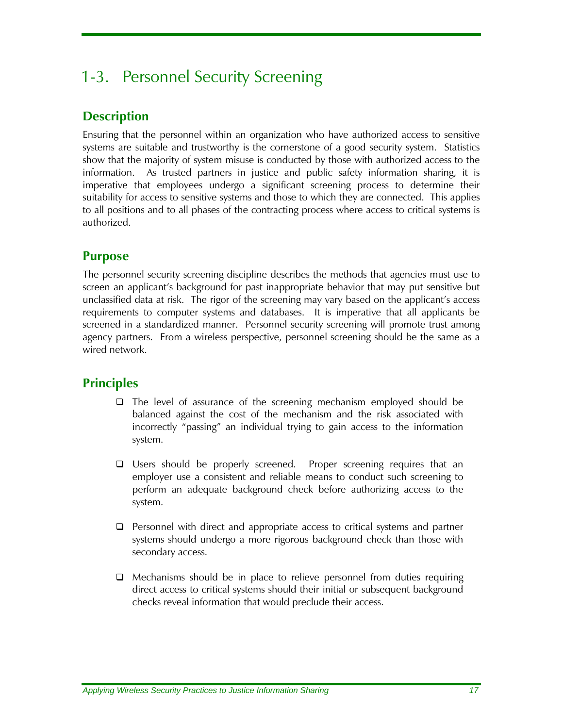# 1-3. Personnel Security Screening

## Description

Ensuring that the personnel within an organization who have authorized access to sensitive systems are suitable and trustworthy is the cornerstone of a good security system. Statistics show that the majority of system misuse is conducted by those with authorized access to the information. As trusted partners in justice and public safety information sharing, it is imperative that employees undergo a significant screening process to determine their suitability for access to sensitive systems and those to which they are connected. This applies to all positions and to all phases of the contracting process where access to critical systems is authorized.

## Purpose

The personnel security screening discipline describes the methods that agencies must use to screen an applicant's background for past inappropriate behavior that may put sensitive but unclassified data at risk. The rigor of the screening may vary based on the applicant's access requirements to computer systems and databases. It is imperative that all applicants be screened in a standardized manner. Personnel security screening will promote trust among agency partners. From a wireless perspective, personnel screening should be the same as a wired network.

## Principles

- The level of assurance of the screening mechanism employed should be balanced against the cost of the mechanism and the risk associated with incorrectly "passing" an individual trying to gain access to the information system.

- Users should be properly screened. Proper screening requires that an employer use a consistent and reliable means to conduct such screening to perform an adequate background check before authorizing access to the system.

- Personnel with direct and appropriate access to critical systems and partner systems should undergo a more rigorous background check than those with secondary access.

- Mechanisms should be in place to relieve personnel from duties requiring direct access to critical systems should their initial or subsequent background checks reveal information that would preclude their access.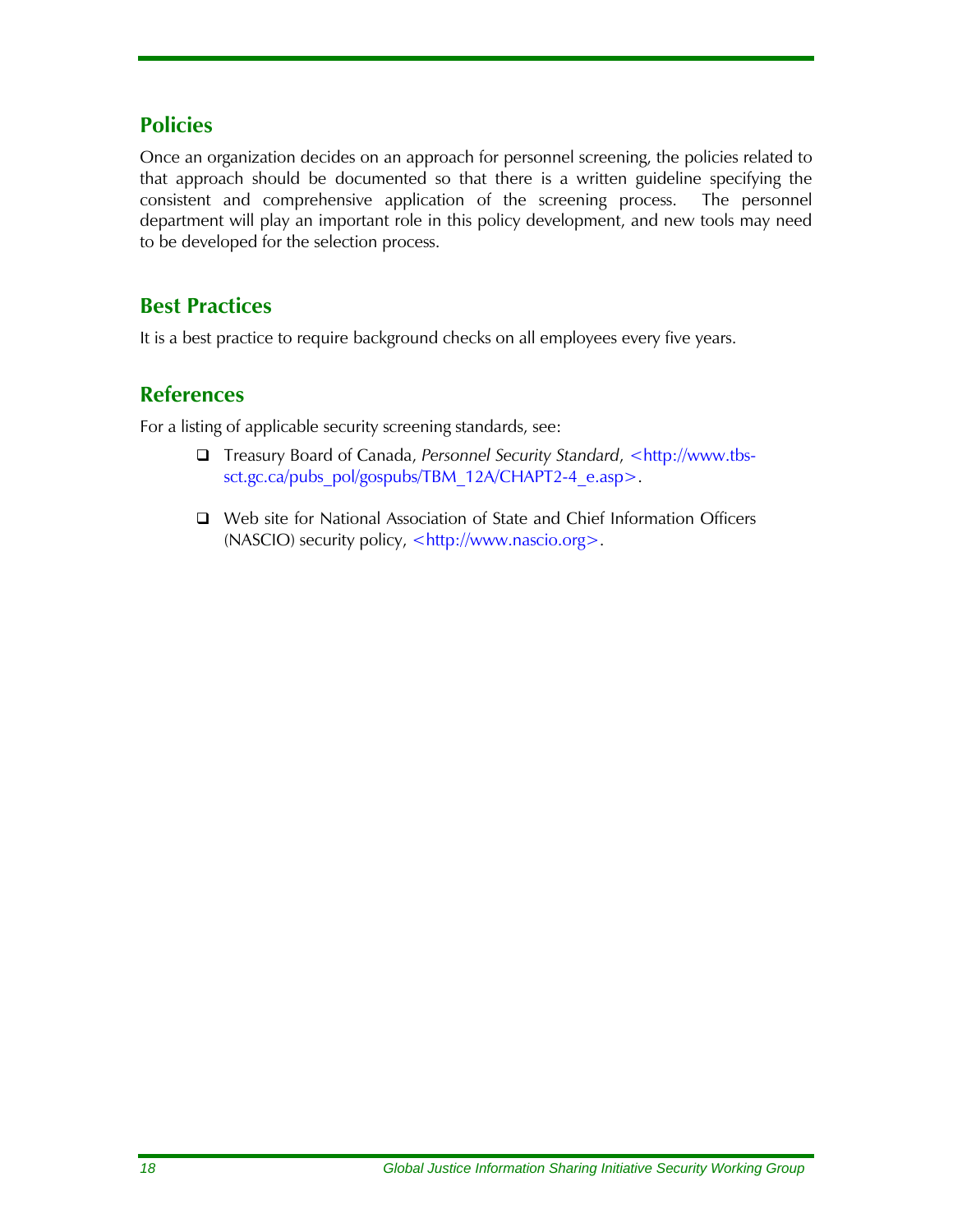## Policies

Once an organization decides on an approach for personnel screening, the policies related to that approach should be documented so that there is a written guideline specifying the consistent and comprehensive application of the screening process. The personnel department will play an important role in this policy development, and new tools may need to be developed for the selection process.

## Best Practices

It is a best practice to require background checks on all employees every five years.

## References

For a listing of applicable security screening standards, see:

- Treasury Board of Canada, *Personnel Security Standard*, <http://www.tbs-sct.gc.ca/pubs_pol/gospubs/TBM_12A/CHAPT2-4_e.asp>.
- Web site for National Association of State and Chief Information Officers (NASCIO) security policy, <http://www.nascio.org>.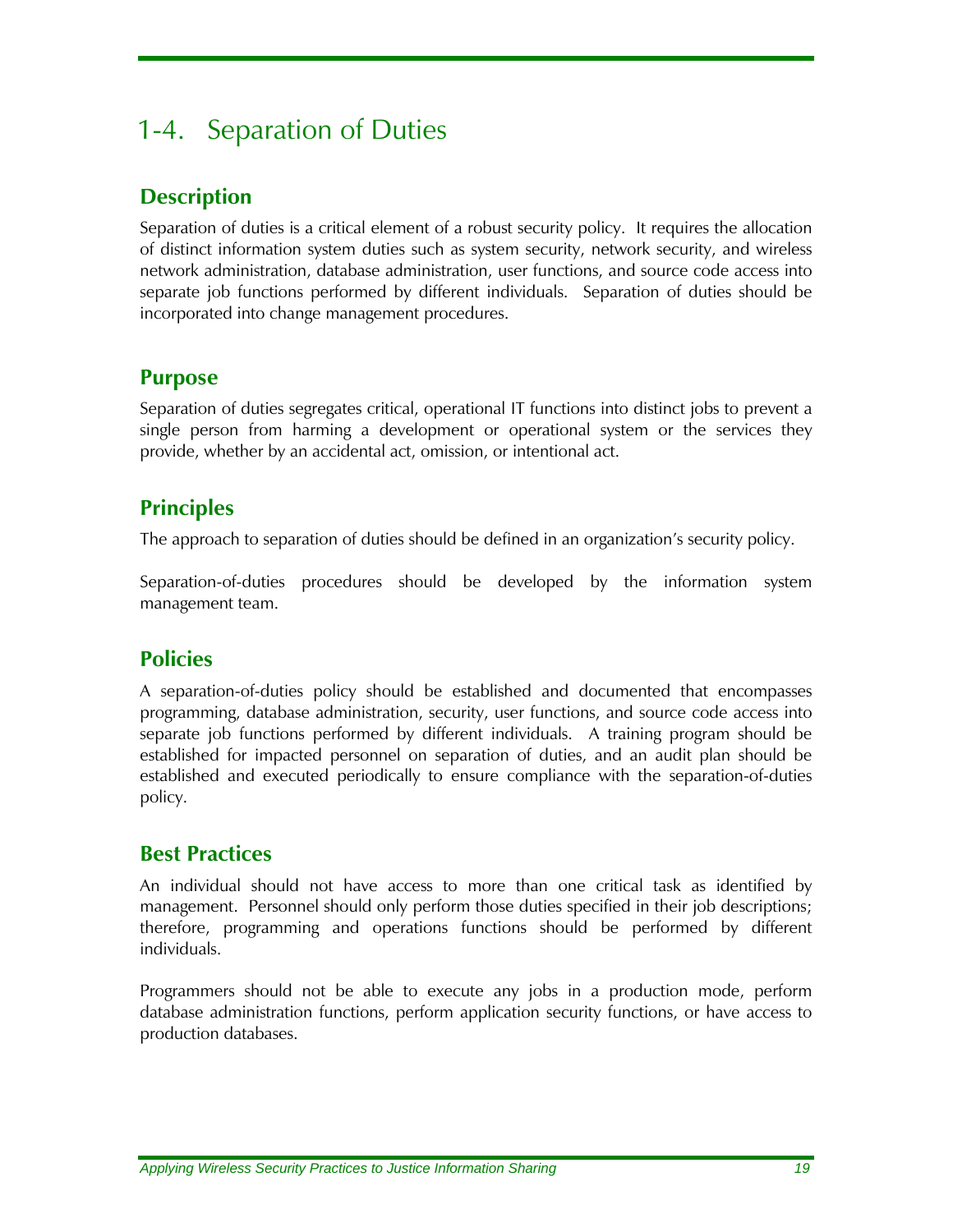# 1-4. Separation of Duties

## Description

Separation of duties is a critical element of a robust security policy. It requires the allocation of distinct information system duties such as system security, network security, and wireless network administration, database administration, user functions, and source code access into separate job functions performed by different individuals. Separation of duties should be incorporated into change management procedures.

## Purpose

Separation of duties segregates critical, operational IT functions into distinct jobs to prevent a single person from harming a development or operational system or the services they provide, whether by an accidental act, omission, or intentional act.

## Principles

The approach to separation of duties should be defined in an organization's security policy.

Separation-of-duties procedures should be developed by the information system management team.

## Policies

A separation-of-duties policy should be established and documented that encompasses programming, database administration, security, user functions, and source code access into separate job functions performed by different individuals. A training program should be established for impacted personnel on separation of duties, and an audit plan should be established and executed periodically to ensure compliance with the separation-of-duties policy.

## Best Practices

An individual should not have access to more than one critical task as identified by management. Personnel should only perform those duties specified in their job descriptions; therefore, programming and operations functions should be performed by different individuals.

Programmers should not be able to execute any jobs in a production mode, perform database administration functions, perform application security functions, or have access to production databases.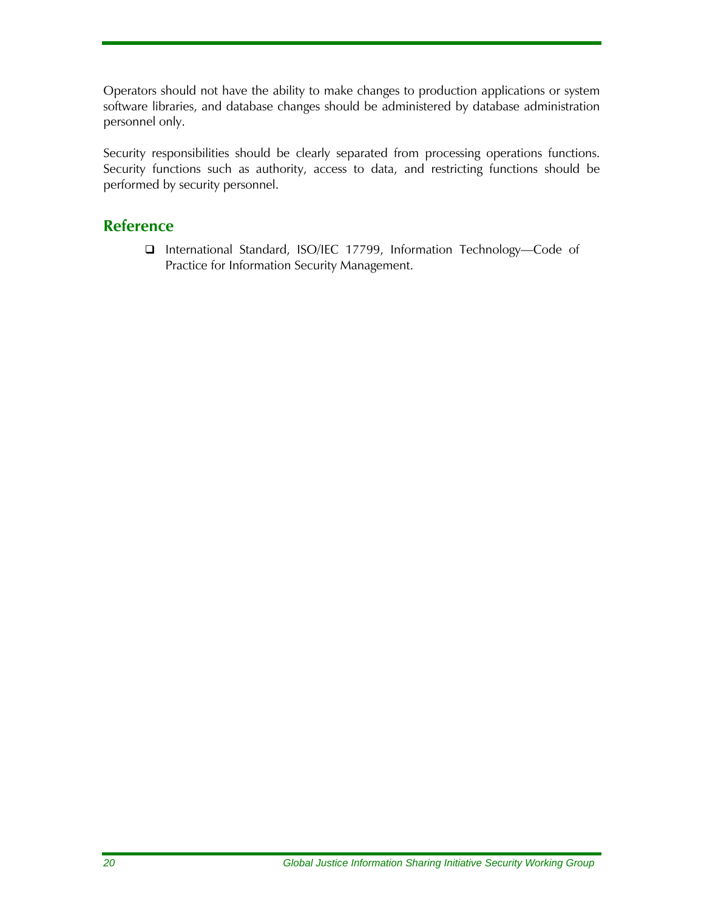Operators should not have the ability to make changes to production applications or system software libraries, and database changes should be administered by database administration personnel only.

Security responsibilities should be clearly separated from processing operations functions. Security functions such as authority, access to data, and restricting functions should be performed by security personnel.

## Reference

- International Standard, ISO/IEC 17799, Information Technology—Code of Practice for Information Security Management.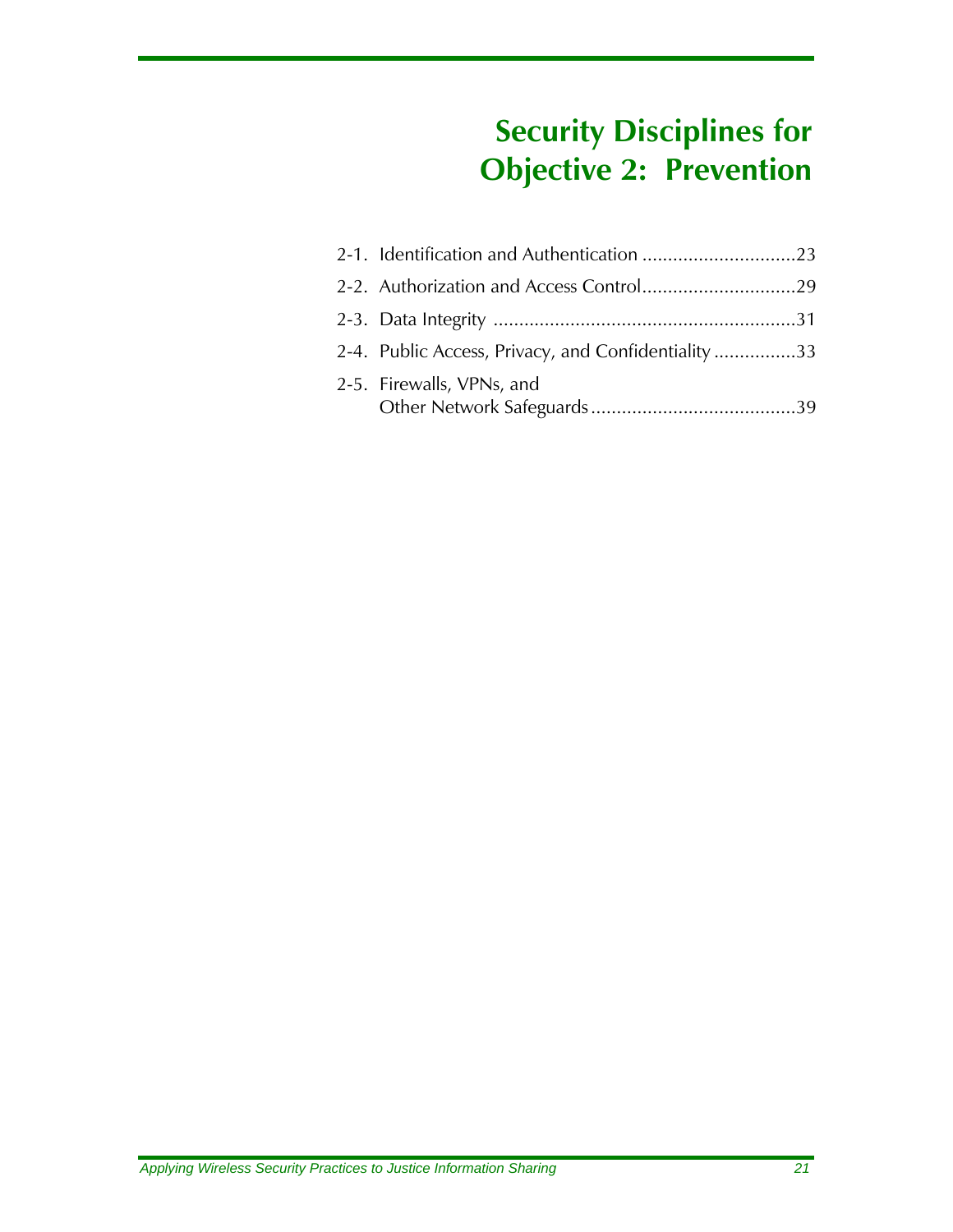# Security Disciplines for Objective 2: Prevention

2-1. Identification and Authentication ..............................23

2-2. Authorization and Access Control..............................29

2-3. Data Integrity ...........................................................31

2-4. Public Access, Privacy, and Confidentiality ................33

2-5. Firewalls, VPNs, and Other Network Safeguards........................................39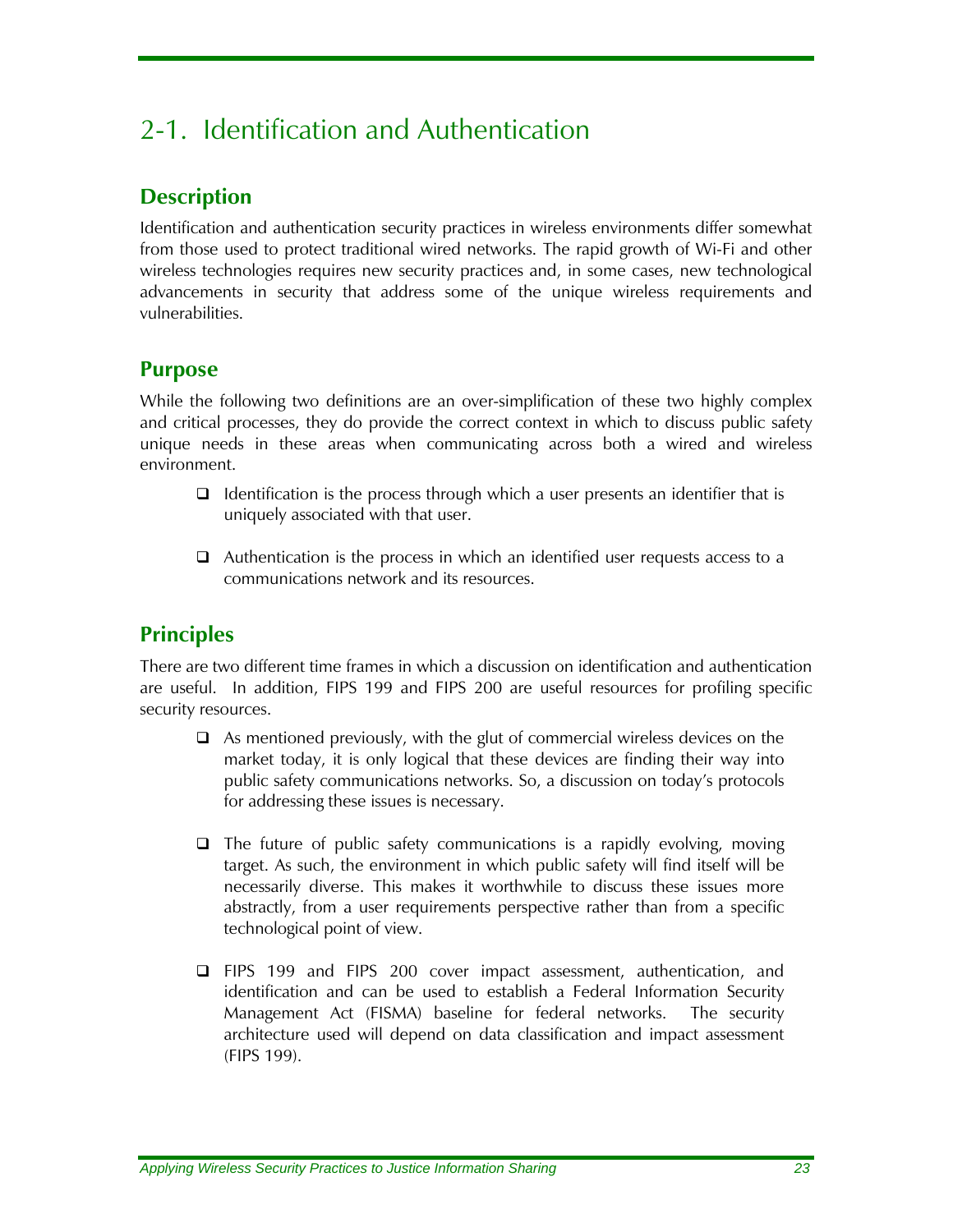# 2-1. Identification and Authentication

## Description

Identification and authentication security practices in wireless environments differ somewhat from those used to protect traditional wired networks. The rapid growth of Wi-Fi and other wireless technologies requires new security practices and, in some cases, new technological advancements in security that address some of the unique wireless requirements and vulnerabilities.

## Purpose

While the following two definitions are an over-simplification of these two highly complex and critical processes, they do provide the correct context in which to discuss public safety unique needs in these areas when communicating across both a wired and wireless environment.

- Identification is the process through which a user presents an identifier that is uniquely associated with that user.
- Authentication is the process in which an identified user requests access to a communications network and its resources.

## Principles

There are two different time frames in which a discussion on identification and authentication are useful. In addition, FIPS 199 and FIPS 200 are useful resources for profiling specific security resources.

- As mentioned previously, with the glut of commercial wireless devices on the market today, it is only logical that these devices are finding their way into public safety communications networks. So, a discussion on today's protocols for addressing these issues is necessary.
- The future of public safety communications is a rapidly evolving, moving target. As such, the environment in which public safety will find itself will be necessarily diverse. This makes it worthwhile to discuss these issues more abstractly, from a user requirements perspective rather than from a specific technological point of view.
- FIPS 199 and FIPS 200 cover impact assessment, authentication, and identification and can be used to establish a Federal Information Security Management Act (FISMA) baseline for federal networks. The security architecture used will depend on data classification and impact assessment (FIPS 199).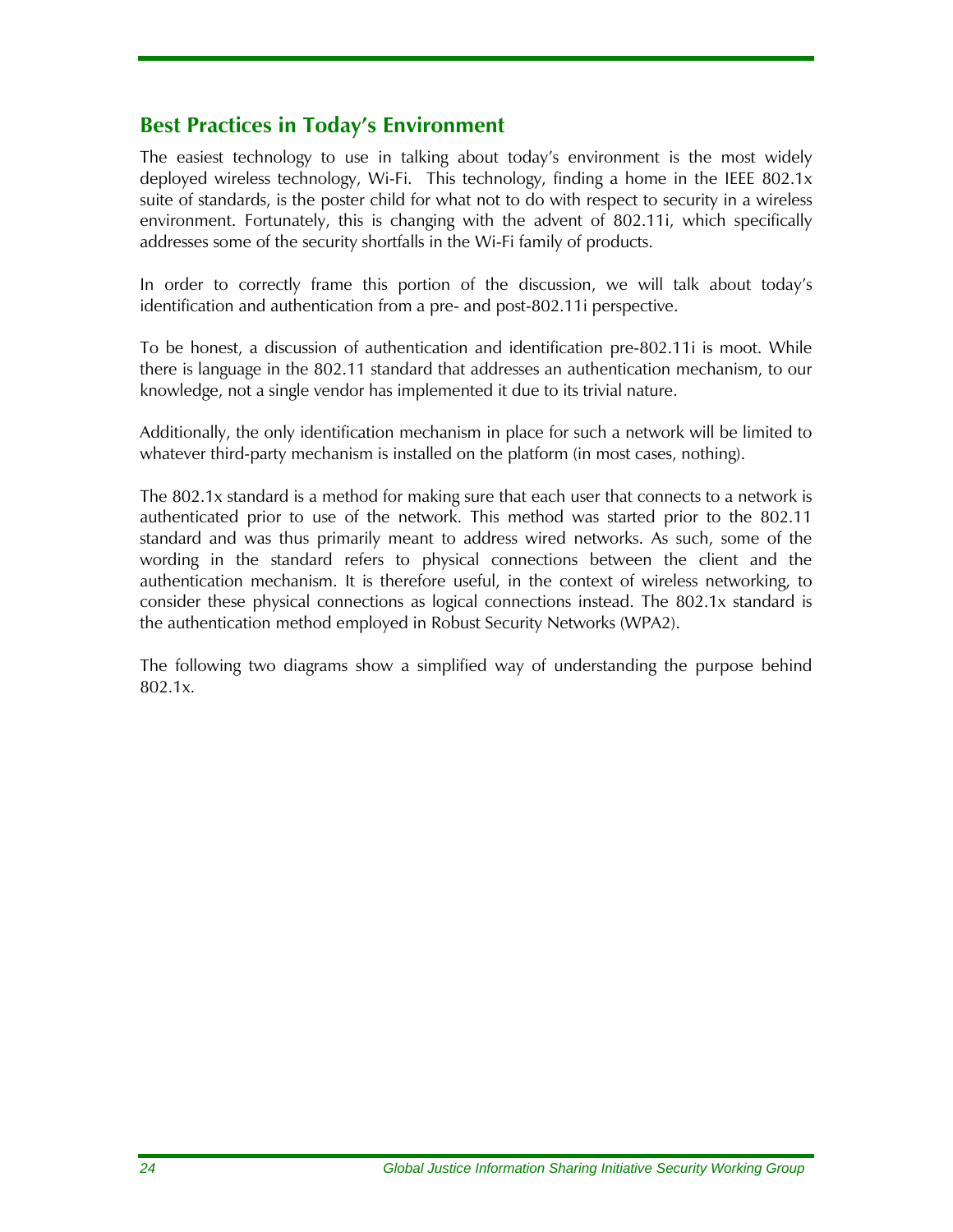## Best Practices in Today's Environment

The easiest technology to use in talking about today's environment is the most widely deployed wireless technology, Wi-Fi. This technology, finding a home in the IEEE 802.1x suite of standards, is the poster child for what not to do with respect to security in a wireless environment. Fortunately, this is changing with the advent of 802.11i, which specifically addresses some of the security shortfalls in the Wi-Fi family of products.

In order to correctly frame this portion of the discussion, we will talk about today's identification and authentication from a pre- and post-802.11i perspective.

To be honest, a discussion of authentication and identification pre-802.11i is moot. While there is language in the 802.11 standard that addresses an authentication mechanism, to our knowledge, not a single vendor has implemented it due to its trivial nature.

Additionally, the only identification mechanism in place for such a network will be limited to whatever third-party mechanism is installed on the platform (in most cases, nothing).

The 802.1x standard is a method for making sure that each user that connects to a network is authenticated prior to use of the network. This method was started prior to the 802.11 standard and was thus primarily meant to address wired networks. As such, some of the wording in the standard refers to physical connections between the client and the authentication mechanism. It is therefore useful, in the context of wireless networking, to consider these physical connections as logical connections instead. The 802.1x standard is the authentication method employed in Robust Security Networks (WPA2).

The following two diagrams show a simplified way of understanding the purpose behind 802.1x.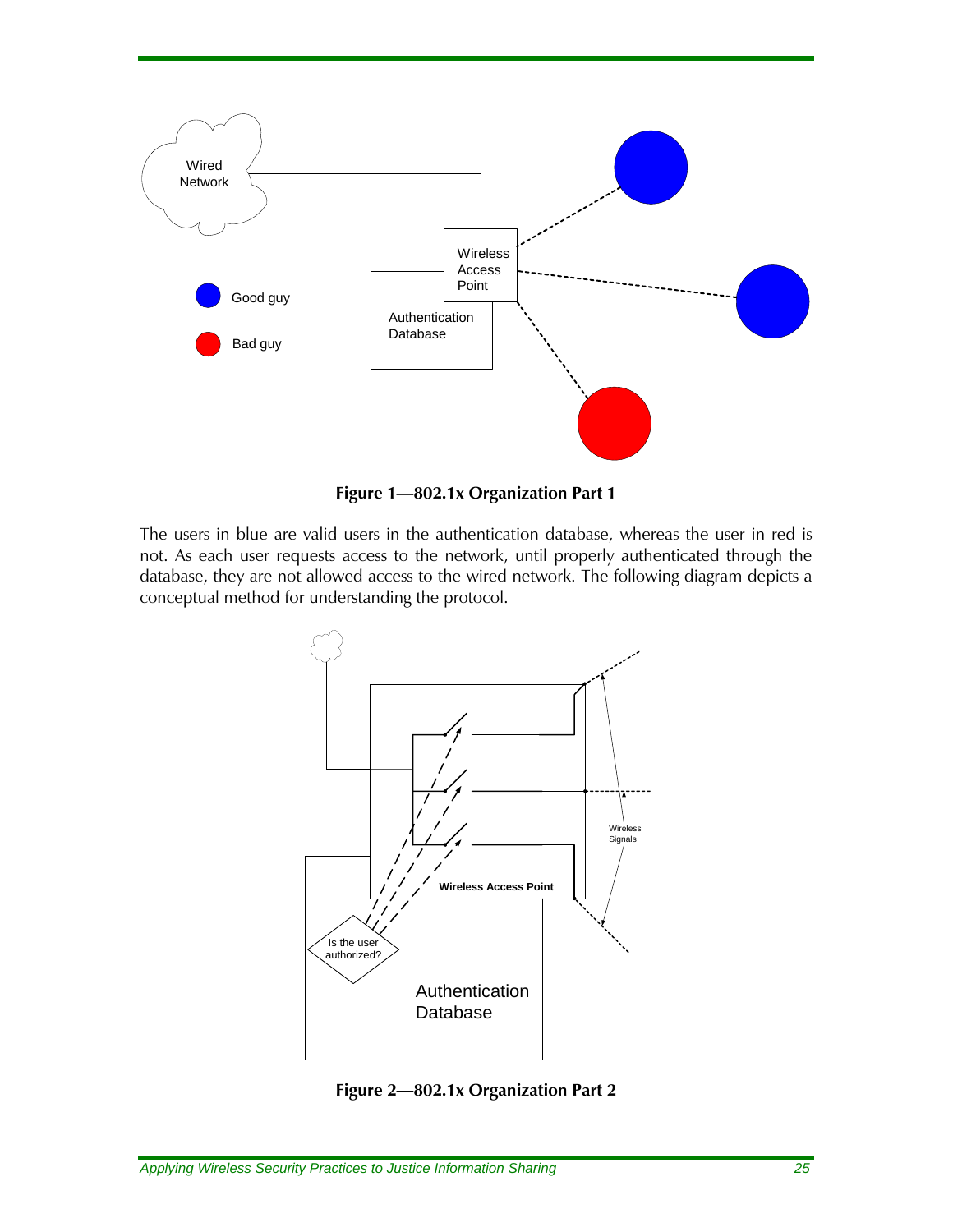**Figure 1—802.1x Organization Part 1**

The users in blue are valid users in the authentication database, whereas the user in red is not. As each user requests access to the network, until properly authenticated through the database, they are not allowed access to the wired network. The following diagram depicts a conceptual method for understanding the protocol.

**Figure 2—802.1x Organization Part 2**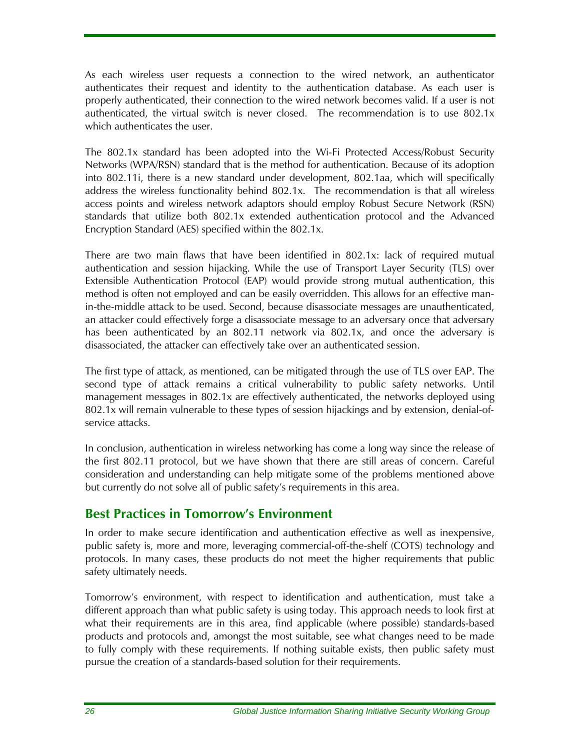As each wireless user requests a connection to the wired network, an authenticator authenticates their request and identity to the authentication database. As each user is properly authenticated, their connection to the wired network becomes valid. If a user is not authenticated, the virtual switch is never closed. The recommendation is to use 802.1x which authenticates the user.

The 802.1x standard has been adopted into the Wi-Fi Protected Access/Robust Security Networks (WPA/RSN) standard that is the method for authentication. Because of its adoption into 802.11i, there is a new standard under development, 802.1aa, which will specifically address the wireless functionality behind 802.1x. The recommendation is that all wireless access points and wireless network adaptors should employ Robust Secure Network (RSN) standards that utilize both 802.1x extended authentication protocol and the Advanced Encryption Standard (AES) specified within the 802.1x.

There are two main flaws that have been identified in 802.1x: lack of required mutual authentication and session hijacking. While the use of Transport Layer Security (TLS) over Extensible Authentication Protocol (EAP) would provide strong mutual authentication, this method is often not employed and can be easily overridden. This allows for an effective man-in-the-middle attack to be used. Second, because disassociate messages are unauthenticated, an attacker could effectively forge a disassociate message to an adversary once that adversary has been authenticated by an 802.11 network via 802.1x, and once the adversary is disassociated, the attacker can effectively take over an authenticated session.

The first type of attack, as mentioned, can be mitigated through the use of TLS over EAP. The second type of attack remains a critical vulnerability to public safety networks. Until management messages in 802.1x are effectively authenticated, the networks deployed using 802.1x will remain vulnerable to these types of session hijackings and by extension, denial-of-service attacks.

In conclusion, authentication in wireless networking has come a long way since the release of the first 802.11 protocol, but we have shown that there are still areas of concern. Careful consideration and understanding can help mitigate some of the problems mentioned above but currently do not solve all of public safety's requirements in this area.

## Best Practices in Tomorrow's Environment

In order to make secure identification and authentication effective as well as inexpensive, public safety is, more and more, leveraging commercial-off-the-shelf (COTS) technology and protocols. In many cases, these products do not meet the higher requirements that public safety ultimately needs.

Tomorrow's environment, with respect to identification and authentication, must take a different approach than what public safety is using today. This approach needs to look first at what their requirements are in this area, find applicable (where possible) standards-based products and protocols and, amongst the most suitable, see what changes need to be made to fully comply with these requirements. If nothing suitable exists, then public safety must pursue the creation of a standards-based solution for their requirements.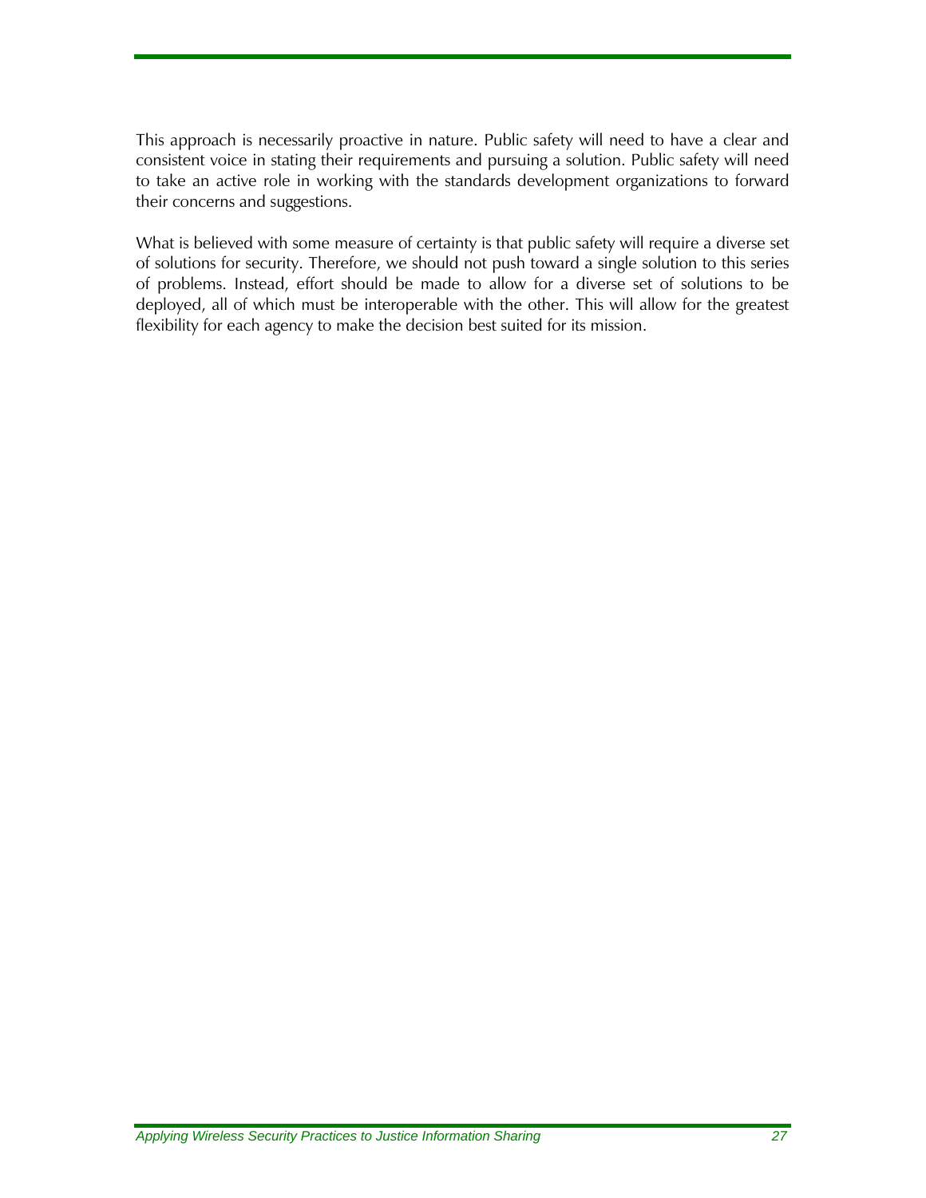This approach is necessarily proactive in nature. Public safety will need to have a clear and consistent voice in stating their requirements and pursuing a solution. Public safety will need to take an active role in working with the standards development organizations to forward their concerns and suggestions.

What is believed with some measure of certainty is that public safety will require a diverse set of solutions for security. Therefore, we should not push toward a single solution to this series of problems. Instead, effort should be made to allow for a diverse set of solutions to be deployed, all of which must be interoperable with the other. This will allow for the greatest flexibility for each agency to make the decision best suited for its mission.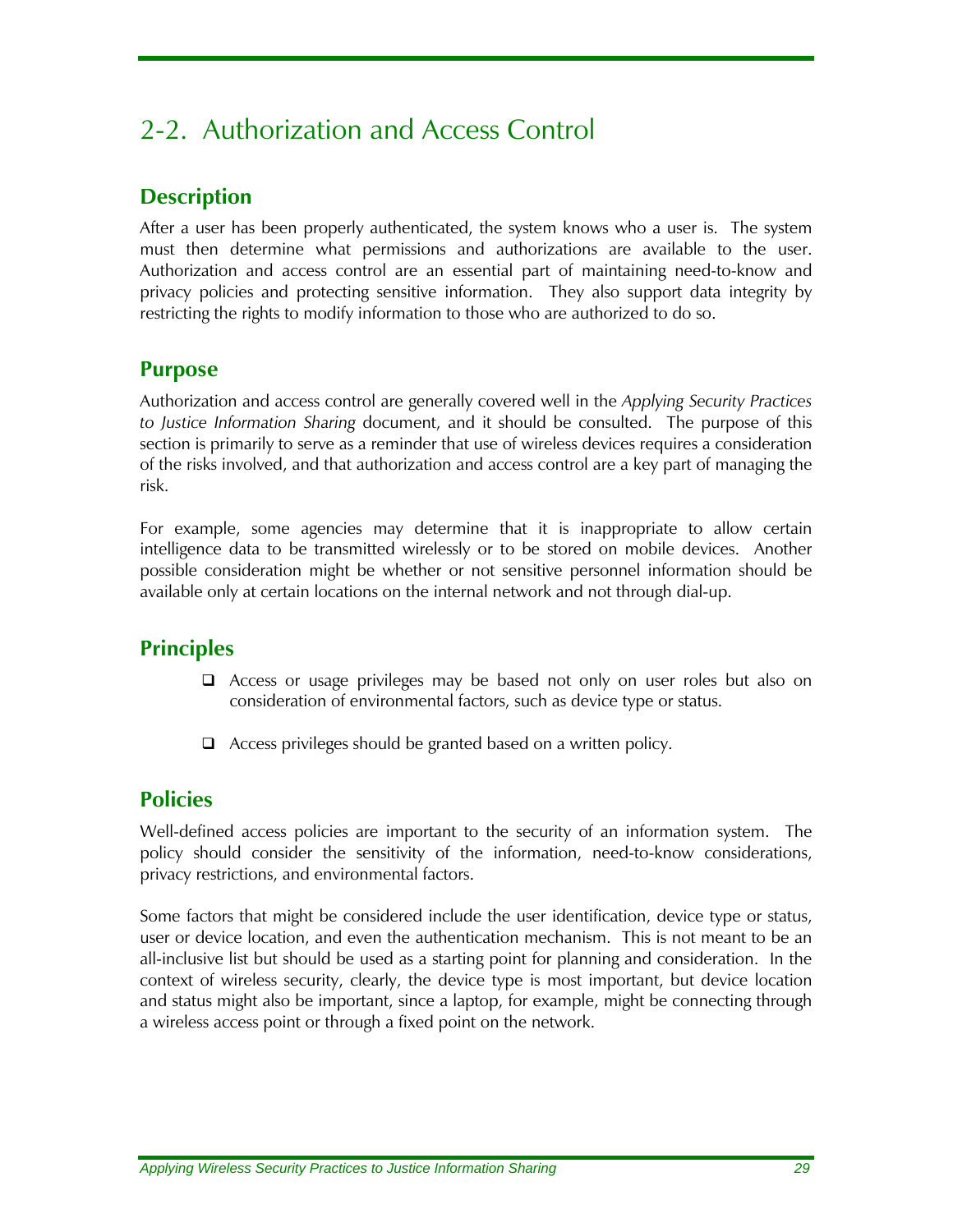# 2-2. Authorization and Access Control

## Description

After a user has been properly authenticated, the system knows who a user is. The system must then determine what permissions and authorizations are available to the user. Authorization and access control are an essential part of maintaining need-to-know and privacy policies and protecting sensitive information. They also support data integrity by restricting the rights to modify information to those who are authorized to do so.

## Purpose

Authorization and access control are generally covered well in the *Applying Security Practices to Justice Information Sharing* document, and it should be consulted. The purpose of this section is primarily to serve as a reminder that use of wireless devices requires a consideration of the risks involved, and that authorization and access control are a key part of managing the risk.

For example, some agencies may determine that it is inappropriate to allow certain intelligence data to be transmitted wirelessly or to be stored on mobile devices. Another possible consideration might be whether or not sensitive personnel information should be available only at certain locations on the internal network and not through dial-up.

## Principles

- Access or usage privileges may be based not only on user roles but also on consideration of environmental factors, such as device type or status.
- Access privileges should be granted based on a written policy.

## Policies

Well-defined access policies are important to the security of an information system. The policy should consider the sensitivity of the information, need-to-know considerations, privacy restrictions, and environmental factors.

Some factors that might be considered include the user identification, device type or status, user or device location, and even the authentication mechanism. This is not meant to be an all-inclusive list but should be used as a starting point for planning and consideration. In the context of wireless security, clearly, the device type is most important, but device location and status might also be important, since a laptop, for example, might be connecting through a wireless access point or through a fixed point on the network.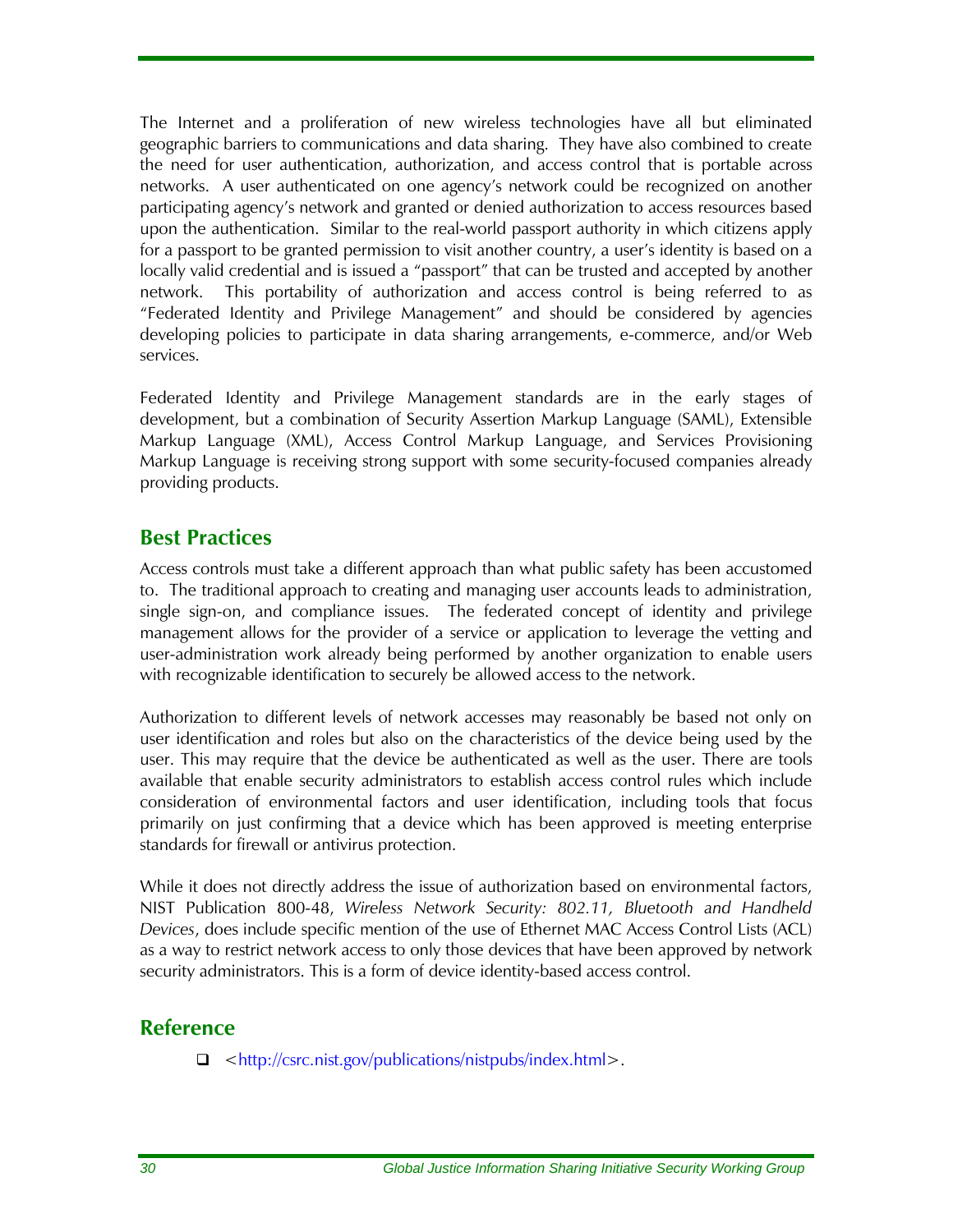The Internet and a proliferation of new wireless technologies have all but eliminated geographic barriers to communications and data sharing. They have also combined to create the need for user authentication, authorization, and access control that is portable across networks. A user authenticated on one agency's network could be recognized on another participating agency's network and granted or denied authorization to access resources based upon the authentication. Similar to the real-world passport authority in which citizens apply for a passport to be granted permission to visit another country, a user's identity is based on a locally valid credential and is issued a "passport" that can be trusted and accepted by another network. This portability of authorization and access control is being referred to as "Federated Identity and Privilege Management" and should be considered by agencies developing policies to participate in data sharing arrangements, e-commerce, and/or Web services.

Federated Identity and Privilege Management standards are in the early stages of development, but a combination of Security Assertion Markup Language (SAML), Extensible Markup Language (XML), Access Control Markup Language, and Services Provisioning Markup Language is receiving strong support with some security-focused companies already providing products.

## Best Practices

Access controls must take a different approach than what public safety has been accustomed to. The traditional approach to creating and managing user accounts leads to administration, single sign-on, and compliance issues. The federated concept of identity and privilege management allows for the provider of a service or application to leverage the vetting and user-administration work already being performed by another organization to enable users with recognizable identification to securely be allowed access to the network.

Authorization to different levels of network accesses may reasonably be based not only on user identification and roles but also on the characteristics of the device being used by the user. This may require that the device be authenticated as well as the user. There are tools available that enable security administrators to establish access control rules which include consideration of environmental factors and user identification, including tools that focus primarily on just confirming that a device which has been approved is meeting enterprise standards for firewall or antivirus protection.

While it does not directly address the issue of authorization based on environmental factors, NIST Publication 800-48, *Wireless Network Security: 802.11, Bluetooth and Handheld Devices*, does include specific mention of the use of Ethernet MAC Access Control Lists (ACL) as a way to restrict network access to only those devices that have been approved by network security administrators. This is a form of device identity-based access control.

## Reference

- <http://csrc.nist.gov/publications/nistpubs/index.html>.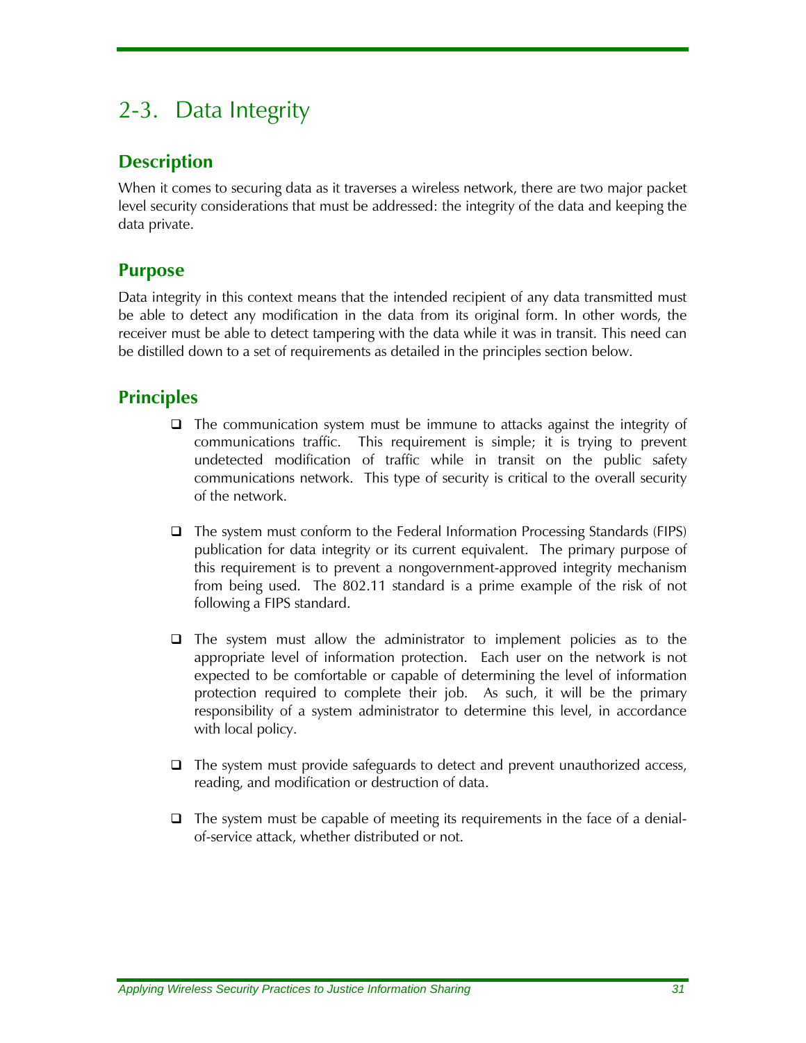# 2-3. Data Integrity

## Description

When it comes to securing data as it traverses a wireless network, there are two major packet level security considerations that must be addressed: the integrity of the data and keeping the data private.

## Purpose

Data integrity in this context means that the intended recipient of any data transmitted must be able to detect any modification in the data from its original form. In other words, the receiver must be able to detect tampering with the data while it was in transit. This need can be distilled down to a set of requirements as detailed in the principles section below.

## Principles

- The communication system must be immune to attacks against the integrity of communications traffic. This requirement is simple; it is trying to prevent undetected modification of traffic while in transit on the public safety communications network. This type of security is critical to the overall security of the network.

- The system must conform to the Federal Information Processing Standards (FIPS) publication for data integrity or its current equivalent. The primary purpose of this requirement is to prevent a nongovernment-approved integrity mechanism from being used. The 802.11 standard is a prime example of the risk of not following a FIPS standard.

- The system must allow the administrator to implement policies as to the appropriate level of information protection. Each user on the network is not expected to be comfortable or capable of determining the level of information protection required to complete their job. As such, it will be the primary responsibility of a system administrator to determine this level, in accordance with local policy.

- The system must provide safeguards to detect and prevent unauthorized access, reading, and modification or destruction of data.

- The system must be capable of meeting its requirements in the face of a denial-of-service attack, whether distributed or not.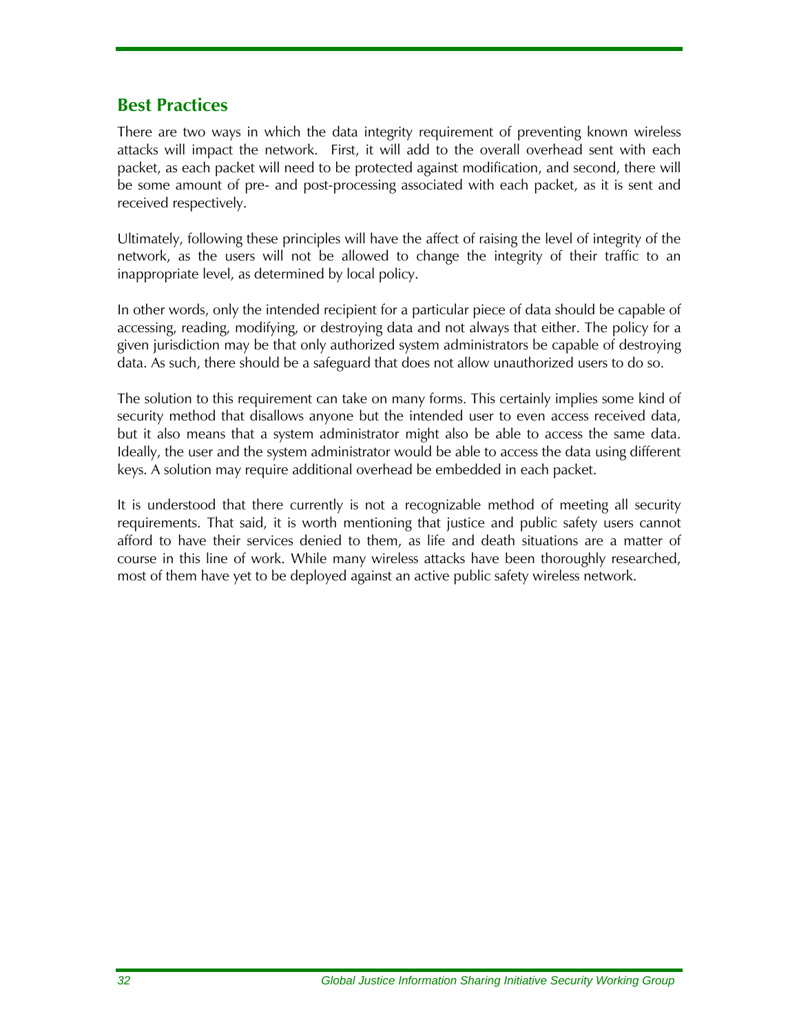## Best Practices

There are two ways in which the data integrity requirement of preventing known wireless attacks will impact the network. First, it will add to the overall overhead sent with each packet, as each packet will need to be protected against modification, and second, there will be some amount of pre- and post-processing associated with each packet, as it is sent and received respectively.

Ultimately, following these principles will have the affect of raising the level of integrity of the network, as the users will not be allowed to change the integrity of their traffic to an inappropriate level, as determined by local policy.

In other words, only the intended recipient for a particular piece of data should be capable of accessing, reading, modifying, or destroying data and not always that either. The policy for a given jurisdiction may be that only authorized system administrators be capable of destroying data. As such, there should be a safeguard that does not allow unauthorized users to do so.

The solution to this requirement can take on many forms. This certainly implies some kind of security method that disallows anyone but the intended user to even access received data, but it also means that a system administrator might also be able to access the same data. Ideally, the user and the system administrator would be able to access the data using different keys. A solution may require additional overhead be embedded in each packet.

It is understood that there currently is not a recognizable method of meeting all security requirements. That said, it is worth mentioning that justice and public safety users cannot afford to have their services denied to them, as life and death situations are a matter of course in this line of work. While many wireless attacks have been thoroughly researched, most of them have yet to be deployed against an active public safety wireless network.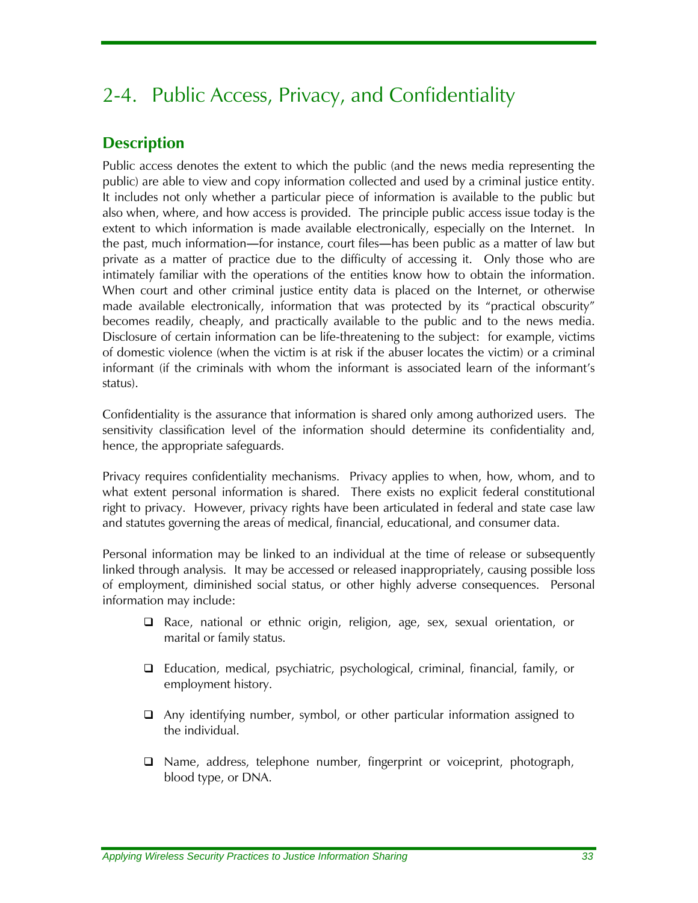# 2-4. Public Access, Privacy, and Confidentiality

## Description

Public access denotes the extent to which the public (and the news media representing the public) are able to view and copy information collected and used by a criminal justice entity. It includes not only whether a particular piece of information is available to the public but also when, where, and how access is provided. The principle public access issue today is the extent to which information is made available electronically, especially on the Internet. In the past, much information—for instance, court files—has been public as a matter of law but private as a matter of practice due to the difficulty of accessing it. Only those who are intimately familiar with the operations of the entities know how to obtain the information. When court and other criminal justice entity data is placed on the Internet, or otherwise made available electronically, information that was protected by its "practical obscurity" becomes readily, cheaply, and practically available to the public and to the news media. Disclosure of certain information can be life-threatening to the subject: for example, victims of domestic violence (when the victim is at risk if the abuser locates the victim) or a criminal informant (if the criminals with whom the informant is associated learn of the informant's status).

Confidentiality is the assurance that information is shared only among authorized users. The sensitivity classification level of the information should determine its confidentiality and, hence, the appropriate safeguards.

Privacy requires confidentiality mechanisms. Privacy applies to when, how, whom, and to what extent personal information is shared. There exists no explicit federal constitutional right to privacy. However, privacy rights have been articulated in federal and state case law and statutes governing the areas of medical, financial, educational, and consumer data.

Personal information may be linked to an individual at the time of release or subsequently linked through analysis. It may be accessed or released inappropriately, causing possible loss of employment, diminished social status, or other highly adverse consequences. Personal information may include:

- Race, national or ethnic origin, religion, age, sex, sexual orientation, or marital or family status.
- Education, medical, psychiatric, psychological, criminal, financial, family, or employment history.
- Any identifying number, symbol, or other particular information assigned to the individual.
- Name, address, telephone number, fingerprint or voiceprint, photograph, blood type, or DNA.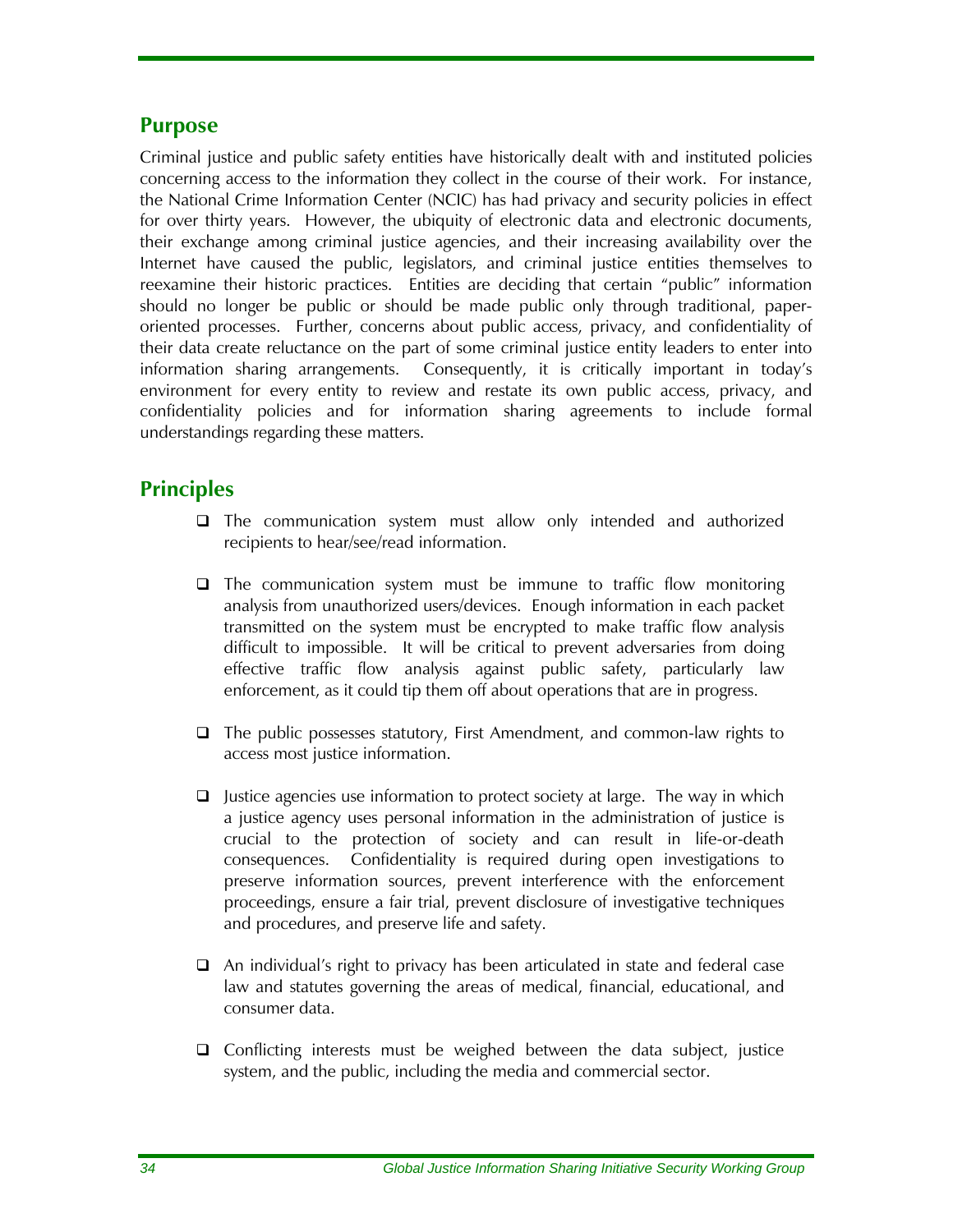## Purpose

Criminal justice and public safety entities have historically dealt with and instituted policies concerning access to the information they collect in the course of their work. For instance, the National Crime Information Center (NCIC) has had privacy and security policies in effect for over thirty years. However, the ubiquity of electronic data and electronic documents, their exchange among criminal justice agencies, and their increasing availability over the Internet have caused the public, legislators, and criminal justice entities themselves to reexamine their historic practices. Entities are deciding that certain "public" information should no longer be public or should be made public only through traditional, paper-oriented processes. Further, concerns about public access, privacy, and confidentiality of their data create reluctance on the part of some criminal justice entity leaders to enter into information sharing arrangements. Consequently, it is critically important in today's environment for every entity to review and restate its own public access, privacy, and confidentiality policies and for information sharing agreements to include formal understandings regarding these matters.

## Principles

- The communication system must allow only intended and authorized recipients to hear/see/read information.
- The communication system must be immune to traffic flow monitoring analysis from unauthorized users/devices. Enough information in each packet transmitted on the system must be encrypted to make traffic flow analysis difficult to impossible. It will be critical to prevent adversaries from doing effective traffic flow analysis against public safety, particularly law enforcement, as it could tip them off about operations that are in progress.
- The public possesses statutory, First Amendment, and common-law rights to access most justice information.
- Justice agencies use information to protect society at large. The way in which a justice agency uses personal information in the administration of justice is crucial to the protection of society and can result in life-or-death consequences. Confidentiality is required during open investigations to preserve information sources, prevent interference with the enforcement proceedings, ensure a fair trial, prevent disclosure of investigative techniques and procedures, and preserve life and safety.
- An individual's right to privacy has been articulated in state and federal case law and statutes governing the areas of medical, financial, educational, and consumer data.
- Conflicting interests must be weighed between the data subject, justice system, and the public, including the media and commercial sector.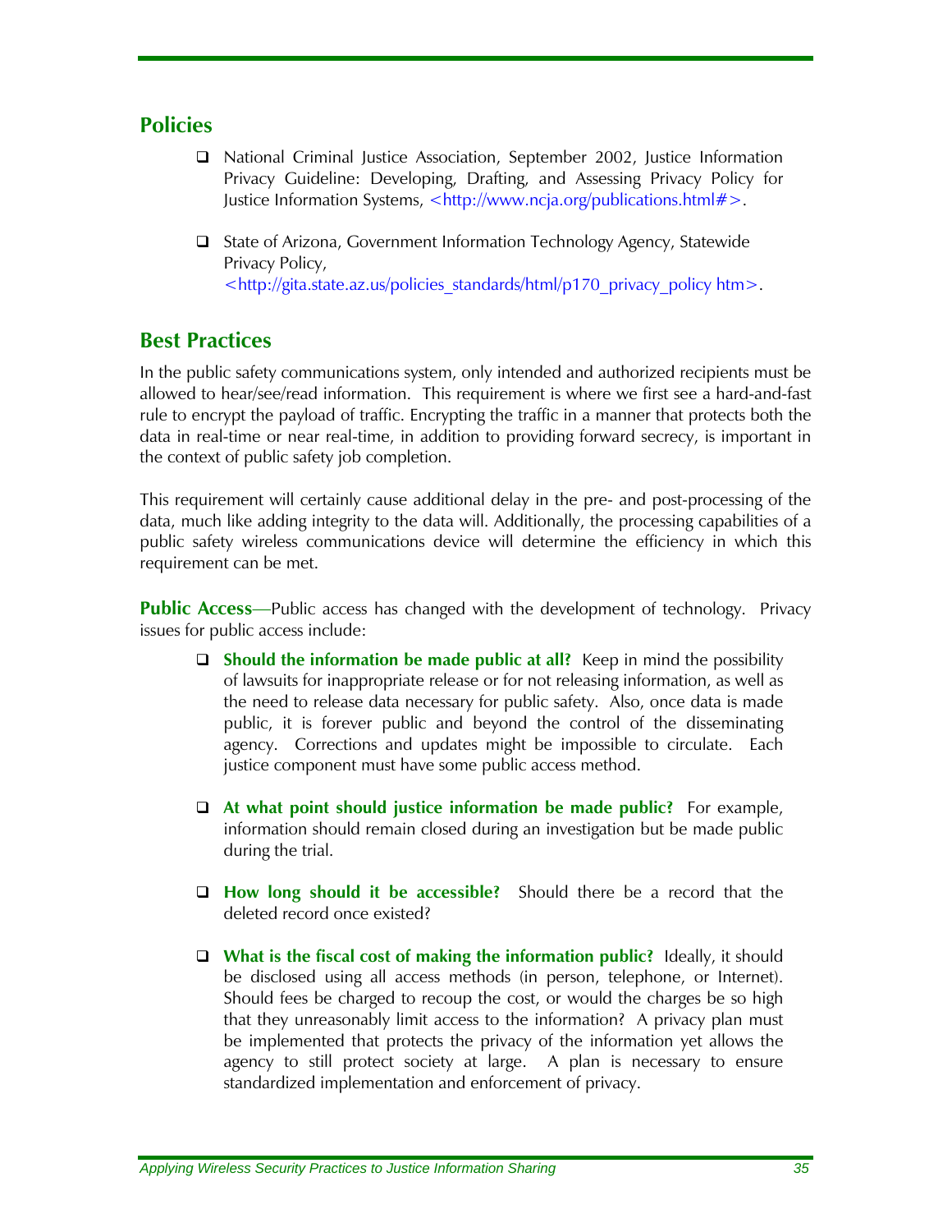## Policies

- National Criminal Justice Association, September 2002, Justice Information Privacy Guideline: Developing, Drafting, and Assessing Privacy Policy for Justice Information Systems, <http://www.ncja.org/publications.html#>.

- State of Arizona, Government Information Technology Agency, Statewide Privacy Policy, <http://gita.state.az.us/policies_standards/html/p170_privacy_policy htm>.

## Best Practices

In the public safety communications system, only intended and authorized recipients must be allowed to hear/see/read information. This requirement is where we first see a hard-and-fast rule to encrypt the payload of traffic. Encrypting the traffic in a manner that protects both the data in real-time or near real-time, in addition to providing forward secrecy, is important in the context of public safety job completion.

This requirement will certainly cause additional delay in the pre- and post-processing of the data, much like adding integrity to the data will. Additionally, the processing capabilities of a public safety wireless communications device will determine the efficiency in which this requirement can be met.

**Public Access**—Public access has changed with the development of technology. Privacy issues for public access include:

- **Should the information be made public at all?** Keep in mind the possibility of lawsuits for inappropriate release or for not releasing information, as well as the need to release data necessary for public safety. Also, once data is made public, it is forever public and beyond the control of the disseminating agency. Corrections and updates might be impossible to circulate. Each justice component must have some public access method.

- **At what point should justice information be made public?** For example, information should remain closed during an investigation but be made public during the trial.

- **How long should it be accessible?** Should there be a record that the deleted record once existed?

- **What is the fiscal cost of making the information public?** Ideally, it should be disclosed using all access methods (in person, telephone, or Internet). Should fees be charged to recoup the cost, or would the charges be so high that they unreasonably limit access to the information? A privacy plan must be implemented that protects the privacy of the information yet allows the agency to still protect society at large. A plan is necessary to ensure standardized implementation and enforcement of privacy.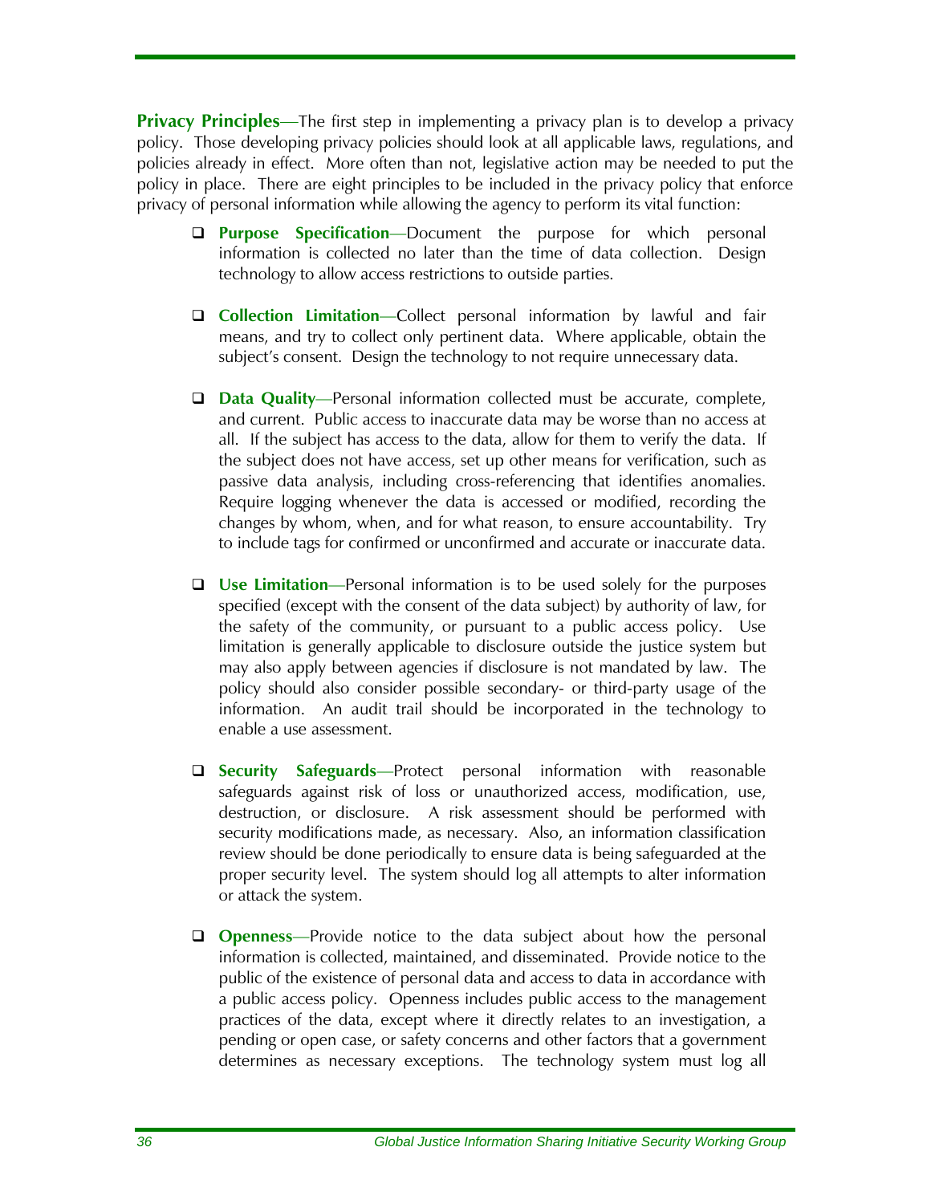**Privacy Principles**—The first step in implementing a privacy plan is to develop a privacy policy. Those developing privacy policies should look at all applicable laws, regulations, and policies already in effect. More often than not, legislative action may be needed to put the policy in place. There are eight principles to be included in the privacy policy that enforce privacy of personal information while allowing the agency to perform its vital function:

- **Purpose Specification**—Document the purpose for which personal information is collected no later than the time of data collection. Design technology to allow access restrictions to outside parties.

- **Collection Limitation**—Collect personal information by lawful and fair means, and try to collect only pertinent data. Where applicable, obtain the subject's consent. Design the technology to not require unnecessary data.

- **Data Quality**—Personal information collected must be accurate, complete, and current. Public access to inaccurate data may be worse than no access at all. If the subject has access to the data, allow for them to verify the data. If the subject does not have access, set up other means for verification, such as passive data analysis, including cross-referencing that identifies anomalies. Require logging whenever the data is accessed or modified, recording the changes by whom, when, and for what reason, to ensure accountability. Try to include tags for confirmed or unconfirmed and accurate or inaccurate data.

- **Use Limitation**—Personal information is to be used solely for the purposes specified (except with the consent of the data subject) by authority of law, for the safety of the community, or pursuant to a public access policy. Use limitation is generally applicable to disclosure outside the justice system but may also apply between agencies if disclosure is not mandated by law. The policy should also consider possible secondary- or third-party usage of the information. An audit trail should be incorporated in the technology to enable a use assessment.

- **Security Safeguards**—Protect personal information with reasonable safeguards against risk of loss or unauthorized access, modification, use, destruction, or disclosure. A risk assessment should be performed with security modifications made, as necessary. Also, an information classification review should be done periodically to ensure data is being safeguarded at the proper security level. The system should log all attempts to alter information or attack the system.

- **Openness**—Provide notice to the data subject about how the personal information is collected, maintained, and disseminated. Provide notice to the public of the existence of personal data and access to data in accordance with a public access policy. Openness includes public access to the management practices of the data, except where it directly relates to an investigation, a pending or open case, or safety concerns and other factors that a government determines as necessary exceptions. The technology system must log all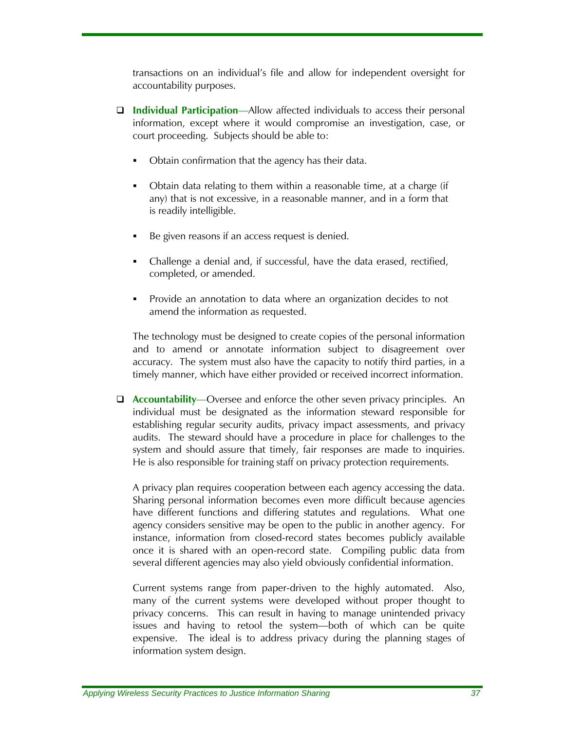transactions on an individual's file and allow for independent oversight for accountability purposes.

- **Individual Participation**—Allow affected individuals to access their personal information, except where it would compromise an investigation, case, or court proceeding. Subjects should be able to:

  - Obtain confirmation that the agency has their data.
  - Obtain data relating to them within a reasonable time, at a charge (if any) that is not excessive, in a reasonable manner, and in a form that is readily intelligible.
  - Be given reasons if an access request is denied.
  - Challenge a denial and, if successful, have the data erased, rectified, completed, or amended.
  - Provide an annotation to data where an organization decides to not amend the information as requested.

  The technology must be designed to create copies of the personal information and to amend or annotate information subject to disagreement over accuracy. The system must also have the capacity to notify third parties, in a timely manner, which have either provided or received incorrect information.

- **Accountability**—Oversee and enforce the other seven privacy principles. An individual must be designated as the information steward responsible for establishing regular security audits, privacy impact assessments, and privacy audits. The steward should have a procedure in place for challenges to the system and should assure that timely, fair responses are made to inquiries. He is also responsible for training staff on privacy protection requirements.

  A privacy plan requires cooperation between each agency accessing the data. Sharing personal information becomes even more difficult because agencies have different functions and differing statutes and regulations. What one agency considers sensitive may be open to the public in another agency. For instance, information from closed-record states becomes publicly available once it is shared with an open-record state. Compiling public data from several different agencies may also yield obviously confidential information.

  Current systems range from paper-driven to the highly automated. Also, many of the current systems were developed without proper thought to privacy concerns. This can result in having to manage unintended privacy issues and having to retool the system—both of which can be quite expensive. The ideal is to address privacy during the planning stages of information system design.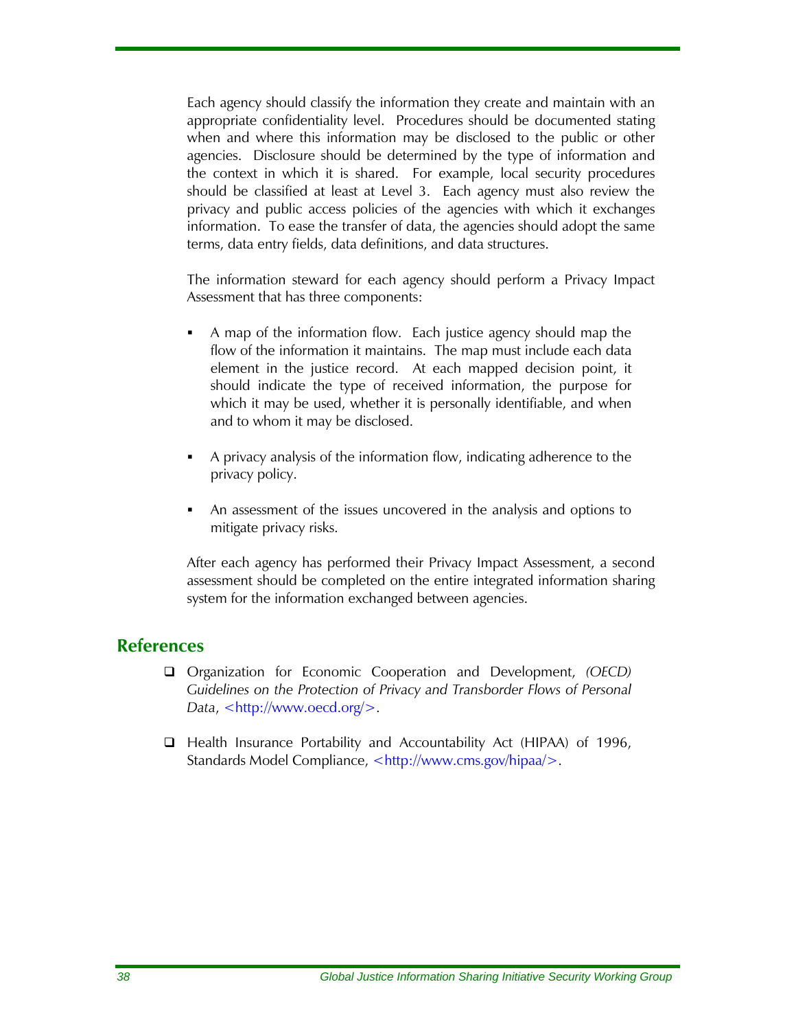Each agency should classify the information they create and maintain with an appropriate confidentiality level. Procedures should be documented stating when and where this information may be disclosed to the public or other agencies. Disclosure should be determined by the type of information and the context in which it is shared. For example, local security procedures should be classified at least at Level 3. Each agency must also review the privacy and public access policies of the agencies with which it exchanges information. To ease the transfer of data, the agencies should adopt the same terms, data entry fields, data definitions, and data structures.

The information steward for each agency should perform a Privacy Impact Assessment that has three components:

- A map of the information flow. Each justice agency should map the flow of the information it maintains. The map must include each data element in the justice record. At each mapped decision point, it should indicate the type of received information, the purpose for which it may be used, whether it is personally identifiable, and when and to whom it may be disclosed.
- A privacy analysis of the information flow, indicating adherence to the privacy policy.
- An assessment of the issues uncovered in the analysis and options to mitigate privacy risks.

After each agency has performed their Privacy Impact Assessment, a second assessment should be completed on the entire integrated information sharing system for the information exchanged between agencies.

## References

- Organization for Economic Cooperation and Development, *(OECD) Guidelines on the Protection of Privacy and Transborder Flows of Personal Data*, <http://www.oecd.org/>.
- Health Insurance Portability and Accountability Act (HIPAA) of 1996, Standards Model Compliance, <http://www.cms.gov/hipaa/>.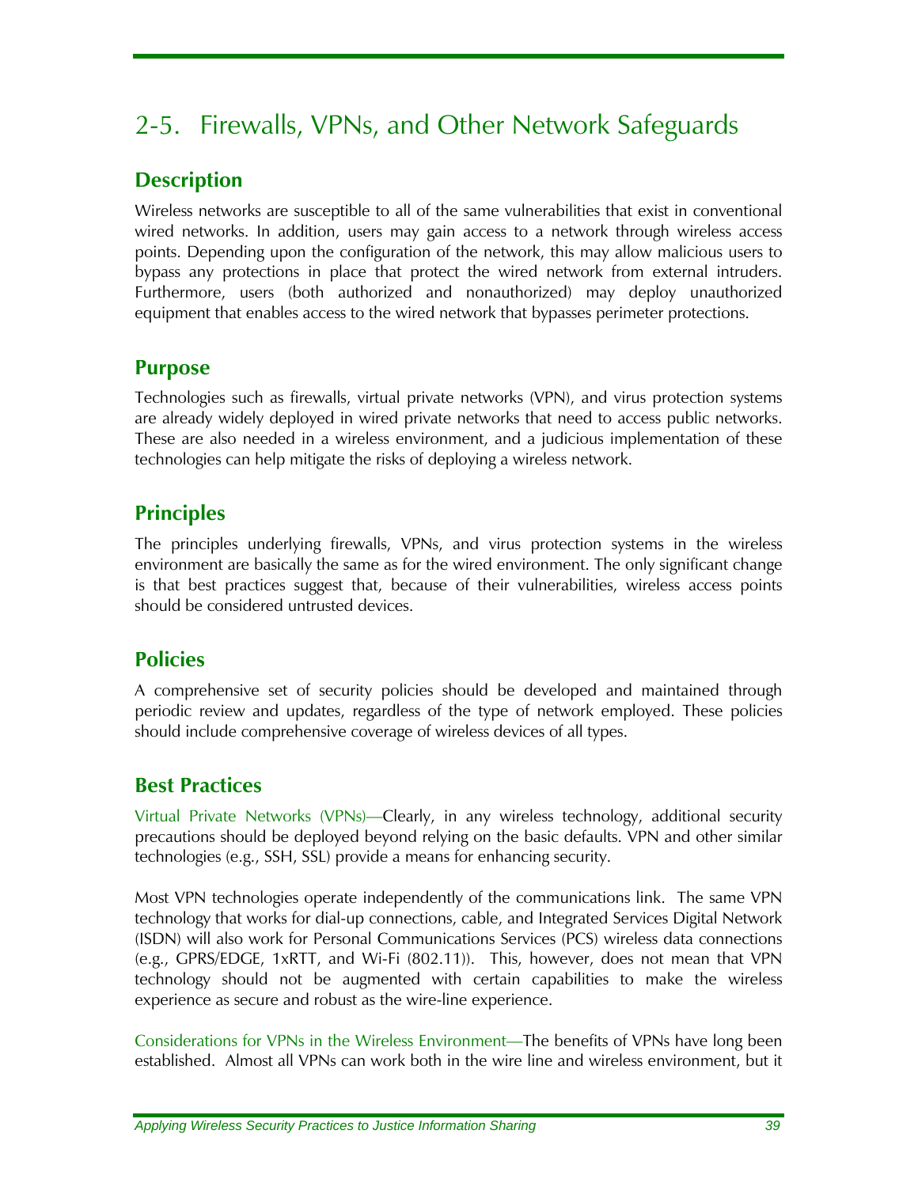# 2-5. Firewalls, VPNs, and Other Network Safeguards

## Description

Wireless networks are susceptible to all of the same vulnerabilities that exist in conventional wired networks. In addition, users may gain access to a network through wireless access points. Depending upon the configuration of the network, this may allow malicious users to bypass any protections in place that protect the wired network from external intruders. Furthermore, users (both authorized and nonauthorized) may deploy unauthorized equipment that enables access to the wired network that bypasses perimeter protections.

## Purpose

Technologies such as firewalls, virtual private networks (VPN), and virus protection systems are already widely deployed in wired private networks that need to access public networks. These are also needed in a wireless environment, and a judicious implementation of these technologies can help mitigate the risks of deploying a wireless network.

## Principles

The principles underlying firewalls, VPNs, and virus protection systems in the wireless environment are basically the same as for the wired environment. The only significant change is that best practices suggest that, because of their vulnerabilities, wireless access points should be considered untrusted devices.

## Policies

A comprehensive set of security policies should be developed and maintained through periodic review and updates, regardless of the type of network employed. These policies should include comprehensive coverage of wireless devices of all types.

## Best Practices

Virtual Private Networks (VPNs)—Clearly, in any wireless technology, additional security precautions should be deployed beyond relying on the basic defaults. VPN and other similar technologies (e.g., SSH, SSL) provide a means for enhancing security.

Most VPN technologies operate independently of the communications link. The same VPN technology that works for dial-up connections, cable, and Integrated Services Digital Network (ISDN) will also work for Personal Communications Services (PCS) wireless data connections (e.g., GPRS/EDGE, 1xRTT, and Wi-Fi (802.11)). This, however, does not mean that VPN technology should not be augmented with certain capabilities to make the wireless experience as secure and robust as the wire-line experience.

Considerations for VPNs in the Wireless Environment—The benefits of VPNs have long been established. Almost all VPNs can work both in the wire line and wireless environment, but it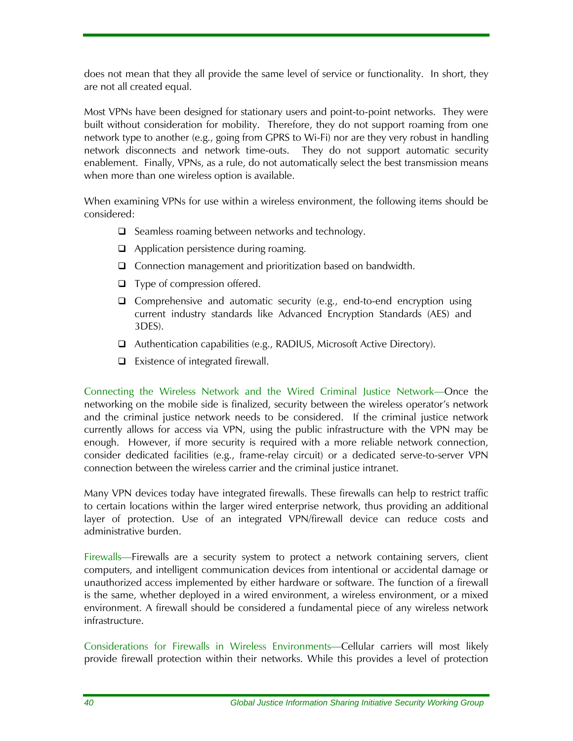does not mean that they all provide the same level of service or functionality. In short, they are not all created equal.

Most VPNs have been designed for stationary users and point-to-point networks. They were built without consideration for mobility. Therefore, they do not support roaming from one network type to another (e.g., going from GPRS to Wi-Fi) nor are they very robust in handling network disconnects and network time-outs. They do not support automatic security enablement. Finally, VPNs, as a rule, do not automatically select the best transmission means when more than one wireless option is available.

When examining VPNs for use within a wireless environment, the following items should be considered:

- Seamless roaming between networks and technology.
- Application persistence during roaming.
- Connection management and prioritization based on bandwidth.
- Type of compression offered.
- Comprehensive and automatic security (e.g., end-to-end encryption using current industry standards like Advanced Encryption Standards (AES) and 3DES).
- Authentication capabilities (e.g., RADIUS, Microsoft Active Directory).
- Existence of integrated firewall.

Connecting the Wireless Network and the Wired Criminal Justice Network—Once the networking on the mobile side is finalized, security between the wireless operator's network and the criminal justice network needs to be considered. If the criminal justice network currently allows for access via VPN, using the public infrastructure with the VPN may be enough. However, if more security is required with a more reliable network connection, consider dedicated facilities (e.g., frame-relay circuit) or a dedicated serve-to-server VPN connection between the wireless carrier and the criminal justice intranet.

Many VPN devices today have integrated firewalls. These firewalls can help to restrict traffic to certain locations within the larger wired enterprise network, thus providing an additional layer of protection. Use of an integrated VPN/firewall device can reduce costs and administrative burden.

Firewalls—Firewalls are a security system to protect a network containing servers, client computers, and intelligent communication devices from intentional or accidental damage or unauthorized access implemented by either hardware or software. The function of a firewall is the same, whether deployed in a wired environment, a wireless environment, or a mixed environment. A firewall should be considered a fundamental piece of any wireless network infrastructure.

Considerations for Firewalls in Wireless Environments—Cellular carriers will most likely provide firewall protection within their networks. While this provides a level of protection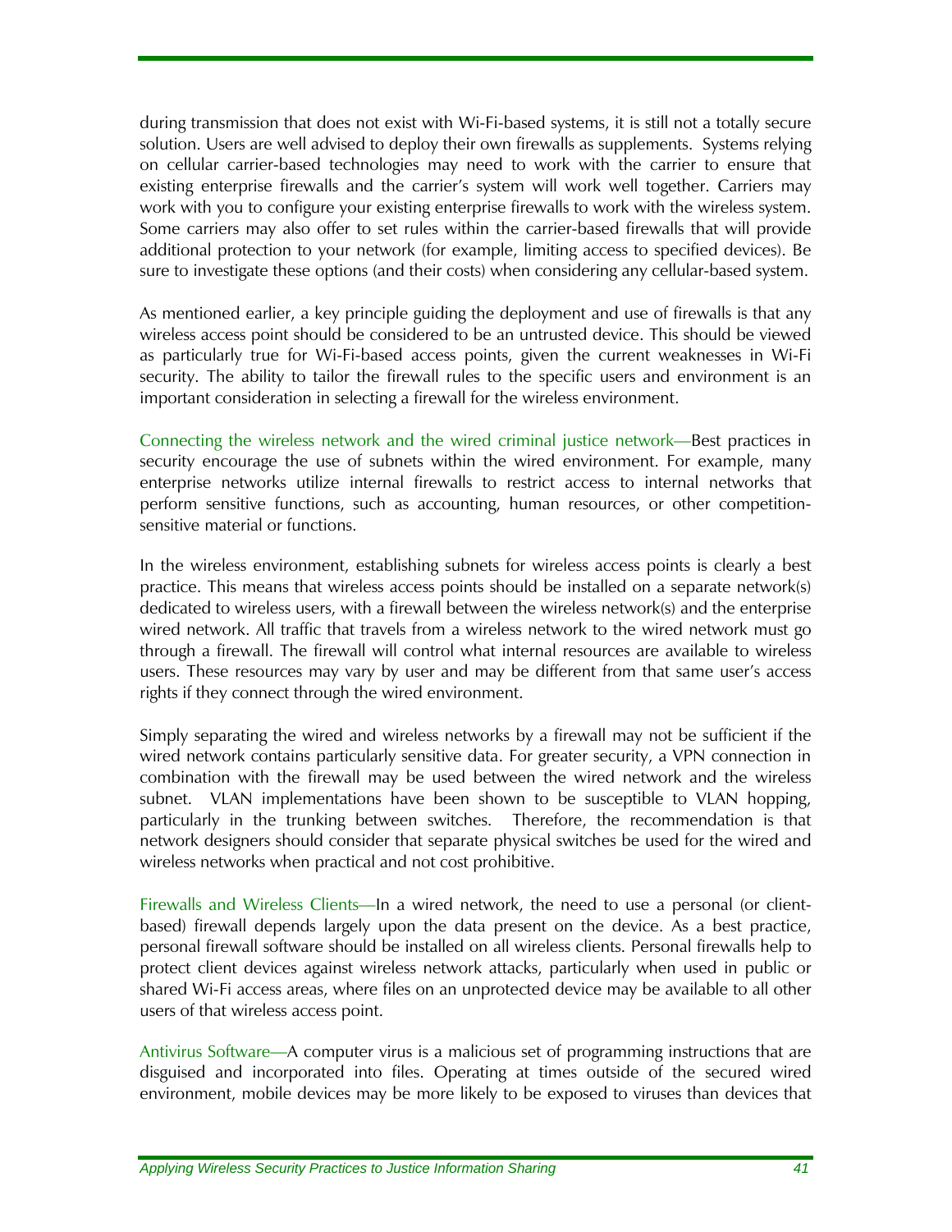during transmission that does not exist with Wi-Fi-based systems, it is still not a totally secure solution. Users are well advised to deploy their own firewalls as supplements. Systems relying on cellular carrier-based technologies may need to work with the carrier to ensure that existing enterprise firewalls and the carrier's system will work well together. Carriers may work with you to configure your existing enterprise firewalls to work with the wireless system. Some carriers may also offer to set rules within the carrier-based firewalls that will provide additional protection to your network (for example, limiting access to specified devices). Be sure to investigate these options (and their costs) when considering any cellular-based system.

As mentioned earlier, a key principle guiding the deployment and use of firewalls is that any wireless access point should be considered to be an untrusted device. This should be viewed as particularly true for Wi-Fi-based access points, given the current weaknesses in Wi-Fi security. The ability to tailor the firewall rules to the specific users and environment is an important consideration in selecting a firewall for the wireless environment.

Connecting the wireless network and the wired criminal justice network—Best practices in security encourage the use of subnets within the wired environment. For example, many enterprise networks utilize internal firewalls to restrict access to internal networks that perform sensitive functions, such as accounting, human resources, or other competition-sensitive material or functions.

In the wireless environment, establishing subnets for wireless access points is clearly a best practice. This means that wireless access points should be installed on a separate network(s) dedicated to wireless users, with a firewall between the wireless network(s) and the enterprise wired network. All traffic that travels from a wireless network to the wired network must go through a firewall. The firewall will control what internal resources are available to wireless users. These resources may vary by user and may be different from that same user's access rights if they connect through the wired environment.

Simply separating the wired and wireless networks by a firewall may not be sufficient if the wired network contains particularly sensitive data. For greater security, a VPN connection in combination with the firewall may be used between the wired network and the wireless subnet. VLAN implementations have been shown to be susceptible to VLAN hopping, particularly in the trunking between switches. Therefore, the recommendation is that network designers should consider that separate physical switches be used for the wired and wireless networks when practical and not cost prohibitive.

Firewalls and Wireless Clients—In a wired network, the need to use a personal (or client-based) firewall depends largely upon the data present on the device. As a best practice, personal firewall software should be installed on all wireless clients. Personal firewalls help to protect client devices against wireless network attacks, particularly when used in public or shared Wi-Fi access areas, where files on an unprotected device may be available to all other users of that wireless access point.

Antivirus Software—A computer virus is a malicious set of programming instructions that are disguised and incorporated into files. Operating at times outside of the secured wired environment, mobile devices may be more likely to be exposed to viruses than devices that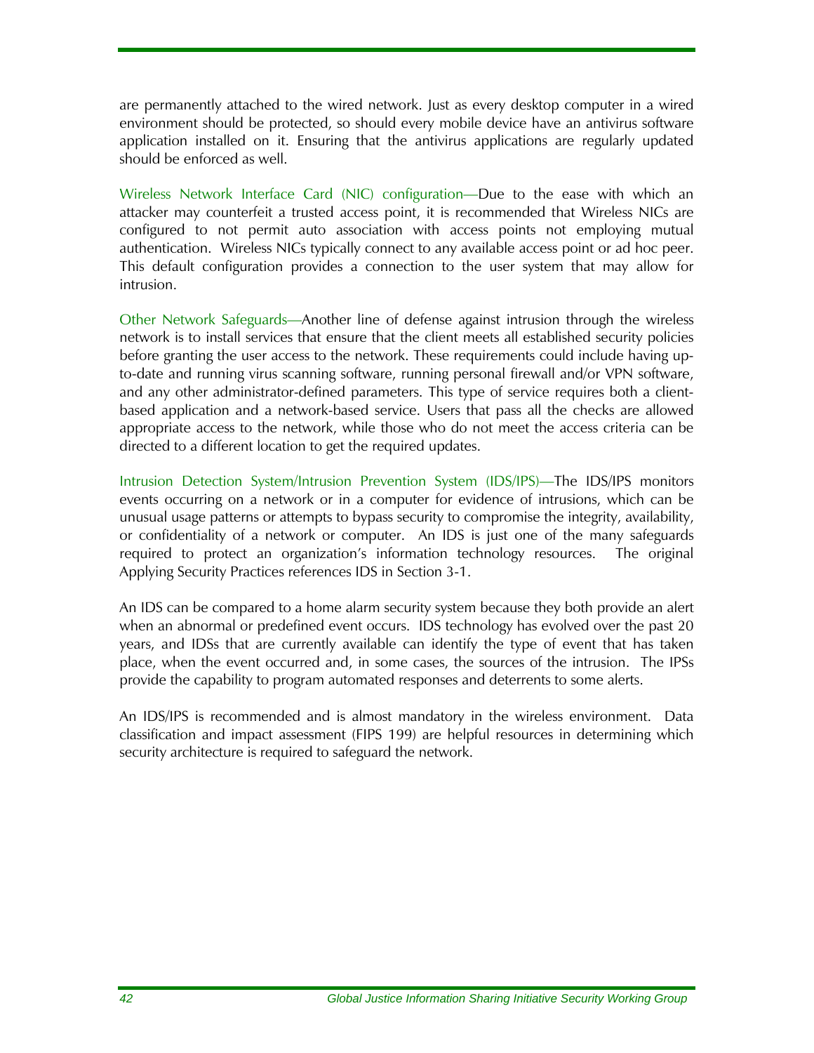are permanently attached to the wired network. Just as every desktop computer in a wired environment should be protected, so should every mobile device have an antivirus software application installed on it. Ensuring that the antivirus applications are regularly updated should be enforced as well.

Wireless Network Interface Card (NIC) configuration—Due to the ease with which an attacker may counterfeit a trusted access point, it is recommended that Wireless NICs are configured to not permit auto association with access points not employing mutual authentication. Wireless NICs typically connect to any available access point or ad hoc peer. This default configuration provides a connection to the user system that may allow for intrusion.

Other Network Safeguards—Another line of defense against intrusion through the wireless network is to install services that ensure that the client meets all established security policies before granting the user access to the network. These requirements could include having up-to-date and running virus scanning software, running personal firewall and/or VPN software, and any other administrator-defined parameters. This type of service requires both a client-based application and a network-based service. Users that pass all the checks are allowed appropriate access to the network, while those who do not meet the access criteria can be directed to a different location to get the required updates.

Intrusion Detection System/Intrusion Prevention System (IDS/IPS)—The IDS/IPS monitors events occurring on a network or in a computer for evidence of intrusions, which can be unusual usage patterns or attempts to bypass security to compromise the integrity, availability, or confidentiality of a network or computer. An IDS is just one of the many safeguards required to protect an organization's information technology resources. The original Applying Security Practices references IDS in Section 3-1.

An IDS can be compared to a home alarm security system because they both provide an alert when an abnormal or predefined event occurs. IDS technology has evolved over the past 20 years, and IDSs that are currently available can identify the type of event that has taken place, when the event occurred and, in some cases, the sources of the intrusion. The IPSs provide the capability to program automated responses and deterrents to some alerts.

An IDS/IPS is recommended and is almost mandatory in the wireless environment. Data classification and impact assessment (FIPS 199) are helpful resources in determining which security architecture is required to safeguard the network.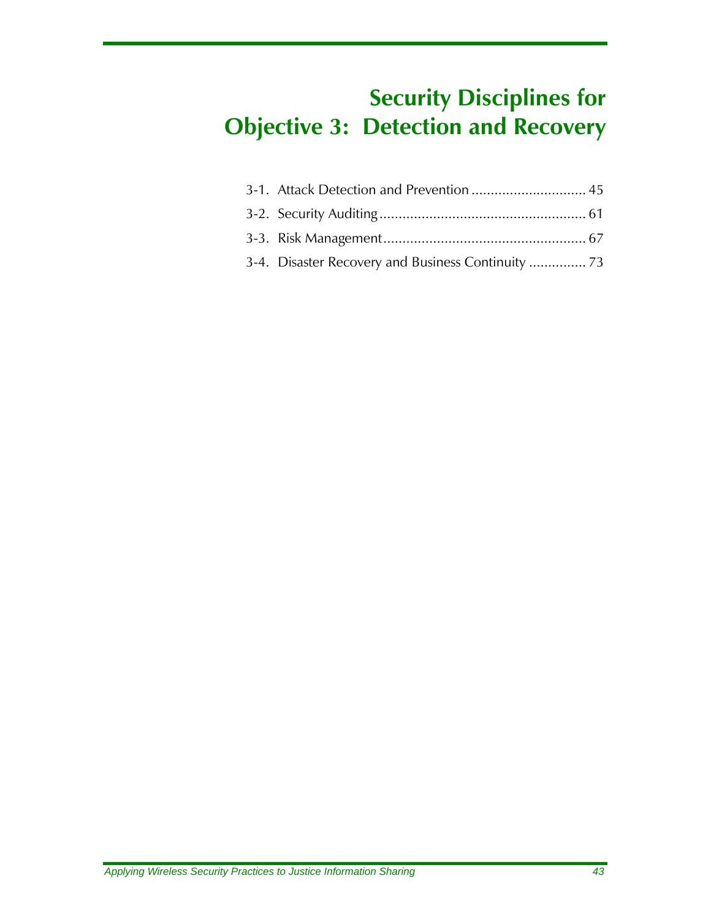# Security Disciplines for Objective 3: Detection and Recovery

3-1. Attack Detection and Prevention .............................. 45

3-2. Security Auditing ...................................................... 61

3-3. Risk Management ..................................................... 67

3-4. Disaster Recovery and Business Continuity ............... 73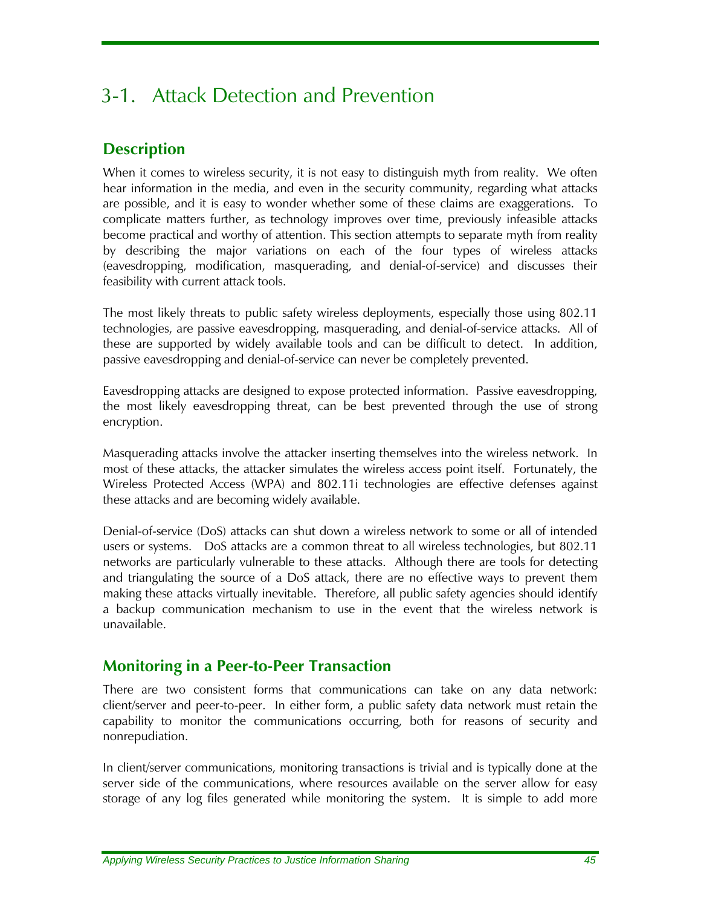# 3-1. Attack Detection and Prevention

## Description

When it comes to wireless security, it is not easy to distinguish myth from reality. We often hear information in the media, and even in the security community, regarding what attacks are possible, and it is easy to wonder whether some of these claims are exaggerations. To complicate matters further, as technology improves over time, previously infeasible attacks become practical and worthy of attention. This section attempts to separate myth from reality by describing the major variations on each of the four types of wireless attacks (eavesdropping, modification, masquerading, and denial-of-service) and discusses their feasibility with current attack tools.

The most likely threats to public safety wireless deployments, especially those using 802.11 technologies, are passive eavesdropping, masquerading, and denial-of-service attacks. All of these are supported by widely available tools and can be difficult to detect. In addition, passive eavesdropping and denial-of-service can never be completely prevented.

Eavesdropping attacks are designed to expose protected information. Passive eavesdropping, the most likely eavesdropping threat, can be best prevented through the use of strong encryption.

Masquerading attacks involve the attacker inserting themselves into the wireless network. In most of these attacks, the attacker simulates the wireless access point itself. Fortunately, the Wireless Protected Access (WPA) and 802.11i technologies are effective defenses against these attacks and are becoming widely available.

Denial-of-service (DoS) attacks can shut down a wireless network to some or all of intended users or systems. DoS attacks are a common threat to all wireless technologies, but 802.11 networks are particularly vulnerable to these attacks. Although there are tools for detecting and triangulating the source of a DoS attack, there are no effective ways to prevent them making these attacks virtually inevitable. Therefore, all public safety agencies should identify a backup communication mechanism to use in the event that the wireless network is unavailable.

## Monitoring in a Peer-to-Peer Transaction

There are two consistent forms that communications can take on any data network: client/server and peer-to-peer. In either form, a public safety data network must retain the capability to monitor the communications occurring, both for reasons of security and nonrepudiation.

In client/server communications, monitoring transactions is trivial and is typically done at the server side of the communications, where resources available on the server allow for easy storage of any log files generated while monitoring the system. It is simple to add more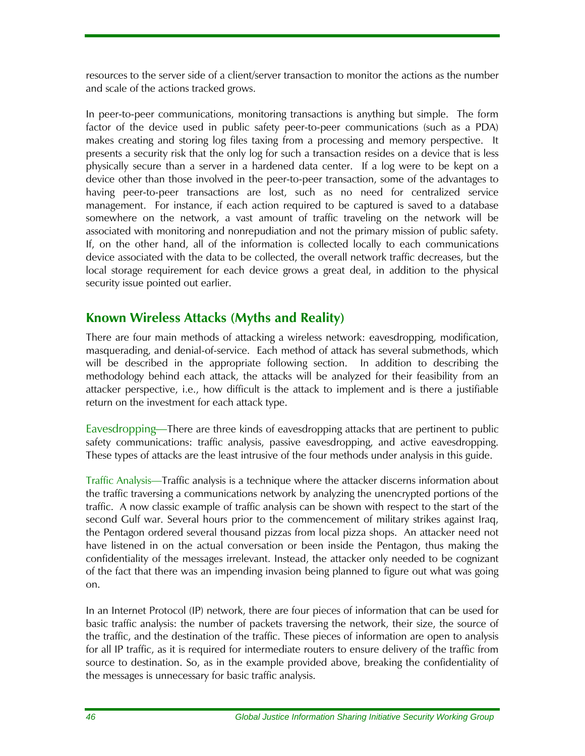resources to the server side of a client/server transaction to monitor the actions as the number and scale of the actions tracked grows.

In peer-to-peer communications, monitoring transactions is anything but simple. The form factor of the device used in public safety peer-to-peer communications (such as a PDA) makes creating and storing log files taxing from a processing and memory perspective. It presents a security risk that the only log for such a transaction resides on a device that is less physically secure than a server in a hardened data center. If a log were to be kept on a device other than those involved in the peer-to-peer transaction, some of the advantages to having peer-to-peer transactions are lost, such as no need for centralized service management. For instance, if each action required to be captured is saved to a database somewhere on the network, a vast amount of traffic traveling on the network will be associated with monitoring and nonrepudiation and not the primary mission of public safety. If, on the other hand, all of the information is collected locally to each communications device associated with the data to be collected, the overall network traffic decreases, but the local storage requirement for each device grows a great deal, in addition to the physical security issue pointed out earlier.

## Known Wireless Attacks (Myths and Reality)

There are four main methods of attacking a wireless network: eavesdropping, modification, masquerading, and denial-of-service. Each method of attack has several submethods, which will be described in the appropriate following section. In addition to describing the methodology behind each attack, the attacks will be analyzed for their feasibility from an attacker perspective, i.e., how difficult is the attack to implement and is there a justifiable return on the investment for each attack type.

Eavesdropping—There are three kinds of eavesdropping attacks that are pertinent to public safety communications: traffic analysis, passive eavesdropping, and active eavesdropping. These types of attacks are the least intrusive of the four methods under analysis in this guide.

Traffic Analysis—Traffic analysis is a technique where the attacker discerns information about the traffic traversing a communications network by analyzing the unencrypted portions of the traffic. A now classic example of traffic analysis can be shown with respect to the start of the second Gulf war. Several hours prior to the commencement of military strikes against Iraq, the Pentagon ordered several thousand pizzas from local pizza shops. An attacker need not have listened in on the actual conversation or been inside the Pentagon, thus making the confidentiality of the messages irrelevant. Instead, the attacker only needed to be cognizant of the fact that there was an impending invasion being planned to figure out what was going on.

In an Internet Protocol (IP) network, there are four pieces of information that can be used for basic traffic analysis: the number of packets traversing the network, their size, the source of the traffic, and the destination of the traffic. These pieces of information are open to analysis for all IP traffic, as it is required for intermediate routers to ensure delivery of the traffic from source to destination. So, as in the example provided above, breaking the confidentiality of the messages is unnecessary for basic traffic analysis.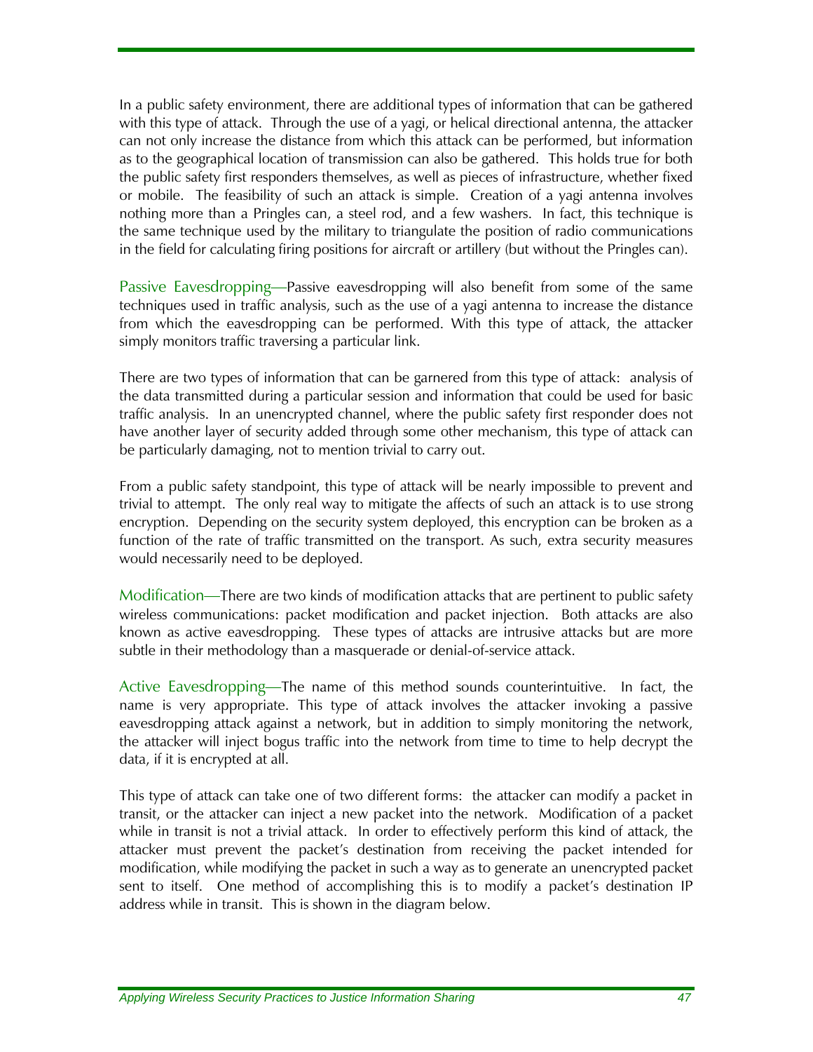In a public safety environment, there are additional types of information that can be gathered with this type of attack. Through the use of a yagi, or helical directional antenna, the attacker can not only increase the distance from which this attack can be performed, but information as to the geographical location of transmission can also be gathered. This holds true for both the public safety first responders themselves, as well as pieces of infrastructure, whether fixed or mobile. The feasibility of such an attack is simple. Creation of a yagi antenna involves nothing more than a Pringles can, a steel rod, and a few washers. In fact, this technique is the same technique used by the military to triangulate the position of radio communications in the field for calculating firing positions for aircraft or artillery (but without the Pringles can).

Passive Eavesdropping—Passive eavesdropping will also benefit from some of the same techniques used in traffic analysis, such as the use of a yagi antenna to increase the distance from which the eavesdropping can be performed. With this type of attack, the attacker simply monitors traffic traversing a particular link.

There are two types of information that can be garnered from this type of attack: analysis of the data transmitted during a particular session and information that could be used for basic traffic analysis. In an unencrypted channel, where the public safety first responder does not have another layer of security added through some other mechanism, this type of attack can be particularly damaging, not to mention trivial to carry out.

From a public safety standpoint, this type of attack will be nearly impossible to prevent and trivial to attempt. The only real way to mitigate the affects of such an attack is to use strong encryption. Depending on the security system deployed, this encryption can be broken as a function of the rate of traffic transmitted on the transport. As such, extra security measures would necessarily need to be deployed.

Modification—There are two kinds of modification attacks that are pertinent to public safety wireless communications: packet modification and packet injection. Both attacks are also known as active eavesdropping. These types of attacks are intrusive attacks but are more subtle in their methodology than a masquerade or denial-of-service attack.

Active Eavesdropping—The name of this method sounds counterintuitive. In fact, the name is very appropriate. This type of attack involves the attacker invoking a passive eavesdropping attack against a network, but in addition to simply monitoring the network, the attacker will inject bogus traffic into the network from time to time to help decrypt the data, if it is encrypted at all.

This type of attack can take one of two different forms: the attacker can modify a packet in transit, or the attacker can inject a new packet into the network. Modification of a packet while in transit is not a trivial attack. In order to effectively perform this kind of attack, the attacker must prevent the packet's destination from receiving the packet intended for modification, while modifying the packet in such a way as to generate an unencrypted packet sent to itself. One method of accomplishing this is to modify a packet's destination IP address while in transit. This is shown in the diagram below.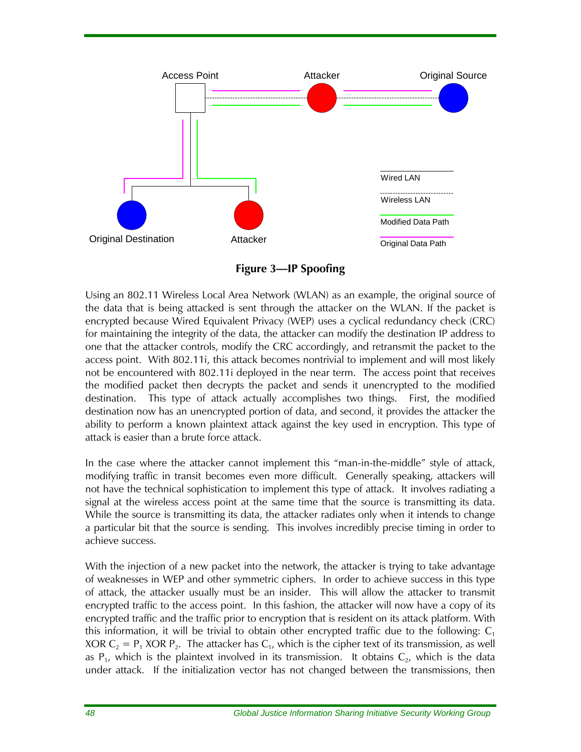**Figure 3—IP Spoofing**

Using an 802.11 Wireless Local Area Network (WLAN) as an example, the original source of the data that is being attacked is sent through the attacker on the WLAN. If the packet is encrypted because Wired Equivalent Privacy (WEP) uses a cyclical redundancy check (CRC) for maintaining the integrity of the data, the attacker can modify the destination IP address to one that the attacker controls, modify the CRC accordingly, and retransmit the packet to the access point. With 802.11i, this attack becomes nontrivial to implement and will most likely not be encountered with 802.11i deployed in the near term. The access point that receives the modified packet then decrypts the packet and sends it unencrypted to the modified destination. This type of attack actually accomplishes two things. First, the modified destination now has an unencrypted portion of data, and second, it provides the attacker the ability to perform a known plaintext attack against the key used in encryption. This type of attack is easier than a brute force attack.

In the case where the attacker cannot implement this "man-in-the-middle" style of attack, modifying traffic in transit becomes even more difficult. Generally speaking, attackers will not have the technical sophistication to implement this type of attack. It involves radiating a signal at the wireless access point at the same time that the source is transmitting its data. While the source is transmitting its data, the attacker radiates only when it intends to change a particular bit that the source is sending. This involves incredibly precise timing in order to achieve success.

With the injection of a new packet into the network, the attacker is trying to take advantage of weaknesses in WEP and other symmetric ciphers. In order to achieve success in this type of attack, the attacker usually must be an insider. This will allow the attacker to transmit encrypted traffic to the access point. In this fashion, the attacker will now have a copy of its encrypted traffic and the traffic prior to encryption that is resident on its attack platform. With this information, it will be trivial to obtain other encrypted traffic due to the following: $C_1$ XOR $C_2$ = $P_1$ XOR $P_2$. The attacker has $C_1$, which is the cipher text of its transmission, as well as $P_1$, which is the plaintext involved in its transmission. It obtains $C_2$, which is the data under attack. If the initialization vector has not changed between the transmissions, then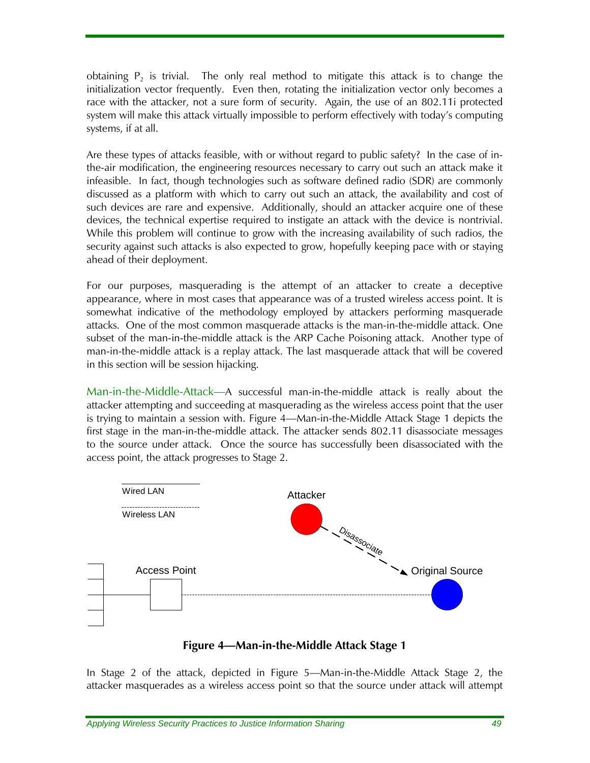obtaining $P_2$ is trivial. The only real method to mitigate this attack is to change the initialization vector frequently. Even then, rotating the initialization vector only becomes a race with the attacker, not a sure form of security. Again, the use of an 802.11i protected system will make this attack virtually impossible to perform effectively with today's computing systems, if at all.

Are these types of attacks feasible, with or without regard to public safety? In the case of in-the-air modification, the engineering resources necessary to carry out such an attack make it infeasible. In fact, though technologies such as software defined radio (SDR) are commonly discussed as a platform with which to carry out such an attack, the availability and cost of such devices are rare and expensive. Additionally, should an attacker acquire one of these devices, the technical expertise required to instigate an attack with the device is nontrivial. While this problem will continue to grow with the increasing availability of such radios, the security against such attacks is also expected to grow, hopefully keeping pace with or staying ahead of their deployment.

For our purposes, masquerading is the attempt of an attacker to create a deceptive appearance, where in most cases that appearance was of a trusted wireless access point. It is somewhat indicative of the methodology employed by attackers performing masquerade attacks. One of the most common masquerade attacks is the man-in-the-middle attack. One subset of the man-in-the-middle attack is the ARP Cache Poisoning attack. Another type of man-in-the-middle attack is a replay attack. The last masquerade attack that will be covered in this section will be session hijacking.

Man-in-the-Middle-Attack—A successful man-in-the-middle attack is really about the attacker attempting and succeeding at masquerading as the wireless access point that the user is trying to maintain a session with. Figure 4—Man-in-the-Middle Attack Stage 1 depicts the first stage in the man-in-the-middle attack. The attacker sends 802.11 disassociate messages to the source under attack. Once the source has successfully been disassociated with the access point, the attack progresses to Stage 2.

Wired LAN

Wireless LAN

Attacker

Disassociate

Access Point

Original Source

**Figure 4—Man-in-the-Middle Attack Stage 1**

In Stage 2 of the attack, depicted in Figure 5—Man-in-the-Middle Attack Stage 2, the attacker masquerades as a wireless access point so that the source under attack will attempt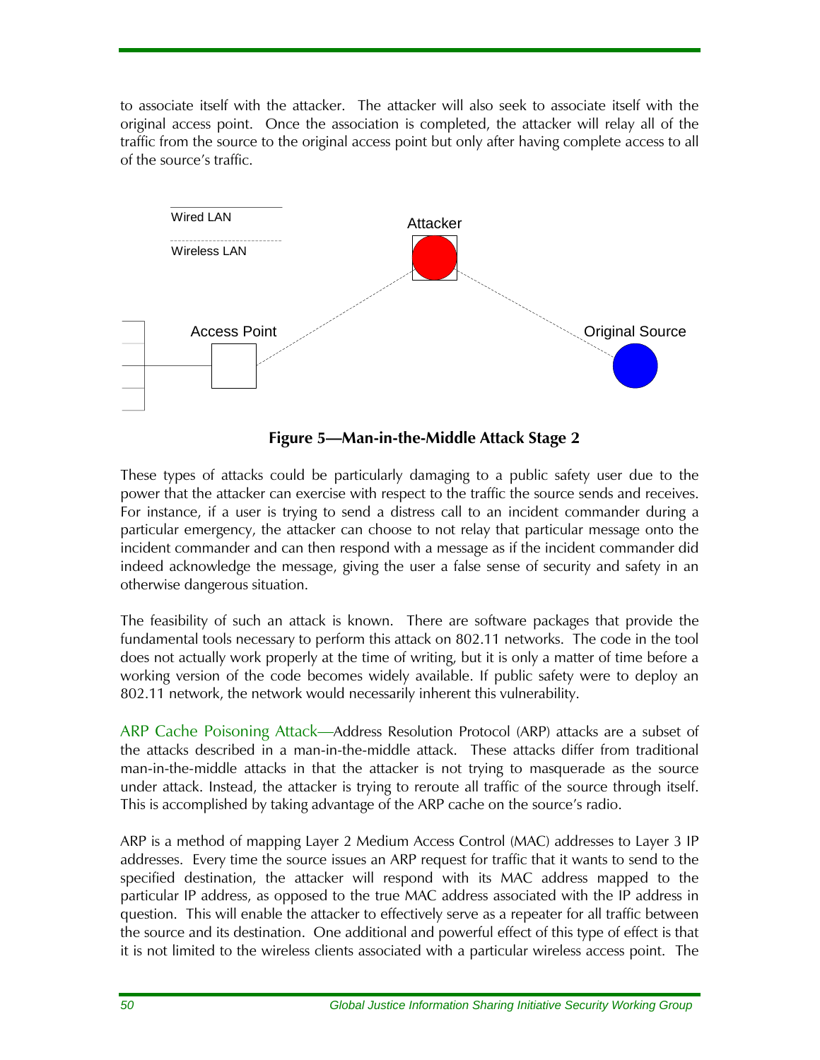to associate itself with the attacker. The attacker will also seek to associate itself with the original access point. Once the association is completed, the attacker will relay all of the traffic from the source to the original access point but only after having complete access to all of the source's traffic.

**Figure 5—Man-in-the-Middle Attack Stage 2**

These types of attacks could be particularly damaging to a public safety user due to the power that the attacker can exercise with respect to the traffic the source sends and receives. For instance, if a user is trying to send a distress call to an incident commander during a particular emergency, the attacker can choose to not relay that particular message onto the incident commander and can then respond with a message as if the incident commander did indeed acknowledge the message, giving the user a false sense of security and safety in an otherwise dangerous situation.

The feasibility of such an attack is known. There are software packages that provide the fundamental tools necessary to perform this attack on 802.11 networks. The code in the tool does not actually work properly at the time of writing, but it is only a matter of time before a working version of the code becomes widely available. If public safety were to deploy an 802.11 network, the network would necessarily inherent this vulnerability.

ARP Cache Poisoning Attack—Address Resolution Protocol (ARP) attacks are a subset of the attacks described in a man-in-the-middle attack. These attacks differ from traditional man-in-the-middle attacks in that the attacker is not trying to masquerade as the source under attack. Instead, the attacker is trying to reroute all traffic of the source through itself. This is accomplished by taking advantage of the ARP cache on the source's radio.

ARP is a method of mapping Layer 2 Medium Access Control (MAC) addresses to Layer 3 IP addresses. Every time the source issues an ARP request for traffic that it wants to send to the specified destination, the attacker will respond with its MAC address mapped to the particular IP address, as opposed to the true MAC address associated with the IP address in question. This will enable the attacker to effectively serve as a repeater for all traffic between the source and its destination. One additional and powerful effect of this type of effect is that it is not limited to the wireless clients associated with a particular wireless access point. The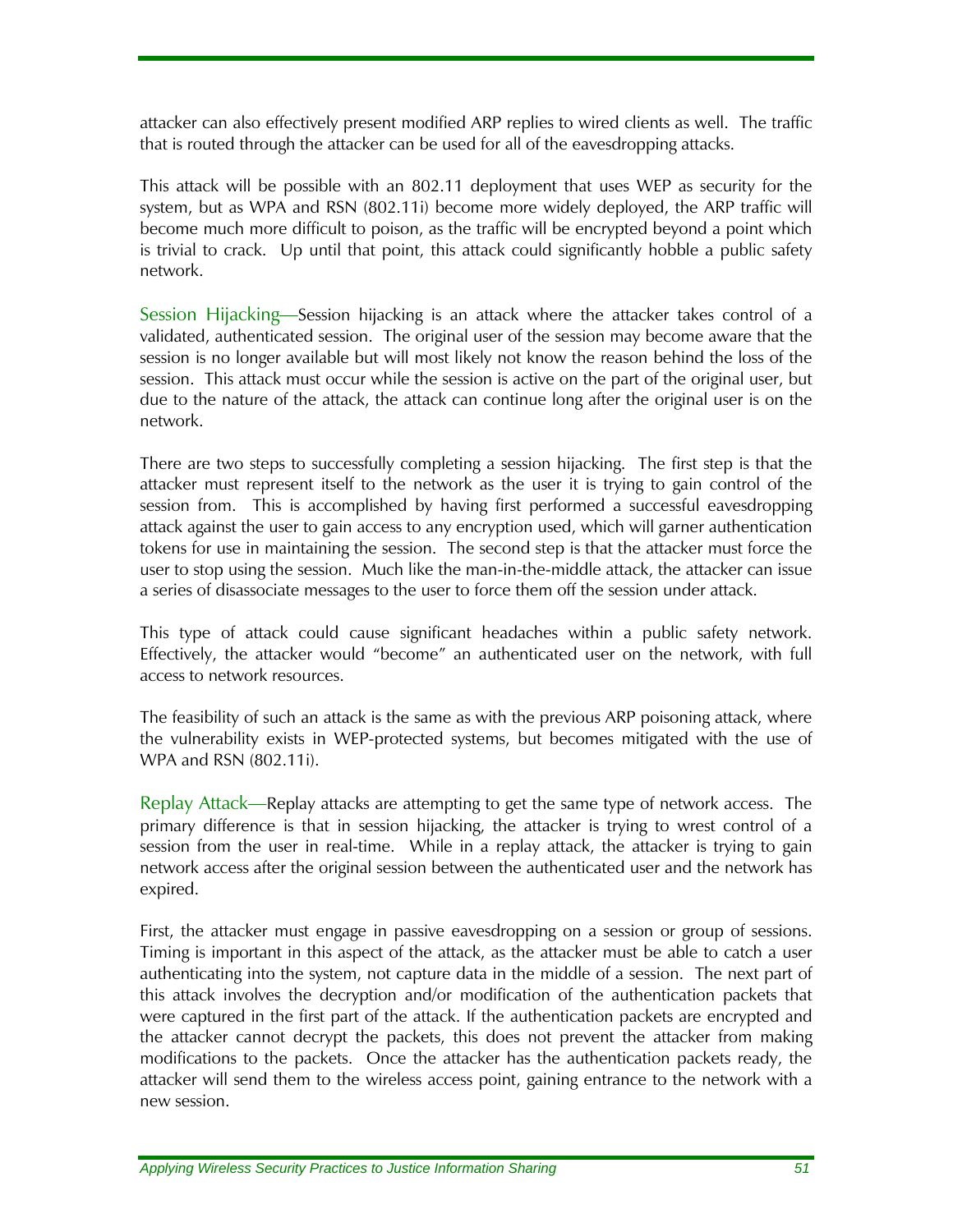attacker can also effectively present modified ARP replies to wired clients as well. The traffic that is routed through the attacker can be used for all of the eavesdropping attacks.

This attack will be possible with an 802.11 deployment that uses WEP as security for the system, but as WPA and RSN (802.11i) become more widely deployed, the ARP traffic will become much more difficult to poison, as the traffic will be encrypted beyond a point which is trivial to crack. Up until that point, this attack could significantly hobble a public safety network.

Session Hijacking—Session hijacking is an attack where the attacker takes control of a validated, authenticated session. The original user of the session may become aware that the session is no longer available but will most likely not know the reason behind the loss of the session. This attack must occur while the session is active on the part of the original user, but due to the nature of the attack, the attack can continue long after the original user is on the network.

There are two steps to successfully completing a session hijacking. The first step is that the attacker must represent itself to the network as the user it is trying to gain control of the session from. This is accomplished by having first performed a successful eavesdropping attack against the user to gain access to any encryption used, which will garner authentication tokens for use in maintaining the session. The second step is that the attacker must force the user to stop using the session. Much like the man-in-the-middle attack, the attacker can issue a series of disassociate messages to the user to force them off the session under attack.

This type of attack could cause significant headaches within a public safety network. Effectively, the attacker would "become" an authenticated user on the network, with full access to network resources.

The feasibility of such an attack is the same as with the previous ARP poisoning attack, where the vulnerability exists in WEP-protected systems, but becomes mitigated with the use of WPA and RSN (802.11i).

Replay Attack—Replay attacks are attempting to get the same type of network access. The primary difference is that in session hijacking, the attacker is trying to wrest control of a session from the user in real-time. While in a replay attack, the attacker is trying to gain network access after the original session between the authenticated user and the network has expired.

First, the attacker must engage in passive eavesdropping on a session or group of sessions. Timing is important in this aspect of the attack, as the attacker must be able to catch a user authenticating into the system, not capture data in the middle of a session. The next part of this attack involves the decryption and/or modification of the authentication packets that were captured in the first part of the attack. If the authentication packets are encrypted and the attacker cannot decrypt the packets, this does not prevent the attacker from making modifications to the packets. Once the attacker has the authentication packets ready, the attacker will send them to the wireless access point, gaining entrance to the network with a new session.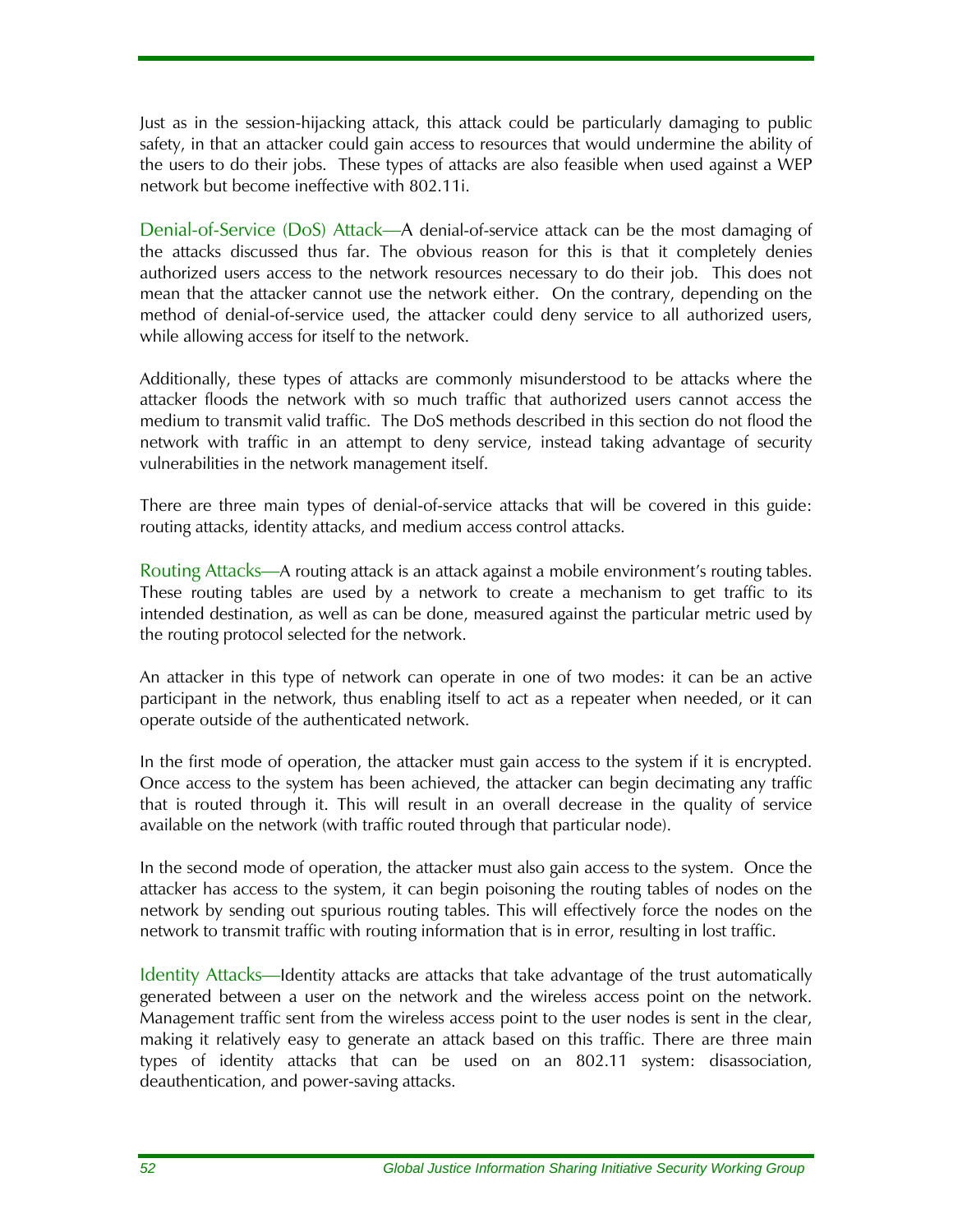Just as in the session-hijacking attack, this attack could be particularly damaging to public safety, in that an attacker could gain access to resources that would undermine the ability of the users to do their jobs. These types of attacks are also feasible when used against a WEP network but become ineffective with 802.11i.

Denial-of-Service (DoS) Attack—A denial-of-service attack can be the most damaging of the attacks discussed thus far. The obvious reason for this is that it completely denies authorized users access to the network resources necessary to do their job. This does not mean that the attacker cannot use the network either. On the contrary, depending on the method of denial-of-service used, the attacker could deny service to all authorized users, while allowing access for itself to the network.

Additionally, these types of attacks are commonly misunderstood to be attacks where the attacker floods the network with so much traffic that authorized users cannot access the medium to transmit valid traffic. The DoS methods described in this section do not flood the network with traffic in an attempt to deny service, instead taking advantage of security vulnerabilities in the network management itself.

There are three main types of denial-of-service attacks that will be covered in this guide: routing attacks, identity attacks, and medium access control attacks.

Routing Attacks—A routing attack is an attack against a mobile environment's routing tables. These routing tables are used by a network to create a mechanism to get traffic to its intended destination, as well as can be done, measured against the particular metric used by the routing protocol selected for the network.

An attacker in this type of network can operate in one of two modes: it can be an active participant in the network, thus enabling itself to act as a repeater when needed, or it can operate outside of the authenticated network.

In the first mode of operation, the attacker must gain access to the system if it is encrypted. Once access to the system has been achieved, the attacker can begin decimating any traffic that is routed through it. This will result in an overall decrease in the quality of service available on the network (with traffic routed through that particular node).

In the second mode of operation, the attacker must also gain access to the system. Once the attacker has access to the system, it can begin poisoning the routing tables of nodes on the network by sending out spurious routing tables. This will effectively force the nodes on the network to transmit traffic with routing information that is in error, resulting in lost traffic.

Identity Attacks—Identity attacks are attacks that take advantage of the trust automatically generated between a user on the network and the wireless access point on the network. Management traffic sent from the wireless access point to the user nodes is sent in the clear, making it relatively easy to generate an attack based on this traffic. There are three main types of identity attacks that can be used on an 802.11 system: disassociation, deauthentication, and power-saving attacks.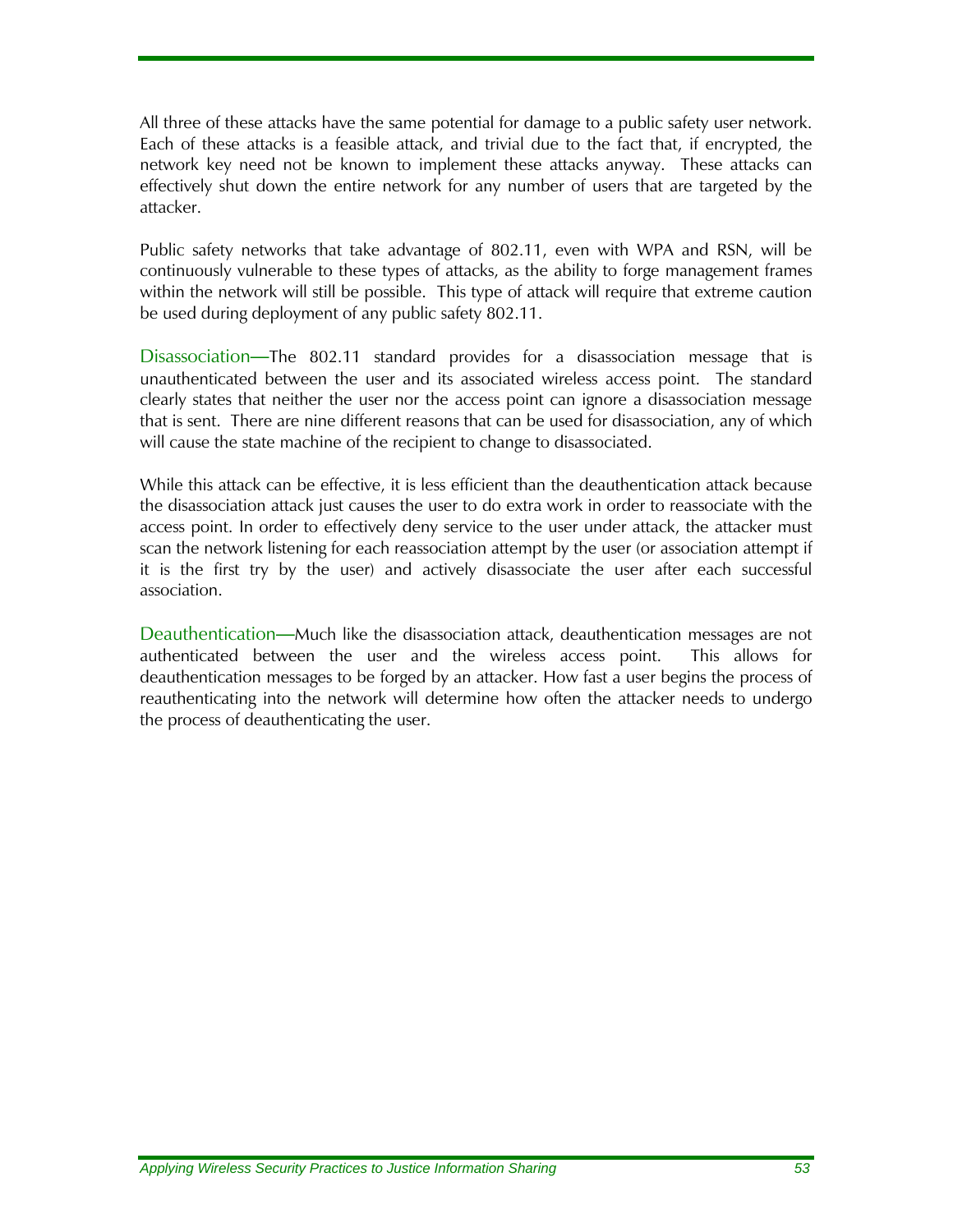All three of these attacks have the same potential for damage to a public safety user network. Each of these attacks is a feasible attack, and trivial due to the fact that, if encrypted, the network key need not be known to implement these attacks anyway. These attacks can effectively shut down the entire network for any number of users that are targeted by the attacker.

Public safety networks that take advantage of 802.11, even with WPA and RSN, will be continuously vulnerable to these types of attacks, as the ability to forge management frames within the network will still be possible. This type of attack will require that extreme caution be used during deployment of any public safety 802.11.

Disassociation—The 802.11 standard provides for a disassociation message that is unauthenticated between the user and its associated wireless access point. The standard clearly states that neither the user nor the access point can ignore a disassociation message that is sent. There are nine different reasons that can be used for disassociation, any of which will cause the state machine of the recipient to change to disassociated.

While this attack can be effective, it is less efficient than the deauthentication attack because the disassociation attack just causes the user to do extra work in order to reassociate with the access point. In order to effectively deny service to the user under attack, the attacker must scan the network listening for each reassociation attempt by the user (or association attempt if it is the first try by the user) and actively disassociate the user after each successful association.

Deauthentication—Much like the disassociation attack, deauthentication messages are not authenticated between the user and the wireless access point. This allows for deauthentication messages to be forged by an attacker. How fast a user begins the process of reauthenticating into the network will determine how often the attacker needs to undergo the process of deauthenticating the user.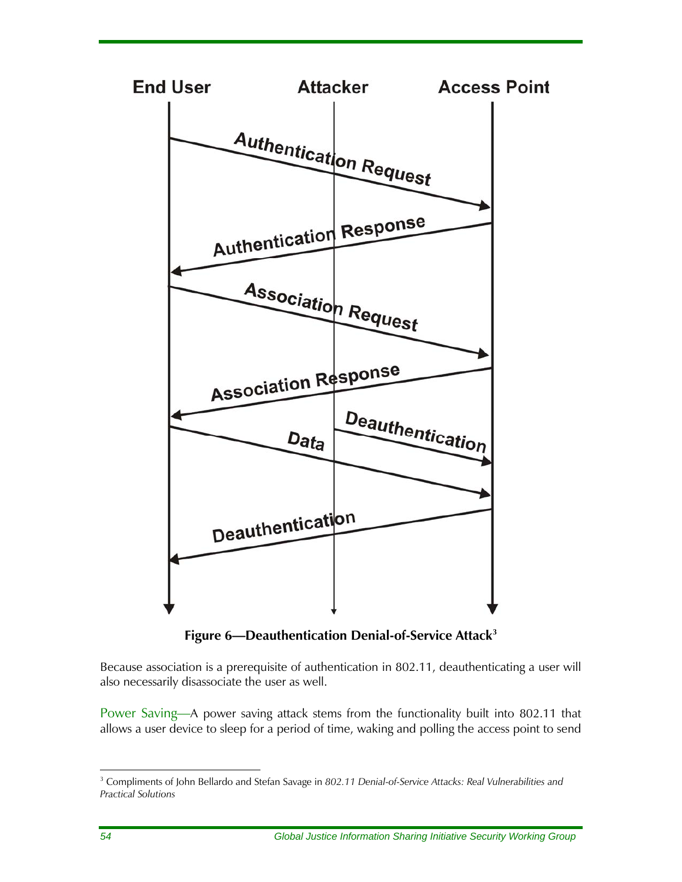**Figure 6—Deauthentication Denial-of-Service Attack**[3]

Because association is a prerequisite of authentication in 802.11, deauthenticating a user will also necessarily disassociate the user as well.

Power Saving—A power saving attack stems from the functionality built into 802.11 that allows a user device to sleep for a period of time, waking and polling the access point to send

[3] Compliments of John Bellardo and Stefan Savage in *802.11 Denial-of-Service Attacks: Real Vulnerabilities and Practical Solutions*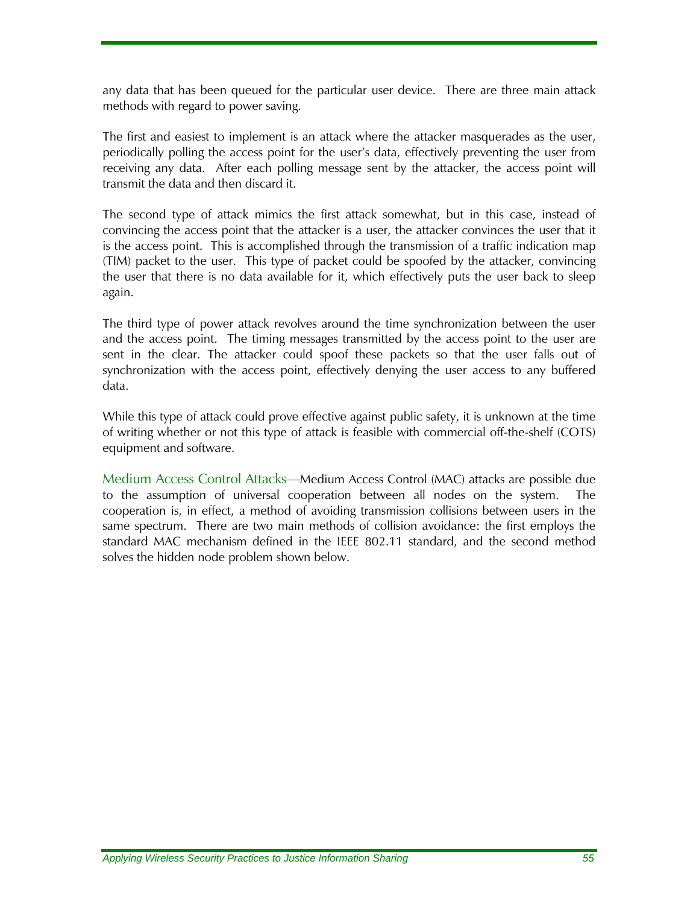any data that has been queued for the particular user device. There are three main attack methods with regard to power saving.

The first and easiest to implement is an attack where the attacker masquerades as the user, periodically polling the access point for the user's data, effectively preventing the user from receiving any data. After each polling message sent by the attacker, the access point will transmit the data and then discard it.

The second type of attack mimics the first attack somewhat, but in this case, instead of convincing the access point that the attacker is a user, the attacker convinces the user that it is the access point. This is accomplished through the transmission of a traffic indication map (TIM) packet to the user. This type of packet could be spoofed by the attacker, convincing the user that there is no data available for it, which effectively puts the user back to sleep again.

The third type of power attack revolves around the time synchronization between the user and the access point. The timing messages transmitted by the access point to the user are sent in the clear. The attacker could spoof these packets so that the user falls out of synchronization with the access point, effectively denying the user access to any buffered data.

While this type of attack could prove effective against public safety, it is unknown at the time of writing whether or not this type of attack is feasible with commercial off-the-shelf (COTS) equipment and software.

Medium Access Control Attacks—Medium Access Control (MAC) attacks are possible due to the assumption of universal cooperation between all nodes on the system. The cooperation is, in effect, a method of avoiding transmission collisions between users in the same spectrum. There are two main methods of collision avoidance: the first employs the standard MAC mechanism defined in the IEEE 802.11 standard, and the second method solves the hidden node problem shown below.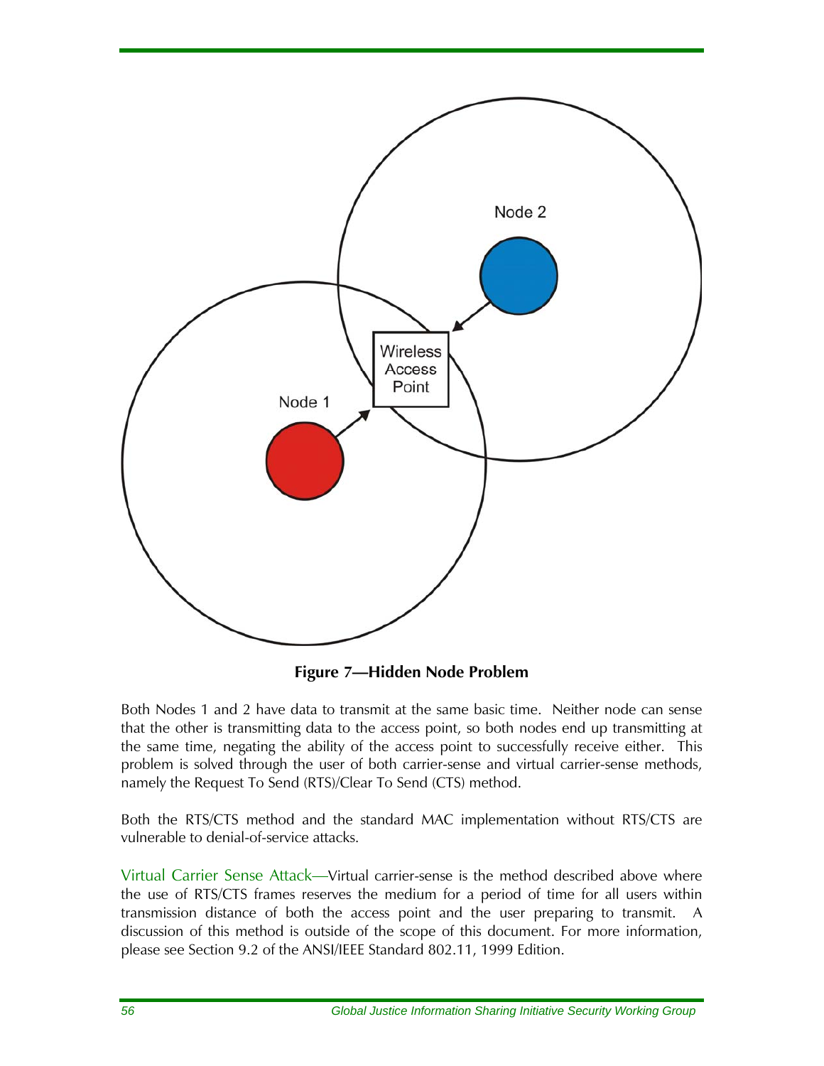**Figure 7—Hidden Node Problem**

Both Nodes 1 and 2 have data to transmit at the same basic time. Neither node can sense that the other is transmitting data to the access point, so both nodes end up transmitting at the same time, negating the ability of the access point to successfully receive either. This problem is solved through the user of both carrier-sense and virtual carrier-sense methods, namely the Request To Send (RTS)/Clear To Send (CTS) method.

Both the RTS/CTS method and the standard MAC implementation without RTS/CTS are vulnerable to denial-of-service attacks.

Virtual Carrier Sense Attack—Virtual carrier-sense is the method described above where the use of RTS/CTS frames reserves the medium for a period of time for all users within transmission distance of both the access point and the user preparing to transmit. A discussion of this method is outside of the scope of this document. For more information, please see Section 9.2 of the ANSI/IEEE Standard 802.11, 1999 Edition.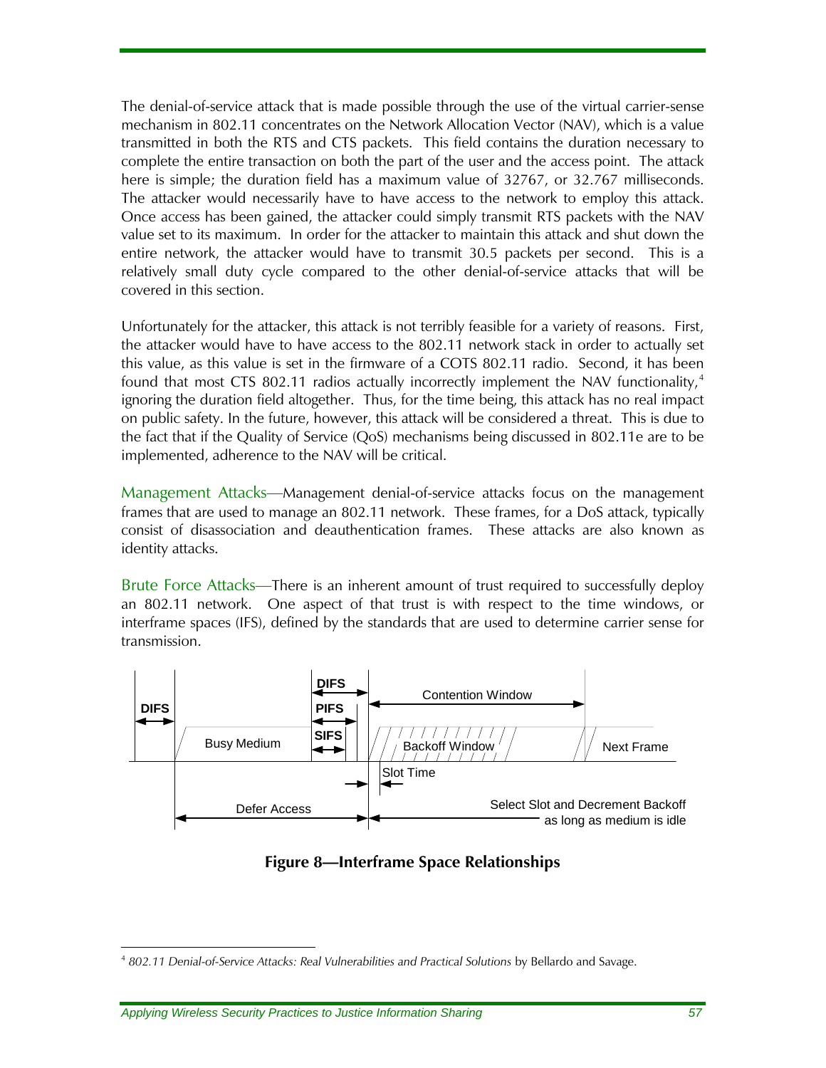The denial-of-service attack that is made possible through the use of the virtual carrier-sense mechanism in 802.11 concentrates on the Network Allocation Vector (NAV), which is a value transmitted in both the RTS and CTS packets. This field contains the duration necessary to complete the entire transaction on both the part of the user and the access point. The attack here is simple; the duration field has a maximum value of 32767, or 32.767 milliseconds. The attacker would necessarily have to have access to the network to employ this attack. Once access has been gained, the attacker could simply transmit RTS packets with the NAV value set to its maximum. In order for the attacker to maintain this attack and shut down the entire network, the attacker would have to transmit 30.5 packets per second. This is a relatively small duty cycle compared to the other denial-of-service attacks that will be covered in this section.

Unfortunately for the attacker, this attack is not terribly feasible for a variety of reasons. First, the attacker would have to have access to the 802.11 network stack in order to actually set this value, as this value is set in the firmware of a COTS 802.11 radio. Second, it has been found that most CTS 802.11 radios actually incorrectly implement the NAV functionality,[4] ignoring the duration field altogether. Thus, for the time being, this attack has no real impact on public safety. In the future, however, this attack will be considered a threat. This is due to the fact that if the Quality of Service (QoS) mechanisms being discussed in 802.11e are to be implemented, adherence to the NAV will be critical.

Management Attacks—Management denial-of-service attacks focus on the management frames that are used to manage an 802.11 network. These frames, for a DoS attack, typically consist of disassociation and deauthentication frames. These attacks are also known as identity attacks.

Brute Force Attacks—There is an inherent amount of trust required to successfully deploy an 802.11 network. One aspect of that trust is with respect to the time windows, or interframe spaces (IFS), defined by the standards that are used to determine carrier sense for transmission.

DIFS | DIFS | PIFS | SIFS | Contention Window | Busy Medium | Backoff Window | Next Frame | Slot Time | Defer Access | Select Slot and Decrement Backoff as long as medium is idle

**Figure 8—Interframe Space Relationships**

[4] *802.11 Denial-of-Service Attacks: Real Vulnerabilities and Practical Solutions* by Bellardo and Savage.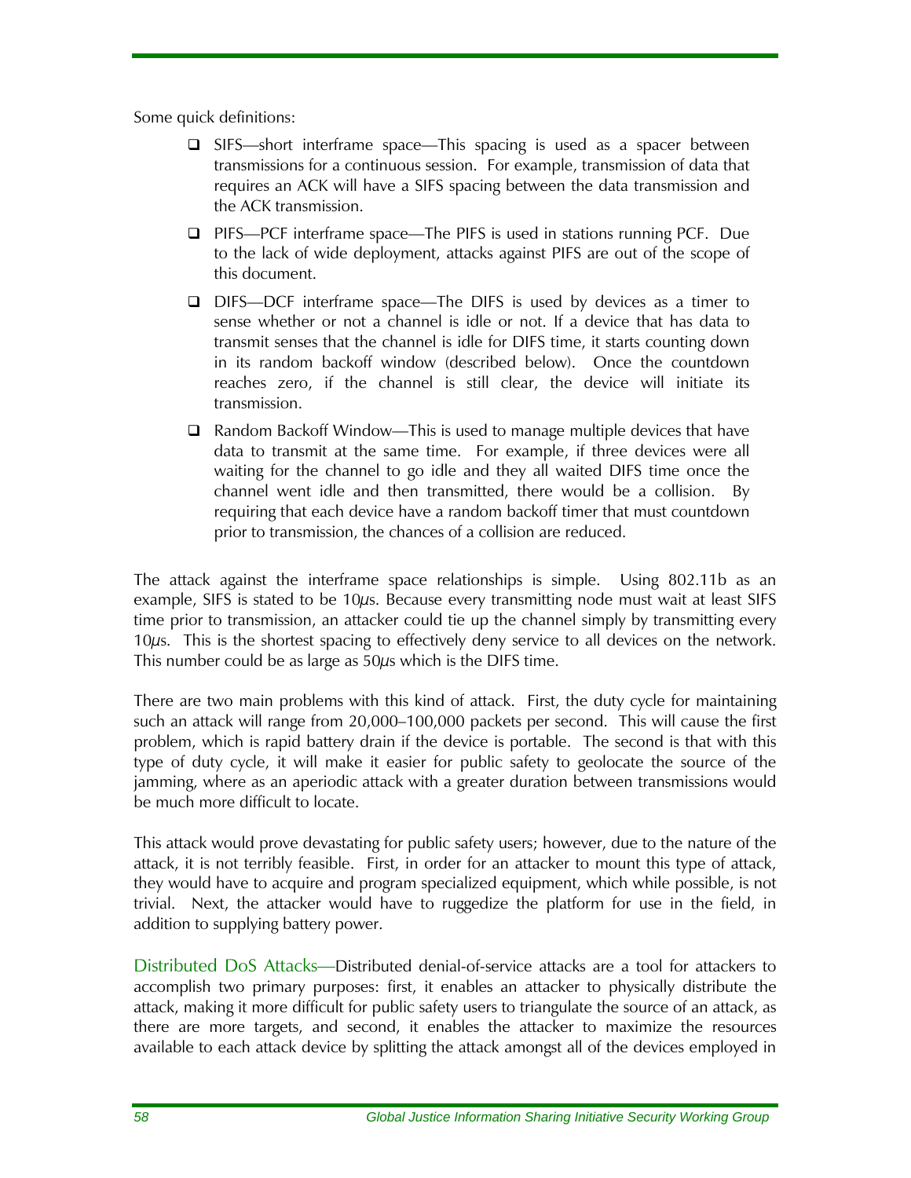Some quick definitions:

- SIFS—short interframe space—This spacing is used as a spacer between transmissions for a continuous session. For example, transmission of data that requires an ACK will have a SIFS spacing between the data transmission and the ACK transmission.
- PIFS—PCF interframe space—The PIFS is used in stations running PCF. Due to the lack of wide deployment, attacks against PIFS are out of the scope of this document.
- DIFS—DCF interframe space—The DIFS is used by devices as a timer to sense whether or not a channel is idle or not. If a device that has data to transmit senses that the channel is idle for DIFS time, it starts counting down in its random backoff window (described below). Once the countdown reaches zero, if the channel is still clear, the device will initiate its transmission.
- Random Backoff Window—This is used to manage multiple devices that have data to transmit at the same time. For example, if three devices were all waiting for the channel to go idle and they all waited DIFS time once the channel went idle and then transmitted, there would be a collision. By requiring that each device have a random backoff timer that must countdown prior to transmission, the chances of a collision are reduced.

The attack against the interframe space relationships is simple. Using 802.11b as an example, SIFS is stated to be 10$\mu$s. Because every transmitting node must wait at least SIFS time prior to transmission, an attacker could tie up the channel simply by transmitting every 10$\mu$s. This is the shortest spacing to effectively deny service to all devices on the network. This number could be as large as 50$\mu$s which is the DIFS time.

There are two main problems with this kind of attack. First, the duty cycle for maintaining such an attack will range from 20,000–100,000 packets per second. This will cause the first problem, which is rapid battery drain if the device is portable. The second is that with this type of duty cycle, it will make it easier for public safety to geolocate the source of the jamming, where as an aperiodic attack with a greater duration between transmissions would be much more difficult to locate.

This attack would prove devastating for public safety users; however, due to the nature of the attack, it is not terribly feasible. First, in order for an attacker to mount this type of attack, they would have to acquire and program specialized equipment, which while possible, is not trivial. Next, the attacker would have to ruggedize the platform for use in the field, in addition to supplying battery power.

Distributed DoS Attacks—Distributed denial-of-service attacks are a tool for attackers to accomplish two primary purposes: first, it enables an attacker to physically distribute the attack, making it more difficult for public safety users to triangulate the source of an attack, as there are more targets, and second, it enables the attacker to maximize the resources available to each attack device by splitting the attack amongst all of the devices employed in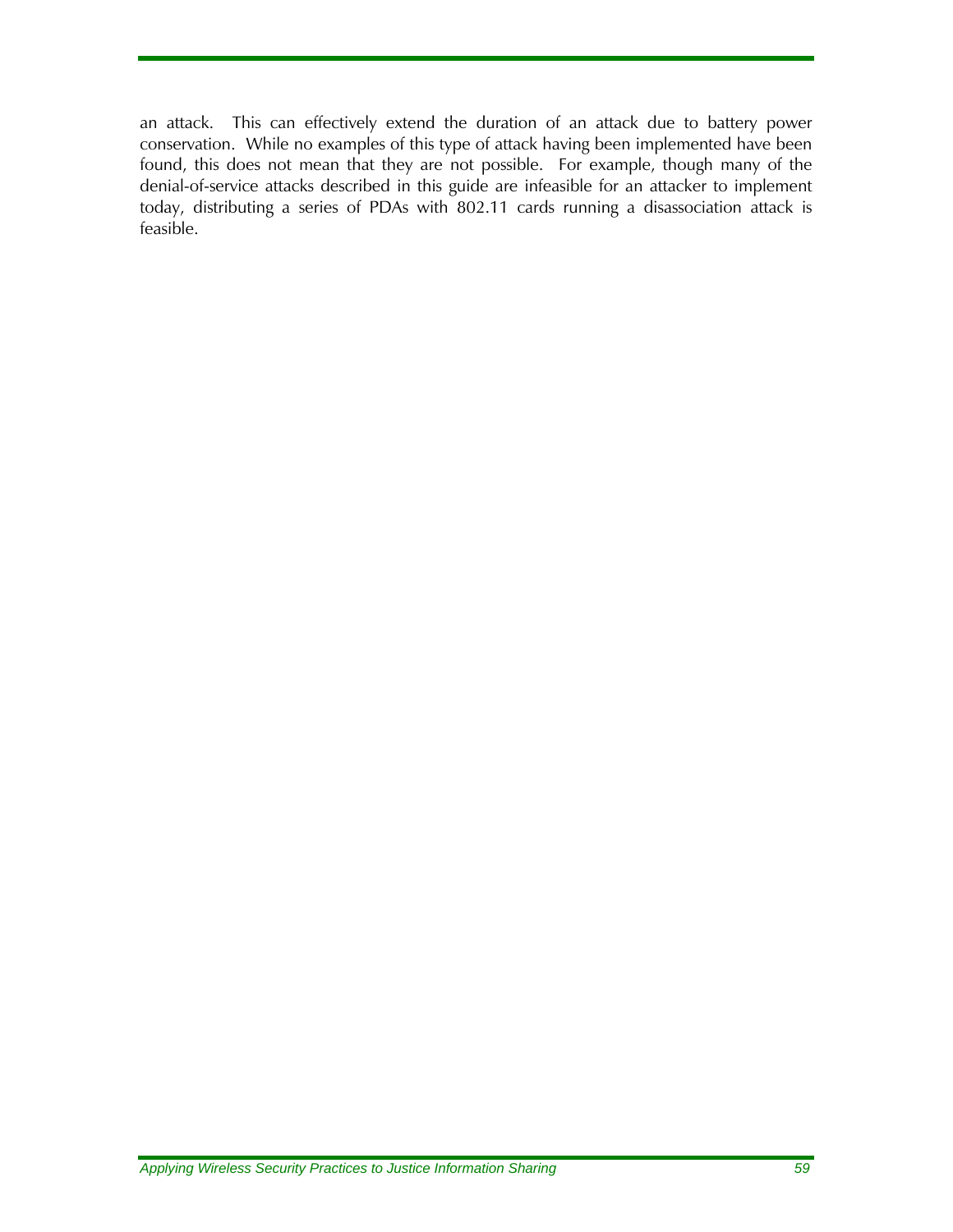an attack. This can effectively extend the duration of an attack due to battery power conservation. While no examples of this type of attack having been implemented have been found, this does not mean that they are not possible. For example, though many of the denial-of-service attacks described in this guide are infeasible for an attacker to implement today, distributing a series of PDAs with 802.11 cards running a disassociation attack is feasible.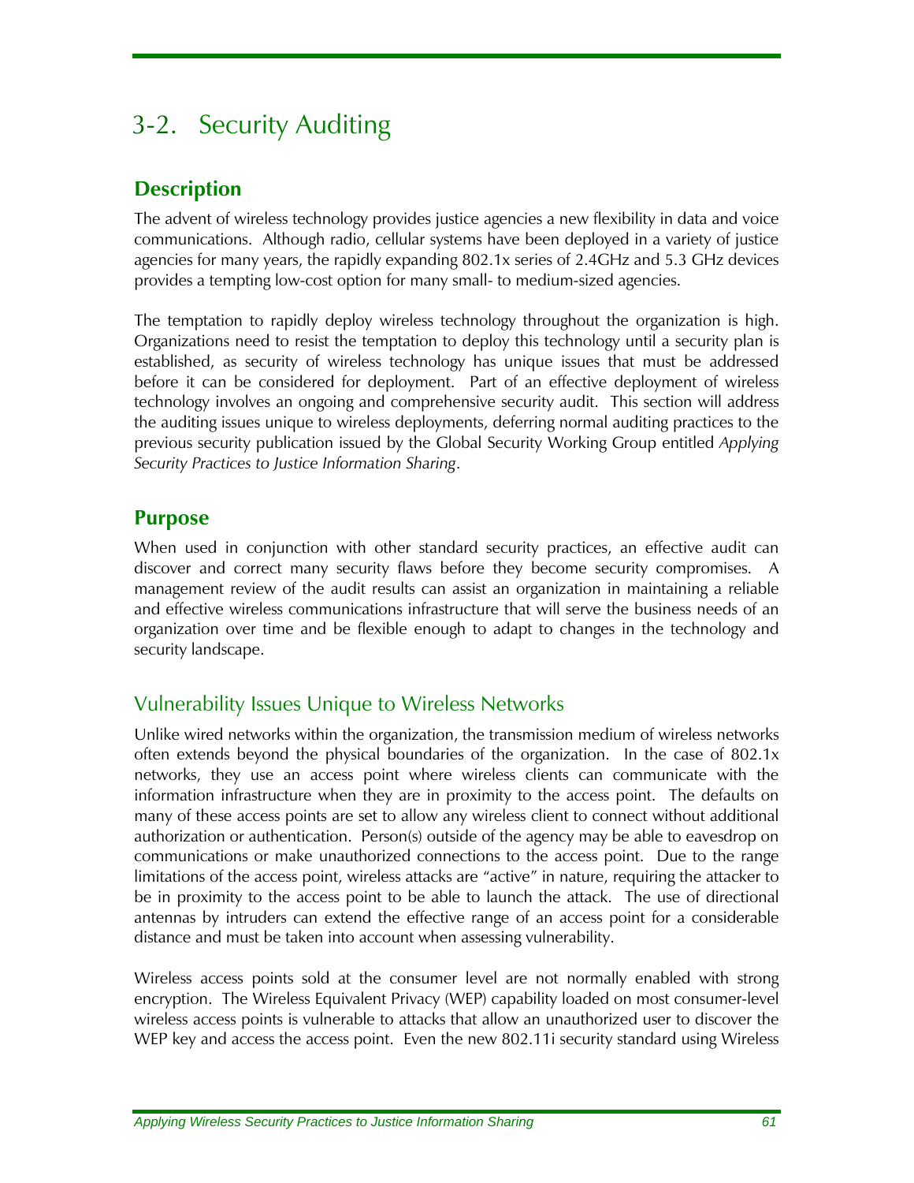# 3-2. Security Auditing

## Description

The advent of wireless technology provides justice agencies a new flexibility in data and voice communications. Although radio, cellular systems have been deployed in a variety of justice agencies for many years, the rapidly expanding 802.1x series of 2.4GHz and 5.3 GHz devices provides a tempting low-cost option for many small- to medium-sized agencies.

The temptation to rapidly deploy wireless technology throughout the organization is high. Organizations need to resist the temptation to deploy this technology until a security plan is established, as security of wireless technology has unique issues that must be addressed before it can be considered for deployment. Part of an effective deployment of wireless technology involves an ongoing and comprehensive security audit. This section will address the auditing issues unique to wireless deployments, deferring normal auditing practices to the previous security publication issued by the Global Security Working Group entitled *Applying Security Practices to Justice Information Sharing*.

## Purpose

When used in conjunction with other standard security practices, an effective audit can discover and correct many security flaws before they become security compromises. A management review of the audit results can assist an organization in maintaining a reliable and effective wireless communications infrastructure that will serve the business needs of an organization over time and be flexible enough to adapt to changes in the technology and security landscape.

### Vulnerability Issues Unique to Wireless Networks

Unlike wired networks within the organization, the transmission medium of wireless networks often extends beyond the physical boundaries of the organization. In the case of 802.1x networks, they use an access point where wireless clients can communicate with the information infrastructure when they are in proximity to the access point. The defaults on many of these access points are set to allow any wireless client to connect without additional authorization or authentication. Person(s) outside of the agency may be able to eavesdrop on communications or make unauthorized connections to the access point. Due to the range limitations of the access point, wireless attacks are "active" in nature, requiring the attacker to be in proximity to the access point to be able to launch the attack. The use of directional antennas by intruders can extend the effective range of an access point for a considerable distance and must be taken into account when assessing vulnerability.

Wireless access points sold at the consumer level are not normally enabled with strong encryption. The Wireless Equivalent Privacy (WEP) capability loaded on most consumer-level wireless access points is vulnerable to attacks that allow an unauthorized user to discover the WEP key and access the access point. Even the new 802.11i security standard using Wireless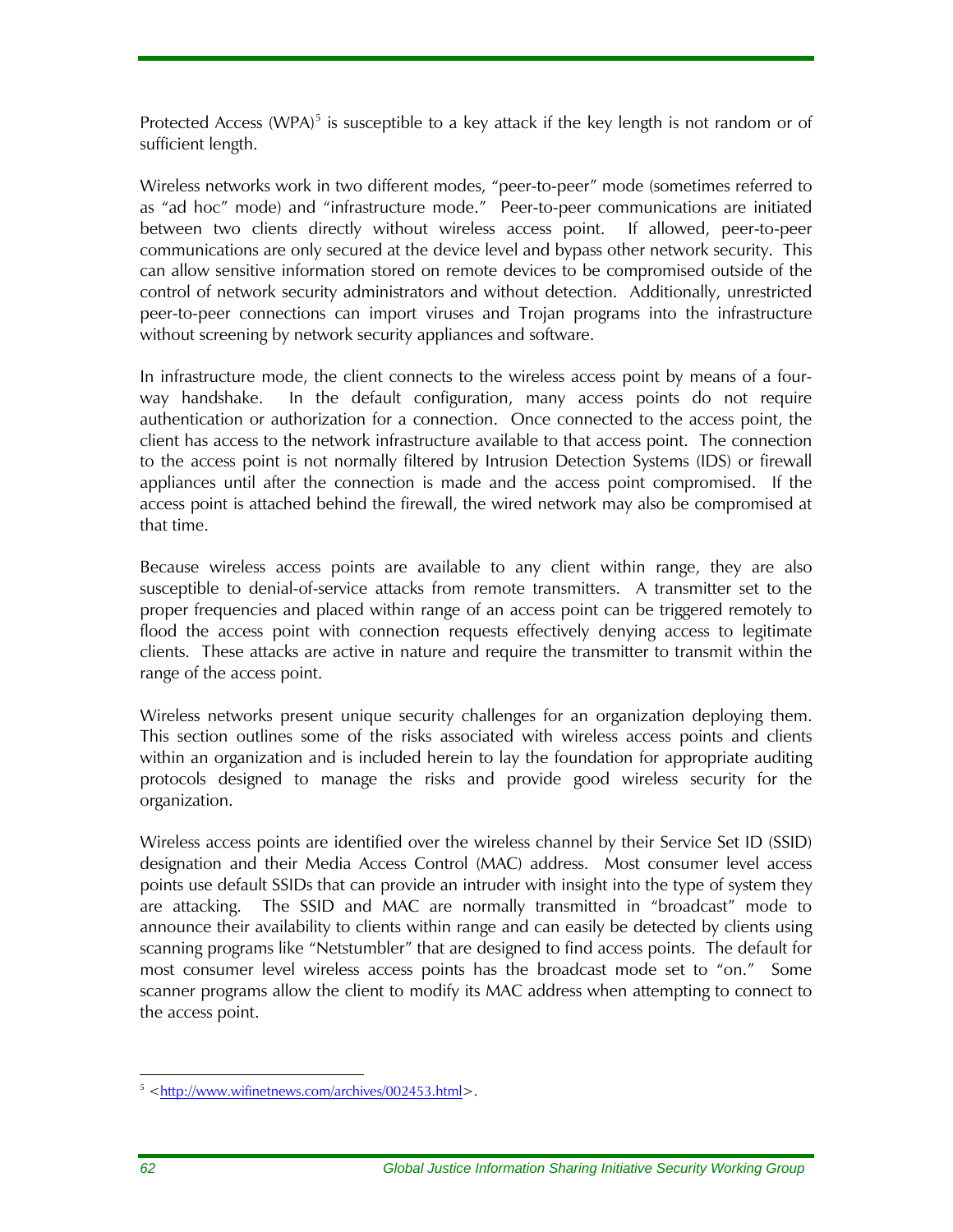Protected Access (WPA)[5] is susceptible to a key attack if the key length is not random or of sufficient length.

Wireless networks work in two different modes, "peer-to-peer" mode (sometimes referred to as "ad hoc" mode) and "infrastructure mode." Peer-to-peer communications are initiated between two clients directly without wireless access point. If allowed, peer-to-peer communications are only secured at the device level and bypass other network security. This can allow sensitive information stored on remote devices to be compromised outside of the control of network security administrators and without detection. Additionally, unrestricted peer-to-peer connections can import viruses and Trojan programs into the infrastructure without screening by network security appliances and software.

In infrastructure mode, the client connects to the wireless access point by means of a four-way handshake. In the default configuration, many access points do not require authentication or authorization for a connection. Once connected to the access point, the client has access to the network infrastructure available to that access point. The connection to the access point is not normally filtered by Intrusion Detection Systems (IDS) or firewall appliances until after the connection is made and the access point compromised. If the access point is attached behind the firewall, the wired network may also be compromised at that time.

Because wireless access points are available to any client within range, they are also susceptible to denial-of-service attacks from remote transmitters. A transmitter set to the proper frequencies and placed within range of an access point can be triggered remotely to flood the access point with connection requests effectively denying access to legitimate clients. These attacks are active in nature and require the transmitter to transmit within the range of the access point.

Wireless networks present unique security challenges for an organization deploying them. This section outlines some of the risks associated with wireless access points and clients within an organization and is included herein to lay the foundation for appropriate auditing protocols designed to manage the risks and provide good wireless security for the organization.

Wireless access points are identified over the wireless channel by their Service Set ID (SSID) designation and their Media Access Control (MAC) address. Most consumer level access points use default SSIDs that can provide an intruder with insight into the type of system they are attacking. The SSID and MAC are normally transmitted in "broadcast" mode to announce their availability to clients within range and can easily be detected by clients using scanning programs like "Netstumbler" that are designed to find access points. The default for most consumer level wireless access points has the broadcast mode set to "on." Some scanner programs allow the client to modify its MAC address when attempting to connect to the access point.

---

[5] <http://www.wifinetnews.com/archives/002453.html>.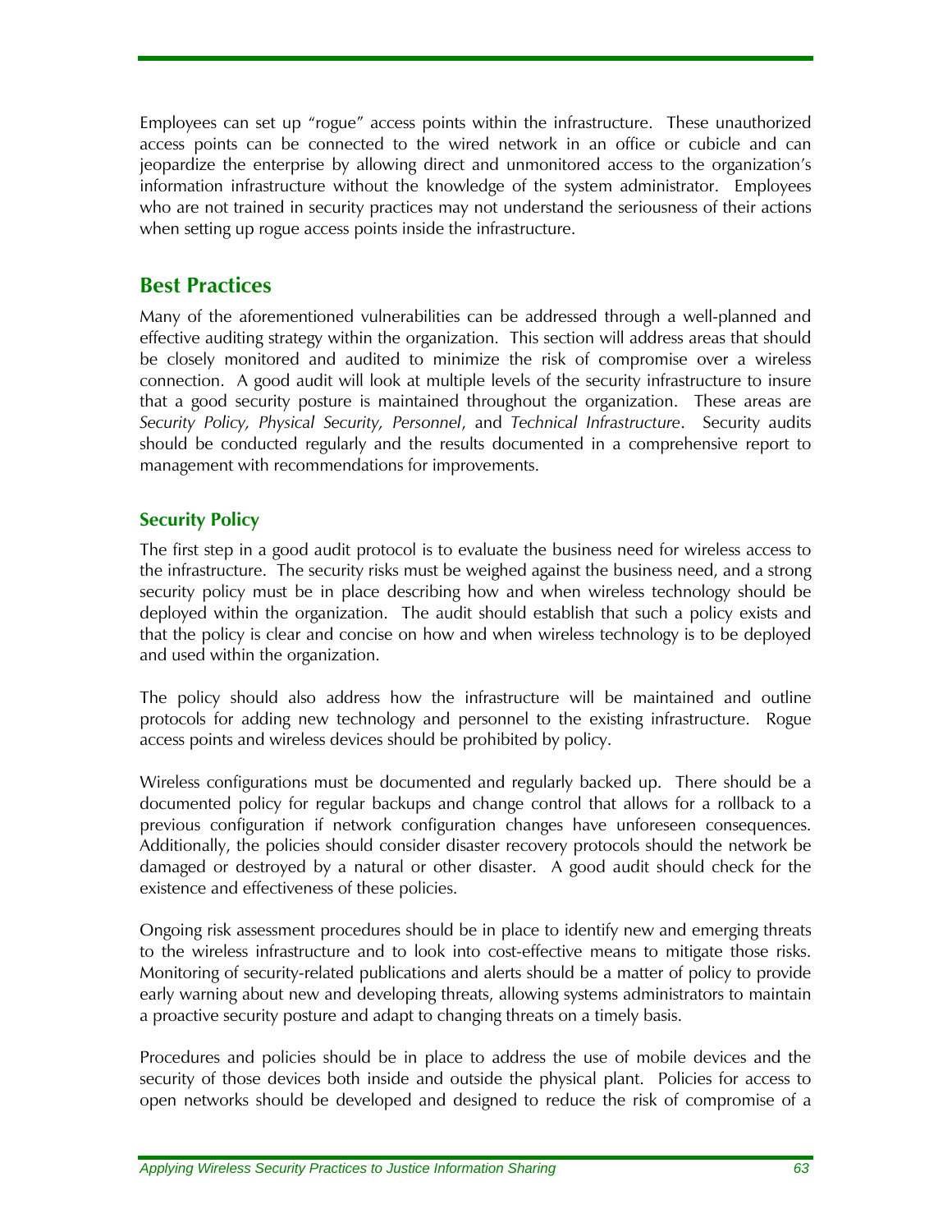Employees can set up “rogue” access points within the infrastructure. These unauthorized access points can be connected to the wired network in an office or cubicle and can jeopardize the enterprise by allowing direct and unmonitored access to the organization’s information infrastructure without the knowledge of the system administrator. Employees who are not trained in security practices may not understand the seriousness of their actions when setting up rogue access points inside the infrastructure.

## Best Practices

Many of the aforementioned vulnerabilities can be addressed through a well-planned and effective auditing strategy within the organization. This section will address areas that should be closely monitored and audited to minimize the risk of compromise over a wireless connection. A good audit will look at multiple levels of the security infrastructure to insure that a good security posture is maintained throughout the organization. These areas are *Security Policy, Physical Security, Personnel*, and *Technical Infrastructure*. Security audits should be conducted regularly and the results documented in a comprehensive report to management with recommendations for improvements.

### Security Policy

The first step in a good audit protocol is to evaluate the business need for wireless access to the infrastructure. The security risks must be weighed against the business need, and a strong security policy must be in place describing how and when wireless technology should be deployed within the organization. The audit should establish that such a policy exists and that the policy is clear and concise on how and when wireless technology is to be deployed and used within the organization.

The policy should also address how the infrastructure will be maintained and outline protocols for adding new technology and personnel to the existing infrastructure. Rogue access points and wireless devices should be prohibited by policy.

Wireless configurations must be documented and regularly backed up. There should be a documented policy for regular backups and change control that allows for a rollback to a previous configuration if network configuration changes have unforeseen consequences. Additionally, the policies should consider disaster recovery protocols should the network be damaged or destroyed by a natural or other disaster. A good audit should check for the existence and effectiveness of these policies.

Ongoing risk assessment procedures should be in place to identify new and emerging threats to the wireless infrastructure and to look into cost-effective means to mitigate those risks. Monitoring of security-related publications and alerts should be a matter of policy to provide early warning about new and developing threats, allowing systems administrators to maintain a proactive security posture and adapt to changing threats on a timely basis.

Procedures and policies should be in place to address the use of mobile devices and the security of those devices both inside and outside the physical plant. Policies for access to open networks should be developed and designed to reduce the risk of compromise of a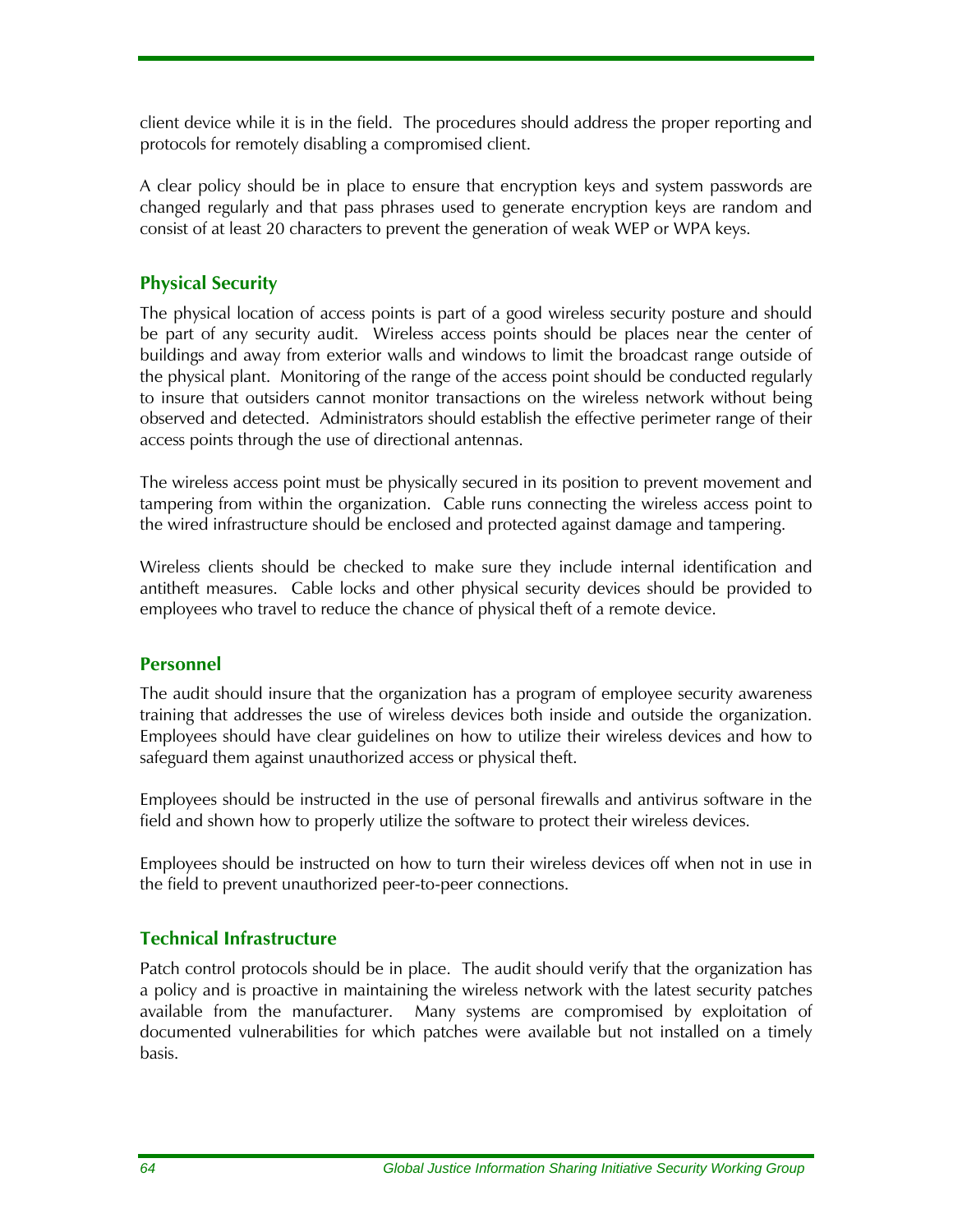client device while it is in the field. The procedures should address the proper reporting and protocols for remotely disabling a compromised client.

A clear policy should be in place to ensure that encryption keys and system passwords are changed regularly and that pass phrases used to generate encryption keys are random and consist of at least 20 characters to prevent the generation of weak WEP or WPA keys.

### Physical Security

The physical location of access points is part of a good wireless security posture and should be part of any security audit. Wireless access points should be places near the center of buildings and away from exterior walls and windows to limit the broadcast range outside of the physical plant. Monitoring of the range of the access point should be conducted regularly to insure that outsiders cannot monitor transactions on the wireless network without being observed and detected. Administrators should establish the effective perimeter range of their access points through the use of directional antennas.

The wireless access point must be physically secured in its position to prevent movement and tampering from within the organization. Cable runs connecting the wireless access point to the wired infrastructure should be enclosed and protected against damage and tampering.

Wireless clients should be checked to make sure they include internal identification and antitheft measures. Cable locks and other physical security devices should be provided to employees who travel to reduce the chance of physical theft of a remote device.

### Personnel

The audit should insure that the organization has a program of employee security awareness training that addresses the use of wireless devices both inside and outside the organization. Employees should have clear guidelines on how to utilize their wireless devices and how to safeguard them against unauthorized access or physical theft.

Employees should be instructed in the use of personal firewalls and antivirus software in the field and shown how to properly utilize the software to protect their wireless devices.

Employees should be instructed on how to turn their wireless devices off when not in use in the field to prevent unauthorized peer-to-peer connections.

### Technical Infrastructure

Patch control protocols should be in place. The audit should verify that the organization has a policy and is proactive in maintaining the wireless network with the latest security patches available from the manufacturer. Many systems are compromised by exploitation of documented vulnerabilities for which patches were available but not installed on a timely basis.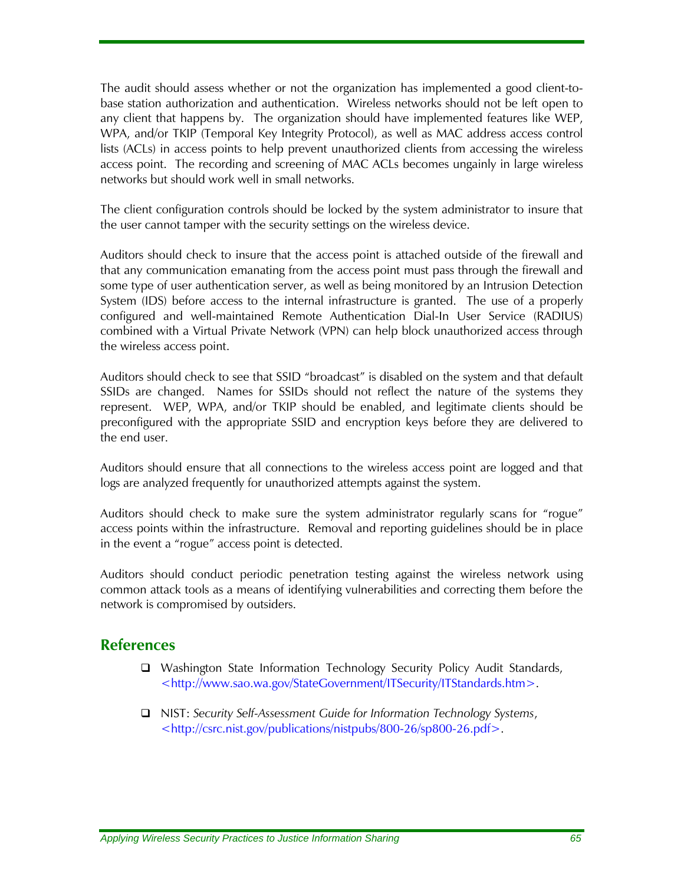The audit should assess whether or not the organization has implemented a good client-to-base station authorization and authentication. Wireless networks should not be left open to any client that happens by. The organization should have implemented features like WEP, WPA, and/or TKIP (Temporal Key Integrity Protocol), as well as MAC address access control lists (ACLs) in access points to help prevent unauthorized clients from accessing the wireless access point. The recording and screening of MAC ACLs becomes ungainly in large wireless networks but should work well in small networks.

The client configuration controls should be locked by the system administrator to insure that the user cannot tamper with the security settings on the wireless device.

Auditors should check to insure that the access point is attached outside of the firewall and that any communication emanating from the access point must pass through the firewall and some type of user authentication server, as well as being monitored by an Intrusion Detection System (IDS) before access to the internal infrastructure is granted. The use of a properly configured and well-maintained Remote Authentication Dial-In User Service (RADIUS) combined with a Virtual Private Network (VPN) can help block unauthorized access through the wireless access point.

Auditors should check to see that SSID "broadcast" is disabled on the system and that default SSIDs are changed. Names for SSIDs should not reflect the nature of the systems they represent. WEP, WPA, and/or TKIP should be enabled, and legitimate clients should be preconfigured with the appropriate SSID and encryption keys before they are delivered to the end user.

Auditors should ensure that all connections to the wireless access point are logged and that logs are analyzed frequently for unauthorized attempts against the system.

Auditors should check to make sure the system administrator regularly scans for "rogue" access points within the infrastructure. Removal and reporting guidelines should be in place in the event a "rogue" access point is detected.

Auditors should conduct periodic penetration testing against the wireless network using common attack tools as a means of identifying vulnerabilities and correcting them before the network is compromised by outsiders.

## References

- Washington State Information Technology Security Policy Audit Standards, <http://www.sao.wa.gov/StateGovernment/ITSecurity/ITStandards.htm>.
- NIST: *Security Self-Assessment Guide for Information Technology Systems*, <http://csrc.nist.gov/publications/nistpubs/800-26/sp800-26.pdf>.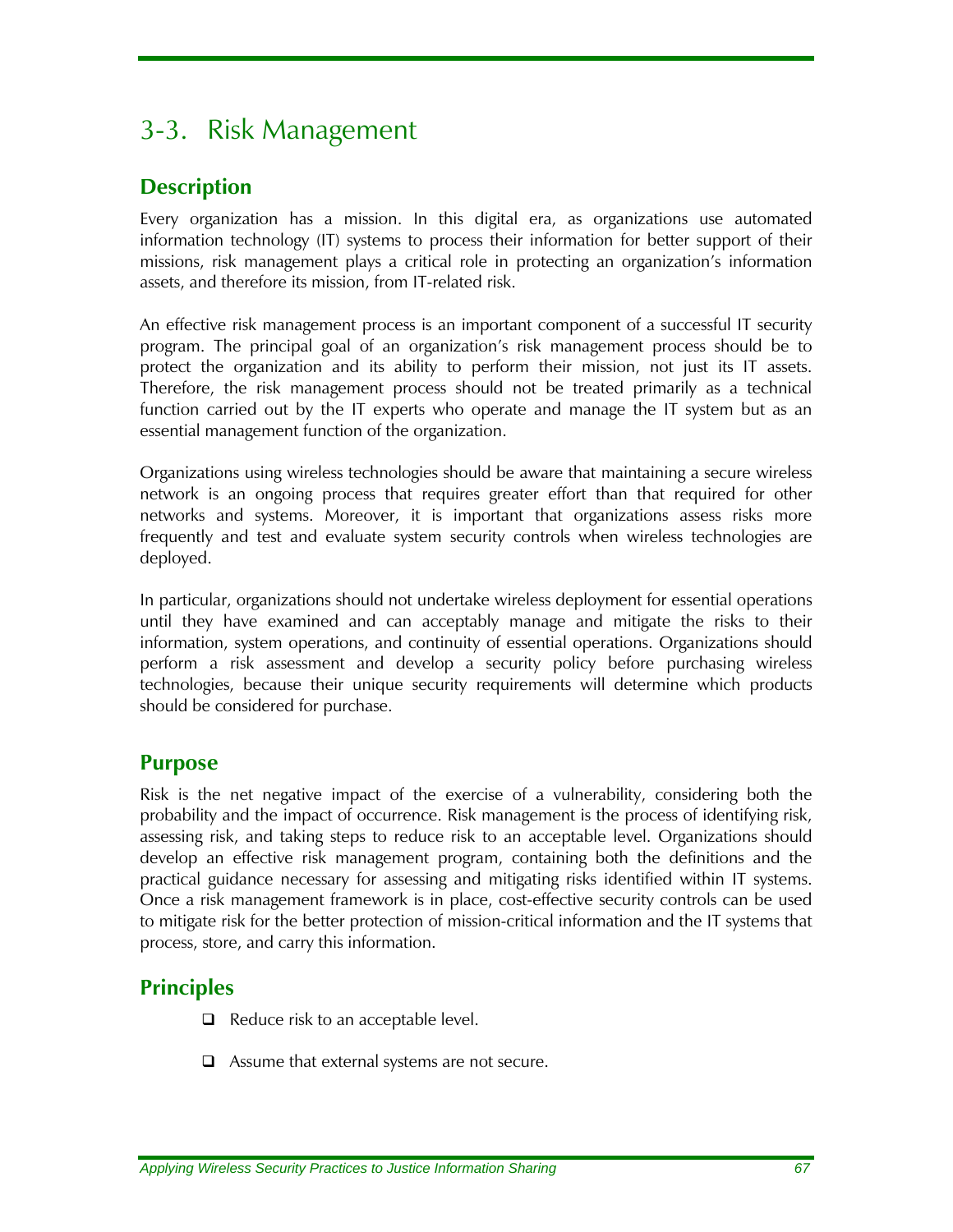# 3-3. Risk Management

## Description

Every organization has a mission. In this digital era, as organizations use automated information technology (IT) systems to process their information for better support of their missions, risk management plays a critical role in protecting an organization's information assets, and therefore its mission, from IT-related risk.

An effective risk management process is an important component of a successful IT security program. The principal goal of an organization's risk management process should be to protect the organization and its ability to perform their mission, not just its IT assets. Therefore, the risk management process should not be treated primarily as a technical function carried out by the IT experts who operate and manage the IT system but as an essential management function of the organization.

Organizations using wireless technologies should be aware that maintaining a secure wireless network is an ongoing process that requires greater effort than that required for other networks and systems. Moreover, it is important that organizations assess risks more frequently and test and evaluate system security controls when wireless technologies are deployed.

In particular, organizations should not undertake wireless deployment for essential operations until they have examined and can acceptably manage and mitigate the risks to their information, system operations, and continuity of essential operations. Organizations should perform a risk assessment and develop a security policy before purchasing wireless technologies, because their unique security requirements will determine which products should be considered for purchase.

## Purpose

Risk is the net negative impact of the exercise of a vulnerability, considering both the probability and the impact of occurrence. Risk management is the process of identifying risk, assessing risk, and taking steps to reduce risk to an acceptable level. Organizations should develop an effective risk management program, containing both the definitions and the practical guidance necessary for assessing and mitigating risks identified within IT systems. Once a risk management framework is in place, cost-effective security controls can be used to mitigate risk for the better protection of mission-critical information and the IT systems that process, store, and carry this information.

## Principles

- Reduce risk to an acceptable level.
- Assume that external systems are not secure.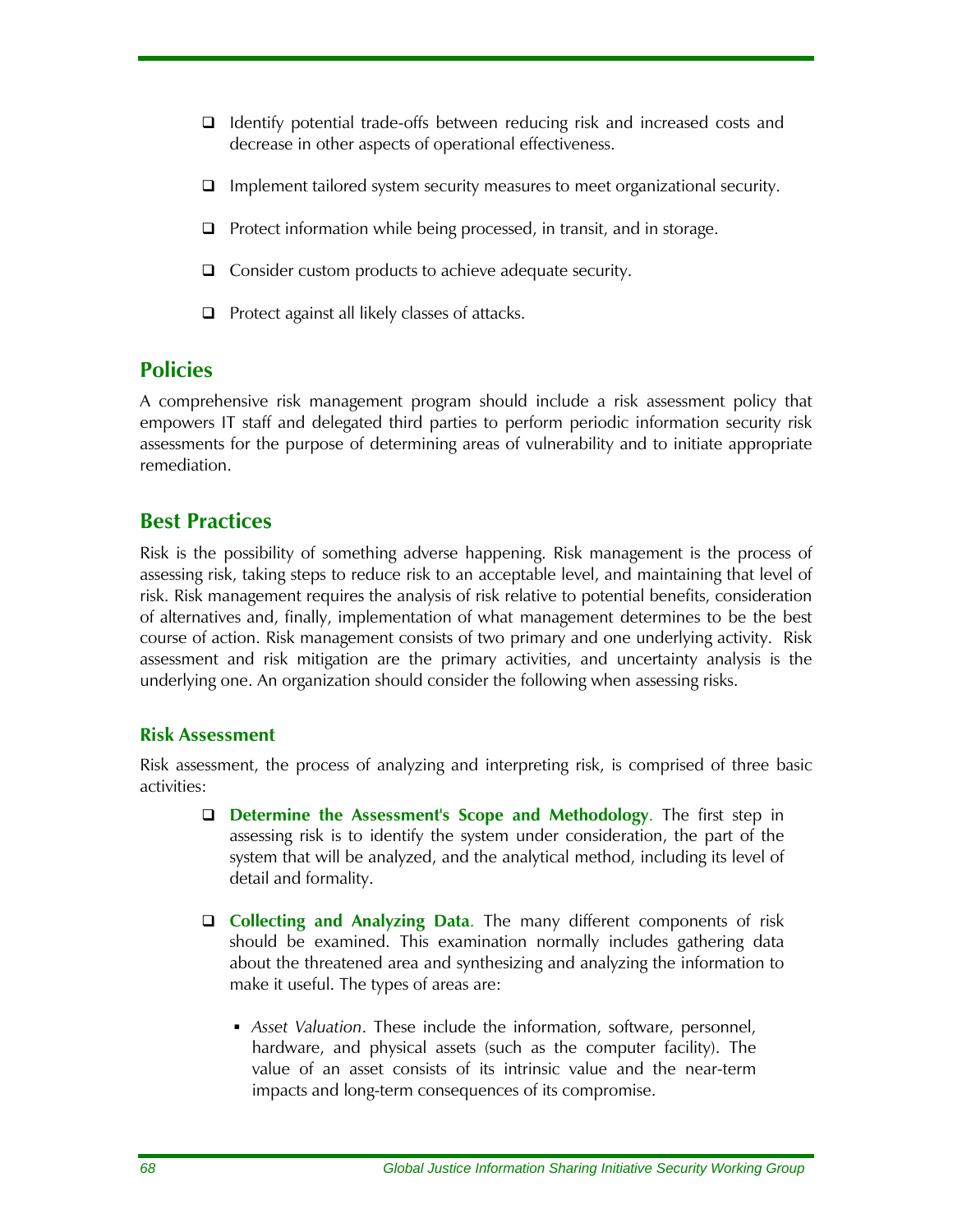- Identify potential trade-offs between reducing risk and increased costs and decrease in other aspects of operational effectiveness.
- Implement tailored system security measures to meet organizational security.
- Protect information while being processed, in transit, and in storage.
- Consider custom products to achieve adequate security.
- Protect against all likely classes of attacks.

## Policies

A comprehensive risk management program should include a risk assessment policy that empowers IT staff and delegated third parties to perform periodic information security risk assessments for the purpose of determining areas of vulnerability and to initiate appropriate remediation.

## Best Practices

Risk is the possibility of something adverse happening. Risk management is the process of assessing risk, taking steps to reduce risk to an acceptable level, and maintaining that level of risk. Risk management requires the analysis of risk relative to potential benefits, consideration of alternatives and, finally, implementation of what management determines to be the best course of action. Risk management consists of two primary and one underlying activity. Risk assessment and risk mitigation are the primary activities, and uncertainty analysis is the underlying one. An organization should consider the following when assessing risks.

### Risk Assessment

Risk assessment, the process of analyzing and interpreting risk, is comprised of three basic activities:

- **Determine the Assessment's Scope and Methodology**. The first step in assessing risk is to identify the system under consideration, the part of the system that will be analyzed, and the analytical method, including its level of detail and formality.
- **Collecting and Analyzing Data**. The many different components of risk should be examined. This examination normally includes gathering data about the threatened area and synthesizing and analyzing the information to make it useful. The types of areas are:
  - *Asset Valuation*. These include the information, software, personnel, hardware, and physical assets (such as the computer facility). The value of an asset consists of its intrinsic value and the near-term impacts and long-term consequences of its compromise.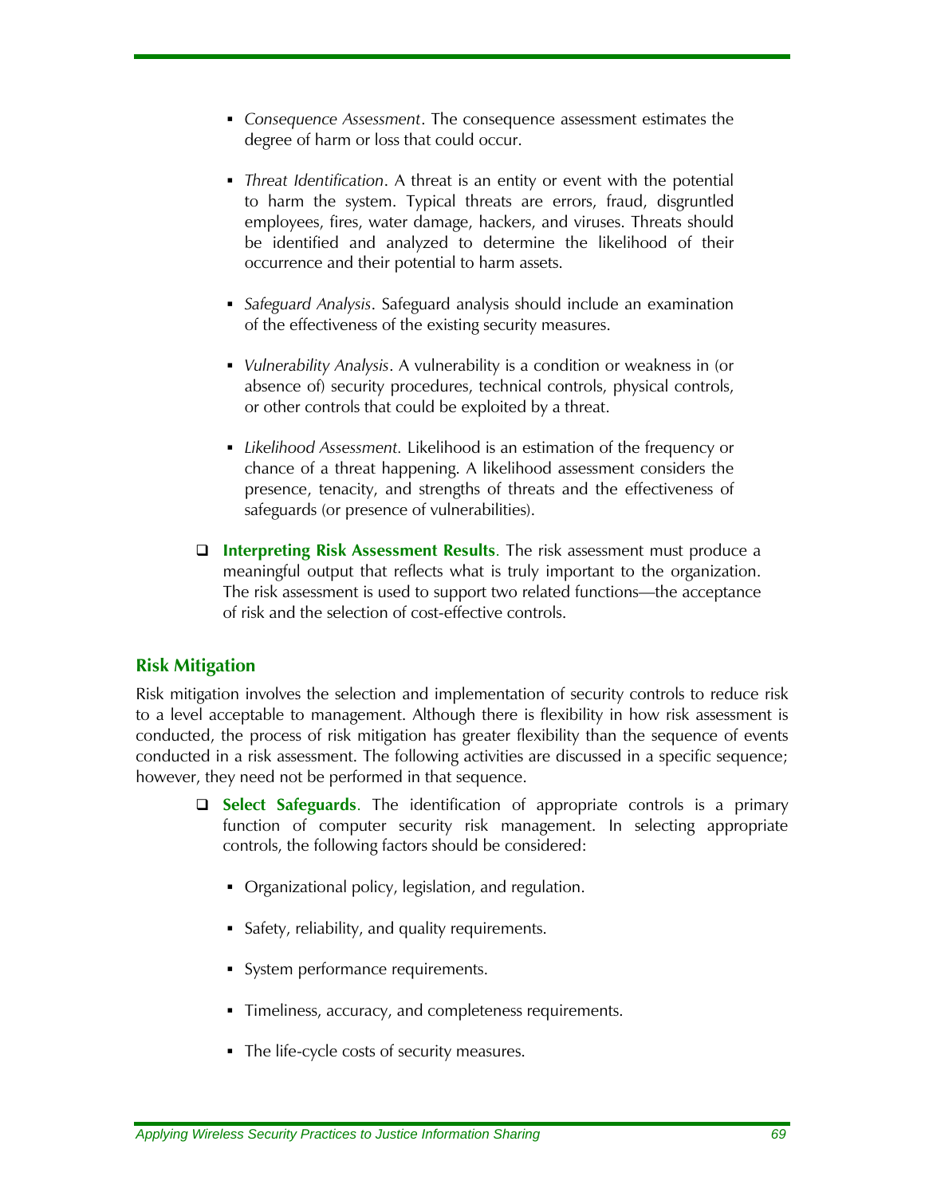- *Consequence Assessment*. The consequence assessment estimates the degree of harm or loss that could occur.

- *Threat Identification*. A threat is an entity or event with the potential to harm the system. Typical threats are errors, fraud, disgruntled employees, fires, water damage, hackers, and viruses. Threats should be identified and analyzed to determine the likelihood of their occurrence and their potential to harm assets.

- *Safeguard Analysis*. Safeguard analysis should include an examination of the effectiveness of the existing security measures.

- *Vulnerability Analysis*. A vulnerability is a condition or weakness in (or absence of) security procedures, technical controls, physical controls, or other controls that could be exploited by a threat.

- *Likelihood Assessment.* Likelihood is an estimation of the frequency or chance of a threat happening. A likelihood assessment considers the presence, tenacity, and strengths of threats and the effectiveness of safeguards (or presence of vulnerabilities).

- **Interpreting Risk Assessment Results**. The risk assessment must produce a meaningful output that reflects what is truly important to the organization. The risk assessment is used to support two related functions—the acceptance of risk and the selection of cost-effective controls.

## Risk Mitigation

Risk mitigation involves the selection and implementation of security controls to reduce risk to a level acceptable to management. Although there is flexibility in how risk assessment is conducted, the process of risk mitigation has greater flexibility than the sequence of events conducted in a risk assessment. The following activities are discussed in a specific sequence; however, they need not be performed in that sequence.

- **Select Safeguards**. The identification of appropriate controls is a primary function of computer security risk management. In selecting appropriate controls, the following factors should be considered:

  - Organizational policy, legislation, and regulation.

  - Safety, reliability, and quality requirements.

  - System performance requirements.

  - Timeliness, accuracy, and completeness requirements.

  - The life-cycle costs of security measures.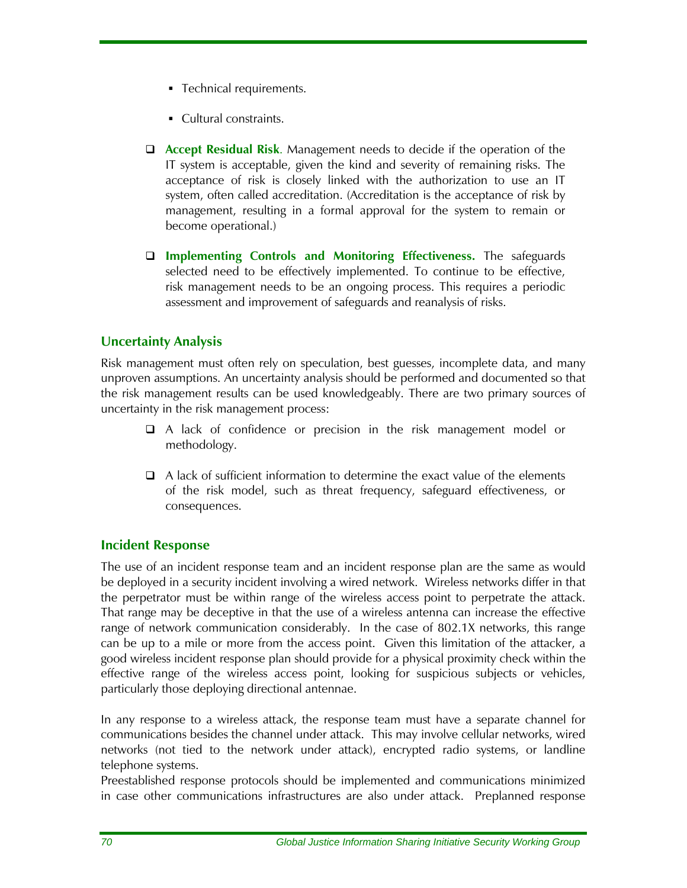- Technical requirements.

- Cultural constraints.

- **Accept Residual Risk**. Management needs to decide if the operation of the IT system is acceptable, given the kind and severity of remaining risks. The acceptance of risk is closely linked with the authorization to use an IT system, often called accreditation. (Accreditation is the acceptance of risk by management, resulting in a formal approval for the system to remain or become operational.)

- **Implementing Controls and Monitoring Effectiveness.** The safeguards selected need to be effectively implemented. To continue to be effective, risk management needs to be an ongoing process. This requires a periodic assessment and improvement of safeguards and reanalysis of risks.

### Uncertainty Analysis

Risk management must often rely on speculation, best guesses, incomplete data, and many unproven assumptions. An uncertainty analysis should be performed and documented so that the risk management results can be used knowledgeably. There are two primary sources of uncertainty in the risk management process:

- A lack of confidence or precision in the risk management model or methodology.

- A lack of sufficient information to determine the exact value of the elements of the risk model, such as threat frequency, safeguard effectiveness, or consequences.

### Incident Response

The use of an incident response team and an incident response plan are the same as would be deployed in a security incident involving a wired network. Wireless networks differ in that the perpetrator must be within range of the wireless access point to perpetrate the attack. That range may be deceptive in that the use of a wireless antenna can increase the effective range of network communication considerably. In the case of 802.1X networks, this range can be up to a mile or more from the access point. Given this limitation of the attacker, a good wireless incident response plan should provide for a physical proximity check within the effective range of the wireless access point, looking for suspicious subjects or vehicles, particularly those deploying directional antennae.

In any response to a wireless attack, the response team must have a separate channel for communications besides the channel under attack. This may involve cellular networks, wired networks (not tied to the network under attack), encrypted radio systems, or landline telephone systems.

Preestablished response protocols should be implemented and communications minimized in case other communications infrastructures are also under attack. Preplanned response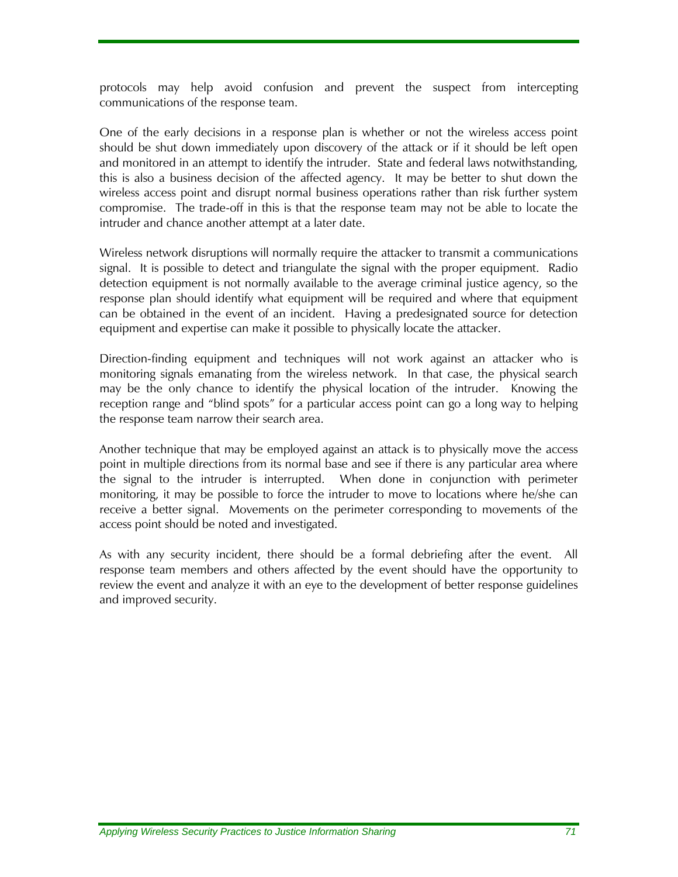protocols may help avoid confusion and prevent the suspect from intercepting communications of the response team.

One of the early decisions in a response plan is whether or not the wireless access point should be shut down immediately upon discovery of the attack or if it should be left open and monitored in an attempt to identify the intruder. State and federal laws notwithstanding, this is also a business decision of the affected agency. It may be better to shut down the wireless access point and disrupt normal business operations rather than risk further system compromise. The trade-off in this is that the response team may not be able to locate the intruder and chance another attempt at a later date.

Wireless network disruptions will normally require the attacker to transmit a communications signal. It is possible to detect and triangulate the signal with the proper equipment. Radio detection equipment is not normally available to the average criminal justice agency, so the response plan should identify what equipment will be required and where that equipment can be obtained in the event of an incident. Having a predesignated source for detection equipment and expertise can make it possible to physically locate the attacker.

Direction-finding equipment and techniques will not work against an attacker who is monitoring signals emanating from the wireless network. In that case, the physical search may be the only chance to identify the physical location of the intruder. Knowing the reception range and "blind spots" for a particular access point can go a long way to helping the response team narrow their search area.

Another technique that may be employed against an attack is to physically move the access point in multiple directions from its normal base and see if there is any particular area where the signal to the intruder is interrupted. When done in conjunction with perimeter monitoring, it may be possible to force the intruder to move to locations where he/she can receive a better signal. Movements on the perimeter corresponding to movements of the access point should be noted and investigated.

As with any security incident, there should be a formal debriefing after the event. All response team members and others affected by the event should have the opportunity to review the event and analyze it with an eye to the development of better response guidelines and improved security.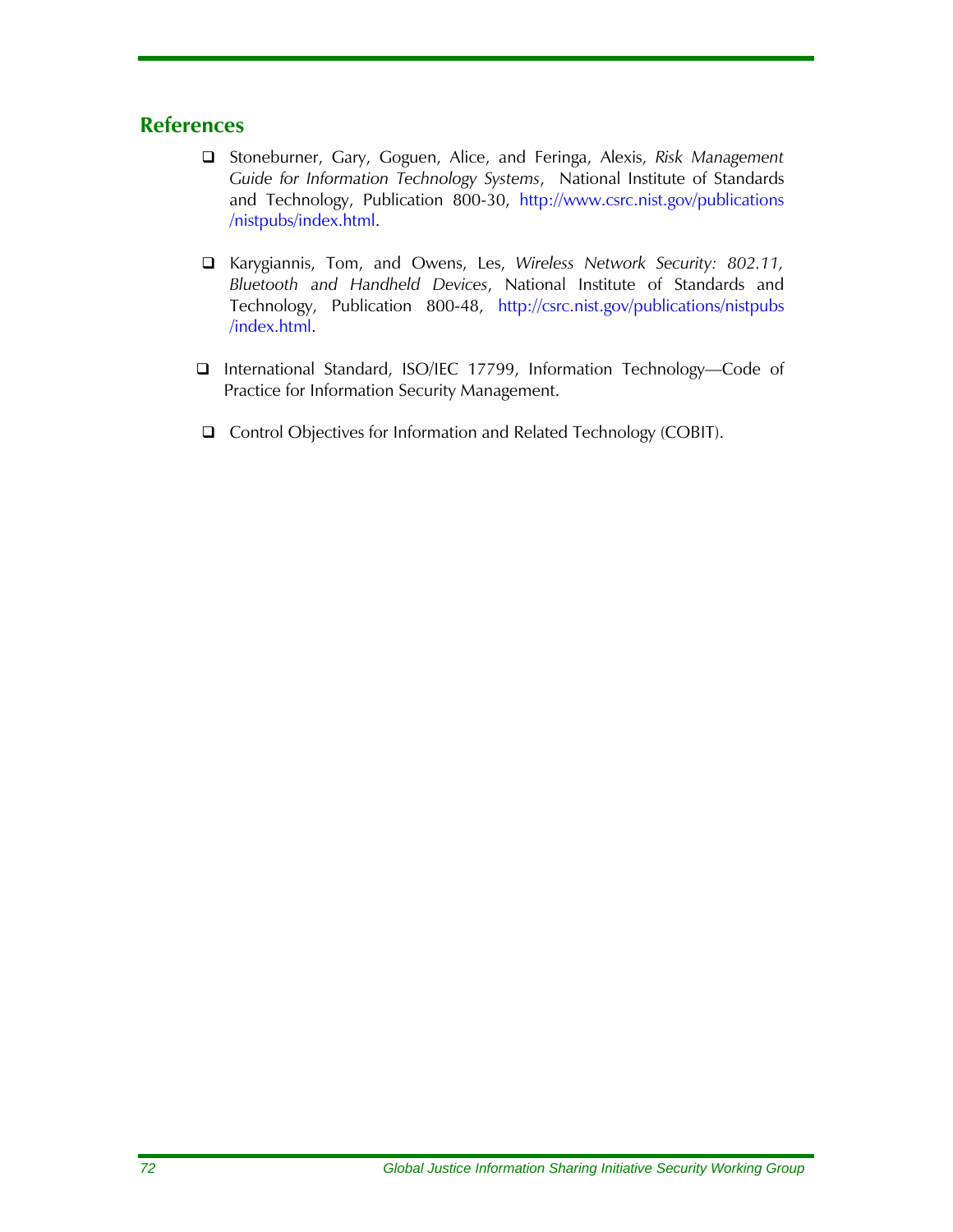## References

- Stoneburner, Gary, Goguen, Alice, and Feringa, Alexis, *Risk Management Guide for Information Technology Systems*, National Institute of Standards and Technology, Publication 800-30, http://www.csrc.nist.gov/publications/nistpubs/index.html.

- Karygiannis, Tom, and Owens, Les, *Wireless Network Security: 802.11, Bluetooth and Handheld Devices*, National Institute of Standards and Technology, Publication 800-48, http://csrc.nist.gov/publications/nistpubs/index.html.

- International Standard, ISO/IEC 17799, Information Technology—Code of Practice for Information Security Management.

- Control Objectives for Information and Related Technology (COBIT).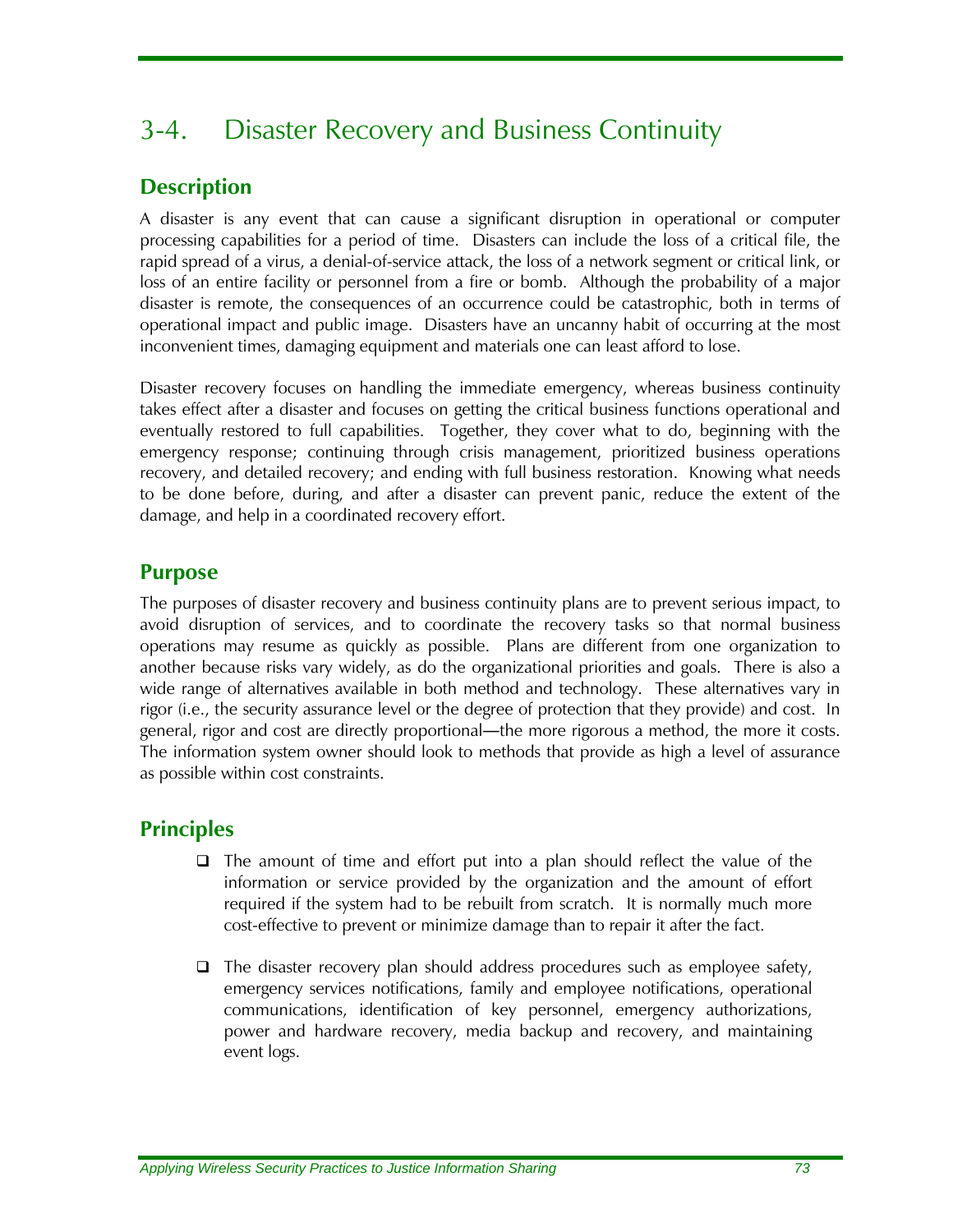## 3-4. Disaster Recovery and Business Continuity

### Description

A disaster is any event that can cause a significant disruption in operational or computer processing capabilities for a period of time. Disasters can include the loss of a critical file, the rapid spread of a virus, a denial-of-service attack, the loss of a network segment or critical link, or loss of an entire facility or personnel from a fire or bomb. Although the probability of a major disaster is remote, the consequences of an occurrence could be catastrophic, both in terms of operational impact and public image. Disasters have an uncanny habit of occurring at the most inconvenient times, damaging equipment and materials one can least afford to lose.

Disaster recovery focuses on handling the immediate emergency, whereas business continuity takes effect after a disaster and focuses on getting the critical business functions operational and eventually restored to full capabilities. Together, they cover what to do, beginning with the emergency response; continuing through crisis management, prioritized business operations recovery, and detailed recovery; and ending with full business restoration. Knowing what needs to be done before, during, and after a disaster can prevent panic, reduce the extent of the damage, and help in a coordinated recovery effort.

### Purpose

The purposes of disaster recovery and business continuity plans are to prevent serious impact, to avoid disruption of services, and to coordinate the recovery tasks so that normal business operations may resume as quickly as possible. Plans are different from one organization to another because risks vary widely, as do the organizational priorities and goals. There is also a wide range of alternatives available in both method and technology. These alternatives vary in rigor (i.e., the security assurance level or the degree of protection that they provide) and cost. In general, rigor and cost are directly proportional—the more rigorous a method, the more it costs. The information system owner should look to methods that provide as high a level of assurance as possible within cost constraints.

### Principles

- The amount of time and effort put into a plan should reflect the value of the information or service provided by the organization and the amount of effort required if the system had to be rebuilt from scratch. It is normally much more cost-effective to prevent or minimize damage than to repair it after the fact.

- The disaster recovery plan should address procedures such as employee safety, emergency services notifications, family and employee notifications, operational communications, identification of key personnel, emergency authorizations, power and hardware recovery, media backup and recovery, and maintaining event logs.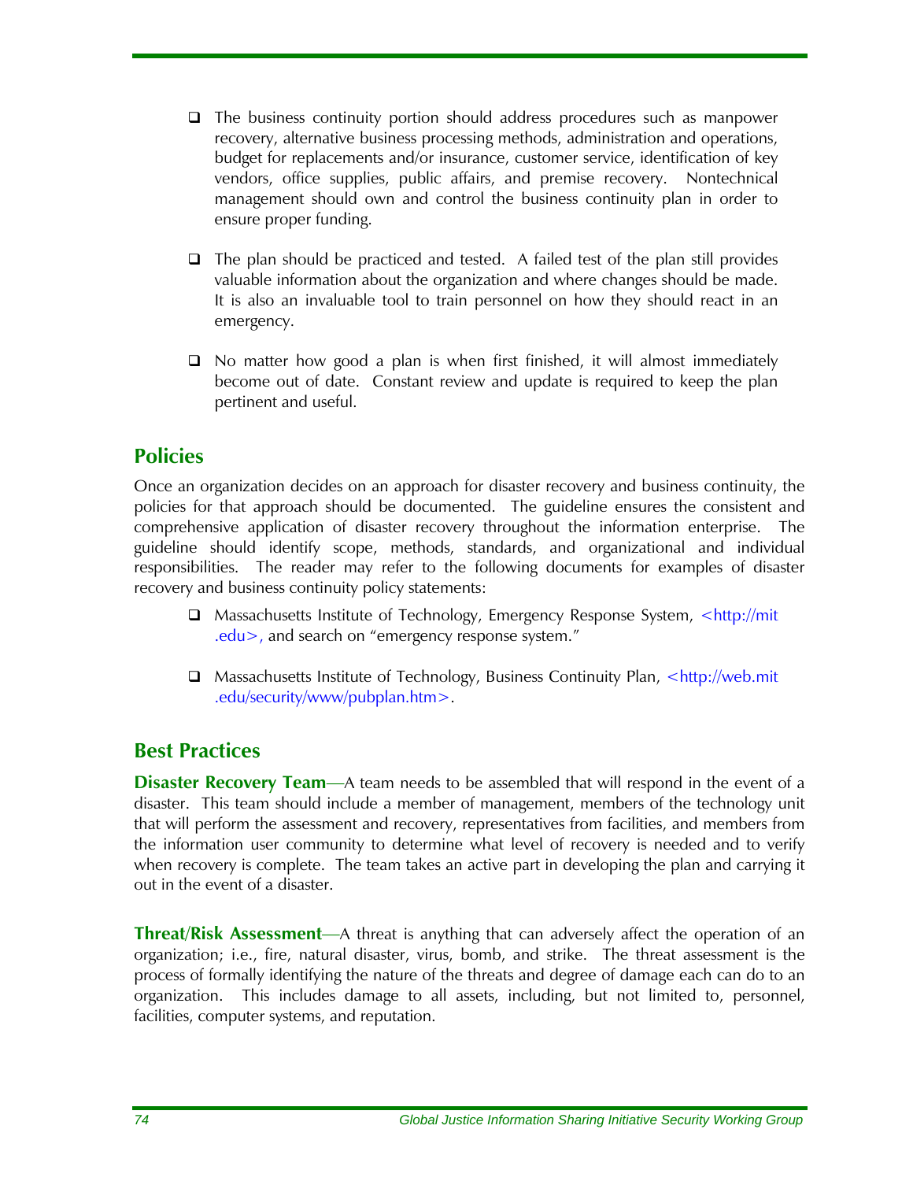- The business continuity portion should address procedures such as manpower recovery, alternative business processing methods, administration and operations, budget for replacements and/or insurance, customer service, identification of key vendors, office supplies, public affairs, and premise recovery. Nontechnical management should own and control the business continuity plan in order to ensure proper funding.

- The plan should be practiced and tested. A failed test of the plan still provides valuable information about the organization and where changes should be made. It is also an invaluable tool to train personnel on how they should react in an emergency.

- No matter how good a plan is when first finished, it will almost immediately become out of date. Constant review and update is required to keep the plan pertinent and useful.

## Policies

Once an organization decides on an approach for disaster recovery and business continuity, the policies for that approach should be documented. The guideline ensures the consistent and comprehensive application of disaster recovery throughout the information enterprise. The guideline should identify scope, methods, standards, and organizational and individual responsibilities. The reader may refer to the following documents for examples of disaster recovery and business continuity policy statements:

- Massachusetts Institute of Technology, Emergency Response System, <http://mit.edu>, and search on "emergency response system."

- Massachusetts Institute of Technology, Business Continuity Plan, <http://web.mit.edu/security/www/pubplan.htm>.

## Best Practices

**Disaster Recovery Team**—A team needs to be assembled that will respond in the event of a disaster. This team should include a member of management, members of the technology unit that will perform the assessment and recovery, representatives from facilities, and members from the information user community to determine what level of recovery is needed and to verify when recovery is complete. The team takes an active part in developing the plan and carrying it out in the event of a disaster.

**Threat/Risk Assessment**—A threat is anything that can adversely affect the operation of an organization; i.e., fire, natural disaster, virus, bomb, and strike. The threat assessment is the process of formally identifying the nature of the threats and degree of damage each can do to an organization. This includes damage to all assets, including, but not limited to, personnel, facilities, computer systems, and reputation.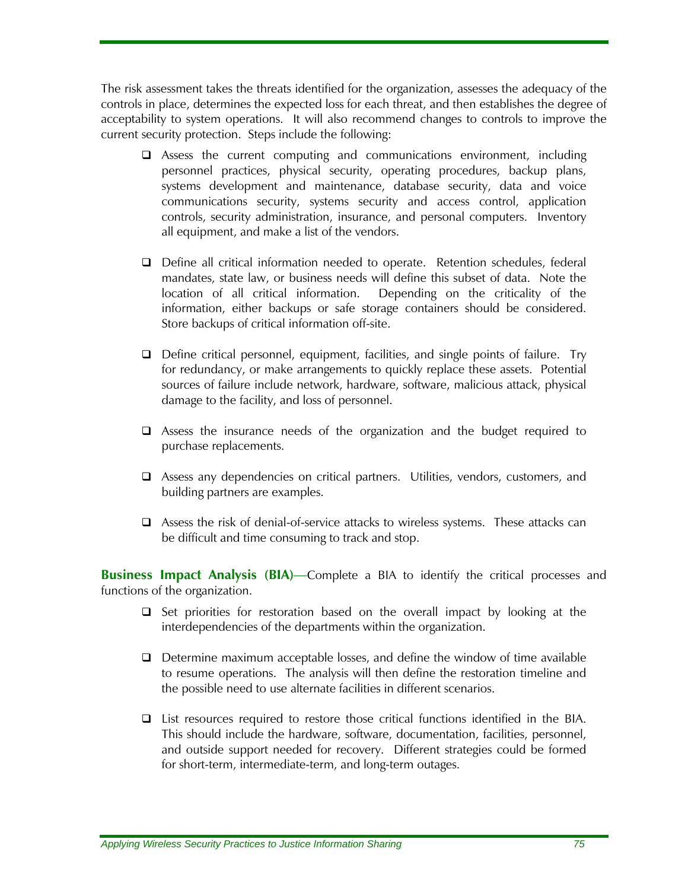The risk assessment takes the threats identified for the organization, assesses the adequacy of the controls in place, determines the expected loss for each threat, and then establishes the degree of acceptability to system operations. It will also recommend changes to controls to improve the current security protection. Steps include the following:

- Assess the current computing and communications environment, including personnel practices, physical security, operating procedures, backup plans, systems development and maintenance, database security, data and voice communications security, systems security and access control, application controls, security administration, insurance, and personal computers. Inventory all equipment, and make a list of the vendors.

- Define all critical information needed to operate. Retention schedules, federal mandates, state law, or business needs will define this subset of data. Note the location of all critical information. Depending on the criticality of the information, either backups or safe storage containers should be considered. Store backups of critical information off-site.

- Define critical personnel, equipment, facilities, and single points of failure. Try for redundancy, or make arrangements to quickly replace these assets. Potential sources of failure include network, hardware, software, malicious attack, physical damage to the facility, and loss of personnel.

- Assess the insurance needs of the organization and the budget required to purchase replacements.

- Assess any dependencies on critical partners. Utilities, vendors, customers, and building partners are examples.

- Assess the risk of denial-of-service attacks to wireless systems. These attacks can be difficult and time consuming to track and stop.

**Business Impact Analysis (BIA)**—Complete a BIA to identify the critical processes and functions of the organization.

- Set priorities for restoration based on the overall impact by looking at the interdependencies of the departments within the organization.

- Determine maximum acceptable losses, and define the window of time available to resume operations. The analysis will then define the restoration timeline and the possible need to use alternate facilities in different scenarios.

- List resources required to restore those critical functions identified in the BIA. This should include the hardware, software, documentation, facilities, personnel, and outside support needed for recovery. Different strategies could be formed for short-term, intermediate-term, and long-term outages.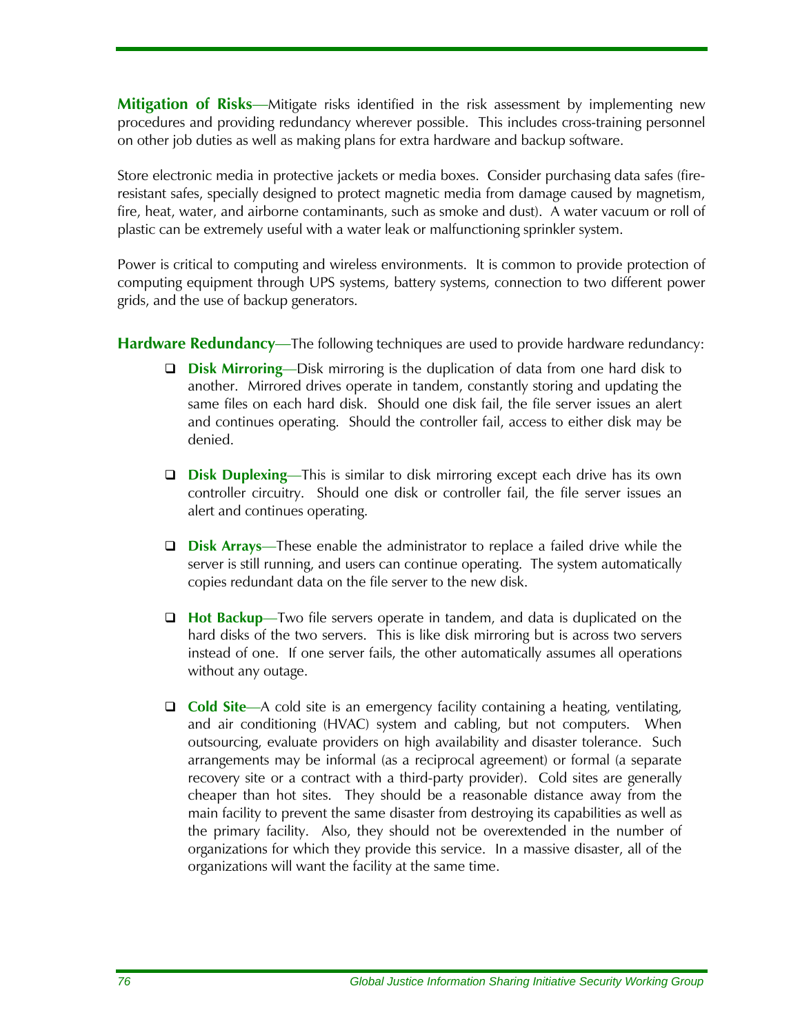**Mitigation of Risks**—Mitigate risks identified in the risk assessment by implementing new procedures and providing redundancy wherever possible. This includes cross-training personnel on other job duties as well as making plans for extra hardware and backup software.

Store electronic media in protective jackets or media boxes. Consider purchasing data safes (fire-resistant safes, specially designed to protect magnetic media from damage caused by magnetism, fire, heat, water, and airborne contaminants, such as smoke and dust). A water vacuum or roll of plastic can be extremely useful with a water leak or malfunctioning sprinkler system.

Power is critical to computing and wireless environments. It is common to provide protection of computing equipment through UPS systems, battery systems, connection to two different power grids, and the use of backup generators.

**Hardware Redundancy**—The following techniques are used to provide hardware redundancy:

- **Disk Mirroring**—Disk mirroring is the duplication of data from one hard disk to another. Mirrored drives operate in tandem, constantly storing and updating the same files on each hard disk. Should one disk fail, the file server issues an alert and continues operating. Should the controller fail, access to either disk may be denied.

- **Disk Duplexing**—This is similar to disk mirroring except each drive has its own controller circuitry. Should one disk or controller fail, the file server issues an alert and continues operating.

- **Disk Arrays**—These enable the administrator to replace a failed drive while the server is still running, and users can continue operating. The system automatically copies redundant data on the file server to the new disk.

- **Hot Backup**—Two file servers operate in tandem, and data is duplicated on the hard disks of the two servers. This is like disk mirroring but is across two servers instead of one. If one server fails, the other automatically assumes all operations without any outage.

- **Cold Site**—A cold site is an emergency facility containing a heating, ventilating, and air conditioning (HVAC) system and cabling, but not computers. When outsourcing, evaluate providers on high availability and disaster tolerance. Such arrangements may be informal (as a reciprocal agreement) or formal (a separate recovery site or a contract with a third-party provider). Cold sites are generally cheaper than hot sites. They should be a reasonable distance away from the main facility to prevent the same disaster from destroying its capabilities as well as the primary facility. Also, they should not be overextended in the number of organizations for which they provide this service. In a massive disaster, all of the organizations will want the facility at the same time.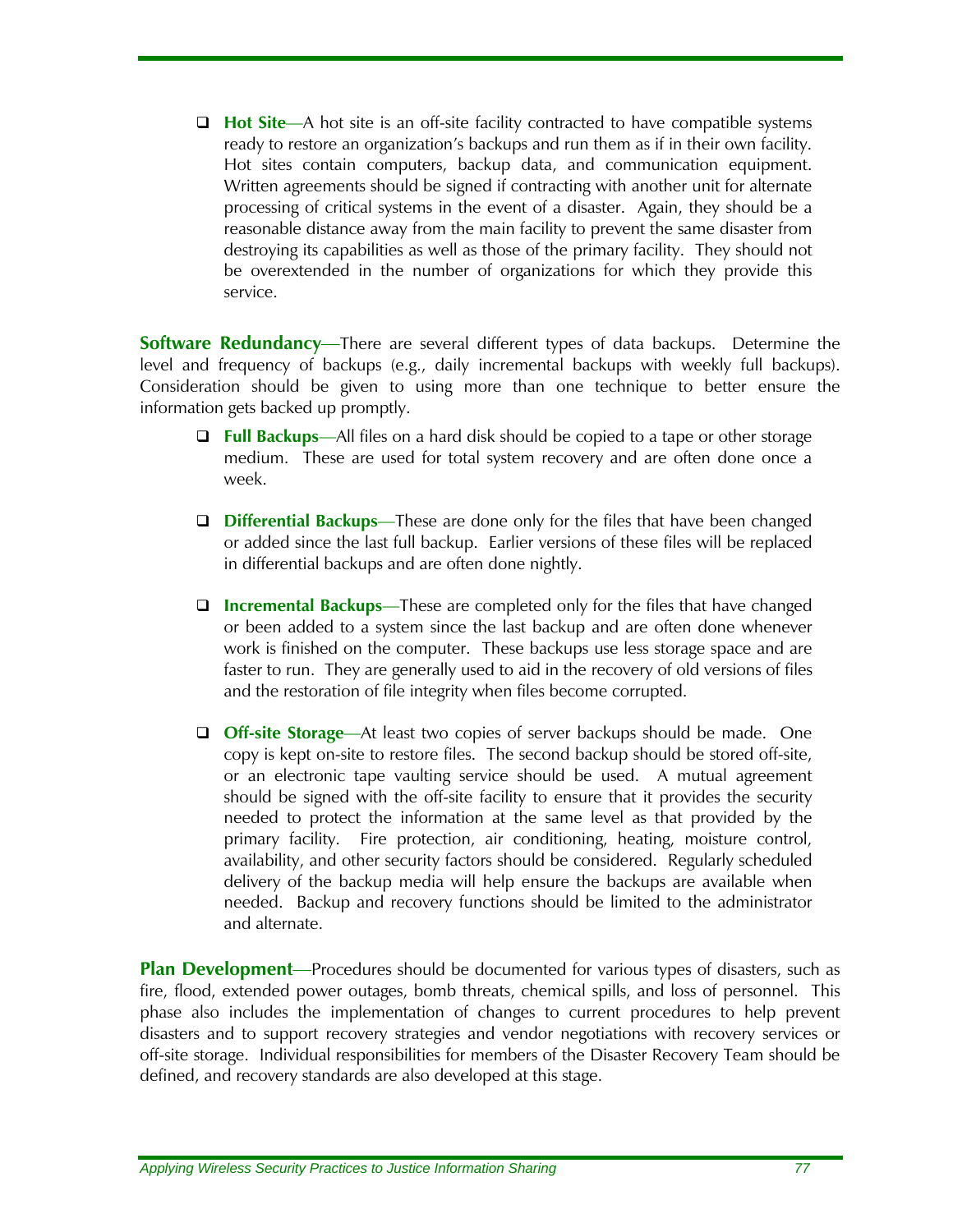- **Hot Site**—A hot site is an off-site facility contracted to have compatible systems ready to restore an organization's backups and run them as if in their own facility. Hot sites contain computers, backup data, and communication equipment. Written agreements should be signed if contracting with another unit for alternate processing of critical systems in the event of a disaster. Again, they should be a reasonable distance away from the main facility to prevent the same disaster from destroying its capabilities as well as those of the primary facility. They should not be overextended in the number of organizations for which they provide this service.

**Software Redundancy**—There are several different types of data backups. Determine the level and frequency of backups (e.g., daily incremental backups with weekly full backups). Consideration should be given to using more than one technique to better ensure the information gets backed up promptly.

- **Full Backups**—All files on a hard disk should be copied to a tape or other storage medium. These are used for total system recovery and are often done once a week.

- **Differential Backups**—These are done only for the files that have been changed or added since the last full backup. Earlier versions of these files will be replaced in differential backups and are often done nightly.

- **Incremental Backups**—These are completed only for the files that have changed or been added to a system since the last backup and are often done whenever work is finished on the computer. These backups use less storage space and are faster to run. They are generally used to aid in the recovery of old versions of files and the restoration of file integrity when files become corrupted.

- **Off-site Storage**—At least two copies of server backups should be made. One copy is kept on-site to restore files. The second backup should be stored off-site, or an electronic tape vaulting service should be used. A mutual agreement should be signed with the off-site facility to ensure that it provides the security needed to protect the information at the same level as that provided by the primary facility. Fire protection, air conditioning, heating, moisture control, availability, and other security factors should be considered. Regularly scheduled delivery of the backup media will help ensure the backups are available when needed. Backup and recovery functions should be limited to the administrator and alternate.

**Plan Development**—Procedures should be documented for various types of disasters, such as fire, flood, extended power outages, bomb threats, chemical spills, and loss of personnel. This phase also includes the implementation of changes to current procedures to help prevent disasters and to support recovery strategies and vendor negotiations with recovery services or off-site storage. Individual responsibilities for members of the Disaster Recovery Team should be defined, and recovery standards are also developed at this stage.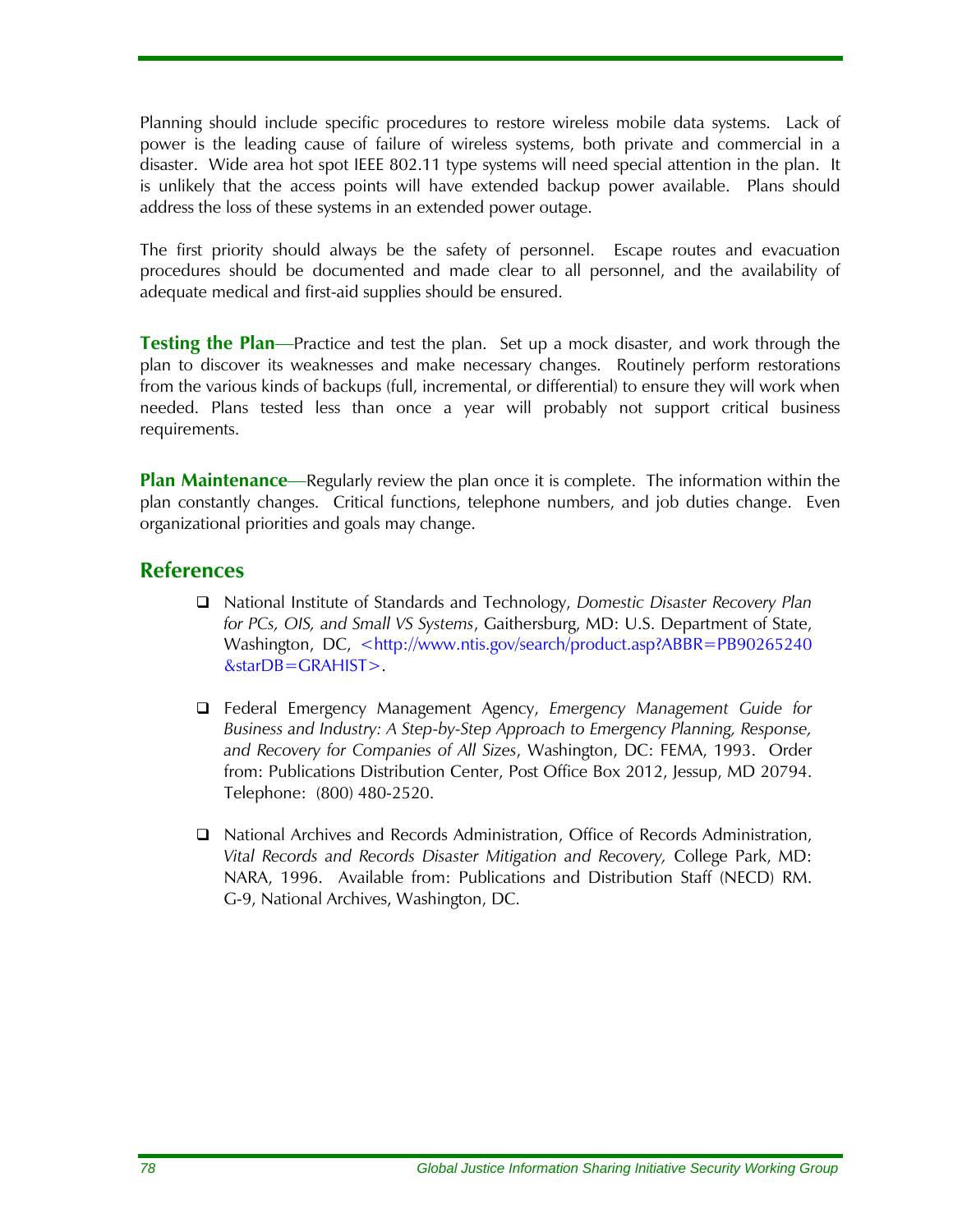Planning should include specific procedures to restore wireless mobile data systems. Lack of power is the leading cause of failure of wireless systems, both private and commercial in a disaster. Wide area hot spot IEEE 802.11 type systems will need special attention in the plan. It is unlikely that the access points will have extended backup power available. Plans should address the loss of these systems in an extended power outage.

The first priority should always be the safety of personnel. Escape routes and evacuation procedures should be documented and made clear to all personnel, and the availability of adequate medical and first-aid supplies should be ensured.

**Testing the Plan**—Practice and test the plan. Set up a mock disaster, and work through the plan to discover its weaknesses and make necessary changes. Routinely perform restorations from the various kinds of backups (full, incremental, or differential) to ensure they will work when needed. Plans tested less than once a year will probably not support critical business requirements.

**Plan Maintenance**—Regularly review the plan once it is complete. The information within the plan constantly changes. Critical functions, telephone numbers, and job duties change. Even organizational priorities and goals may change.

## References

- National Institute of Standards and Technology, *Domestic Disaster Recovery Plan for PCs, OIS, and Small VS Systems*, Gaithersburg, MD: U.S. Department of State, Washington, DC, <http://www.ntis.gov/search/product.asp?ABBR=PB90265240&starDB=GRAHIST>.

- Federal Emergency Management Agency, *Emergency Management Guide for Business and Industry: A Step-by-Step Approach to Emergency Planning, Response, and Recovery for Companies of All Sizes*, Washington, DC: FEMA, 1993. Order from: Publications Distribution Center, Post Office Box 2012, Jessup, MD 20794. Telephone: (800) 480-2520.

- National Archives and Records Administration, Office of Records Administration, *Vital Records and Records Disaster Mitigation and Recovery,* College Park, MD: NARA, 1996. Available from: Publications and Distribution Staff (NECD) RM. G-9, National Archives, Washington, DC.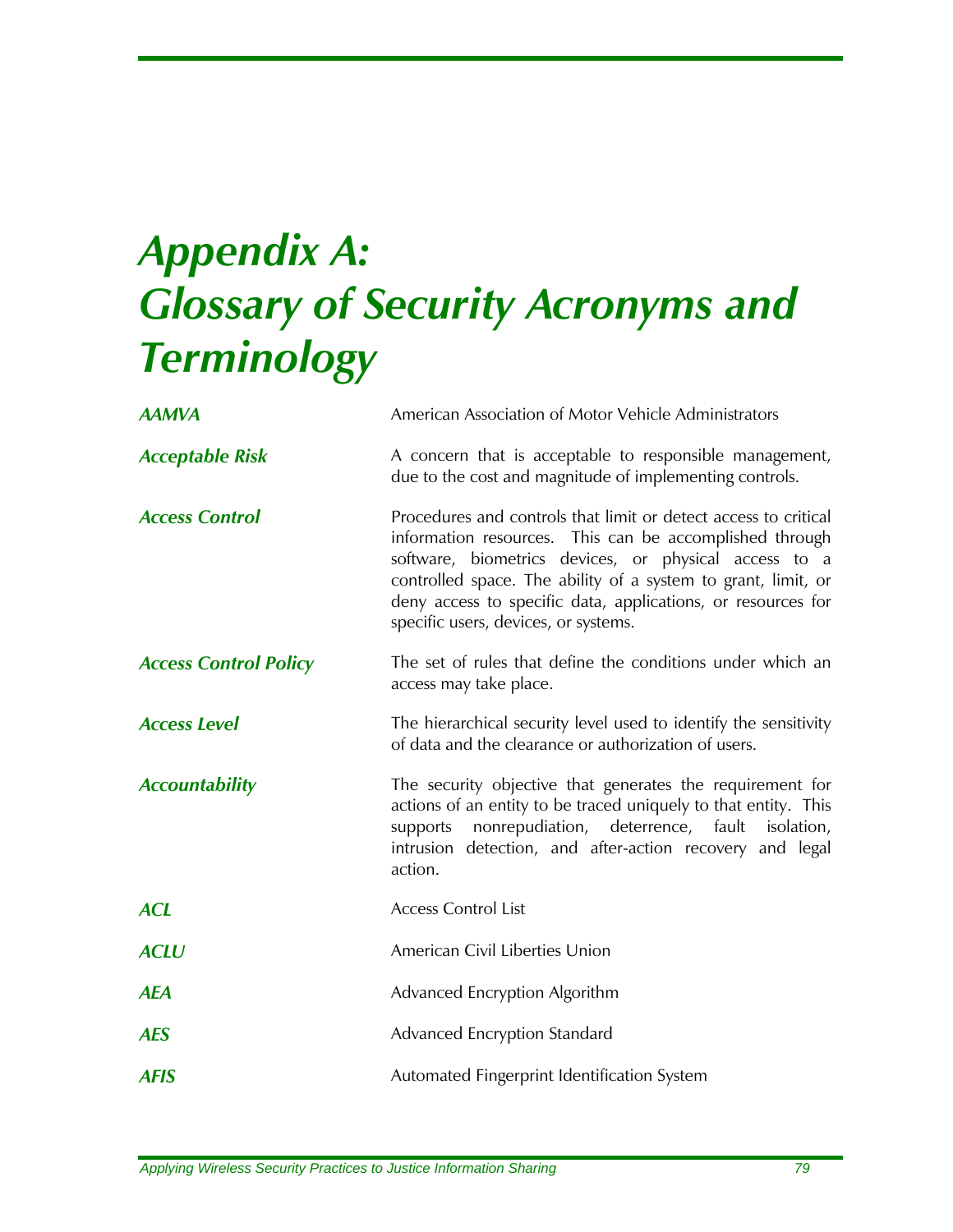# Appendix A: Glossary of Security Acronyms and Terminology

| | |
|---|---|
| ***AAMVA*** | American Association of Motor Vehicle Administrators |
| ***Acceptable Risk*** | A concern that is acceptable to responsible management, due to the cost and magnitude of implementing controls. |
| ***Access Control*** | Procedures and controls that limit or detect access to critical information resources. This can be accomplished through software, biometrics devices, or physical access to a controlled space. The ability of a system to grant, limit, or deny access to specific data, applications, or resources for specific users, devices, or systems. |
| ***Access Control Policy*** | The set of rules that define the conditions under which an access may take place. |
| ***Access Level*** | The hierarchical security level used to identify the sensitivity of data and the clearance or authorization of users. |
| ***Accountability*** | The security objective that generates the requirement for actions of an entity to be traced uniquely to that entity. This supports nonrepudiation, deterrence, fault isolation, intrusion detection, and after-action recovery and legal action. |
| ***ACL*** | Access Control List |
| ***ACLU*** | American Civil Liberties Union |
| ***AEA*** | Advanced Encryption Algorithm |
| ***AES*** | Advanced Encryption Standard |
| ***AFIS*** | Automated Fingerprint Identification System |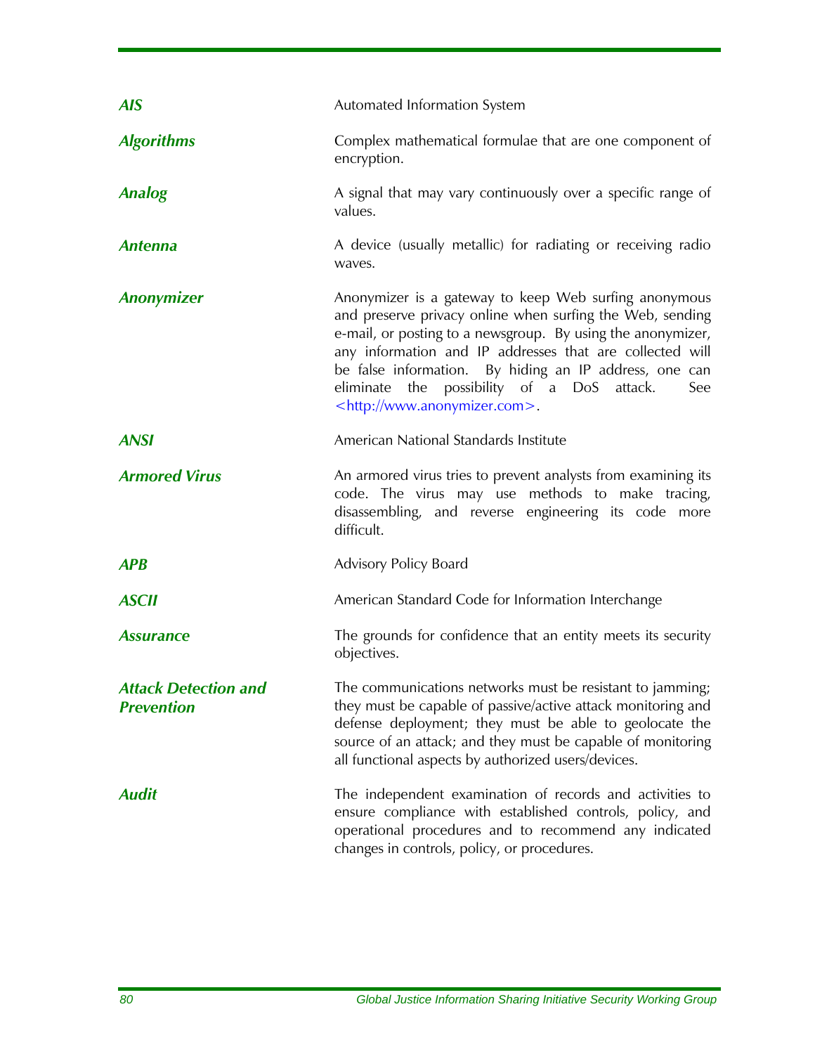***AIS*** Automated Information System

***Algorithms*** Complex mathematical formulae that are one component of encryption.

***Analog*** A signal that may vary continuously over a specific range of values.

***Antenna*** A device (usually metallic) for radiating or receiving radio waves.

***Anonymizer*** Anonymizer is a gateway to keep Web surfing anonymous and preserve privacy online when surfing the Web, sending e-mail, or posting to a newsgroup. By using the anonymizer, any information and IP addresses that are collected will be false information. By hiding an IP address, one can eliminate the possibility of a DoS attack. See <http://www.anonymizer.com>.

***ANSI*** American National Standards Institute

***Armored Virus*** An armored virus tries to prevent analysts from examining its code. The virus may use methods to make tracing, disassembling, and reverse engineering its code more difficult.

***APB*** Advisory Policy Board

***ASCII*** American Standard Code for Information Interchange

***Assurance*** The grounds for confidence that an entity meets its security objectives.

***Attack Detection and Prevention*** The communications networks must be resistant to jamming; they must be capable of passive/active attack monitoring and defense deployment; they must be able to geolocate the source of an attack; and they must be capable of monitoring all functional aspects by authorized users/devices.

***Audit*** The independent examination of records and activities to ensure compliance with established controls, policy, and operational procedures and to recommend any indicated changes in controls, policy, or procedures.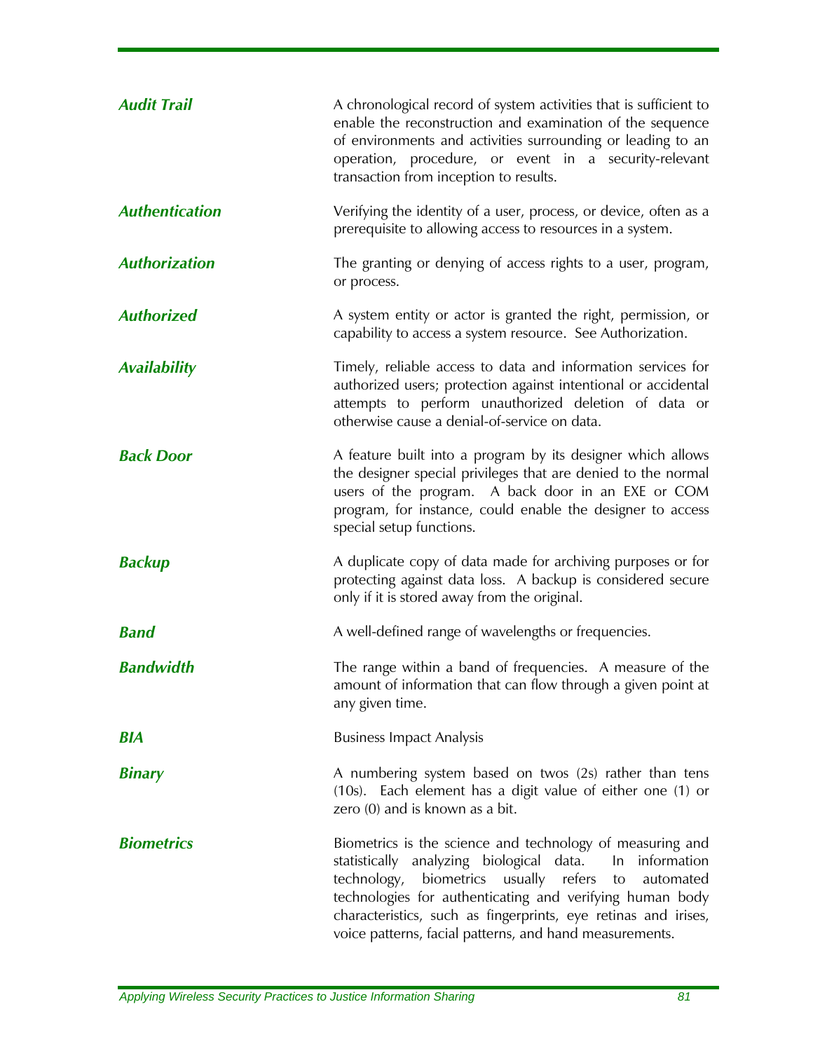***Audit Trail*** A chronological record of system activities that is sufficient to enable the reconstruction and examination of the sequence of environments and activities surrounding or leading to an operation, procedure, or event in a security-relevant transaction from inception to results.

***Authentication*** Verifying the identity of a user, process, or device, often as a prerequisite to allowing access to resources in a system.

***Authorization*** The granting or denying of access rights to a user, program, or process.

***Authorized*** A system entity or actor is granted the right, permission, or capability to access a system resource. See Authorization.

***Availability*** Timely, reliable access to data and information services for authorized users; protection against intentional or accidental attempts to perform unauthorized deletion of data or otherwise cause a denial-of-service on data.

***Back Door*** A feature built into a program by its designer which allows the designer special privileges that are denied to the normal users of the program. A back door in an EXE or COM program, for instance, could enable the designer to access special setup functions.

***Backup*** A duplicate copy of data made for archiving purposes or for protecting against data loss. A backup is considered secure only if it is stored away from the original.

***Band*** A well-defined range of wavelengths or frequencies.

***Bandwidth*** The range within a band of frequencies. A measure of the amount of information that can flow through a given point at any given time.

***BIA*** Business Impact Analysis

***Binary*** A numbering system based on twos (2s) rather than tens (10s). Each element has a digit value of either one (1) or zero (0) and is known as a bit.

***Biometrics*** Biometrics is the science and technology of measuring and statistically analyzing biological data. In information technology, biometrics usually refers to automated technologies for authenticating and verifying human body characteristics, such as fingerprints, eye retinas and irises, voice patterns, facial patterns, and hand measurements.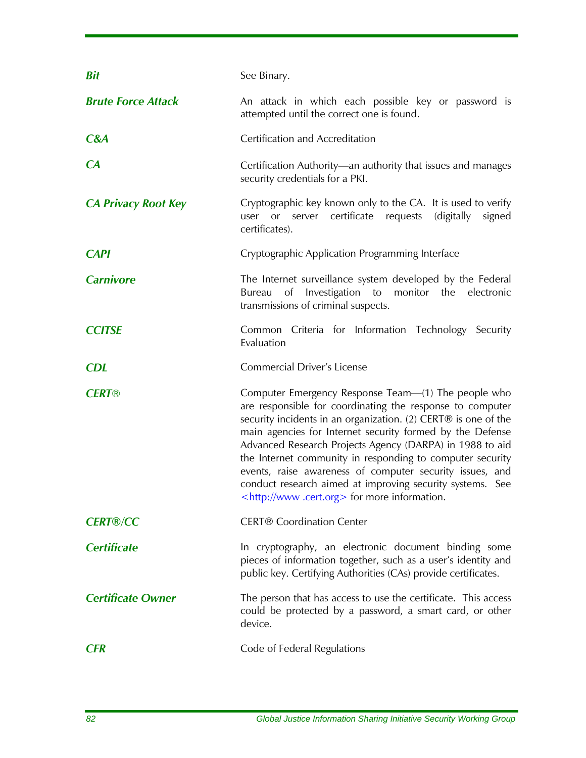| | |
|---|---|
| ***Bit*** | See Binary. |
| ***Brute Force Attack*** | An attack in which each possible key or password is attempted until the correct one is found. |
| ***C&A*** | Certification and Accreditation |
| ***CA*** | Certification Authority—an authority that issues and manages security credentials for a PKI. |
| ***CA Privacy Root Key*** | Cryptographic key known only to the CA. It is used to verify user or server certificate requests (digitally signed certificates). |
| ***CAPI*** | Cryptographic Application Programming Interface |
| ***Carnivore*** | The Internet surveillance system developed by the Federal Bureau of Investigation to monitor the electronic transmissions of criminal suspects. |
| ***CCITSE*** | Common Criteria for Information Technology Security Evaluation |
| ***CDL*** | Commercial Driver's License |
| ***CERT®*** | Computer Emergency Response Team—(1) The people who are responsible for coordinating the response to computer security incidents in an organization. (2) CERT® is one of the main agencies for Internet security formed by the Defense Advanced Research Projects Agency (DARPA) in 1988 to aid the Internet community in responding to computer security events, raise awareness of computer security issues, and conduct research aimed at improving security systems. See <http://www .cert.org> for more information. |
| ***CERT®/CC*** | CERT® Coordination Center |
| ***Certificate*** | In cryptography, an electronic document binding some pieces of information together, such as a user's identity and public key. Certifying Authorities (CAs) provide certificates. |
| ***Certificate Owner*** | The person that has access to use the certificate. This access could be protected by a password, a smart card, or other device. |
| ***CFR*** | Code of Federal Regulations |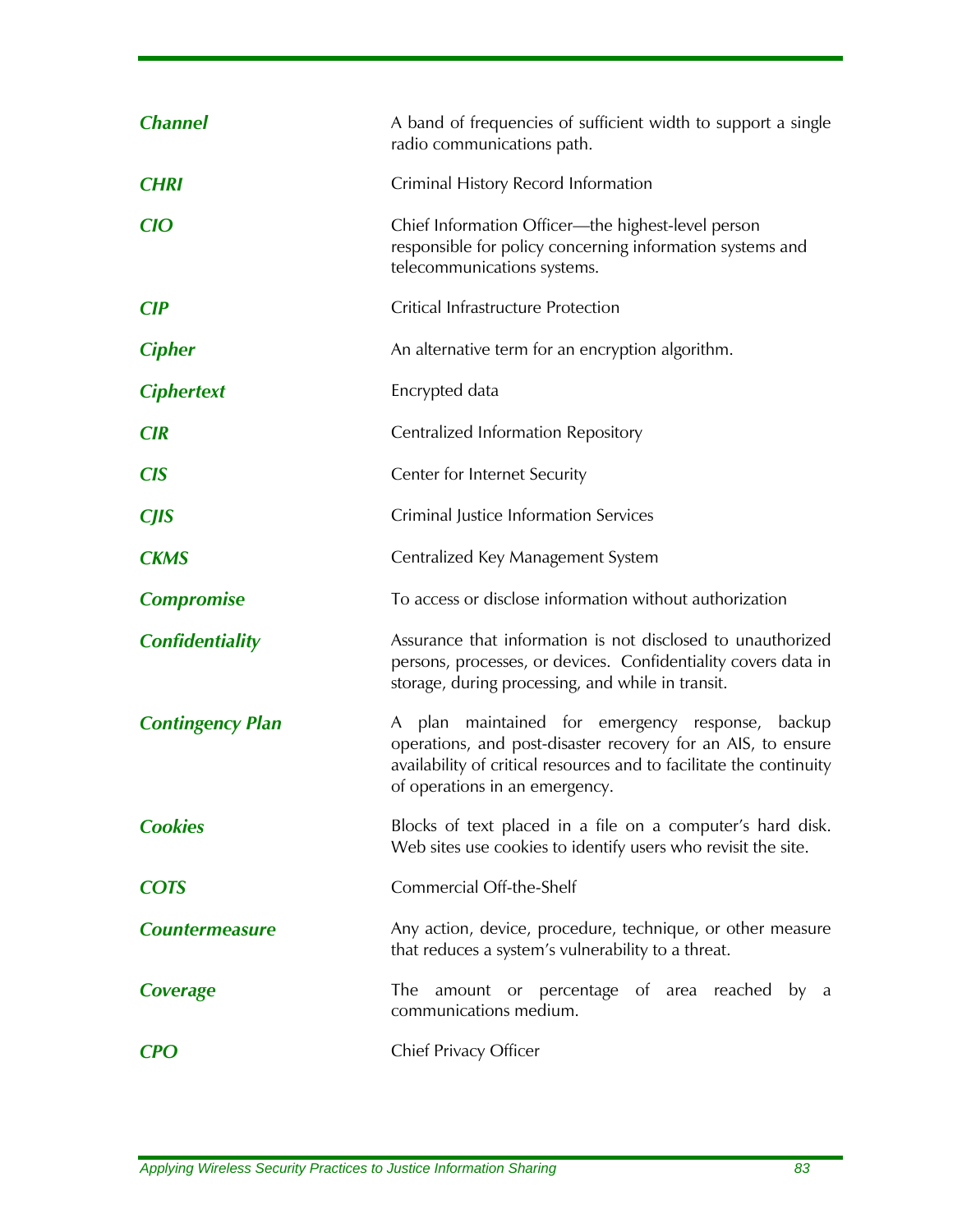| | |
|---|---|
| ***Channel*** | A band of frequencies of sufficient width to support a single radio communications path. |
| ***CHRI*** | Criminal History Record Information |
| ***CIO*** | Chief Information Officer—the highest-level person responsible for policy concerning information systems and telecommunications systems. |
| ***CIP*** | Critical Infrastructure Protection |
| ***Cipher*** | An alternative term for an encryption algorithm. |
| ***Ciphertext*** | Encrypted data |
| ***CIR*** | Centralized Information Repository |
| ***CIS*** | Center for Internet Security |
| ***CJIS*** | Criminal Justice Information Services |
| ***CKMS*** | Centralized Key Management System |
| ***Compromise*** | To access or disclose information without authorization |
| ***Confidentiality*** | Assurance that information is not disclosed to unauthorized persons, processes, or devices. Confidentiality covers data in storage, during processing, and while in transit. |
| ***Contingency Plan*** | A plan maintained for emergency response, backup operations, and post-disaster recovery for an AIS, to ensure availability of critical resources and to facilitate the continuity of operations in an emergency. |
| ***Cookies*** | Blocks of text placed in a file on a computer's hard disk. Web sites use cookies to identify users who revisit the site. |
| ***COTS*** | Commercial Off-the-Shelf |
| ***Countermeasure*** | Any action, device, procedure, technique, or other measure that reduces a system's vulnerability to a threat. |
| ***Coverage*** | The amount or percentage of area reached by a communications medium. |
| ***CPO*** | Chief Privacy Officer |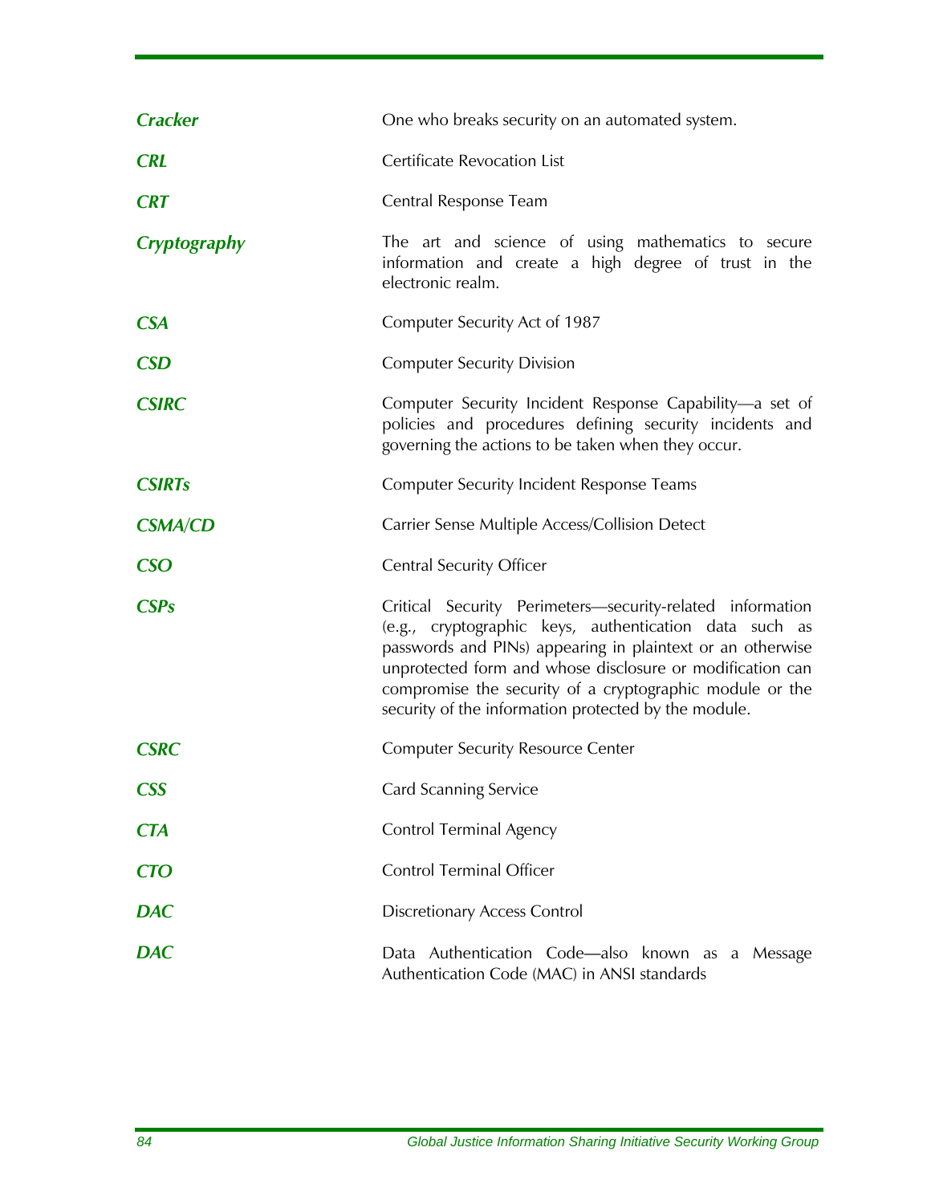| | |
|---|---|
| ***Cracker*** | One who breaks security on an automated system. |
| ***CRL*** | Certificate Revocation List |
| ***CRT*** | Central Response Team |
| ***Cryptography*** | The art and science of using mathematics to secure information and create a high degree of trust in the electronic realm. |
| ***CSA*** | Computer Security Act of 1987 |
| ***CSD*** | Computer Security Division |
| ***CSIRC*** | Computer Security Incident Response Capability—a set of policies and procedures defining security incidents and governing the actions to be taken when they occur. |
| ***CSIRTs*** | Computer Security Incident Response Teams |
| ***CSMA/CD*** | Carrier Sense Multiple Access/Collision Detect |
| ***CSO*** | Central Security Officer |
| ***CSPs*** | Critical Security Perimeters—security-related information (e.g., cryptographic keys, authentication data such as passwords and PINs) appearing in plaintext or an otherwise unprotected form and whose disclosure or modification can compromise the security of a cryptographic module or the security of the information protected by the module. |
| ***CSRC*** | Computer Security Resource Center |
| ***CSS*** | Card Scanning Service |
| ***CTA*** | Control Terminal Agency |
| ***CTO*** | Control Terminal Officer |
| ***DAC*** | Discretionary Access Control |
| ***DAC*** | Data Authentication Code—also known as a Message Authentication Code (MAC) in ANSI standards |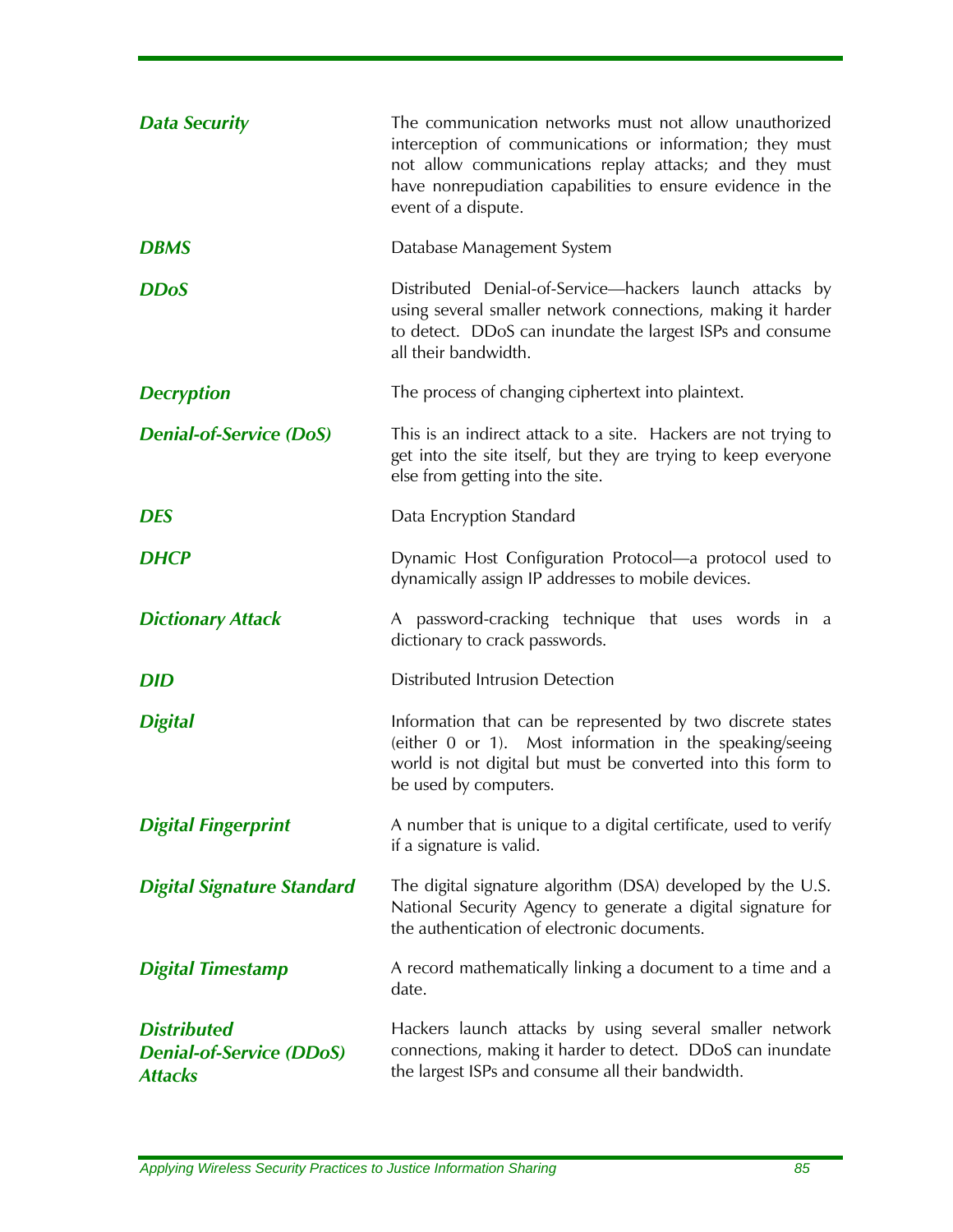| | |
|---|---|
| ***Data Security*** | The communication networks must not allow unauthorized interception of communications or information; they must not allow communications replay attacks; and they must have nonrepudiation capabilities to ensure evidence in the event of a dispute. |
| ***DBMS*** | Database Management System |
| ***DDoS*** | Distributed Denial-of-Service—hackers launch attacks by using several smaller network connections, making it harder to detect. DDoS can inundate the largest ISPs and consume all their bandwidth. |
| ***Decryption*** | The process of changing ciphertext into plaintext. |
| ***Denial-of-Service (DoS)*** | This is an indirect attack to a site. Hackers are not trying to get into the site itself, but they are trying to keep everyone else from getting into the site. |
| ***DES*** | Data Encryption Standard |
| ***DHCP*** | Dynamic Host Configuration Protocol—a protocol used to dynamically assign IP addresses to mobile devices. |
| ***Dictionary Attack*** | A password-cracking technique that uses words in a dictionary to crack passwords. |
| ***DID*** | Distributed Intrusion Detection |
| ***Digital*** | Information that can be represented by two discrete states (either 0 or 1). Most information in the speaking/seeing world is not digital but must be converted into this form to be used by computers. |
| ***Digital Fingerprint*** | A number that is unique to a digital certificate, used to verify if a signature is valid. |
| ***Digital Signature Standard*** | The digital signature algorithm (DSA) developed by the U.S. National Security Agency to generate a digital signature for the authentication of electronic documents. |
| ***Digital Timestamp*** | A record mathematically linking a document to a time and a date. |
| ***Distributed Denial-of-Service (DDoS) Attacks*** | Hackers launch attacks by using several smaller network connections, making it harder to detect. DDoS can inundate the largest ISPs and consume all their bandwidth. |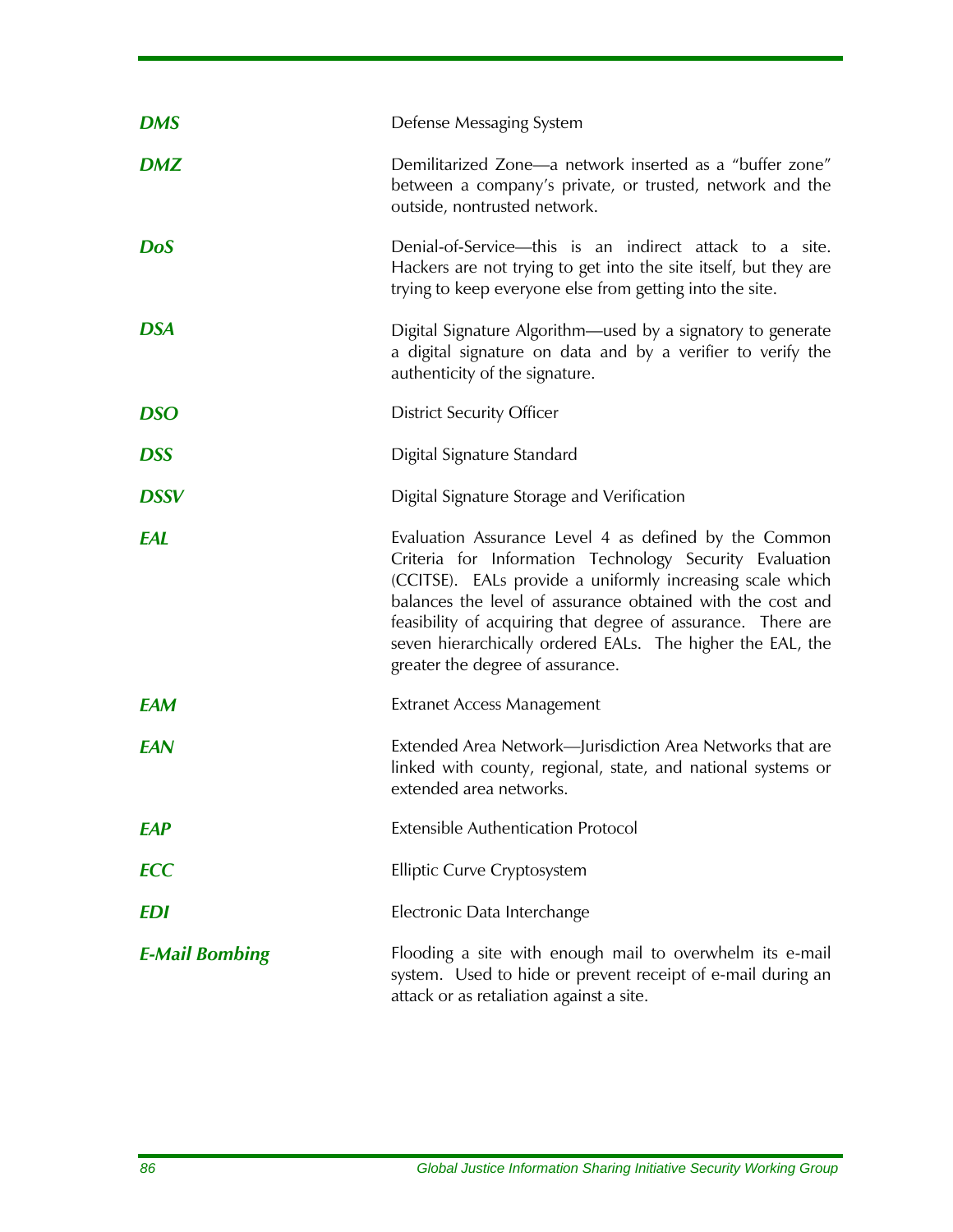***DMS*** Defense Messaging System

***DMZ*** Demilitarized Zone—a network inserted as a "buffer zone" between a company's private, or trusted, network and the outside, nontrusted network.

***DoS*** Denial-of-Service—this is an indirect attack to a site. Hackers are not trying to get into the site itself, but they are trying to keep everyone else from getting into the site.

***DSA*** Digital Signature Algorithm—used by a signatory to generate a digital signature on data and by a verifier to verify the authenticity of the signature.

***DSO*** District Security Officer

***DSS*** Digital Signature Standard

***DSSV*** Digital Signature Storage and Verification

***EAL*** Evaluation Assurance Level 4 as defined by the Common Criteria for Information Technology Security Evaluation (CCITSE). EALs provide a uniformly increasing scale which balances the level of assurance obtained with the cost and feasibility of acquiring that degree of assurance. There are seven hierarchically ordered EALs. The higher the EAL, the greater the degree of assurance.

***EAM*** Extranet Access Management

***EAN*** Extended Area Network—Jurisdiction Area Networks that are linked with county, regional, state, and national systems or extended area networks.

***EAP*** Extensible Authentication Protocol

***ECC*** Elliptic Curve Cryptosystem

***EDI*** Electronic Data Interchange

***E-Mail Bombing*** Flooding a site with enough mail to overwhelm its e-mail system. Used to hide or prevent receipt of e-mail during an attack or as retaliation against a site.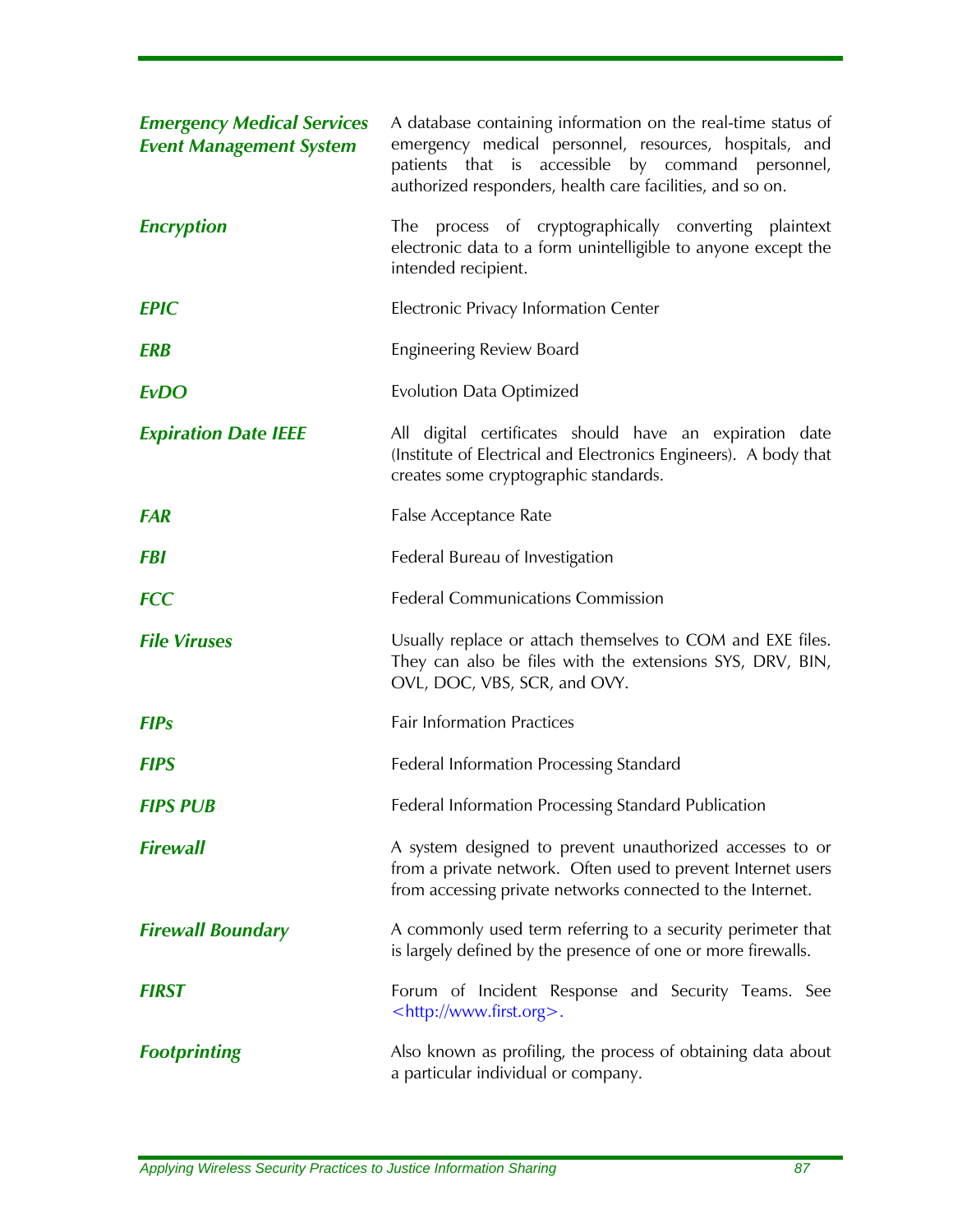| | |
|---|---|
| ***Emergency Medical Services Event Management System*** | A database containing information on the real-time status of emergency medical personnel, resources, hospitals, and patients that is accessible by command personnel, authorized responders, health care facilities, and so on. |
| ***Encryption*** | The process of cryptographically converting plaintext electronic data to a form unintelligible to anyone except the intended recipient. |
| ***EPIC*** | Electronic Privacy Information Center |
| ***ERB*** | Engineering Review Board |
| ***EvDO*** | Evolution Data Optimized |
| ***Expiration Date IEEE*** | All digital certificates should have an expiration date (Institute of Electrical and Electronics Engineers). A body that creates some cryptographic standards. |
| ***FAR*** | False Acceptance Rate |
| ***FBI*** | Federal Bureau of Investigation |
| ***FCC*** | Federal Communications Commission |
| ***File Viruses*** | Usually replace or attach themselves to COM and EXE files. They can also be files with the extensions SYS, DRV, BIN, OVL, DOC, VBS, SCR, and OVY. |
| ***FIPs*** | Fair Information Practices |
| ***FIPS*** | Federal Information Processing Standard |
| ***FIPS PUB*** | Federal Information Processing Standard Publication |
| ***Firewall*** | A system designed to prevent unauthorized accesses to or from a private network. Often used to prevent Internet users from accessing private networks connected to the Internet. |
| ***Firewall Boundary*** | A commonly used term referring to a security perimeter that is largely defined by the presence of one or more firewalls. |
| ***FIRST*** | Forum of Incident Response and Security Teams. See <http://www.first.org>. |
| ***Footprinting*** | Also known as profiling, the process of obtaining data about a particular individual or company. |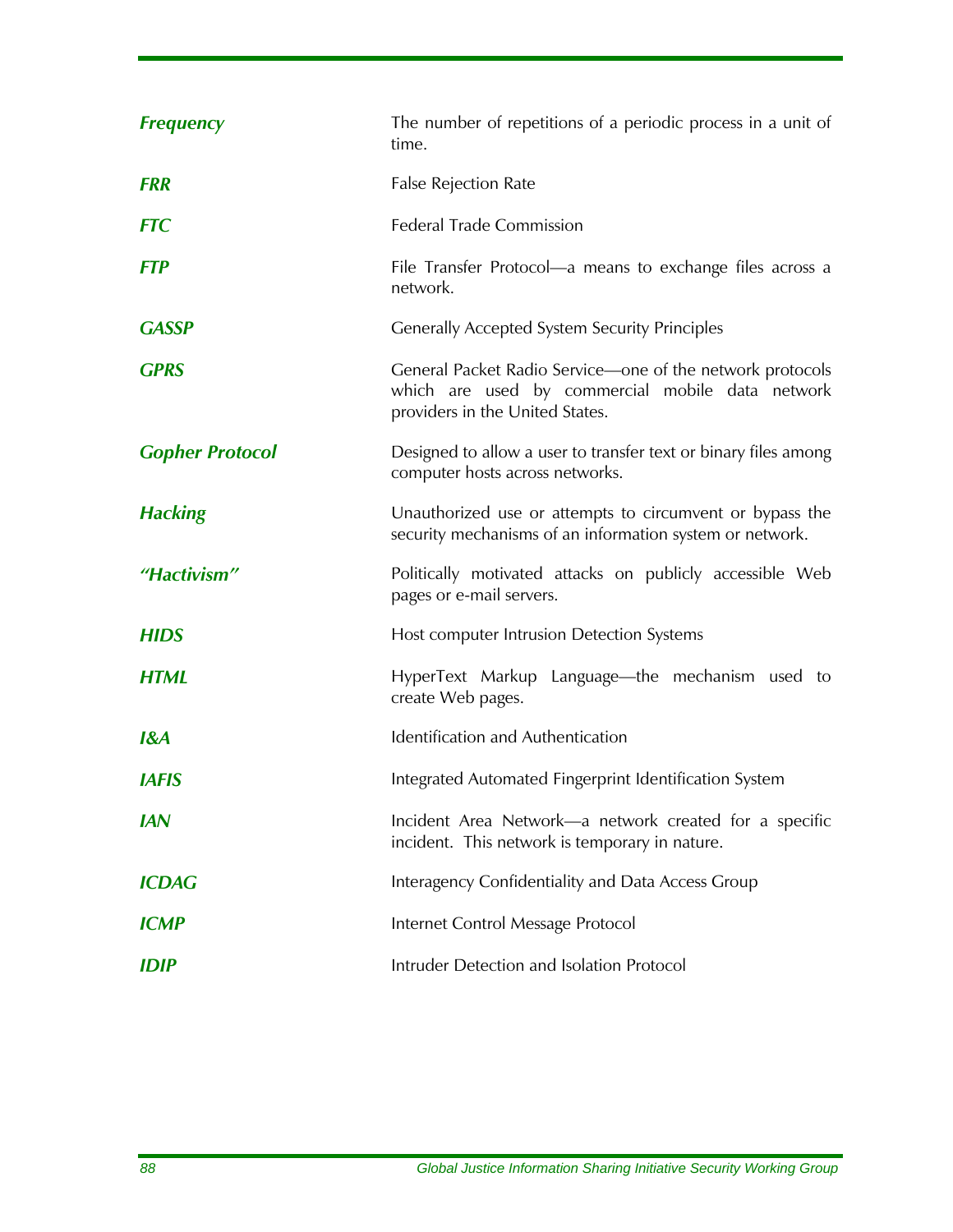| | |
|---|---|
| ***Frequency*** | The number of repetitions of a periodic process in a unit of time. |
| ***FRR*** | False Rejection Rate |
| ***FTC*** | Federal Trade Commission |
| ***FTP*** | File Transfer Protocol—a means to exchange files across a network. |
| ***GASSP*** | Generally Accepted System Security Principles |
| ***GPRS*** | General Packet Radio Service—one of the network protocols which are used by commercial mobile data network providers in the United States. |
| ***Gopher Protocol*** | Designed to allow a user to transfer text or binary files among computer hosts across networks. |
| ***Hacking*** | Unauthorized use or attempts to circumvent or bypass the security mechanisms of an information system or network. |
| ***"Hactivism"*** | Politically motivated attacks on publicly accessible Web pages or e-mail servers. |
| ***HIDS*** | Host computer Intrusion Detection Systems |
| ***HTML*** | HyperText Markup Language—the mechanism used to create Web pages. |
| ***I&A*** | Identification and Authentication |
| ***IAFIS*** | Integrated Automated Fingerprint Identification System |
| ***IAN*** | Incident Area Network—a network created for a specific incident. This network is temporary in nature. |
| ***ICDAG*** | Interagency Confidentiality and Data Access Group |
| ***ICMP*** | Internet Control Message Protocol |
| ***IDIP*** | Intruder Detection and Isolation Protocol |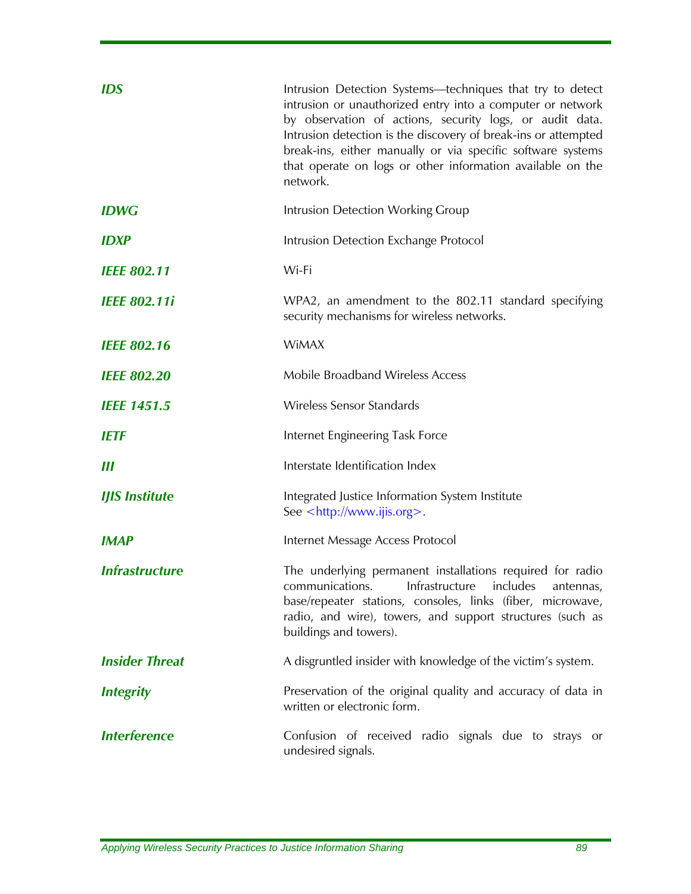| | |
|---|---|
| ***IDS*** | Intrusion Detection Systems—techniques that try to detect intrusion or unauthorized entry into a computer or network by observation of actions, security logs, or audit data. Intrusion detection is the discovery of break-ins or attempted break-ins, either manually or via specific software systems that operate on logs or other information available on the network. |
| ***IDWG*** | Intrusion Detection Working Group |
| ***IDXP*** | Intrusion Detection Exchange Protocol |
| ***IEEE 802.11*** | Wi-Fi |
| ***IEEE 802.11i*** | WPA2, an amendment to the 802.11 standard specifying security mechanisms for wireless networks. |
| ***IEEE 802.16*** | WiMAX |
| ***IEEE 802.20*** | Mobile Broadband Wireless Access |
| ***IEEE 1451.5*** | Wireless Sensor Standards |
| ***IETF*** | Internet Engineering Task Force |
| ***III*** | Interstate Identification Index |
| ***IJIS Institute*** | Integrated Justice Information System Institute<br>See <http://www.ijis.org>. |
| ***IMAP*** | Internet Message Access Protocol |
| ***Infrastructure*** | The underlying permanent installations required for radio communications. Infrastructure includes antennas, base/repeater stations, consoles, links (fiber, microwave, radio, and wire), towers, and support structures (such as buildings and towers). |
| ***Insider Threat*** | A disgruntled insider with knowledge of the victim's system. |
| ***Integrity*** | Preservation of the original quality and accuracy of data in written or electronic form. |
| ***Interference*** | Confusion of received radio signals due to strays or undesired signals. |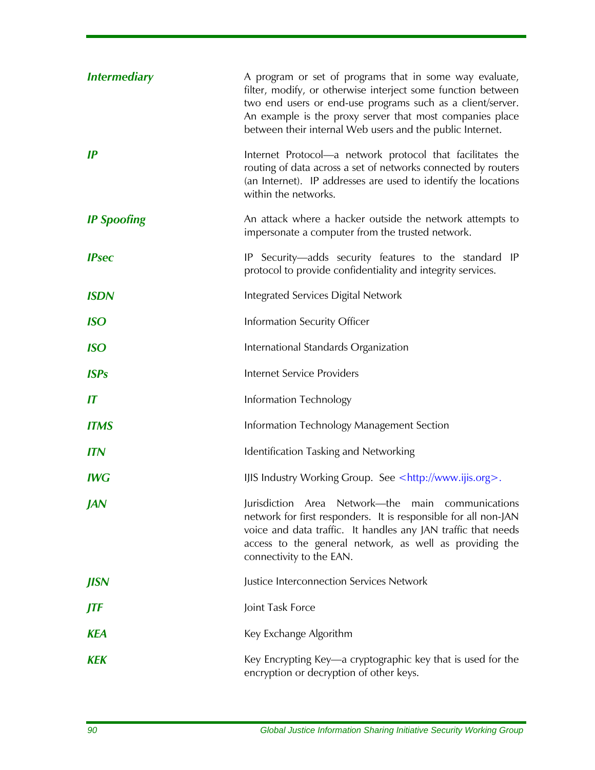| | |
|---|---|
| ***Intermediary*** | A program or set of programs that in some way evaluate, filter, modify, or otherwise interject some function between two end users or end-use programs such as a client/server. An example is the proxy server that most companies place between their internal Web users and the public Internet. |
| ***IP*** | Internet Protocol—a network protocol that facilitates the routing of data across a set of networks connected by routers (an Internet). IP addresses are used to identify the locations within the networks. |
| ***IP Spoofing*** | An attack where a hacker outside the network attempts to impersonate a computer from the trusted network. |
| ***IPsec*** | IP Security—adds security features to the standard IP protocol to provide confidentiality and integrity services. |
| ***ISDN*** | Integrated Services Digital Network |
| ***ISO*** | Information Security Officer |
| ***ISO*** | International Standards Organization |
| ***ISPs*** | Internet Service Providers |
| ***IT*** | Information Technology |
| ***ITMS*** | Information Technology Management Section |
| ***ITN*** | Identification Tasking and Networking |
| ***IWG*** | IJIS Industry Working Group. See <http://www.ijis.org>. |
| ***JAN*** | Jurisdiction Area Network—the main communications network for first responders. It is responsible for all non-JAN voice and data traffic. It handles any JAN traffic that needs access to the general network, as well as providing the connectivity to the EAN. |
| ***JISN*** | Justice Interconnection Services Network |
| ***JTF*** | Joint Task Force |
| ***KEA*** | Key Exchange Algorithm |
| ***KEK*** | Key Encrypting Key—a cryptographic key that is used for the encryption or decryption of other keys. |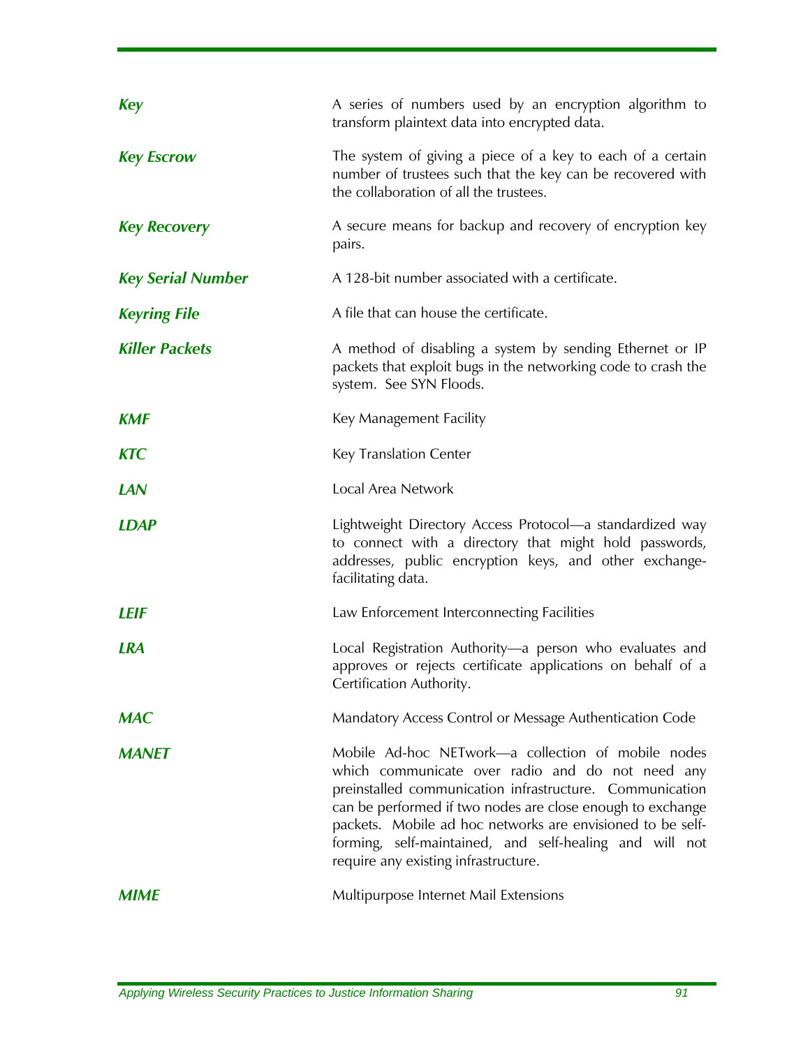| | |
|---|---|
| ***Key*** | A series of numbers used by an encryption algorithm to transform plaintext data into encrypted data. |
| ***Key Escrow*** | The system of giving a piece of a key to each of a certain number of trustees such that the key can be recovered with the collaboration of all the trustees. |
| ***Key Recovery*** | A secure means for backup and recovery of encryption key pairs. |
| ***Key Serial Number*** | A 128-bit number associated with a certificate. |
| ***Keyring File*** | A file that can house the certificate. |
| ***Killer Packets*** | A method of disabling a system by sending Ethernet or IP packets that exploit bugs in the networking code to crash the system. See SYN Floods. |
| ***KMF*** | Key Management Facility |
| ***KTC*** | Key Translation Center |
| ***LAN*** | Local Area Network |
| ***LDAP*** | Lightweight Directory Access Protocol—a standardized way to connect with a directory that might hold passwords, addresses, public encryption keys, and other exchange-facilitating data. |
| ***LEIF*** | Law Enforcement Interconnecting Facilities |
| ***LRA*** | Local Registration Authority—a person who evaluates and approves or rejects certificate applications on behalf of a Certification Authority. |
| ***MAC*** | Mandatory Access Control or Message Authentication Code |
| ***MANET*** | Mobile Ad-hoc NETwork—a collection of mobile nodes which communicate over radio and do not need any preinstalled communication infrastructure. Communication can be performed if two nodes are close enough to exchange packets. Mobile ad hoc networks are envisioned to be self-forming, self-maintained, and self-healing and will not require any existing infrastructure. |
| ***MIME*** | Multipurpose Internet Mail Extensions |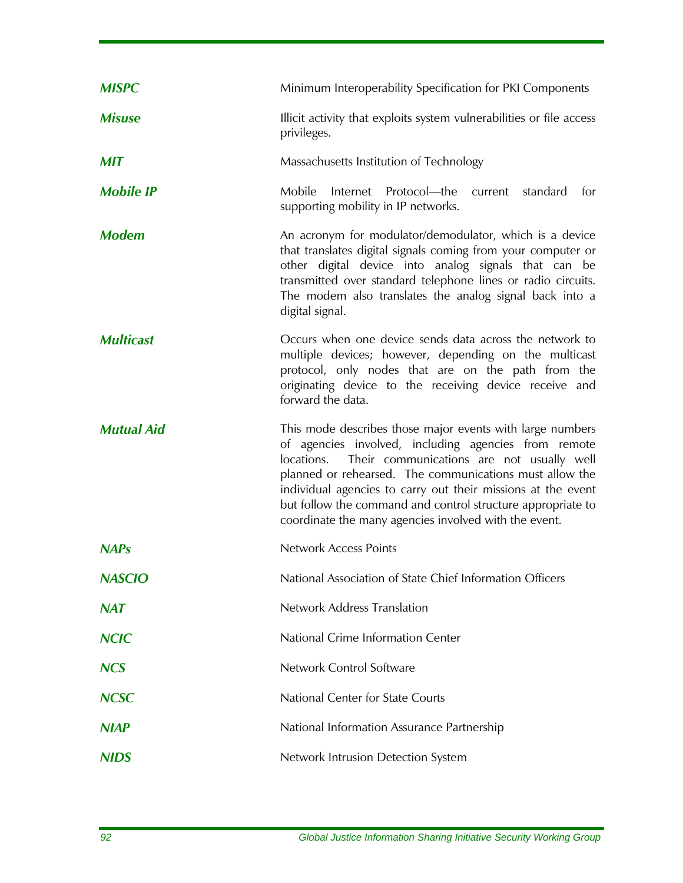| | |
|---|---|
| ***MISPC*** | Minimum Interoperability Specification for PKI Components |
| ***Misuse*** | Illicit activity that exploits system vulnerabilities or file access privileges. |
| ***MIT*** | Massachusetts Institution of Technology |
| ***Mobile IP*** | Mobile Internet Protocol—the current standard for supporting mobility in IP networks. |
| ***Modem*** | An acronym for modulator/demodulator, which is a device that translates digital signals coming from your computer or other digital device into analog signals that can be transmitted over standard telephone lines or radio circuits. The modem also translates the analog signal back into a digital signal. |
| ***Multicast*** | Occurs when one device sends data across the network to multiple devices; however, depending on the multicast protocol, only nodes that are on the path from the originating device to the receiving device receive and forward the data. |
| ***Mutual Aid*** | This mode describes those major events with large numbers of agencies involved, including agencies from remote locations. Their communications are not usually well planned or rehearsed. The communications must allow the individual agencies to carry out their missions at the event but follow the command and control structure appropriate to coordinate the many agencies involved with the event. |
| ***NAPs*** | Network Access Points |
| ***NASCIO*** | National Association of State Chief Information Officers |
| ***NAT*** | Network Address Translation |
| ***NCIC*** | National Crime Information Center |
| ***NCS*** | Network Control Software |
| ***NCSC*** | National Center for State Courts |
| ***NIAP*** | National Information Assurance Partnership |
| ***NIDS*** | Network Intrusion Detection System |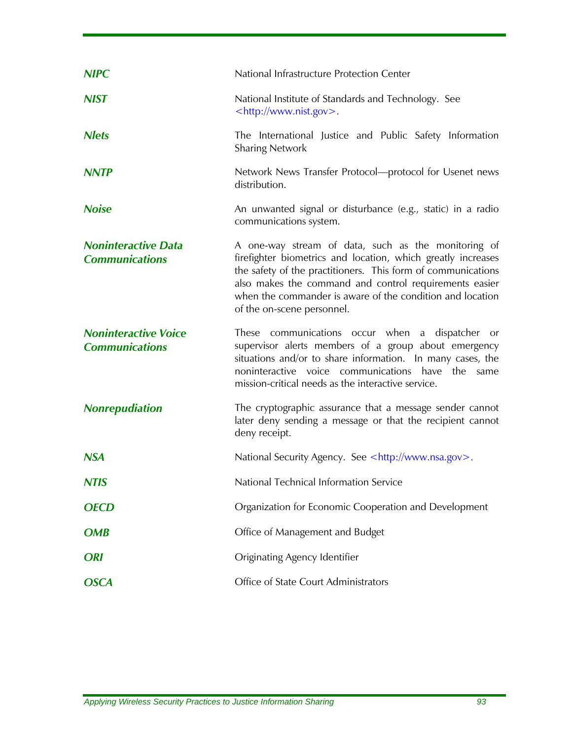***NIPC*** National Infrastructure Protection Center

***NIST*** National Institute of Standards and Technology. See <http://www.nist.gov>.

***Nlets*** The International Justice and Public Safety Information Sharing Network

***NNTP*** Network News Transfer Protocol—protocol for Usenet news distribution.

***Noise*** An unwanted signal or disturbance (e.g., static) in a radio communications system.

***Noninteractive Data Communications*** A one-way stream of data, such as the monitoring of firefighter biometrics and location, which greatly increases the safety of the practitioners. This form of communications also makes the command and control requirements easier when the commander is aware of the condition and location of the on-scene personnel.

***Noninteractive Voice Communications*** These communications occur when a dispatcher or supervisor alerts members of a group about emergency situations and/or to share information. In many cases, the noninteractive voice communications have the same mission-critical needs as the interactive service.

***Nonrepudiation*** The cryptographic assurance that a message sender cannot later deny sending a message or that the recipient cannot deny receipt.

***NSA*** National Security Agency. See <http://www.nsa.gov>.

***NTIS*** National Technical Information Service

***OECD*** Organization for Economic Cooperation and Development

***OMB*** Office of Management and Budget

***ORI*** Originating Agency Identifier

***OSCA*** Office of State Court Administrators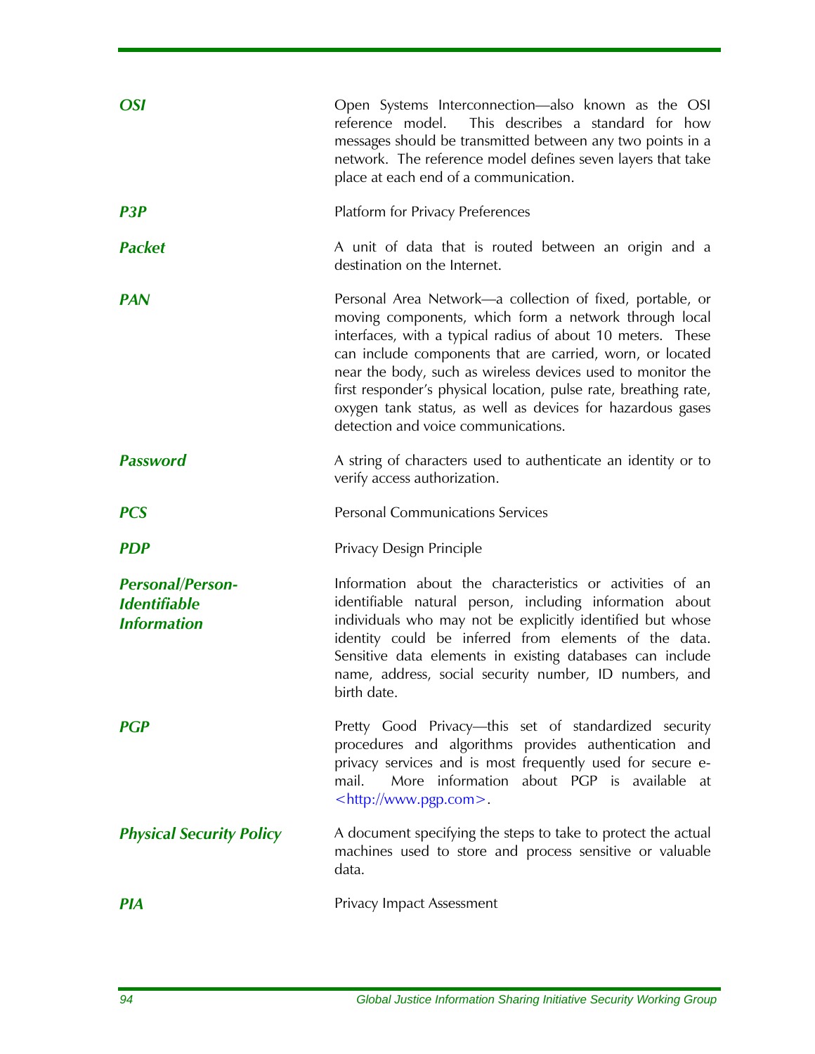***OSI*** — Open Systems Interconnection—also known as the OSI reference model. This describes a standard for how messages should be transmitted between any two points in a network. The reference model defines seven layers that take place at each end of a communication.

***P3P*** — Platform for Privacy Preferences

***Packet*** — A unit of data that is routed between an origin and a destination on the Internet.

***PAN*** — Personal Area Network—a collection of fixed, portable, or moving components, which form a network through local interfaces, with a typical radius of about 10 meters. These can include components that are carried, worn, or located near the body, such as wireless devices used to monitor the first responder's physical location, pulse rate, breathing rate, oxygen tank status, as well as devices for hazardous gases detection and voice communications.

***Password*** — A string of characters used to authenticate an identity or to verify access authorization.

***PCS*** — Personal Communications Services

***PDP*** — Privacy Design Principle

***Personal/Person-Identifiable Information*** — Information about the characteristics or activities of an identifiable natural person, including information about individuals who may not be explicitly identified but whose identity could be inferred from elements of the data. Sensitive data elements in existing databases can include name, address, social security number, ID numbers, and birth date.

***PGP*** — Pretty Good Privacy—this set of standardized security procedures and algorithms provides authentication and privacy services and is most frequently used for secure e-mail. More information about PGP is available at <http://www.pgp.com>.

***Physical Security Policy*** — A document specifying the steps to take to protect the actual machines used to store and process sensitive or valuable data.

***PIA*** — Privacy Impact Assessment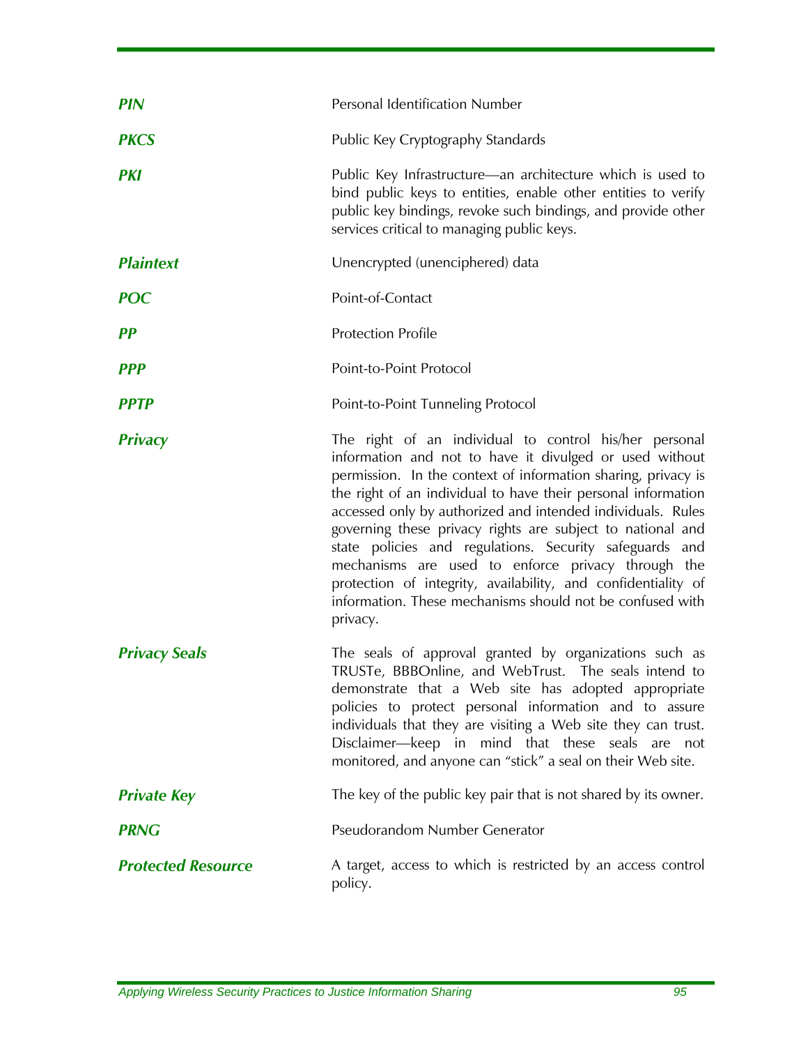| | |
|---|---|
| ***PIN*** | Personal Identification Number |
| ***PKCS*** | Public Key Cryptography Standards |
| ***PKI*** | Public Key Infrastructure—an architecture which is used to bind public keys to entities, enable other entities to verify public key bindings, revoke such bindings, and provide other services critical to managing public keys. |
| ***Plaintext*** | Unencrypted (unenciphered) data |
| ***POC*** | Point-of-Contact |
| ***PP*** | Protection Profile |
| ***PPP*** | Point-to-Point Protocol |
| ***PPTP*** | Point-to-Point Tunneling Protocol |
| ***Privacy*** | The right of an individual to control his/her personal information and not to have it divulged or used without permission. In the context of information sharing, privacy is the right of an individual to have their personal information accessed only by authorized and intended individuals. Rules governing these privacy rights are subject to national and state policies and regulations. Security safeguards and mechanisms are used to enforce privacy through the protection of integrity, availability, and confidentiality of information. These mechanisms should not be confused with privacy. |
| ***Privacy Seals*** | The seals of approval granted by organizations such as TRUSTe, BBBOnline, and WebTrust. The seals intend to demonstrate that a Web site has adopted appropriate policies to protect personal information and to assure individuals that they are visiting a Web site they can trust. Disclaimer—keep in mind that these seals are not monitored, and anyone can "stick" a seal on their Web site. |
| ***Private Key*** | The key of the public key pair that is not shared by its owner. |
| ***PRNG*** | Pseudorandom Number Generator |
| ***Protected Resource*** | A target, access to which is restricted by an access control policy. |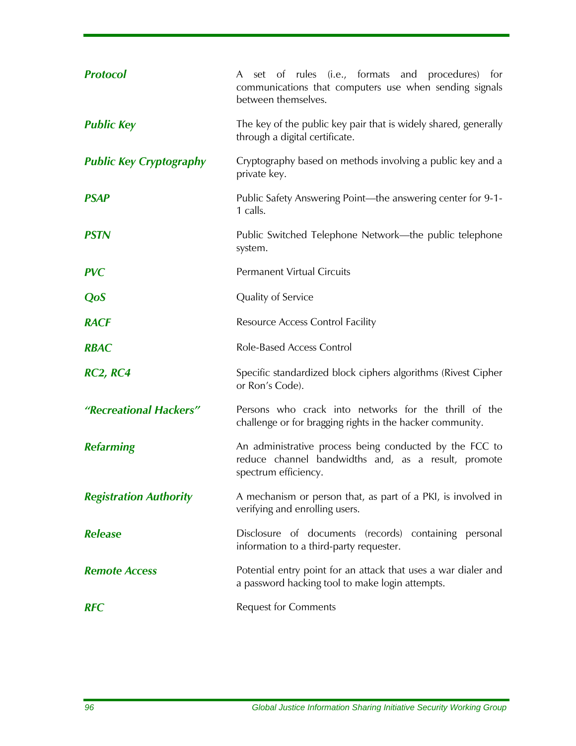| | |
|---|---|
| ***Protocol*** | A set of rules (i.e., formats and procedures) for communications that computers use when sending signals between themselves. |
| ***Public Key*** | The key of the public key pair that is widely shared, generally through a digital certificate. |
| ***Public Key Cryptography*** | Cryptography based on methods involving a public key and a private key. |
| ***PSAP*** | Public Safety Answering Point—the answering center for 9-1-1 calls. |
| ***PSTN*** | Public Switched Telephone Network—the public telephone system. |
| ***PVC*** | Permanent Virtual Circuits |
| ***QoS*** | Quality of Service |
| ***RACF*** | Resource Access Control Facility |
| ***RBAC*** | Role-Based Access Control |
| ***RC2, RC4*** | Specific standardized block ciphers algorithms (Rivest Cipher or Ron's Code). |
| ***"Recreational Hackers"*** | Persons who crack into networks for the thrill of the challenge or for bragging rights in the hacker community. |
| ***Refarming*** | An administrative process being conducted by the FCC to reduce channel bandwidths and, as a result, promote spectrum efficiency. |
| ***Registration Authority*** | A mechanism or person that, as part of a PKI, is involved in verifying and enrolling users. |
| ***Release*** | Disclosure of documents (records) containing personal information to a third-party requester. |
| ***Remote Access*** | Potential entry point for an attack that uses a war dialer and a password hacking tool to make login attempts. |
| ***RFC*** | Request for Comments |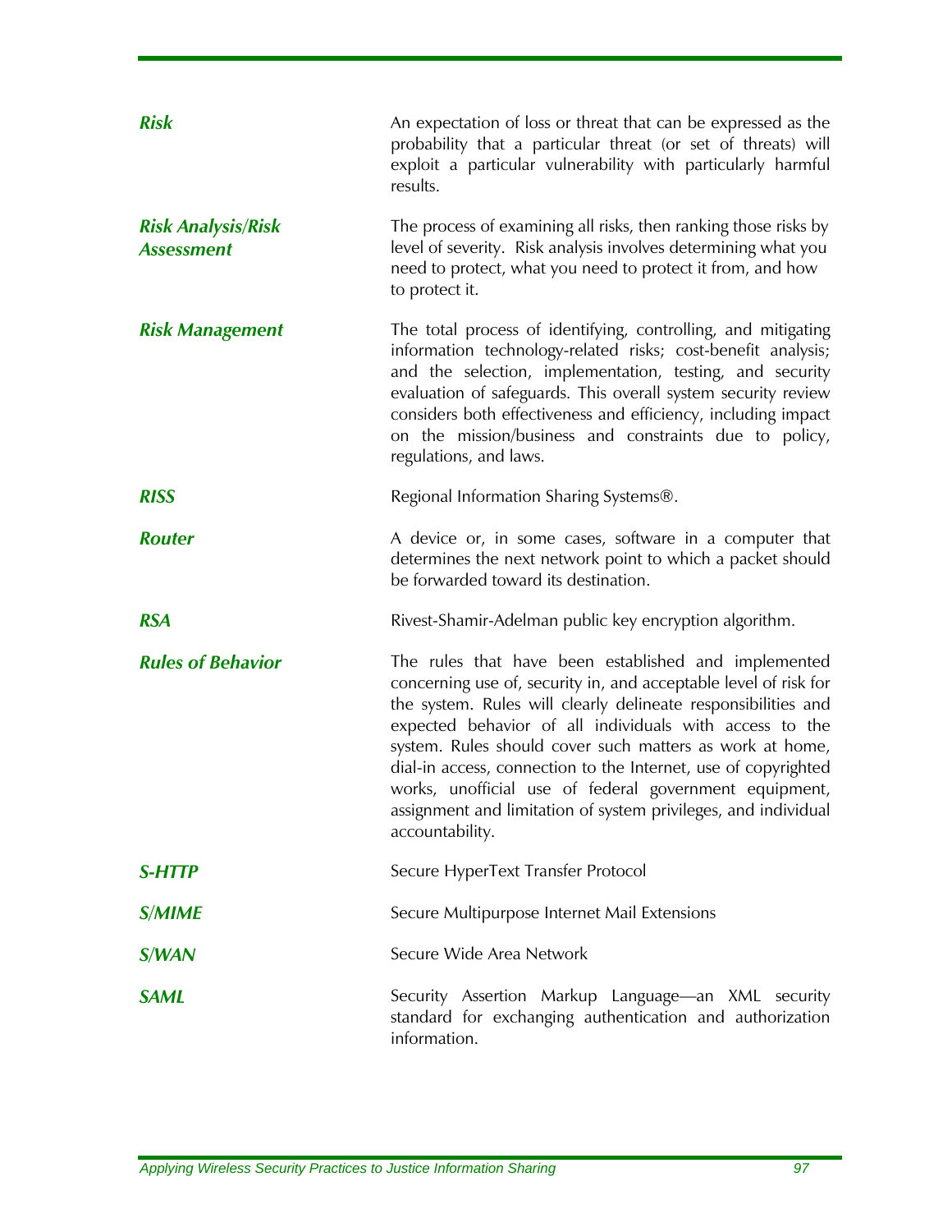***Risk*** An expectation of loss or threat that can be expressed as the probability that a particular threat (or set of threats) will exploit a particular vulnerability with particularly harmful results.

***Risk Analysis/Risk Assessment*** The process of examining all risks, then ranking those risks by level of severity. Risk analysis involves determining what you need to protect, what you need to protect it from, and how to protect it.

***Risk Management*** The total process of identifying, controlling, and mitigating information technology-related risks; cost-benefit analysis; and the selection, implementation, testing, and security evaluation of safeguards. This overall system security review considers both effectiveness and efficiency, including impact on the mission/business and constraints due to policy, regulations, and laws.

***RISS*** Regional Information Sharing Systems®.

***Router*** A device or, in some cases, software in a computer that determines the next network point to which a packet should be forwarded toward its destination.

***RSA*** Rivest-Shamir-Adelman public key encryption algorithm.

***Rules of Behavior*** The rules that have been established and implemented concerning use of, security in, and acceptable level of risk for the system. Rules will clearly delineate responsibilities and expected behavior of all individuals with access to the system. Rules should cover such matters as work at home, dial-in access, connection to the Internet, use of copyrighted works, unofficial use of federal government equipment, assignment and limitation of system privileges, and individual accountability.

***S-HTTP*** Secure HyperText Transfer Protocol

***S/MIME*** Secure Multipurpose Internet Mail Extensions

***S/WAN*** Secure Wide Area Network

***SAML*** Security Assertion Markup Language—an XML security standard for exchanging authentication and authorization information.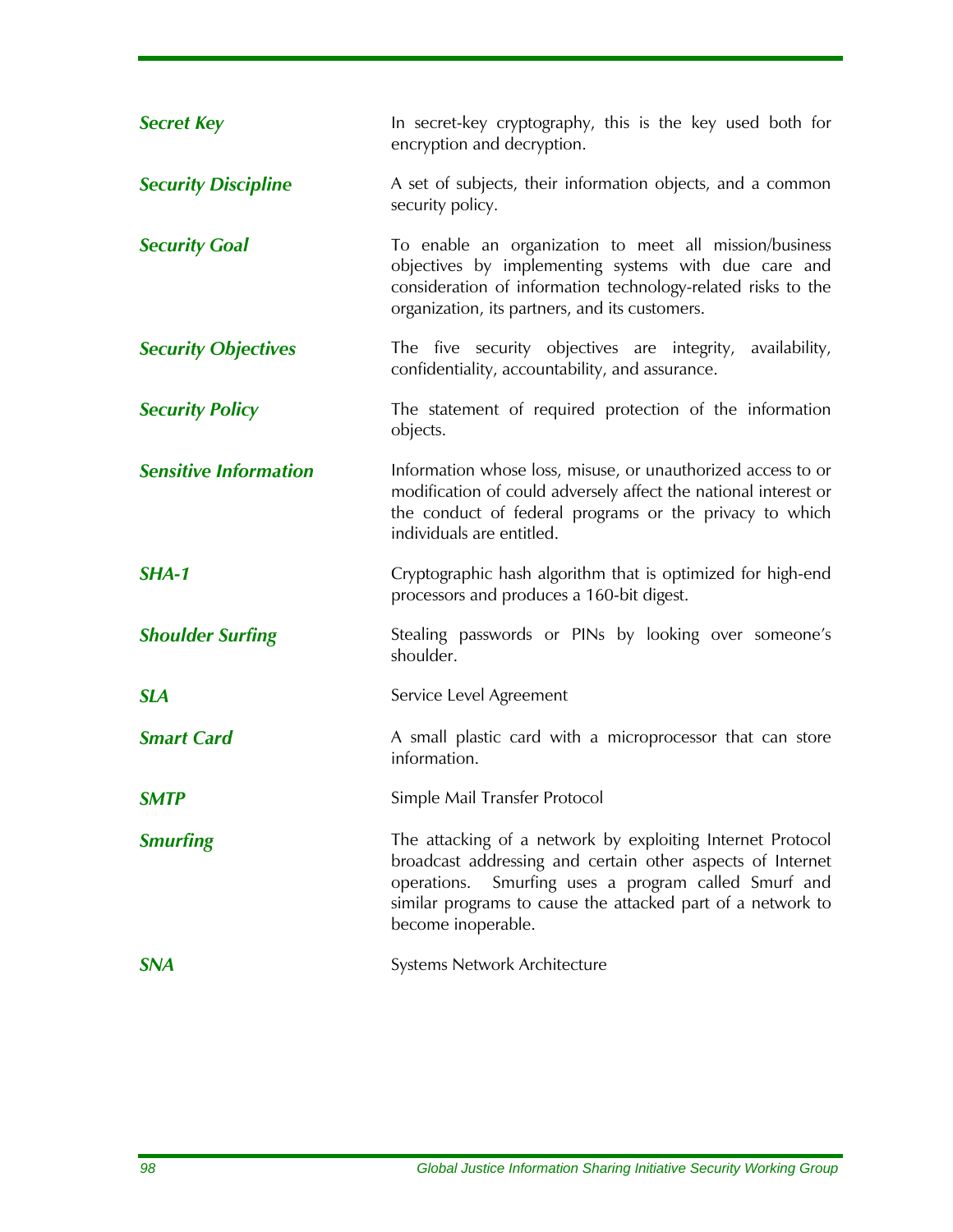***Secret Key*** In secret-key cryptography, this is the key used both for encryption and decryption.

***Security Discipline*** A set of subjects, their information objects, and a common security policy.

***Security Goal*** To enable an organization to meet all mission/business objectives by implementing systems with due care and consideration of information technology-related risks to the organization, its partners, and its customers.

***Security Objectives*** The five security objectives are integrity, availability, confidentiality, accountability, and assurance.

***Security Policy*** The statement of required protection of the information objects.

***Sensitive Information*** Information whose loss, misuse, or unauthorized access to or modification of could adversely affect the national interest or the conduct of federal programs or the privacy to which individuals are entitled.

***SHA-1*** Cryptographic hash algorithm that is optimized for high-end processors and produces a 160-bit digest.

***Shoulder Surfing*** Stealing passwords or PINs by looking over someone's shoulder.

***SLA*** Service Level Agreement

***Smart Card*** A small plastic card with a microprocessor that can store information.

***SMTP*** Simple Mail Transfer Protocol

***Smurfing*** The attacking of a network by exploiting Internet Protocol broadcast addressing and certain other aspects of Internet operations. Smurfing uses a program called Smurf and similar programs to cause the attacked part of a network to become inoperable.

***SNA*** Systems Network Architecture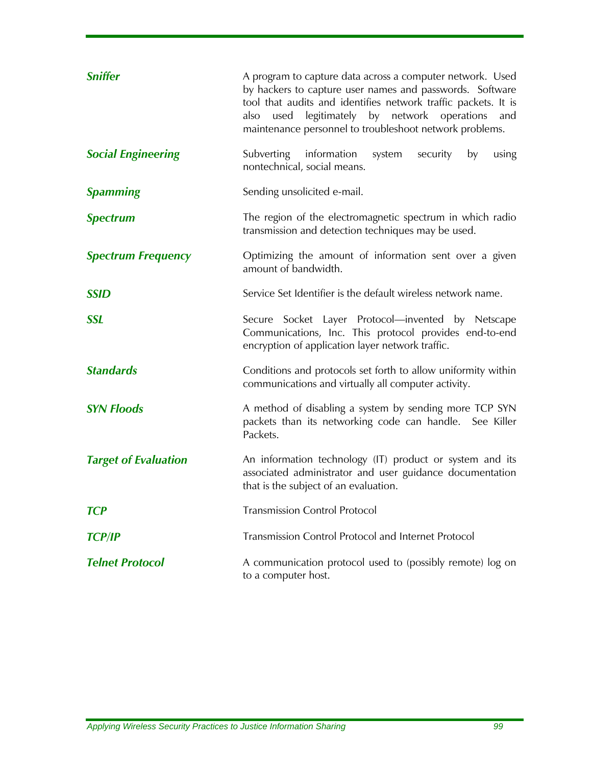| | |
|---|---|
| ***Sniffer*** | A program to capture data across a computer network. Used by hackers to capture user names and passwords. Software tool that audits and identifies network traffic packets. It is also used legitimately by network operations and maintenance personnel to troubleshoot network problems. |
| ***Social Engineering*** | Subverting information system security by using nontechnical, social means. |
| ***Spamming*** | Sending unsolicited e-mail. |
| ***Spectrum*** | The region of the electromagnetic spectrum in which radio transmission and detection techniques may be used. |
| ***Spectrum Frequency*** | Optimizing the amount of information sent over a given amount of bandwidth. |
| ***SSID*** | Service Set Identifier is the default wireless network name. |
| ***SSL*** | Secure Socket Layer Protocol—invented by Netscape Communications, Inc. This protocol provides end-to-end encryption of application layer network traffic. |
| ***Standards*** | Conditions and protocols set forth to allow uniformity within communications and virtually all computer activity. |
| ***SYN Floods*** | A method of disabling a system by sending more TCP SYN packets than its networking code can handle. See Killer Packets. |
| ***Target of Evaluation*** | An information technology (IT) product or system and its associated administrator and user guidance documentation that is the subject of an evaluation. |
| ***TCP*** | Transmission Control Protocol |
| ***TCP/IP*** | Transmission Control Protocol and Internet Protocol |
| ***Telnet Protocol*** | A communication protocol used to (possibly remote) log on to a computer host. |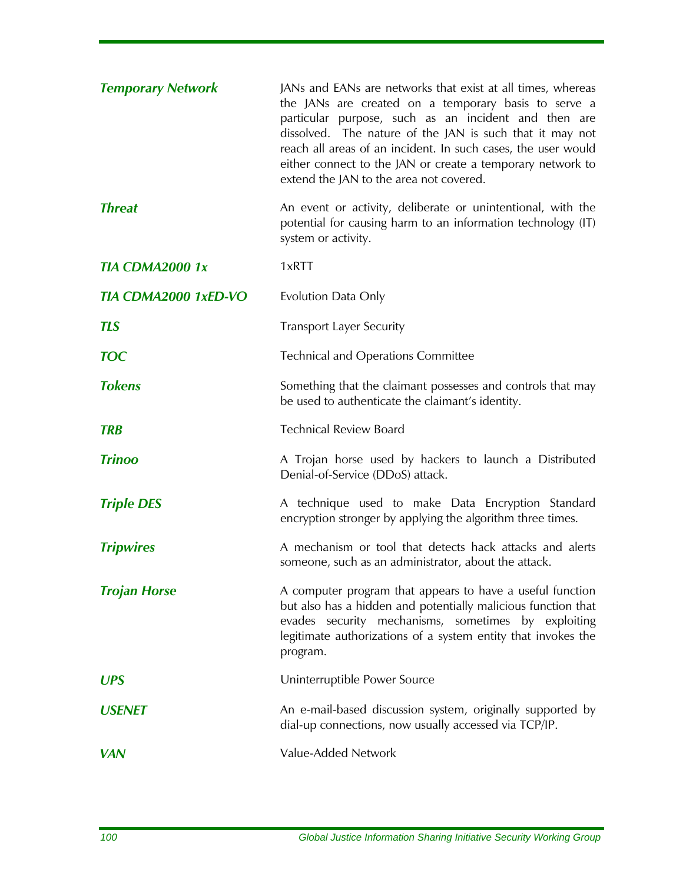| | |
|---|---|
| ***Temporary Network*** | JANs and EANs are networks that exist at all times, whereas the JANs are created on a temporary basis to serve a particular purpose, such as an incident and then are dissolved. The nature of the JAN is such that it may not reach all areas of an incident. In such cases, the user would either connect to the JAN or create a temporary network to extend the JAN to the area not covered. |
| ***Threat*** | An event or activity, deliberate or unintentional, with the potential for causing harm to an information technology (IT) system or activity. |
| ***TIA CDMA2000 1x*** | 1xRTT |
| ***TIA CDMA2000 1xED-VO*** | Evolution Data Only |
| ***TLS*** | Transport Layer Security |
| ***TOC*** | Technical and Operations Committee |
| ***Tokens*** | Something that the claimant possesses and controls that may be used to authenticate the claimant's identity. |
| ***TRB*** | Technical Review Board |
| ***Trinoo*** | A Trojan horse used by hackers to launch a Distributed Denial-of-Service (DDoS) attack. |
| ***Triple DES*** | A technique used to make Data Encryption Standard encryption stronger by applying the algorithm three times. |
| ***Tripwires*** | A mechanism or tool that detects hack attacks and alerts someone, such as an administrator, about the attack. |
| ***Trojan Horse*** | A computer program that appears to have a useful function but also has a hidden and potentially malicious function that evades security mechanisms, sometimes by exploiting legitimate authorizations of a system entity that invokes the program. |
| ***UPS*** | Uninterruptible Power Source |
| ***USENET*** | An e-mail-based discussion system, originally supported by dial-up connections, now usually accessed via TCP/IP. |
| ***VAN*** | Value-Added Network |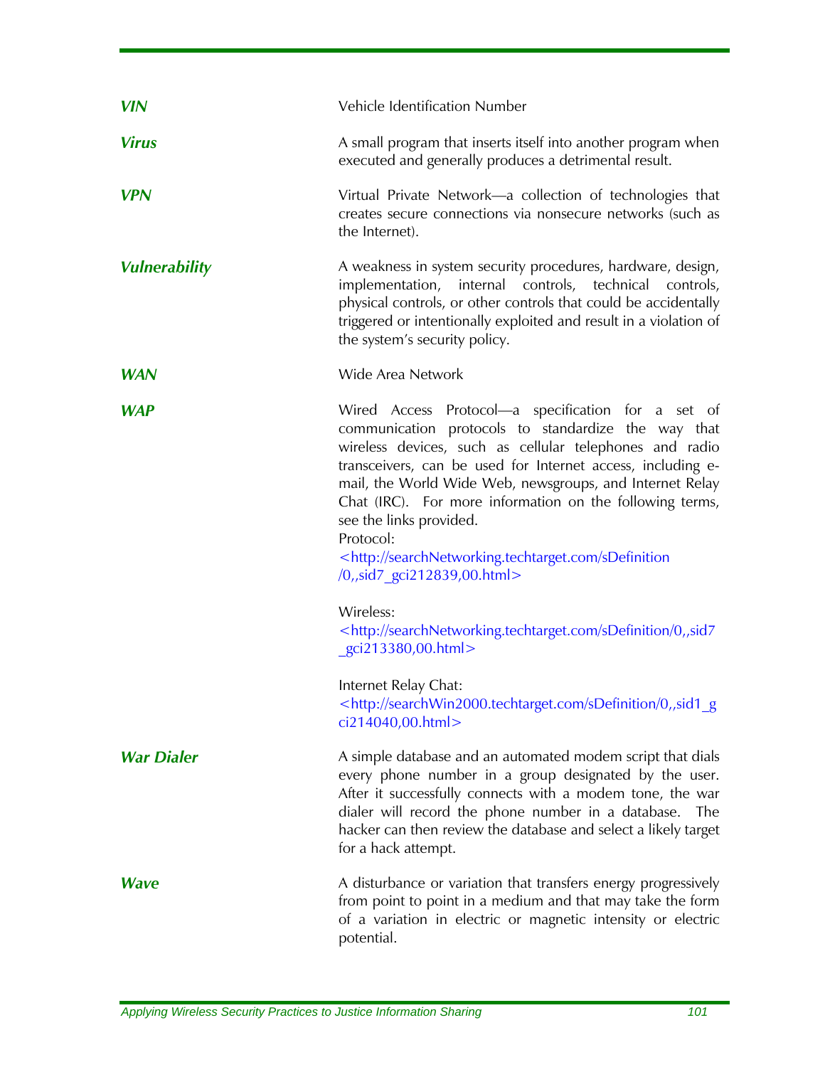***VIN*** Vehicle Identification Number

***Virus*** A small program that inserts itself into another program when executed and generally produces a detrimental result.

***VPN*** Virtual Private Network—a collection of technologies that creates secure connections via nonsecure networks (such as the Internet).

***Vulnerability*** A weakness in system security procedures, hardware, design, implementation, internal controls, technical controls, physical controls, or other controls that could be accidentally triggered or intentionally exploited and result in a violation of the system's security policy.

***WAN*** Wide Area Network

***WAP*** Wired Access Protocol—a specification for a set of communication protocols to standardize the way that wireless devices, such as cellular telephones and radio transceivers, can be used for Internet access, including e-mail, the World Wide Web, newsgroups, and Internet Relay Chat (IRC). For more information on the following terms, see the links provided.

Protocol:
<http://searchNetworking.techtarget.com/sDefinition/0,,sid7_gci212839,00.html>

Wireless:
<http://searchNetworking.techtarget.com/sDefinition/0,,sid7_gci213380,00.html>

Internet Relay Chat:
<http://searchWin2000.techtarget.com/sDefinition/0,,sid1_gci214040,00.html>

***War Dialer*** A simple database and an automated modem script that dials every phone number in a group designated by the user. After it successfully connects with a modem tone, the war dialer will record the phone number in a database. The hacker can then review the database and select a likely target for a hack attempt.

***Wave*** A disturbance or variation that transfers energy progressively from point to point in a medium and that may take the form of a variation in electric or magnetic intensity or electric potential.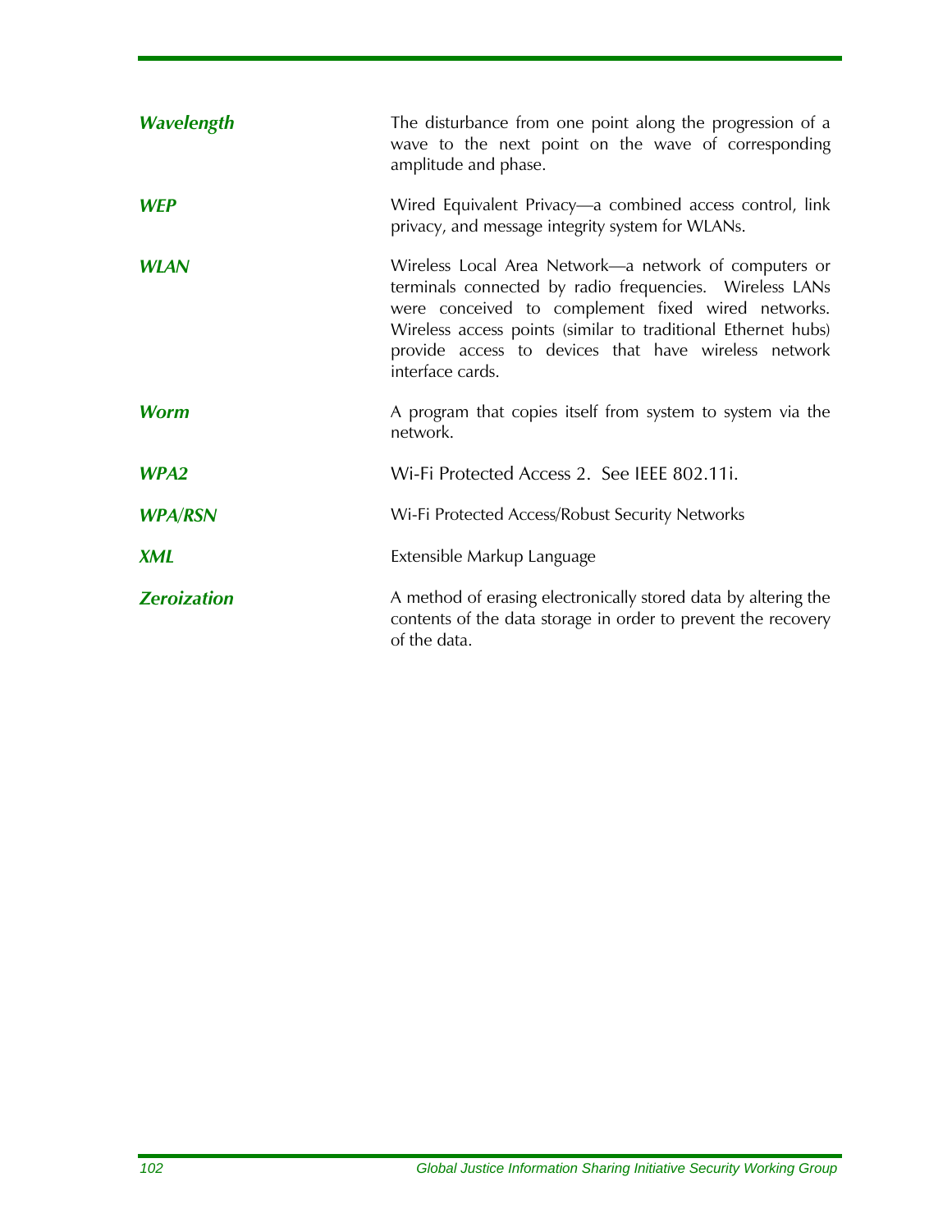| | |
|---|---|
| ***Wavelength*** | The disturbance from one point along the progression of a wave to the next point on the wave of corresponding amplitude and phase. |
| ***WEP*** | Wired Equivalent Privacy—a combined access control, link privacy, and message integrity system for WLANs. |
| ***WLAN*** | Wireless Local Area Network—a network of computers or terminals connected by radio frequencies. Wireless LANs were conceived to complement fixed wired networks. Wireless access points (similar to traditional Ethernet hubs) provide access to devices that have wireless network interface cards. |
| ***Worm*** | A program that copies itself from system to system via the network. |
| ***WPA2*** | Wi-Fi Protected Access 2. See IEEE 802.11i. |
| ***WPA/RSN*** | Wi-Fi Protected Access/Robust Security Networks |
| ***XML*** | Extensible Markup Language |
| ***Zeroization*** | A method of erasing electronically stored data by altering the contents of the data storage in order to prevent the recovery of the data. |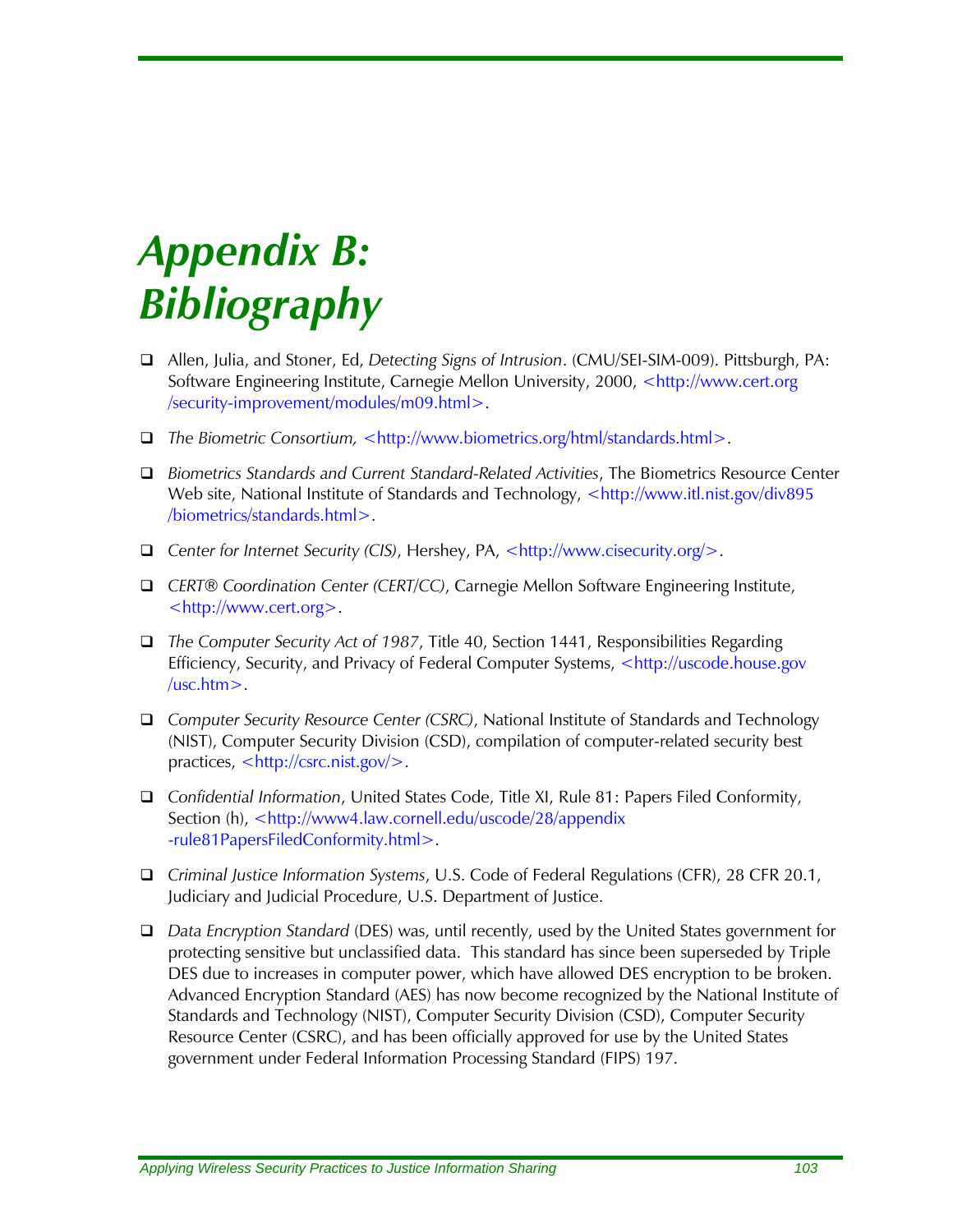# Appendix B: Bibliography

- Allen, Julia, and Stoner, Ed, *Detecting Signs of Intrusion*. (CMU/SEI-SIM-009). Pittsburgh, PA: Software Engineering Institute, Carnegie Mellon University, 2000, <http://www.cert.org/security-improvement/modules/m09.html>.

- *The Biometric Consortium,* <http://www.biometrics.org/html/standards.html>.

- *Biometrics Standards and Current Standard-Related Activities*, The Biometrics Resource Center Web site, National Institute of Standards and Technology, <http://www.itl.nist.gov/div895/biometrics/standards.html>.

- *Center for Internet Security (CIS)*, Hershey, PA, <http://www.cisecurity.org/>.

- *CERT® Coordination Center (CERT/CC)*, Carnegie Mellon Software Engineering Institute, <http://www.cert.org>.

- *The Computer Security Act of 1987*, Title 40, Section 1441, Responsibilities Regarding Efficiency, Security, and Privacy of Federal Computer Systems, <http://uscode.house.gov/usc.htm>.

- *Computer Security Resource Center (CSRC)*, National Institute of Standards and Technology (NIST), Computer Security Division (CSD), compilation of computer-related security best practices, <http://csrc.nist.gov/>.

- *Confidential Information*, United States Code, Title XI, Rule 81: Papers Filed Conformity, Section (h), <http://www4.law.cornell.edu/uscode/28/appendix-rule81PapersFiledConformity.html>.

- *Criminal Justice Information Systems*, U.S. Code of Federal Regulations (CFR), 28 CFR 20.1, Judiciary and Judicial Procedure, U.S. Department of Justice.

- *Data Encryption Standard* (DES) was, until recently, used by the United States government for protecting sensitive but unclassified data. This standard has since been superseded by Triple DES due to increases in computer power, which have allowed DES encryption to be broken. Advanced Encryption Standard (AES) has now become recognized by the National Institute of Standards and Technology (NIST), Computer Security Division (CSD), Computer Security Resource Center (CSRC), and has been officially approved for use by the United States government under Federal Information Processing Standard (FIPS) 197.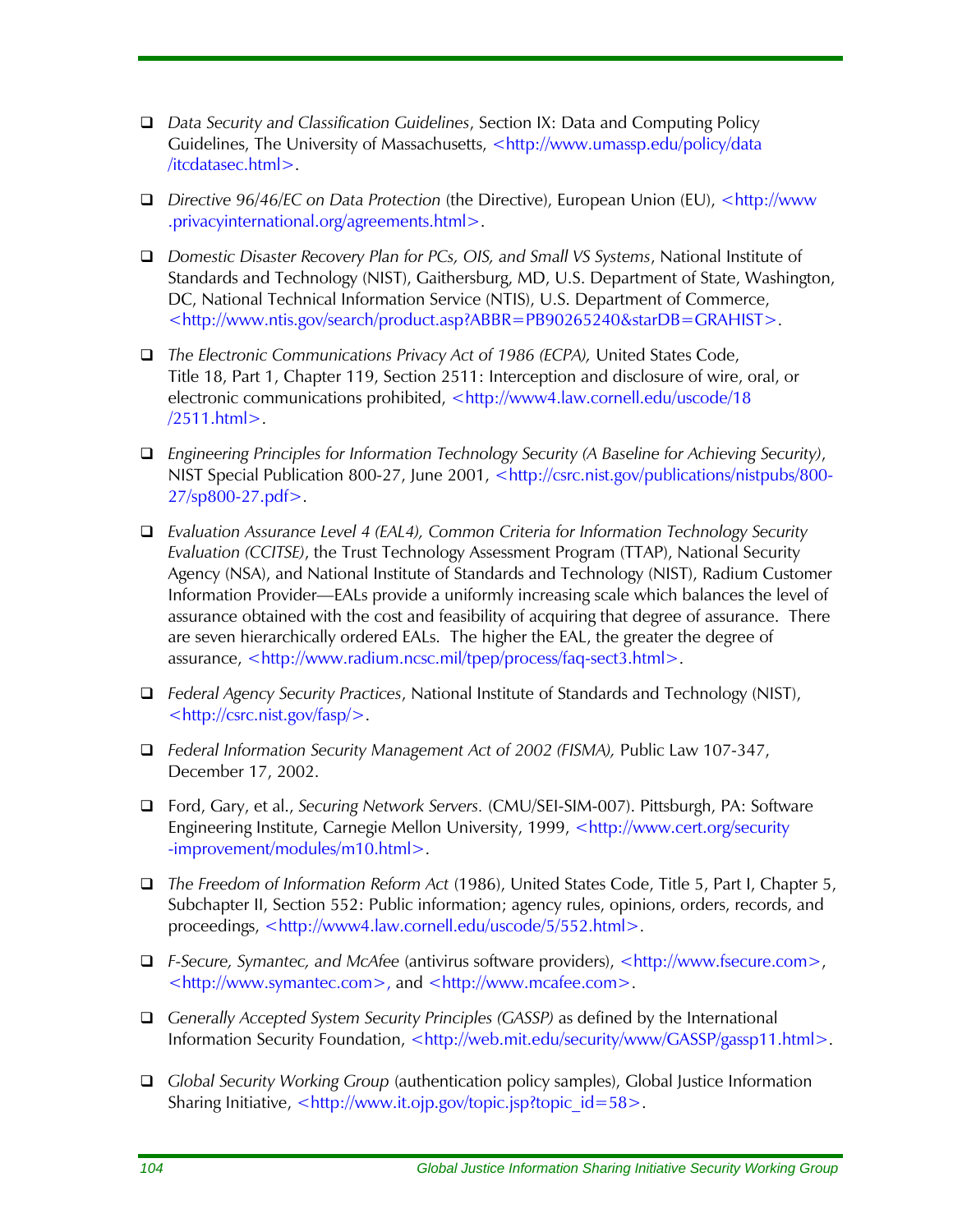- *Data Security and Classification Guidelines*, Section IX: Data and Computing Policy Guidelines, The University of Massachusetts, <http://www.umassp.edu/policy/data/itcdatasec.html>.

- *Directive 96/46/EC on Data Protection* (the Directive), European Union (EU), <http://www.privacyinternational.org/agreements.html>.

- *Domestic Disaster Recovery Plan for PCs, OIS, and Small VS Systems*, National Institute of Standards and Technology (NIST), Gaithersburg, MD, U.S. Department of State, Washington, DC, National Technical Information Service (NTIS), U.S. Department of Commerce, <http://www.ntis.gov/search/product.asp?ABBR=PB90265240&starDB=GRAHIST>.

- *The Electronic Communications Privacy Act of 1986 (ECPA),* United States Code, Title 18, Part 1, Chapter 119, Section 2511: Interception and disclosure of wire, oral, or electronic communications prohibited, <http://www4.law.cornell.edu/uscode/18/2511.html>.

- *Engineering Principles for Information Technology Security (A Baseline for Achieving Security)*, NIST Special Publication 800-27, June 2001, <http://csrc.nist.gov/publications/nistpubs/800-27/sp800-27.pdf>.

- *Evaluation Assurance Level 4 (EAL4), Common Criteria for Information Technology Security Evaluation (CCITSE)*, the Trust Technology Assessment Program (TTAP), National Security Agency (NSA), and National Institute of Standards and Technology (NIST), Radium Customer Information Provider—EALs provide a uniformly increasing scale which balances the level of assurance obtained with the cost and feasibility of acquiring that degree of assurance. There are seven hierarchically ordered EALs. The higher the EAL, the greater the degree of assurance, <http://www.radium.ncsc.mil/tpep/process/faq-sect3.html>.

- *Federal Agency Security Practices*, National Institute of Standards and Technology (NIST), <http://csrc.nist.gov/fasp/>.

- *Federal Information Security Management Act of 2002 (FISMA),* Public Law 107-347, December 17, 2002.

- Ford, Gary, et al., *Securing Network Servers.* (CMU/SEI-SIM-007). Pittsburgh, PA: Software Engineering Institute, Carnegie Mellon University, 1999, <http://www.cert.org/security-improvement/modules/m10.html>.

- *The Freedom of Information Reform Act* (1986), United States Code, Title 5, Part I, Chapter 5, Subchapter II, Section 552: Public information; agency rules, opinions, orders, records, and proceedings, <http://www4.law.cornell.edu/uscode/5/552.html>.

- *F-Secure, Symantec, and McAfee* (antivirus software providers), <http://www.fsecure.com>, <http://www.symantec.com>, and <http://www.mcafee.com>.

- *Generally Accepted System Security Principles (GASSP)* as defined by the International Information Security Foundation, <http://web.mit.edu/security/www/GASSP/gassp11.html>.

- *Global Security Working Group* (authentication policy samples), Global Justice Information Sharing Initiative, <http://www.it.ojp.gov/topic.jsp?topic_id=58>.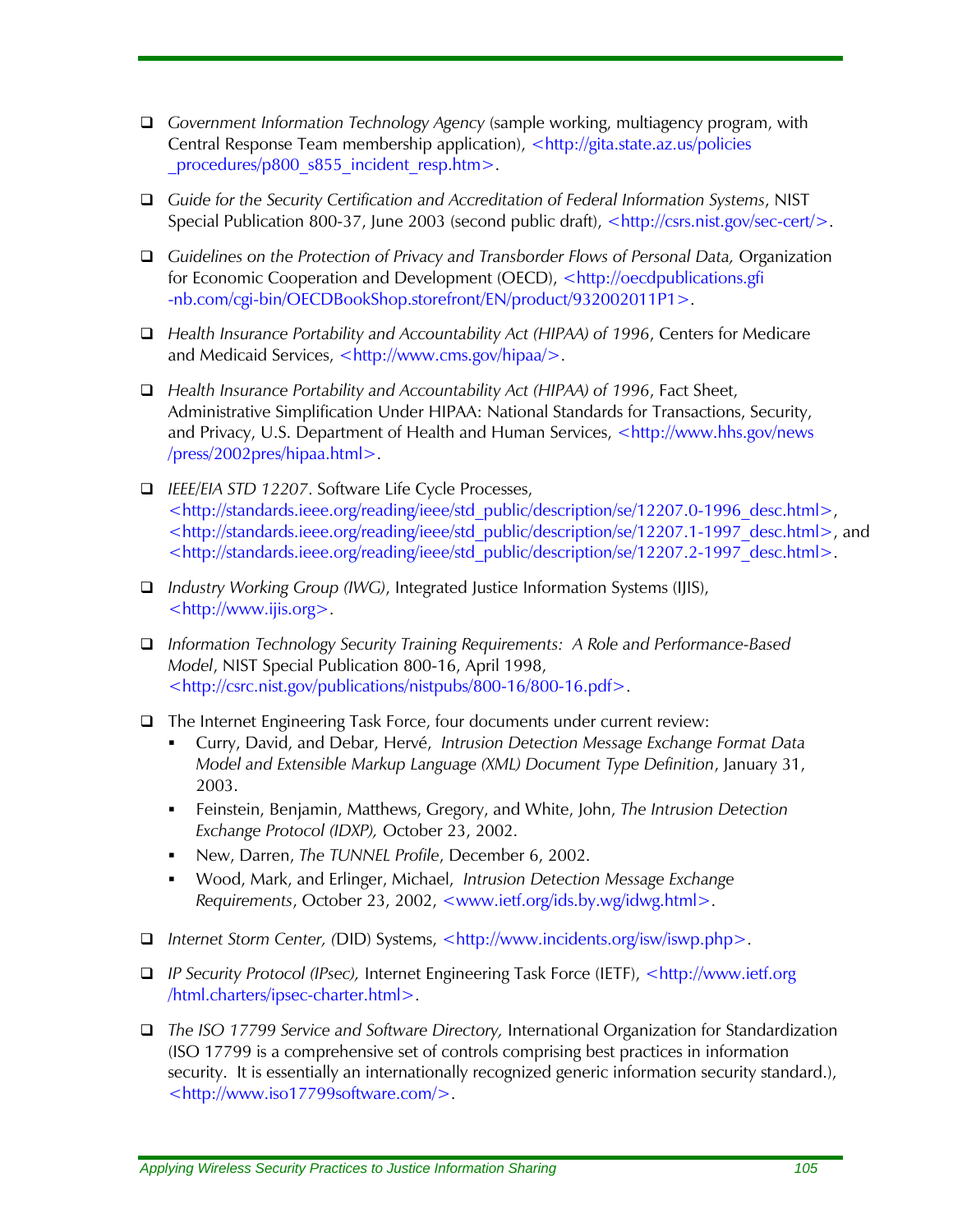- *Government Information Technology Agency* (sample working, multiagency program, with Central Response Team membership application), <http://gita.state.az.us/policies_procedures/p800_s855_incident_resp.htm>.

- *Guide for the Security Certification and Accreditation of Federal Information Systems*, NIST Special Publication 800-37, June 2003 (second public draft), <http://csrs.nist.gov/sec-cert/>.

- *Guidelines on the Protection of Privacy and Transborder Flows of Personal Data,* Organization for Economic Cooperation and Development (OECD), <http://oecdpublications.gfi-nb.com/cgi-bin/OECDBookShop.storefront/EN/product/932002011P1>.

- *Health Insurance Portability and Accountability Act (HIPAA) of 1996*, Centers for Medicare and Medicaid Services, <http://www.cms.gov/hipaa/>.

- *Health Insurance Portability and Accountability Act (HIPAA) of 1996*, Fact Sheet, Administrative Simplification Under HIPAA: National Standards for Transactions, Security, and Privacy, U.S. Department of Health and Human Services, <http://www.hhs.gov/news/press/2002pres/hipaa.html>.

- *IEEE/EIA STD 12207*. Software Life Cycle Processes, <http://standards.ieee.org/reading/ieee/std_public/description/se/12207.0-1996_desc.html>, <http://standards.ieee.org/reading/ieee/std_public/description/se/12207.1-1997_desc.html>, and <http://standards.ieee.org/reading/ieee/std_public/description/se/12207.2-1997_desc.html>.

- *Industry Working Group (IWG)*, Integrated Justice Information Systems (IJIS), <http://www.ijis.org>.

- *Information Technology Security Training Requirements: A Role and Performance-Based Model*, NIST Special Publication 800-16, April 1998, <http://csrc.nist.gov/publications/nistpubs/800-16/800-16.pdf>.

- The Internet Engineering Task Force, four documents under current review:
  - Curry, David, and Debar, Hervé, *Intrusion Detection Message Exchange Format Data Model and Extensible Markup Language (XML) Document Type Definition*, January 31, 2003.
  - Feinstein, Benjamin, Matthews, Gregory, and White, John, *The Intrusion Detection Exchange Protocol (IDXP),* October 23, 2002.
  - New, Darren, *The TUNNEL Profile*, December 6, 2002.
  - Wood, Mark, and Erlinger, Michael, *Intrusion Detection Message Exchange Requirements*, October 23, 2002, <www.ietf.org/ids.by.wg/idwg.html>.

- *Internet Storm Center, (*DID) Systems, <http://www.incidents.org/isw/iswp.php>.

- *IP Security Protocol (IPsec),* Internet Engineering Task Force (IETF), <http://www.ietf.org/html.charters/ipsec-charter.html>.

- *The ISO 17799 Service and Software Directory,* International Organization for Standardization (ISO 17799 is a comprehensive set of controls comprising best practices in information security. It is essentially an internationally recognized generic information security standard.), <http://www.iso17799software.com/>.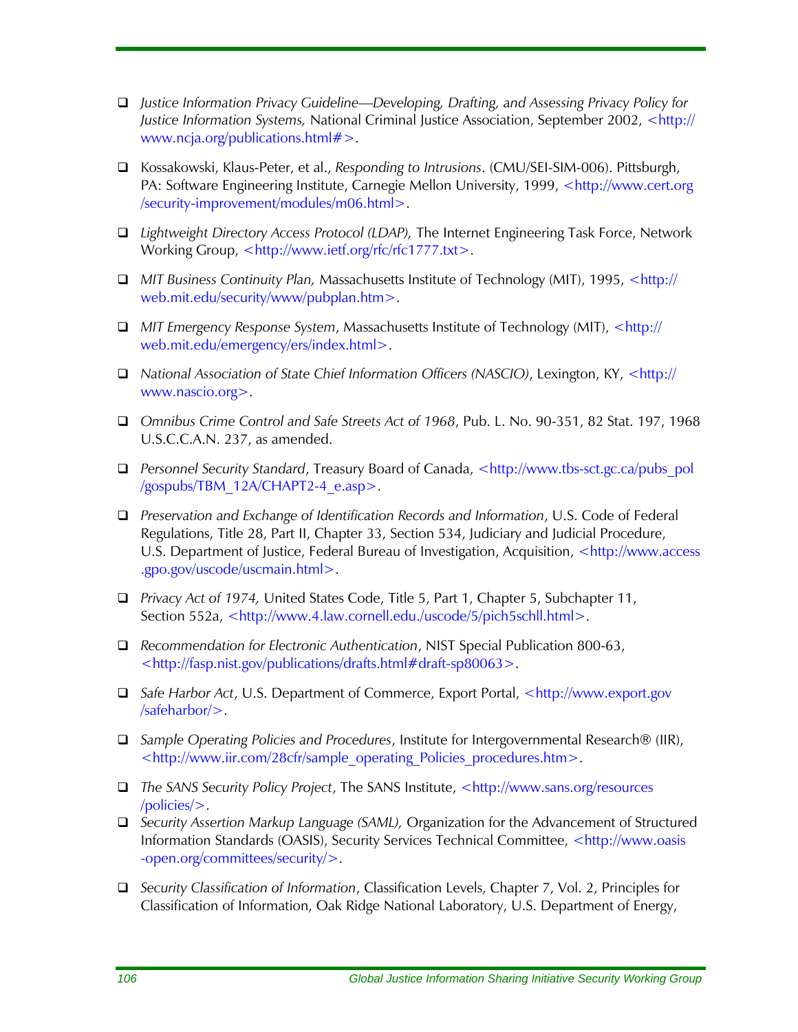- *Justice Information Privacy Guideline—Developing, Drafting, and Assessing Privacy Policy for Justice Information Systems,* National Criminal Justice Association, September 2002, <http://www.ncja.org/publications.html#>.

- Kossakowski, Klaus-Peter, et al., *Responding to Intrusions*. (CMU/SEI-SIM-006). Pittsburgh, PA: Software Engineering Institute, Carnegie Mellon University, 1999, <http://www.cert.org/security-improvement/modules/m06.html>.

- *Lightweight Directory Access Protocol (LDAP),* The Internet Engineering Task Force, Network Working Group, <http://www.ietf.org/rfc/rfc1777.txt>.

- *MIT Business Continuity Plan,* Massachusetts Institute of Technology (MIT), 1995, <http://web.mit.edu/security/www/pubplan.htm>.

- *MIT Emergency Response System*, Massachusetts Institute of Technology (MIT), <http://web.mit.edu/emergency/ers/index.html>.

- *National Association of State Chief Information Officers (NASCIO)*, Lexington, KY, <http://www.nascio.org>.

- *Omnibus Crime Control and Safe Streets Act of 1968*, Pub. L. No. 90-351, 82 Stat. 197, 1968 U.S.C.C.A.N. 237, as amended.

- *Personnel Security Standard*, Treasury Board of Canada, <http://www.tbs-sct.gc.ca/pubs_pol/gospubs/TBM_12A/CHAPT2-4_e.asp>.

- *Preservation and Exchange of Identification Records and Information*, U.S. Code of Federal Regulations, Title 28, Part II, Chapter 33, Section 534, Judiciary and Judicial Procedure, U.S. Department of Justice, Federal Bureau of Investigation, Acquisition, <http://www.access.gpo.gov/uscode/uscmain.html>.

- *Privacy Act of 1974,* United States Code, Title 5, Part 1, Chapter 5, Subchapter 11, Section 552a, <http://www.4.law.cornell.edu./uscode/5/pich5schll.html>.

- *Recommendation for Electronic Authentication*, NIST Special Publication 800-63, <http://fasp.nist.gov/publications/drafts.html#draft-sp80063>.

- *Safe Harbor Act*, U.S. Department of Commerce, Export Portal, <http://www.export.gov/safeharbor/>.

- *Sample Operating Policies and Procedures*, Institute for Intergovernmental Research® (IIR), <http://www.iir.com/28cfr/sample_operating_Policies_procedures.htm>.

- *The SANS Security Policy Project*, The SANS Institute, <http://www.sans.org/resources/policies/>.

- *Security Assertion Markup Language (SAML),* Organization for the Advancement of Structured Information Standards (OASIS), Security Services Technical Committee, <http://www.oasis-open.org/committees/security/>.

- *Security Classification of Information*, Classification Levels, Chapter 7, Vol. 2, Principles for Classification of Information, Oak Ridge National Laboratory, U.S. Department of Energy,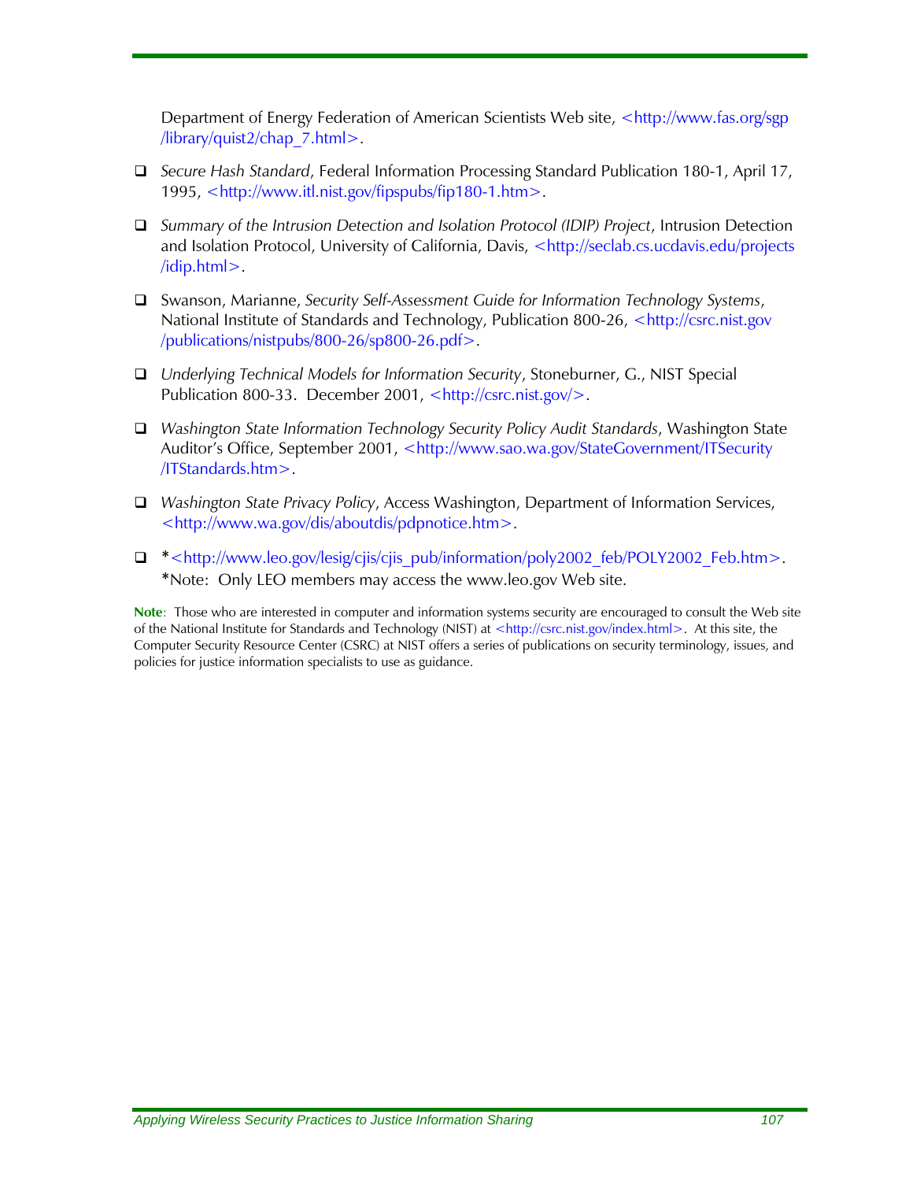Department of Energy Federation of American Scientists Web site, <http://www.fas.org/sgp/library/quist2/chap_7.html>.

- *Secure Hash Standard*, Federal Information Processing Standard Publication 180-1, April 17, 1995, <http://www.itl.nist.gov/fipspubs/fip180-1.htm>.

- *Summary of the Intrusion Detection and Isolation Protocol (IDIP) Project*, Intrusion Detection and Isolation Protocol, University of California, Davis, <http://seclab.cs.ucdavis.edu/projects/idip.html>.

- Swanson, Marianne, *Security Self-Assessment Guide for Information Technology Systems*, National Institute of Standards and Technology, Publication 800-26, <http://csrc.nist.gov/publications/nistpubs/800-26/sp800-26.pdf>.

- *Underlying Technical Models for Information Security*, Stoneburner, G., NIST Special Publication 800-33. December 2001, <http://csrc.nist.gov/>.

- *Washington State Information Technology Security Policy Audit Standards*, Washington State Auditor's Office, September 2001, <http://www.sao.wa.gov/StateGovernment/ITSecurity/ITStandards.htm>.

- *Washington State Privacy Policy*, Access Washington, Department of Information Services, <http://www.wa.gov/dis/aboutdis/pdpnotice.htm>.

- *<http://www.leo.gov/lesig/cjis/cjis_pub/information/poly2002_feb/POLY2002_Feb.htm>.
  *Note: Only LEO members may access the www.leo.gov Web site.

**Note**: Those who are interested in computer and information systems security are encouraged to consult the Web site of the National Institute for Standards and Technology (NIST) at <http://csrc.nist.gov/index.html>. At this site, the Computer Security Resource Center (CSRC) at NIST offers a series of publications on security terminology, issues, and policies for justice information specialists to use as guidance.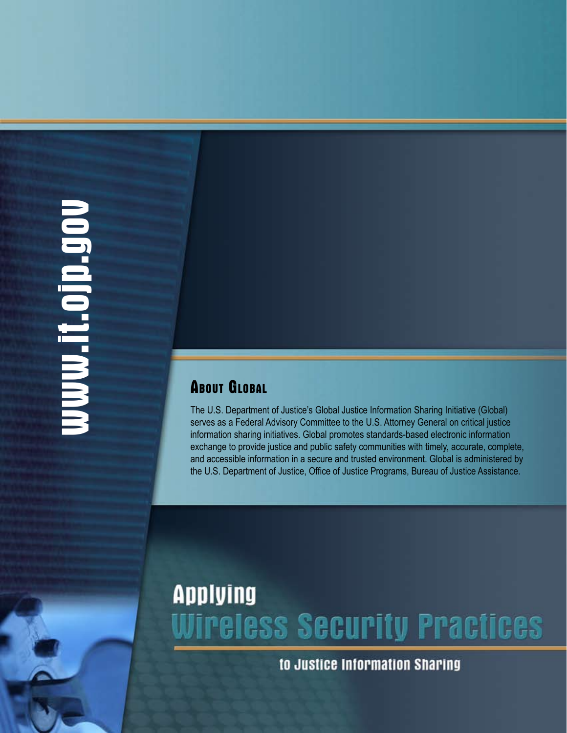www.it.ojp.gov

## About Global

The U.S. Department of Justice's Global Justice Information Sharing Initiative (Global) serves as a Federal Advisory Committee to the U.S. Attorney General on critical justice information sharing initiatives. Global promotes standards-based electronic information exchange to provide justice and public safety communities with timely, accurate, complete, and accessible information in a secure and trusted environment. Global is administered by the U.S. Department of Justice, Office of Justice Programs, Bureau of Justice Assistance.

# Applying Wireless Security Practices

## to Justice Information Sharing